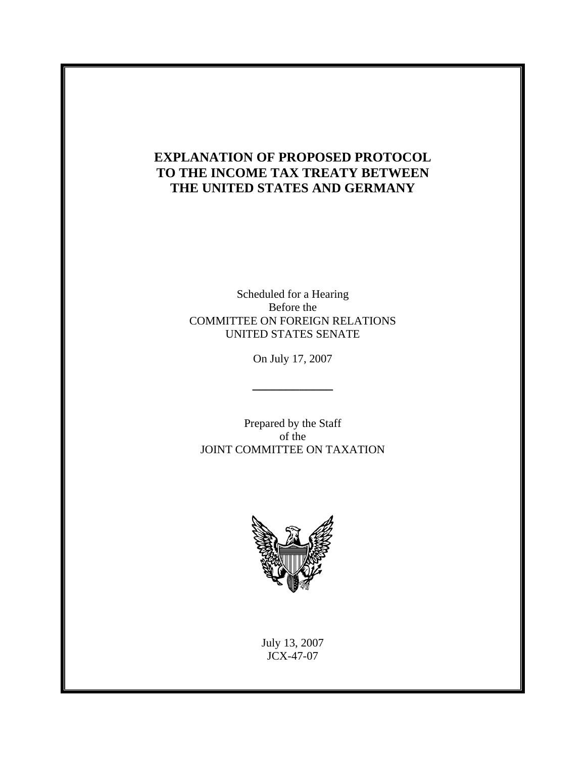# EXPLANATION OF PROPOSED PROTOCOL TO THE INCOME TAX TREATY BETWEEN THE UNITED STATES AND GERMANY

Scheduled for a Hearing
Before the
COMMITTEE ON FOREIGN RELATIONS
UNITED STATES SENATE

On July 17, 2007

---

Prepared by the Staff
of the
JOINT COMMITTEE ON TAXATION

July 13, 2007
JCX-47-07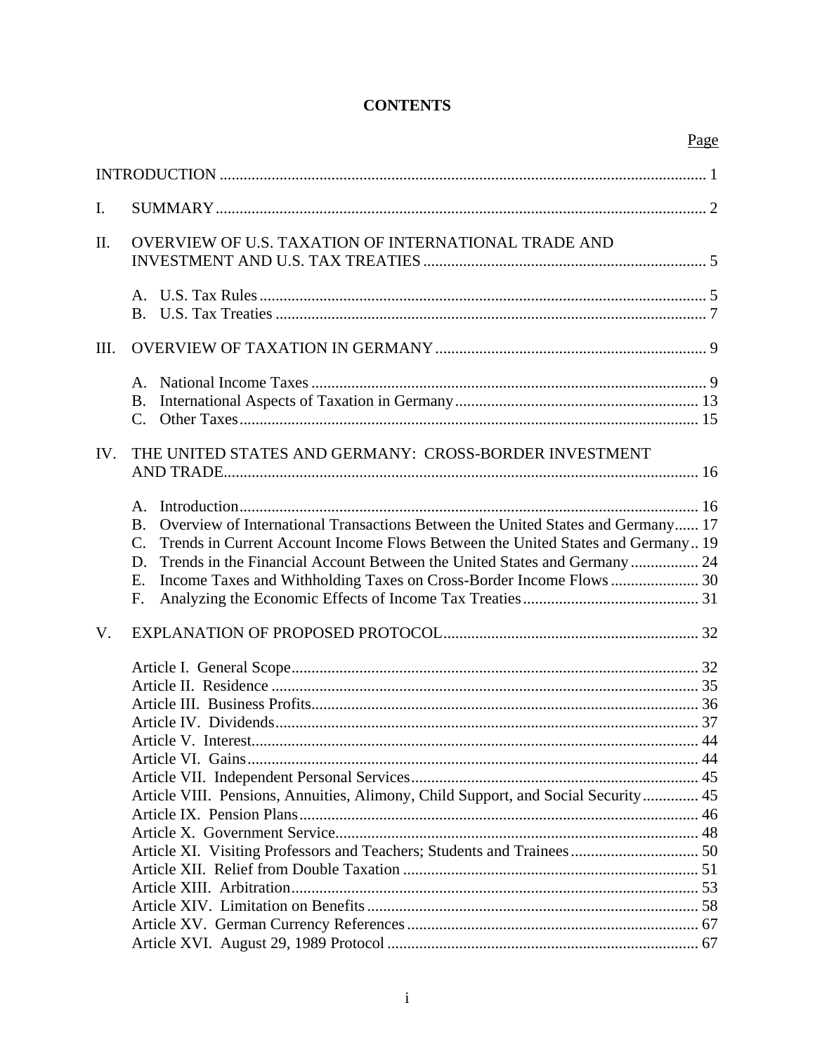# CONTENTS

| | | Page |
|---|---|---|
| INTRODUCTION | | 1 |
| I. | SUMMARY | 2 |
| II. | OVERVIEW OF U.S. TAXATION OF INTERNATIONAL TRADE AND INVESTMENT AND U.S. TAX TREATIES | 5 |
| | A. U.S. Tax Rules | 5 |
| | B. U.S. Tax Treaties | 7 |
| III. | OVERVIEW OF TAXATION IN GERMANY | 9 |
| | A. National Income Taxes | 9 |
| | B. International Aspects of Taxation in Germany | 13 |
| | C. Other Taxes | 15 |
| IV. | THE UNITED STATES AND GERMANY: CROSS-BORDER INVESTMENT AND TRADE | 16 |
| | A. Introduction | 16 |
| | B. Overview of International Transactions Between the United States and Germany | 17 |
| | C. Trends in Current Account Income Flows Between the United States and Germany | 19 |
| | D. Trends in the Financial Account Between the United States and Germany | 24 |
| | E. Income Taxes and Withholding Taxes on Cross-Border Income Flows | 30 |
| | F. Analyzing the Economic Effects of Income Tax Treaties | 31 |
| V. | EXPLANATION OF PROPOSED PROTOCOL | 32 |
| | Article I. General Scope | 32 |
| | Article II. Residence | 35 |
| | Article III. Business Profits | 36 |
| | Article IV. Dividends | 37 |
| | Article V. Interest | 44 |
| | Article VI. Gains | 44 |
| | Article VII. Independent Personal Services | 45 |
| | Article VIII. Pensions, Annuities, Alimony, Child Support, and Social Security | 45 |
| | Article IX. Pension Plans | 46 |
| | Article X. Government Service | 48 |
| | Article XI. Visiting Professors and Teachers; Students and Trainees | 50 |
| | Article XII. Relief from Double Taxation | 51 |
| | Article XIII. Arbitration | 53 |
| | Article XIV. Limitation on Benefits | 58 |
| | Article XV. German Currency References | 67 |
| | Article XVI. August 29, 1989 Protocol | 67 |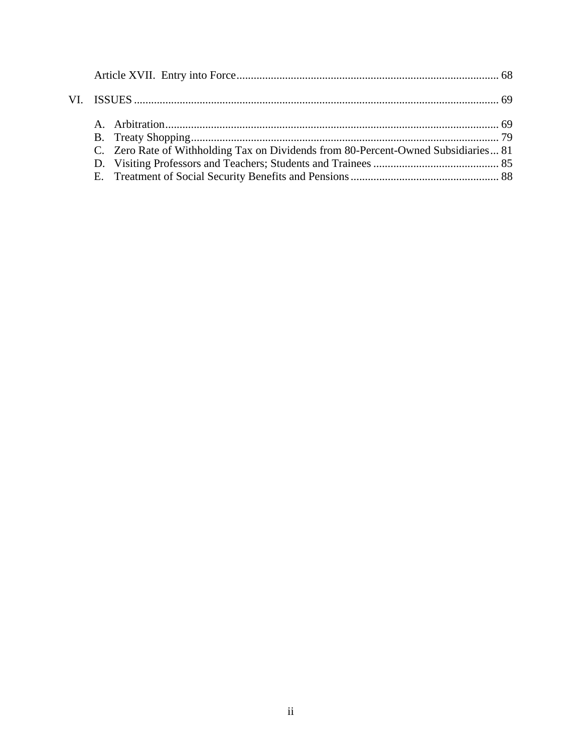Article XVII. Entry into Force ... 68

VI. ISSUES ... 69

A. Arbitration ... 69
B. Treaty Shopping ... 79
C. Zero Rate of Withholding Tax on Dividends from 80-Percent-Owned Subsidiaries ... 81
D. Visiting Professors and Teachers; Students and Trainees ... 85
E. Treatment of Social Security Benefits and Pensions ... 88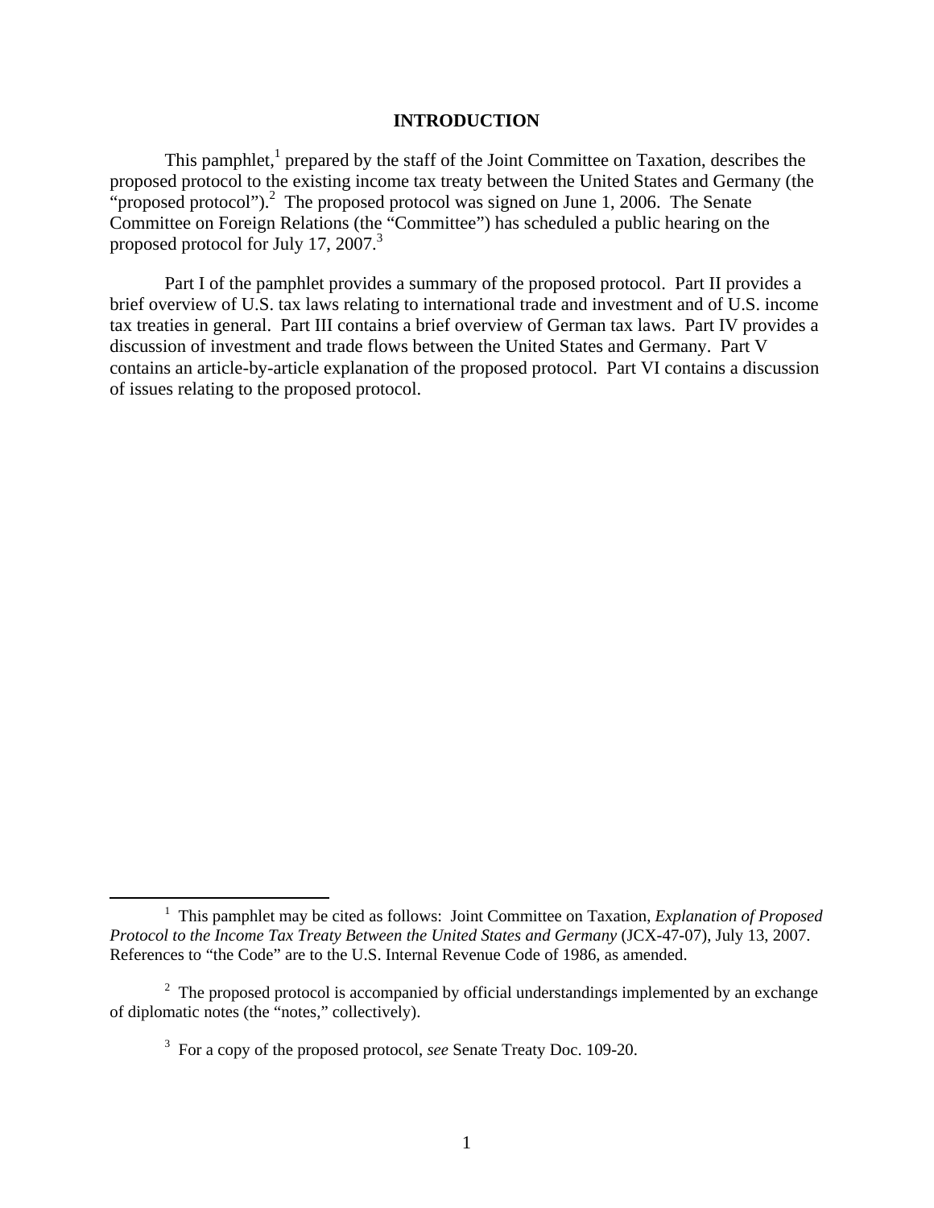# INTRODUCTION

This pamphlet,[1] prepared by the staff of the Joint Committee on Taxation, describes the proposed protocol to the existing income tax treaty between the United States and Germany (the "proposed protocol").[2] The proposed protocol was signed on June 1, 2006. The Senate Committee on Foreign Relations (the "Committee") has scheduled a public hearing on the proposed protocol for July 17, 2007.[3]

Part I of the pamphlet provides a summary of the proposed protocol. Part II provides a brief overview of U.S. tax laws relating to international trade and investment and of U.S. income tax treaties in general. Part III contains a brief overview of German tax laws. Part IV provides a discussion of investment and trade flows between the United States and Germany. Part V contains an article-by-article explanation of the proposed protocol. Part VI contains a discussion of issues relating to the proposed protocol.

---

[1] This pamphlet may be cited as follows: Joint Committee on Taxation, *Explanation of Proposed Protocol to the Income Tax Treaty Between the United States and Germany* (JCX-47-07), July 13, 2007. References to "the Code" are to the U.S. Internal Revenue Code of 1986, as amended.

[2] The proposed protocol is accompanied by official understandings implemented by an exchange of diplomatic notes (the "notes," collectively).

[3] For a copy of the proposed protocol, *see* Senate Treaty Doc. 109-20.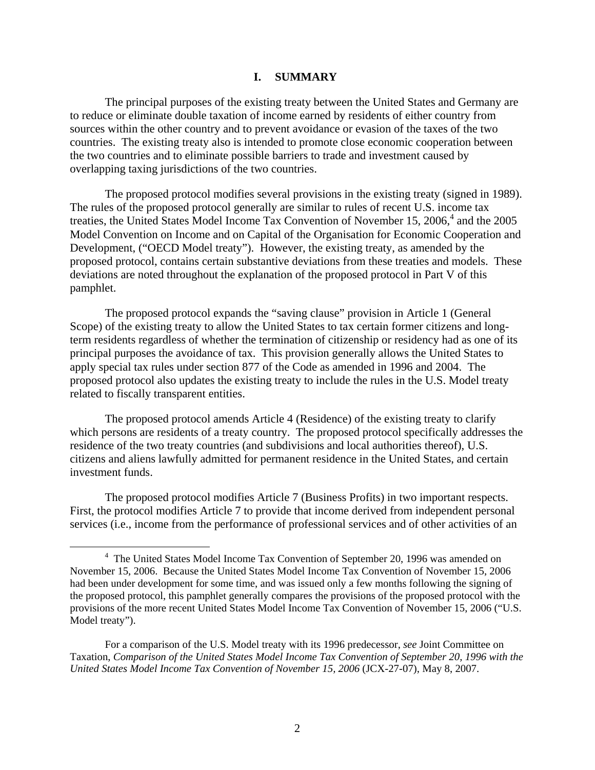# I. SUMMARY

The principal purposes of the existing treaty between the United States and Germany are to reduce or eliminate double taxation of income earned by residents of either country from sources within the other country and to prevent avoidance or evasion of the taxes of the two countries. The existing treaty also is intended to promote close economic cooperation between the two countries and to eliminate possible barriers to trade and investment caused by overlapping taxing jurisdictions of the two countries.

The proposed protocol modifies several provisions in the existing treaty (signed in 1989). The rules of the proposed protocol generally are similar to rules of recent U.S. income tax treaties, the United States Model Income Tax Convention of November 15, 2006,[4] and the 2005 Model Convention on Income and on Capital of the Organisation for Economic Cooperation and Development, ("OECD Model treaty"). However, the existing treaty, as amended by the proposed protocol, contains certain substantive deviations from these treaties and models. These deviations are noted throughout the explanation of the proposed protocol in Part V of this pamphlet.

The proposed protocol expands the "saving clause" provision in Article 1 (General Scope) of the existing treaty to allow the United States to tax certain former citizens and long-term residents regardless of whether the termination of citizenship or residency had as one of its principal purposes the avoidance of tax. This provision generally allows the United States to apply special tax rules under section 877 of the Code as amended in 1996 and 2004. The proposed protocol also updates the existing treaty to include the rules in the U.S. Model treaty related to fiscally transparent entities.

The proposed protocol amends Article 4 (Residence) of the existing treaty to clarify which persons are residents of a treaty country. The proposed protocol specifically addresses the residence of the two treaty countries (and subdivisions and local authorities thereof), U.S. citizens and aliens lawfully admitted for permanent residence in the United States, and certain investment funds.

The proposed protocol modifies Article 7 (Business Profits) in two important respects. First, the protocol modifies Article 7 to provide that income derived from independent personal services (i.e., income from the performance of professional services and of other activities of an

---

[4] The United States Model Income Tax Convention of September 20, 1996 was amended on November 15, 2006. Because the United States Model Income Tax Convention of November 15, 2006 had been under development for some time, and was issued only a few months following the signing of the proposed protocol, this pamphlet generally compares the provisions of the proposed protocol with the provisions of the more recent United States Model Income Tax Convention of November 15, 2006 ("U.S. Model treaty").

For a comparison of the U.S. Model treaty with its 1996 predecessor, *see* Joint Committee on Taxation, *Comparison of the United States Model Income Tax Convention of September 20, 1996 with the United States Model Income Tax Convention of November 15, 2006* (JCX-27-07), May 8, 2007.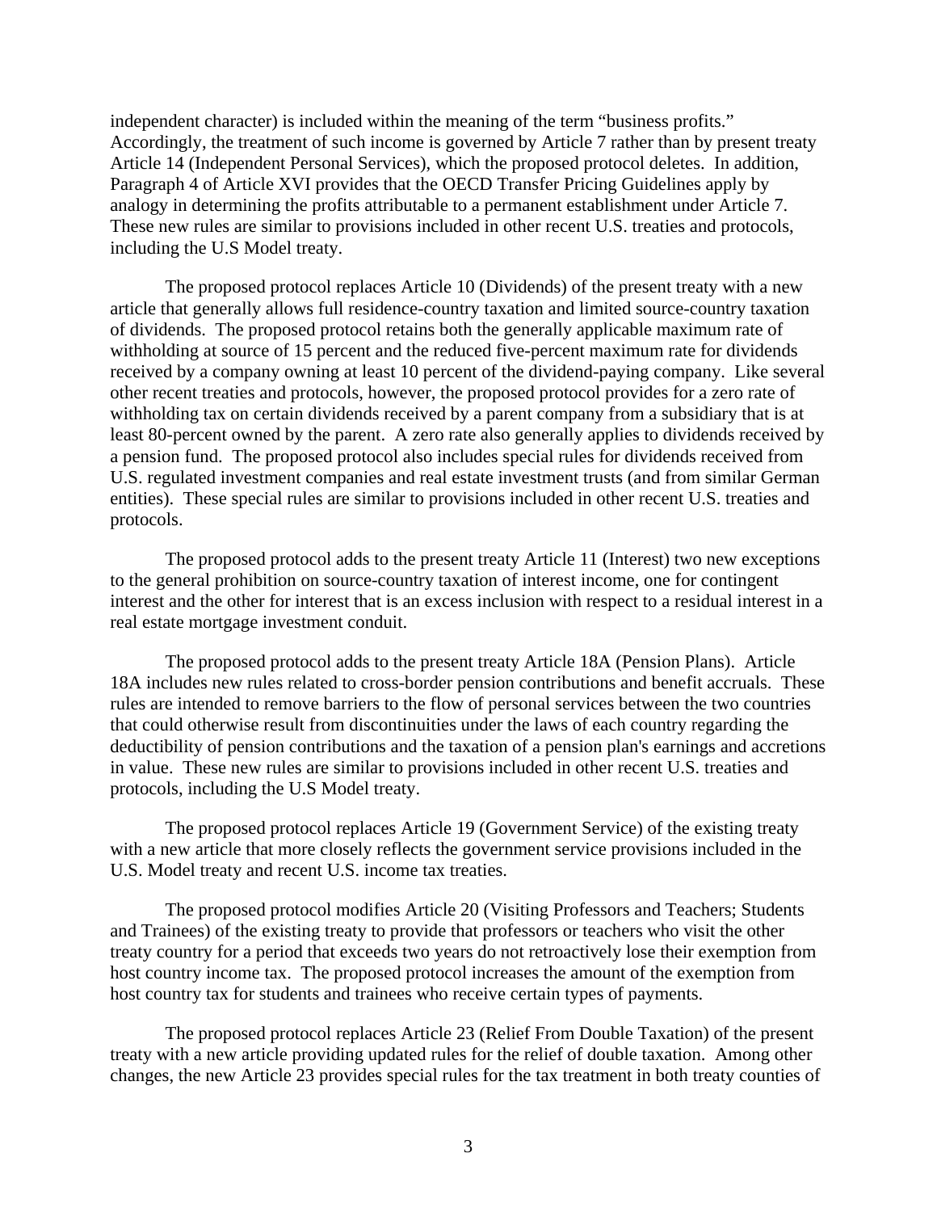independent character) is included within the meaning of the term "business profits." Accordingly, the treatment of such income is governed by Article 7 rather than by present treaty Article 14 (Independent Personal Services), which the proposed protocol deletes. In addition, Paragraph 4 of Article XVI provides that the OECD Transfer Pricing Guidelines apply by analogy in determining the profits attributable to a permanent establishment under Article 7. These new rules are similar to provisions included in other recent U.S. treaties and protocols, including the U.S Model treaty.

The proposed protocol replaces Article 10 (Dividends) of the present treaty with a new article that generally allows full residence-country taxation and limited source-country taxation of dividends. The proposed protocol retains both the generally applicable maximum rate of withholding at source of 15 percent and the reduced five-percent maximum rate for dividends received by a company owning at least 10 percent of the dividend-paying company. Like several other recent treaties and protocols, however, the proposed protocol provides for a zero rate of withholding tax on certain dividends received by a parent company from a subsidiary that is at least 80-percent owned by the parent. A zero rate also generally applies to dividends received by a pension fund. The proposed protocol also includes special rules for dividends received from U.S. regulated investment companies and real estate investment trusts (and from similar German entities). These special rules are similar to provisions included in other recent U.S. treaties and protocols.

The proposed protocol adds to the present treaty Article 11 (Interest) two new exceptions to the general prohibition on source-country taxation of interest income, one for contingent interest and the other for interest that is an excess inclusion with respect to a residual interest in a real estate mortgage investment conduit.

The proposed protocol adds to the present treaty Article 18A (Pension Plans). Article 18A includes new rules related to cross-border pension contributions and benefit accruals. These rules are intended to remove barriers to the flow of personal services between the two countries that could otherwise result from discontinuities under the laws of each country regarding the deductibility of pension contributions and the taxation of a pension plan's earnings and accretions in value. These new rules are similar to provisions included in other recent U.S. treaties and protocols, including the U.S Model treaty.

The proposed protocol replaces Article 19 (Government Service) of the existing treaty with a new article that more closely reflects the government service provisions included in the U.S. Model treaty and recent U.S. income tax treaties.

The proposed protocol modifies Article 20 (Visiting Professors and Teachers; Students and Trainees) of the existing treaty to provide that professors or teachers who visit the other treaty country for a period that exceeds two years do not retroactively lose their exemption from host country income tax. The proposed protocol increases the amount of the exemption from host country tax for students and trainees who receive certain types of payments.

The proposed protocol replaces Article 23 (Relief From Double Taxation) of the present treaty with a new article providing updated rules for the relief of double taxation. Among other changes, the new Article 23 provides special rules for the tax treatment in both treaty counties of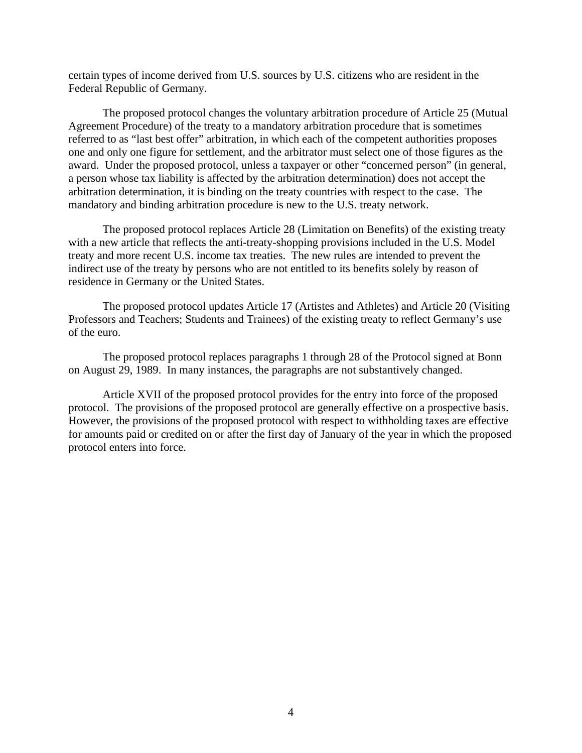certain types of income derived from U.S. sources by U.S. citizens who are resident in the Federal Republic of Germany.

The proposed protocol changes the voluntary arbitration procedure of Article 25 (Mutual Agreement Procedure) of the treaty to a mandatory arbitration procedure that is sometimes referred to as "last best offer" arbitration, in which each of the competent authorities proposes one and only one figure for settlement, and the arbitrator must select one of those figures as the award. Under the proposed protocol, unless a taxpayer or other "concerned person" (in general, a person whose tax liability is affected by the arbitration determination) does not accept the arbitration determination, it is binding on the treaty countries with respect to the case. The mandatory and binding arbitration procedure is new to the U.S. treaty network.

The proposed protocol replaces Article 28 (Limitation on Benefits) of the existing treaty with a new article that reflects the anti-treaty-shopping provisions included in the U.S. Model treaty and more recent U.S. income tax treaties. The new rules are intended to prevent the indirect use of the treaty by persons who are not entitled to its benefits solely by reason of residence in Germany or the United States.

The proposed protocol updates Article 17 (Artistes and Athletes) and Article 20 (Visiting Professors and Teachers; Students and Trainees) of the existing treaty to reflect Germany's use of the euro.

The proposed protocol replaces paragraphs 1 through 28 of the Protocol signed at Bonn on August 29, 1989. In many instances, the paragraphs are not substantively changed.

Article XVII of the proposed protocol provides for the entry into force of the proposed protocol. The provisions of the proposed protocol are generally effective on a prospective basis. However, the provisions of the proposed protocol with respect to withholding taxes are effective for amounts paid or credited on or after the first day of January of the year in which the proposed protocol enters into force.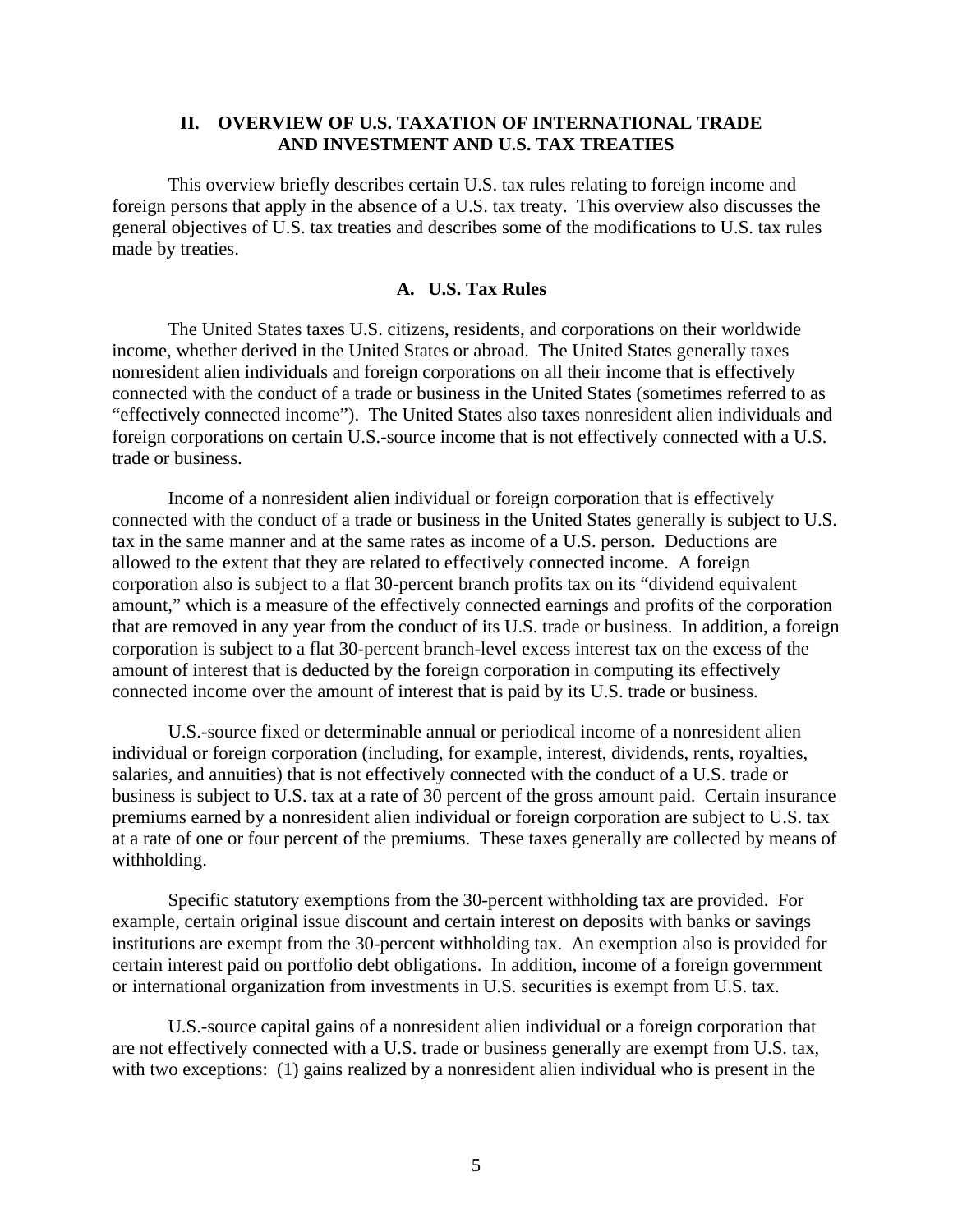## II. OVERVIEW OF U.S. TAXATION OF INTERNATIONAL TRADE AND INVESTMENT AND U.S. TAX TREATIES

This overview briefly describes certain U.S. tax rules relating to foreign income and foreign persons that apply in the absence of a U.S. tax treaty. This overview also discusses the general objectives of U.S. tax treaties and describes some of the modifications to U.S. tax rules made by treaties.

### A. U.S. Tax Rules

The United States taxes U.S. citizens, residents, and corporations on their worldwide income, whether derived in the United States or abroad. The United States generally taxes nonresident alien individuals and foreign corporations on all their income that is effectively connected with the conduct of a trade or business in the United States (sometimes referred to as "effectively connected income"). The United States also taxes nonresident alien individuals and foreign corporations on certain U.S.-source income that is not effectively connected with a U.S. trade or business.

Income of a nonresident alien individual or foreign corporation that is effectively connected with the conduct of a trade or business in the United States generally is subject to U.S. tax in the same manner and at the same rates as income of a U.S. person. Deductions are allowed to the extent that they are related to effectively connected income. A foreign corporation also is subject to a flat 30-percent branch profits tax on its "dividend equivalent amount," which is a measure of the effectively connected earnings and profits of the corporation that are removed in any year from the conduct of its U.S. trade or business. In addition, a foreign corporation is subject to a flat 30-percent branch-level excess interest tax on the excess of the amount of interest that is deducted by the foreign corporation in computing its effectively connected income over the amount of interest that is paid by its U.S. trade or business.

U.S.-source fixed or determinable annual or periodical income of a nonresident alien individual or foreign corporation (including, for example, interest, dividends, rents, royalties, salaries, and annuities) that is not effectively connected with the conduct of a U.S. trade or business is subject to U.S. tax at a rate of 30 percent of the gross amount paid. Certain insurance premiums earned by a nonresident alien individual or foreign corporation are subject to U.S. tax at a rate of one or four percent of the premiums. These taxes generally are collected by means of withholding.

Specific statutory exemptions from the 30-percent withholding tax are provided. For example, certain original issue discount and certain interest on deposits with banks or savings institutions are exempt from the 30-percent withholding tax. An exemption also is provided for certain interest paid on portfolio debt obligations. In addition, income of a foreign government or international organization from investments in U.S. securities is exempt from U.S. tax.

U.S.-source capital gains of a nonresident alien individual or a foreign corporation that are not effectively connected with a U.S. trade or business generally are exempt from U.S. tax, with two exceptions: (1) gains realized by a nonresident alien individual who is present in the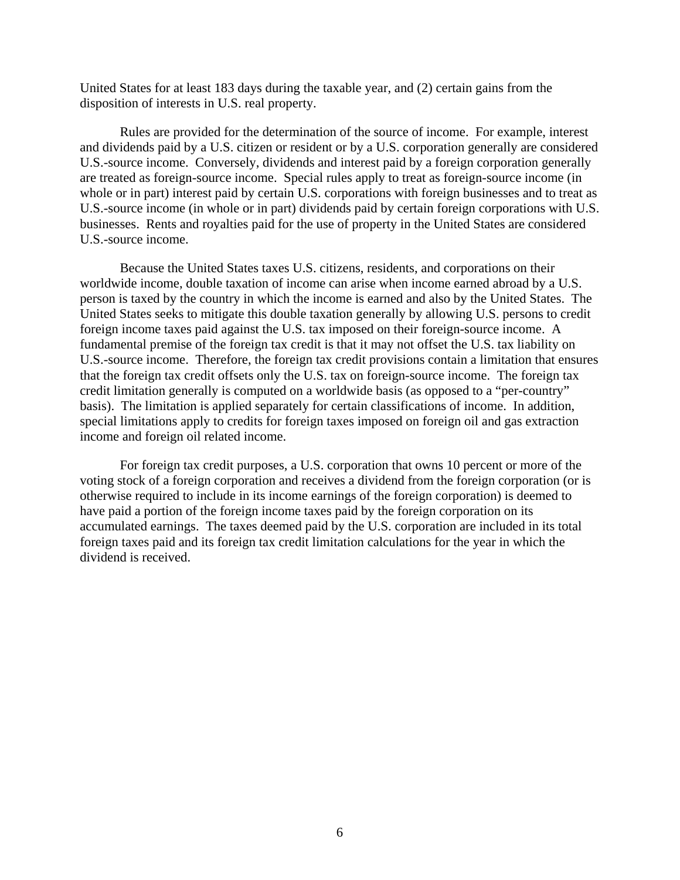United States for at least 183 days during the taxable year, and (2) certain gains from the disposition of interests in U.S. real property.

Rules are provided for the determination of the source of income. For example, interest and dividends paid by a U.S. citizen or resident or by a U.S. corporation generally are considered U.S.-source income. Conversely, dividends and interest paid by a foreign corporation generally are treated as foreign-source income. Special rules apply to treat as foreign-source income (in whole or in part) interest paid by certain U.S. corporations with foreign businesses and to treat as U.S.-source income (in whole or in part) dividends paid by certain foreign corporations with U.S. businesses. Rents and royalties paid for the use of property in the United States are considered U.S.-source income.

Because the United States taxes U.S. citizens, residents, and corporations on their worldwide income, double taxation of income can arise when income earned abroad by a U.S. person is taxed by the country in which the income is earned and also by the United States. The United States seeks to mitigate this double taxation generally by allowing U.S. persons to credit foreign income taxes paid against the U.S. tax imposed on their foreign-source income. A fundamental premise of the foreign tax credit is that it may not offset the U.S. tax liability on U.S.-source income. Therefore, the foreign tax credit provisions contain a limitation that ensures that the foreign tax credit offsets only the U.S. tax on foreign-source income. The foreign tax credit limitation generally is computed on a worldwide basis (as opposed to a "per-country" basis). The limitation is applied separately for certain classifications of income. In addition, special limitations apply to credits for foreign taxes imposed on foreign oil and gas extraction income and foreign oil related income.

For foreign tax credit purposes, a U.S. corporation that owns 10 percent or more of the voting stock of a foreign corporation and receives a dividend from the foreign corporation (or is otherwise required to include in its income earnings of the foreign corporation) is deemed to have paid a portion of the foreign income taxes paid by the foreign corporation on its accumulated earnings. The taxes deemed paid by the U.S. corporation are included in its total foreign taxes paid and its foreign tax credit limitation calculations for the year in which the dividend is received.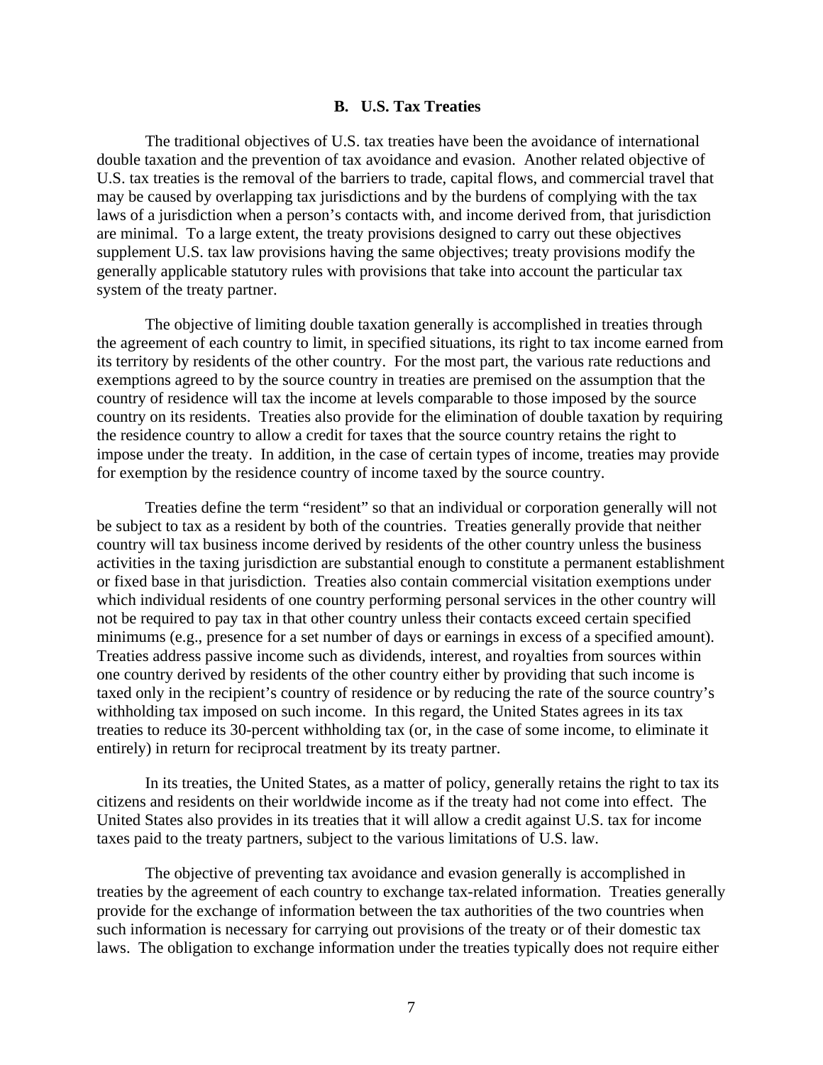## B. U.S. Tax Treaties

The traditional objectives of U.S. tax treaties have been the avoidance of international double taxation and the prevention of tax avoidance and evasion. Another related objective of U.S. tax treaties is the removal of the barriers to trade, capital flows, and commercial travel that may be caused by overlapping tax jurisdictions and by the burdens of complying with the tax laws of a jurisdiction when a person's contacts with, and income derived from, that jurisdiction are minimal. To a large extent, the treaty provisions designed to carry out these objectives supplement U.S. tax law provisions having the same objectives; treaty provisions modify the generally applicable statutory rules with provisions that take into account the particular tax system of the treaty partner.

The objective of limiting double taxation generally is accomplished in treaties through the agreement of each country to limit, in specified situations, its right to tax income earned from its territory by residents of the other country. For the most part, the various rate reductions and exemptions agreed to by the source country in treaties are premised on the assumption that the country of residence will tax the income at levels comparable to those imposed by the source country on its residents. Treaties also provide for the elimination of double taxation by requiring the residence country to allow a credit for taxes that the source country retains the right to impose under the treaty. In addition, in the case of certain types of income, treaties may provide for exemption by the residence country of income taxed by the source country.

Treaties define the term "resident" so that an individual or corporation generally will not be subject to tax as a resident by both of the countries. Treaties generally provide that neither country will tax business income derived by residents of the other country unless the business activities in the taxing jurisdiction are substantial enough to constitute a permanent establishment or fixed base in that jurisdiction. Treaties also contain commercial visitation exemptions under which individual residents of one country performing personal services in the other country will not be required to pay tax in that other country unless their contacts exceed certain specified minimums (e.g., presence for a set number of days or earnings in excess of a specified amount). Treaties address passive income such as dividends, interest, and royalties from sources within one country derived by residents of the other country either by providing that such income is taxed only in the recipient's country of residence or by reducing the rate of the source country's withholding tax imposed on such income. In this regard, the United States agrees in its tax treaties to reduce its 30-percent withholding tax (or, in the case of some income, to eliminate it entirely) in return for reciprocal treatment by its treaty partner.

In its treaties, the United States, as a matter of policy, generally retains the right to tax its citizens and residents on their worldwide income as if the treaty had not come into effect. The United States also provides in its treaties that it will allow a credit against U.S. tax for income taxes paid to the treaty partners, subject to the various limitations of U.S. law.

The objective of preventing tax avoidance and evasion generally is accomplished in treaties by the agreement of each country to exchange tax-related information. Treaties generally provide for the exchange of information between the tax authorities of the two countries when such information is necessary for carrying out provisions of the treaty or of their domestic tax laws. The obligation to exchange information under the treaties typically does not require either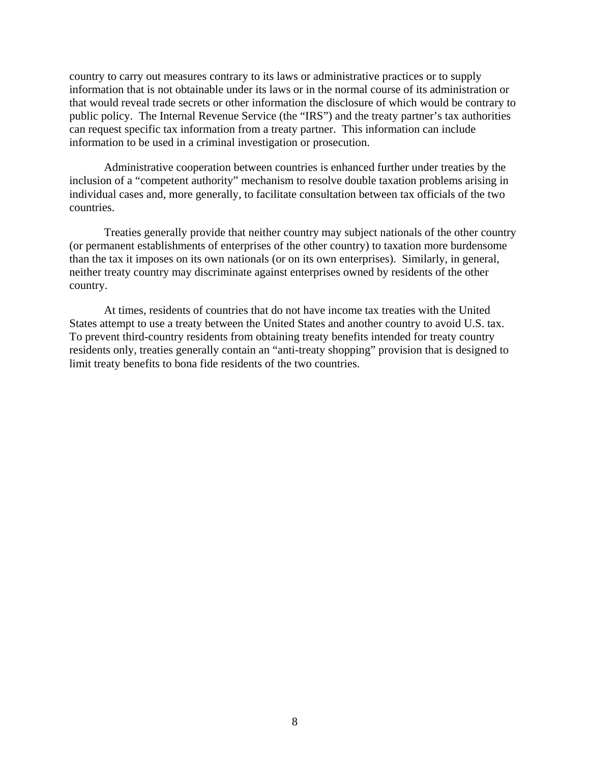country to carry out measures contrary to its laws or administrative practices or to supply information that is not obtainable under its laws or in the normal course of its administration or that would reveal trade secrets or other information the disclosure of which would be contrary to public policy. The Internal Revenue Service (the "IRS") and the treaty partner's tax authorities can request specific tax information from a treaty partner. This information can include information to be used in a criminal investigation or prosecution.

Administrative cooperation between countries is enhanced further under treaties by the inclusion of a "competent authority" mechanism to resolve double taxation problems arising in individual cases and, more generally, to facilitate consultation between tax officials of the two countries.

Treaties generally provide that neither country may subject nationals of the other country (or permanent establishments of enterprises of the other country) to taxation more burdensome than the tax it imposes on its own nationals (or on its own enterprises). Similarly, in general, neither treaty country may discriminate against enterprises owned by residents of the other country.

At times, residents of countries that do not have income tax treaties with the United States attempt to use a treaty between the United States and another country to avoid U.S. tax. To prevent third-country residents from obtaining treaty benefits intended for treaty country residents only, treaties generally contain an "anti-treaty shopping" provision that is designed to limit treaty benefits to bona fide residents of the two countries.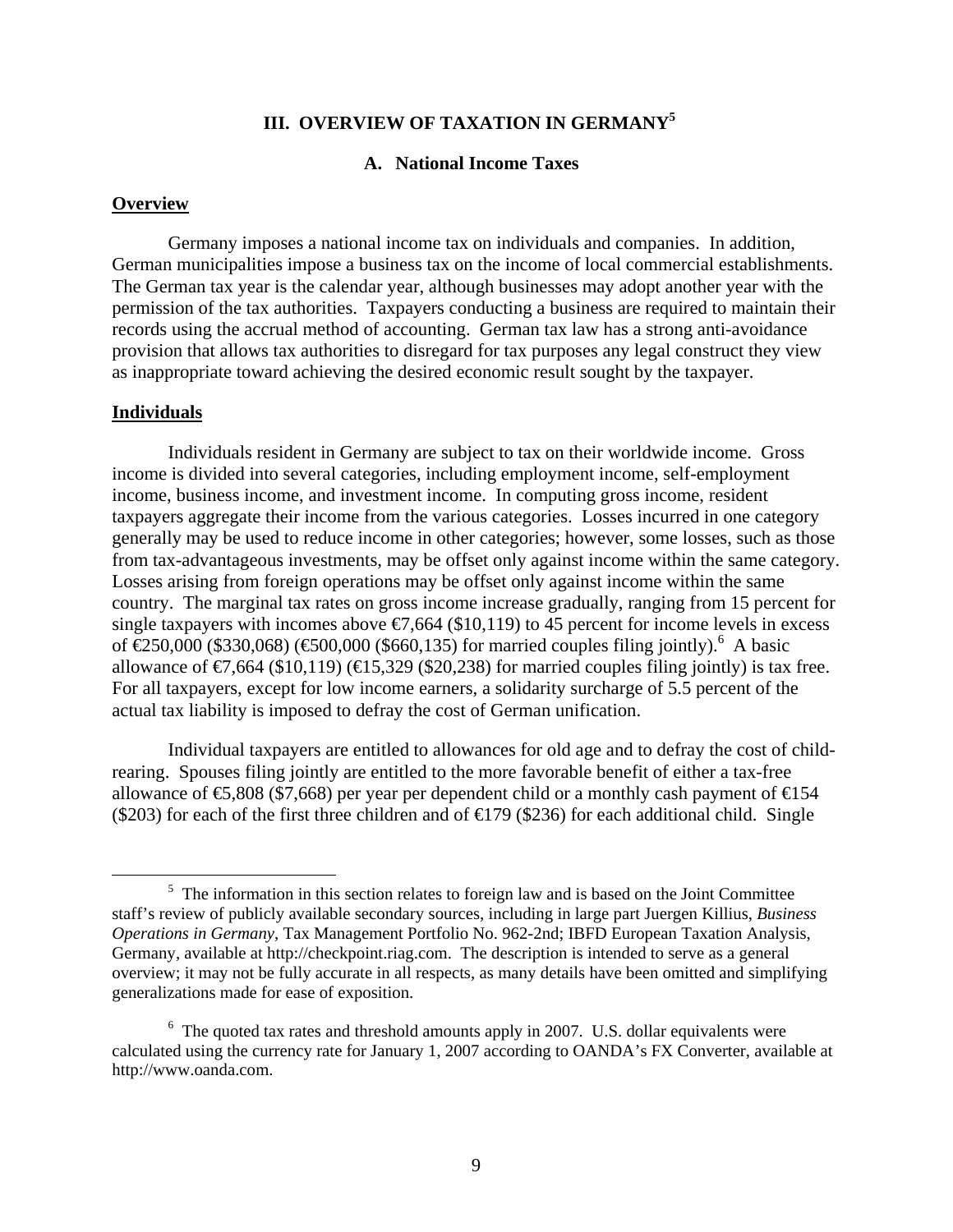# III. OVERVIEW OF TAXATION IN GERMANY[5]

## A. National Income Taxes

**Overview**

Germany imposes a national income tax on individuals and companies. In addition, German municipalities impose a business tax on the income of local commercial establishments. The German tax year is the calendar year, although businesses may adopt another year with the permission of the tax authorities. Taxpayers conducting a business are required to maintain their records using the accrual method of accounting. German tax law has a strong anti-avoidance provision that allows tax authorities to disregard for tax purposes any legal construct they view as inappropriate toward achieving the desired economic result sought by the taxpayer.

**Individuals**

Individuals resident in Germany are subject to tax on their worldwide income. Gross income is divided into several categories, including employment income, self-employment income, business income, and investment income. In computing gross income, resident taxpayers aggregate their income from the various categories. Losses incurred in one category generally may be used to reduce income in other categories; however, some losses, such as those from tax-advantageous investments, may be offset only against income within the same category. Losses arising from foreign operations may be offset only against income within the same country. The marginal tax rates on gross income increase gradually, ranging from 15 percent for single taxpayers with incomes above €7,664 ($10,119) to 45 percent for income levels in excess of €250,000 ($330,068) (€500,000 ($660,135) for married couples filing jointly).[6] A basic allowance of €7,664 ($10,119) (€15,329 ($20,238) for married couples filing jointly) is tax free. For all taxpayers, except for low income earners, a solidarity surcharge of 5.5 percent of the actual tax liability is imposed to defray the cost of German unification.

Individual taxpayers are entitled to allowances for old age and to defray the cost of child-rearing. Spouses filing jointly are entitled to the more favorable benefit of either a tax-free allowance of €5,808 ($7,668) per year per dependent child or a monthly cash payment of €154 ($203) for each of the first three children and of €179 ($236) for each additional child. Single

---

[5] The information in this section relates to foreign law and is based on the Joint Committee staff's review of publicly available secondary sources, including in large part Juergen Killius, *Business Operations in Germany*, Tax Management Portfolio No. 962-2nd; IBFD European Taxation Analysis, Germany, available at http://checkpoint.riag.com. The description is intended to serve as a general overview; it may not be fully accurate in all respects, as many details have been omitted and simplifying generalizations made for ease of exposition.

[6] The quoted tax rates and threshold amounts apply in 2007. U.S. dollar equivalents were calculated using the currency rate for January 1, 2007 according to OANDA's FX Converter, available at http://www.oanda.com.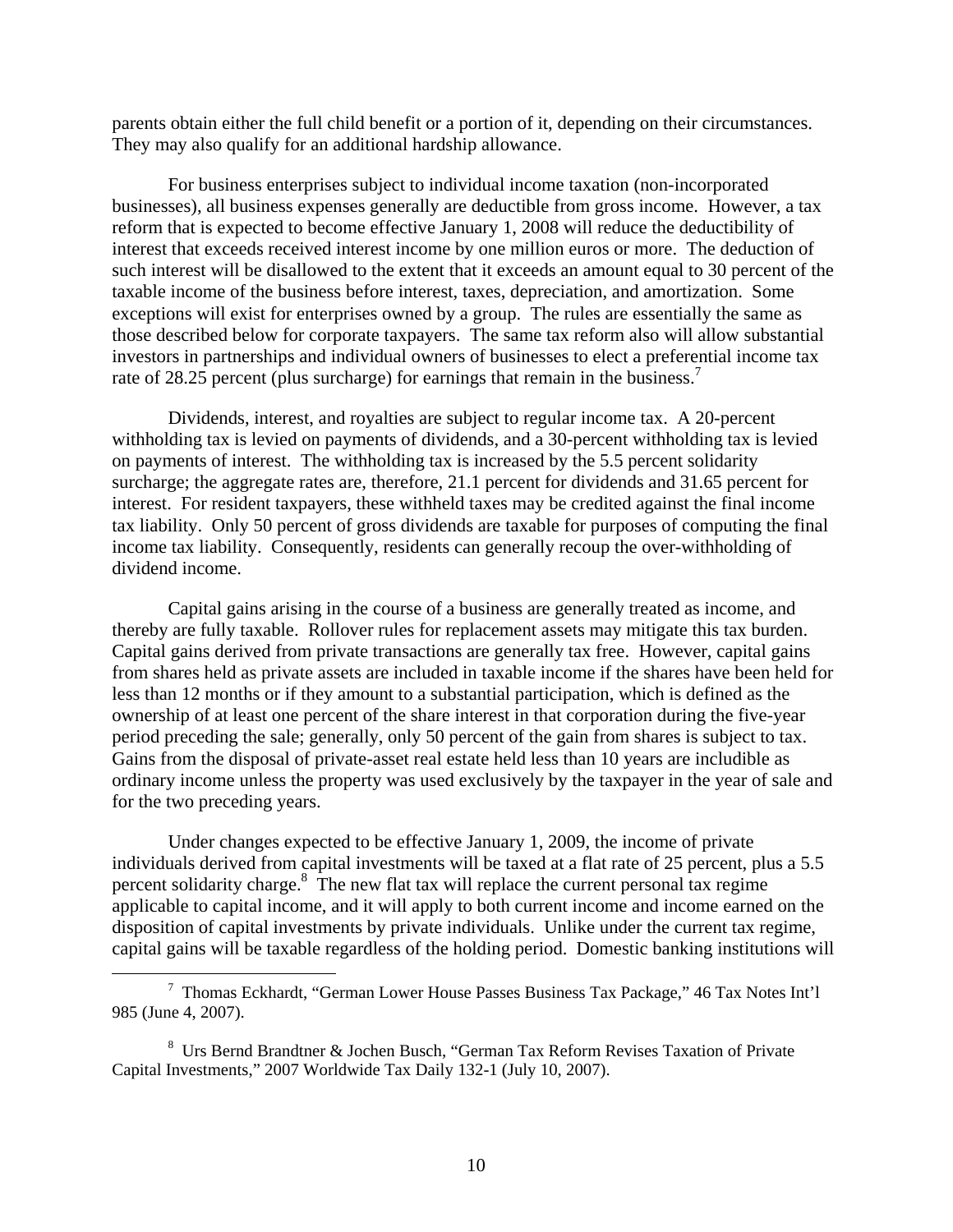parents obtain either the full child benefit or a portion of it, depending on their circumstances. They may also qualify for an additional hardship allowance.

For business enterprises subject to individual income taxation (non-incorporated businesses), all business expenses generally are deductible from gross income. However, a tax reform that is expected to become effective January 1, 2008 will reduce the deductibility of interest that exceeds received interest income by one million euros or more. The deduction of such interest will be disallowed to the extent that it exceeds an amount equal to 30 percent of the taxable income of the business before interest, taxes, depreciation, and amortization. Some exceptions will exist for enterprises owned by a group. The rules are essentially the same as those described below for corporate taxpayers. The same tax reform also will allow substantial investors in partnerships and individual owners of businesses to elect a preferential income tax rate of 28.25 percent (plus surcharge) for earnings that remain in the business.[7]

Dividends, interest, and royalties are subject to regular income tax. A 20-percent withholding tax is levied on payments of dividends, and a 30-percent withholding tax is levied on payments of interest. The withholding tax is increased by the 5.5 percent solidarity surcharge; the aggregate rates are, therefore, 21.1 percent for dividends and 31.65 percent for interest. For resident taxpayers, these withheld taxes may be credited against the final income tax liability. Only 50 percent of gross dividends are taxable for purposes of computing the final income tax liability. Consequently, residents can generally recoup the over-withholding of dividend income.

Capital gains arising in the course of a business are generally treated as income, and thereby are fully taxable. Rollover rules for replacement assets may mitigate this tax burden. Capital gains derived from private transactions are generally tax free. However, capital gains from shares held as private assets are included in taxable income if the shares have been held for less than 12 months or if they amount to a substantial participation, which is defined as the ownership of at least one percent of the share interest in that corporation during the five-year period preceding the sale; generally, only 50 percent of the gain from shares is subject to tax. Gains from the disposal of private-asset real estate held less than 10 years are includible as ordinary income unless the property was used exclusively by the taxpayer in the year of sale and for the two preceding years.

Under changes expected to be effective January 1, 2009, the income of private individuals derived from capital investments will be taxed at a flat rate of 25 percent, plus a 5.5 percent solidarity charge.[8] The new flat tax will replace the current personal tax regime applicable to capital income, and it will apply to both current income and income earned on the disposition of capital investments by private individuals. Unlike under the current tax regime, capital gains will be taxable regardless of the holding period. Domestic banking institutions will

[7] Thomas Eckhardt, "German Lower House Passes Business Tax Package," 46 Tax Notes Int'l 985 (June 4, 2007).

[8] Urs Bernd Brandtner & Jochen Busch, "German Tax Reform Revises Taxation of Private Capital Investments," 2007 Worldwide Tax Daily 132-1 (July 10, 2007).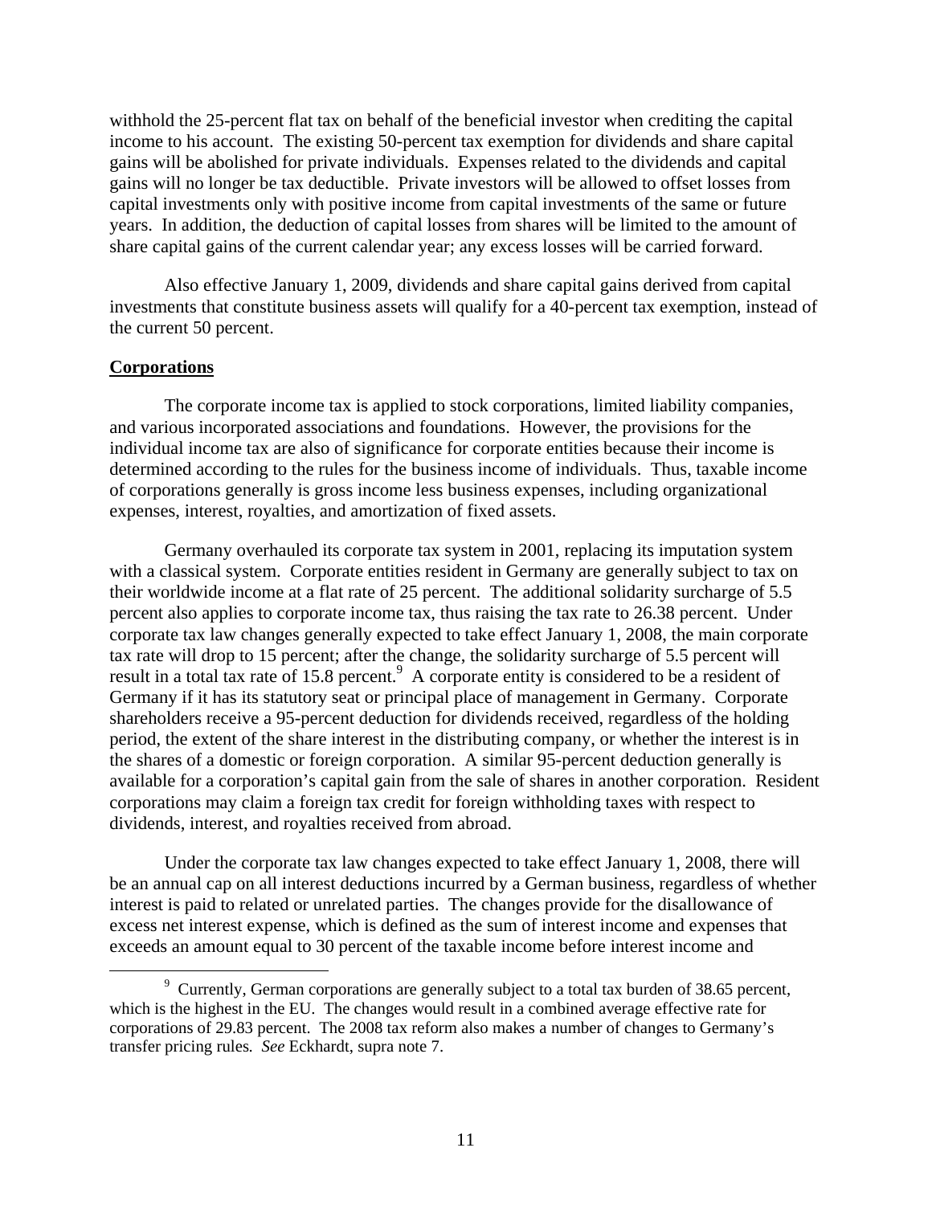withhold the 25-percent flat tax on behalf of the beneficial investor when crediting the capital income to his account. The existing 50-percent tax exemption for dividends and share capital gains will be abolished for private individuals. Expenses related to the dividends and capital gains will no longer be tax deductible. Private investors will be allowed to offset losses from capital investments only with positive income from capital investments of the same or future years. In addition, the deduction of capital losses from shares will be limited to the amount of share capital gains of the current calendar year; any excess losses will be carried forward.

Also effective January 1, 2009, dividends and share capital gains derived from capital investments that constitute business assets will qualify for a 40-percent tax exemption, instead of the current 50 percent.

## Corporations

The corporate income tax is applied to stock corporations, limited liability companies, and various incorporated associations and foundations. However, the provisions for the individual income tax are also of significance for corporate entities because their income is determined according to the rules for the business income of individuals. Thus, taxable income of corporations generally is gross income less business expenses, including organizational expenses, interest, royalties, and amortization of fixed assets.

Germany overhauled its corporate tax system in 2001, replacing its imputation system with a classical system. Corporate entities resident in Germany are generally subject to tax on their worldwide income at a flat rate of 25 percent. The additional solidarity surcharge of 5.5 percent also applies to corporate income tax, thus raising the tax rate to 26.38 percent. Under corporate tax law changes generally expected to take effect January 1, 2008, the main corporate tax rate will drop to 15 percent; after the change, the solidarity surcharge of 5.5 percent will result in a total tax rate of 15.8 percent.[9] A corporate entity is considered to be a resident of Germany if it has its statutory seat or principal place of management in Germany. Corporate shareholders receive a 95-percent deduction for dividends received, regardless of the holding period, the extent of the share interest in the distributing company, or whether the interest is in the shares of a domestic or foreign corporation. A similar 95-percent deduction generally is available for a corporation's capital gain from the sale of shares in another corporation. Resident corporations may claim a foreign tax credit for foreign withholding taxes with respect to dividends, interest, and royalties received from abroad.

Under the corporate tax law changes expected to take effect January 1, 2008, there will be an annual cap on all interest deductions incurred by a German business, regardless of whether interest is paid to related or unrelated parties. The changes provide for the disallowance of excess net interest expense, which is defined as the sum of interest income and expenses that exceeds an amount equal to 30 percent of the taxable income before interest income and

[9] Currently, German corporations are generally subject to a total tax burden of 38.65 percent, which is the highest in the EU. The changes would result in a combined average effective rate for corporations of 29.83 percent. The 2008 tax reform also makes a number of changes to Germany's transfer pricing rules. *See* Eckhardt, supra note 7.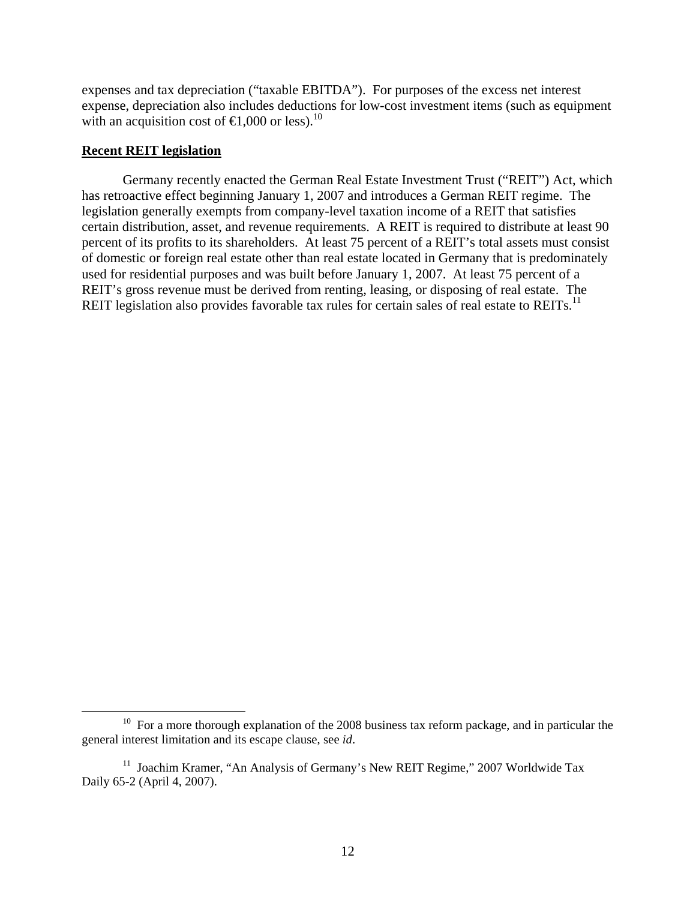expenses and tax depreciation ("taxable EBITDA"). For purposes of the excess net interest expense, depreciation also includes deductions for low-cost investment items (such as equipment with an acquisition cost of €1,000 or less).[10]

**Recent REIT legislation**

Germany recently enacted the German Real Estate Investment Trust ("REIT") Act, which has retroactive effect beginning January 1, 2007 and introduces a German REIT regime. The legislation generally exempts from company-level taxation income of a REIT that satisfies certain distribution, asset, and revenue requirements. A REIT is required to distribute at least 90 percent of its profits to its shareholders. At least 75 percent of a REIT's total assets must consist of domestic or foreign real estate other than real estate located in Germany that is predominately used for residential purposes and was built before January 1, 2007. At least 75 percent of a REIT's gross revenue must be derived from renting, leasing, or disposing of real estate. The REIT legislation also provides favorable tax rules for certain sales of real estate to REITs.[11]

---

[10] For a more thorough explanation of the 2008 business tax reform package, and in particular the general interest limitation and its escape clause, see *id*.

[11] Joachim Kramer, "An Analysis of Germany's New REIT Regime," 2007 Worldwide Tax Daily 65-2 (April 4, 2007).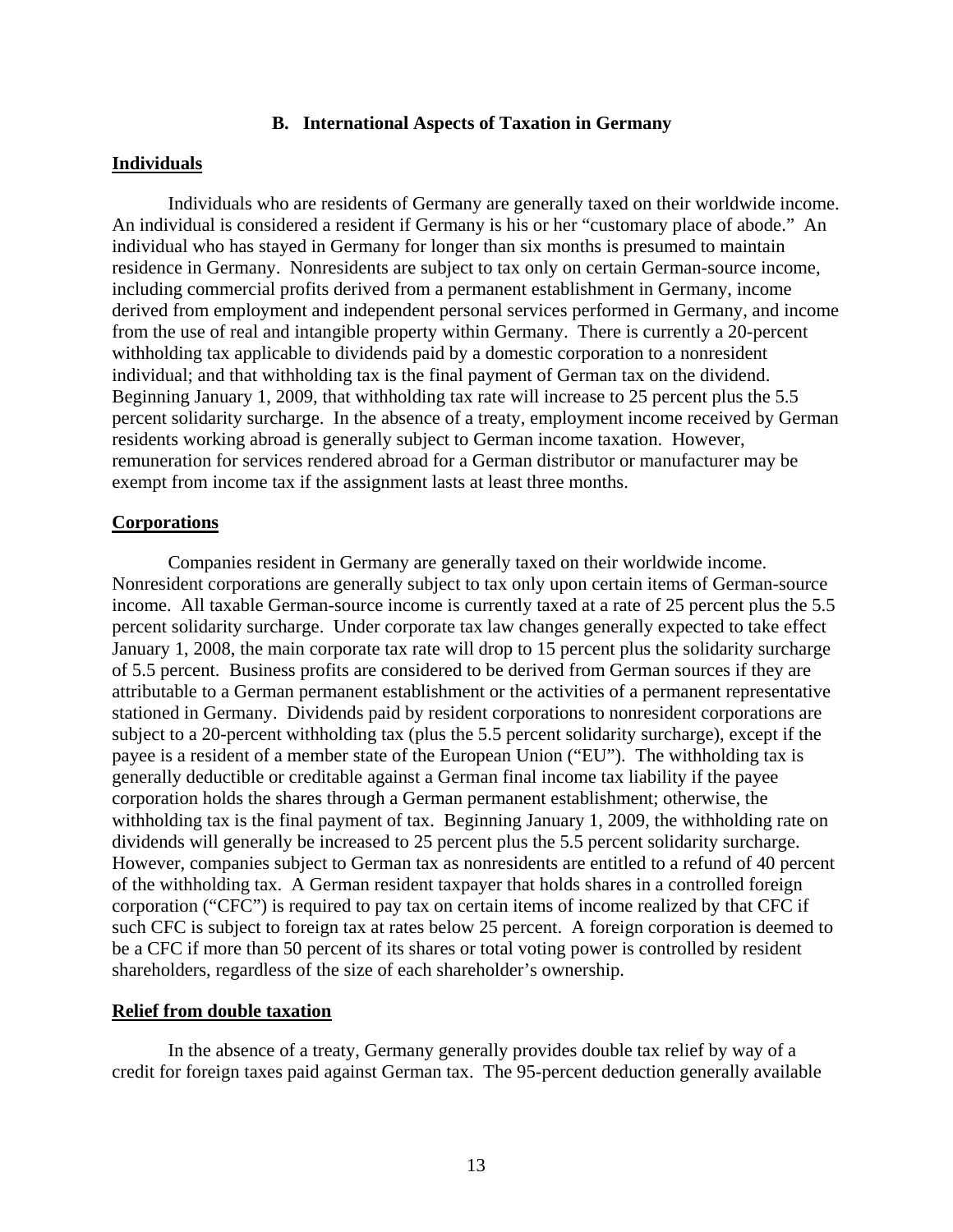## B. International Aspects of Taxation in Germany

### Individuals

Individuals who are residents of Germany are generally taxed on their worldwide income. An individual is considered a resident if Germany is his or her "customary place of abode." An individual who has stayed in Germany for longer than six months is presumed to maintain residence in Germany. Nonresidents are subject to tax only on certain German-source income, including commercial profits derived from a permanent establishment in Germany, income derived from employment and independent personal services performed in Germany, and income from the use of real and intangible property within Germany. There is currently a 20-percent withholding tax applicable to dividends paid by a domestic corporation to a nonresident individual; and that withholding tax is the final payment of German tax on the dividend. Beginning January 1, 2009, that withholding tax rate will increase to 25 percent plus the 5.5 percent solidarity surcharge. In the absence of a treaty, employment income received by German residents working abroad is generally subject to German income taxation. However, remuneration for services rendered abroad for a German distributor or manufacturer may be exempt from income tax if the assignment lasts at least three months.

### Corporations

Companies resident in Germany are generally taxed on their worldwide income. Nonresident corporations are generally subject to tax only upon certain items of German-source income. All taxable German-source income is currently taxed at a rate of 25 percent plus the 5.5 percent solidarity surcharge. Under corporate tax law changes generally expected to take effect January 1, 2008, the main corporate tax rate will drop to 15 percent plus the solidarity surcharge of 5.5 percent. Business profits are considered to be derived from German sources if they are attributable to a German permanent establishment or the activities of a permanent representative stationed in Germany. Dividends paid by resident corporations to nonresident corporations are subject to a 20-percent withholding tax (plus the 5.5 percent solidarity surcharge), except if the payee is a resident of a member state of the European Union ("EU"). The withholding tax is generally deductible or creditable against a German final income tax liability if the payee corporation holds the shares through a German permanent establishment; otherwise, the withholding tax is the final payment of tax. Beginning January 1, 2009, the withholding rate on dividends will generally be increased to 25 percent plus the 5.5 percent solidarity surcharge. However, companies subject to German tax as nonresidents are entitled to a refund of 40 percent of the withholding tax. A German resident taxpayer that holds shares in a controlled foreign corporation ("CFC") is required to pay tax on certain items of income realized by that CFC if such CFC is subject to foreign tax at rates below 25 percent. A foreign corporation is deemed to be a CFC if more than 50 percent of its shares or total voting power is controlled by resident shareholders, regardless of the size of each shareholder's ownership.

### Relief from double taxation

In the absence of a treaty, Germany generally provides double tax relief by way of a credit for foreign taxes paid against German tax. The 95-percent deduction generally available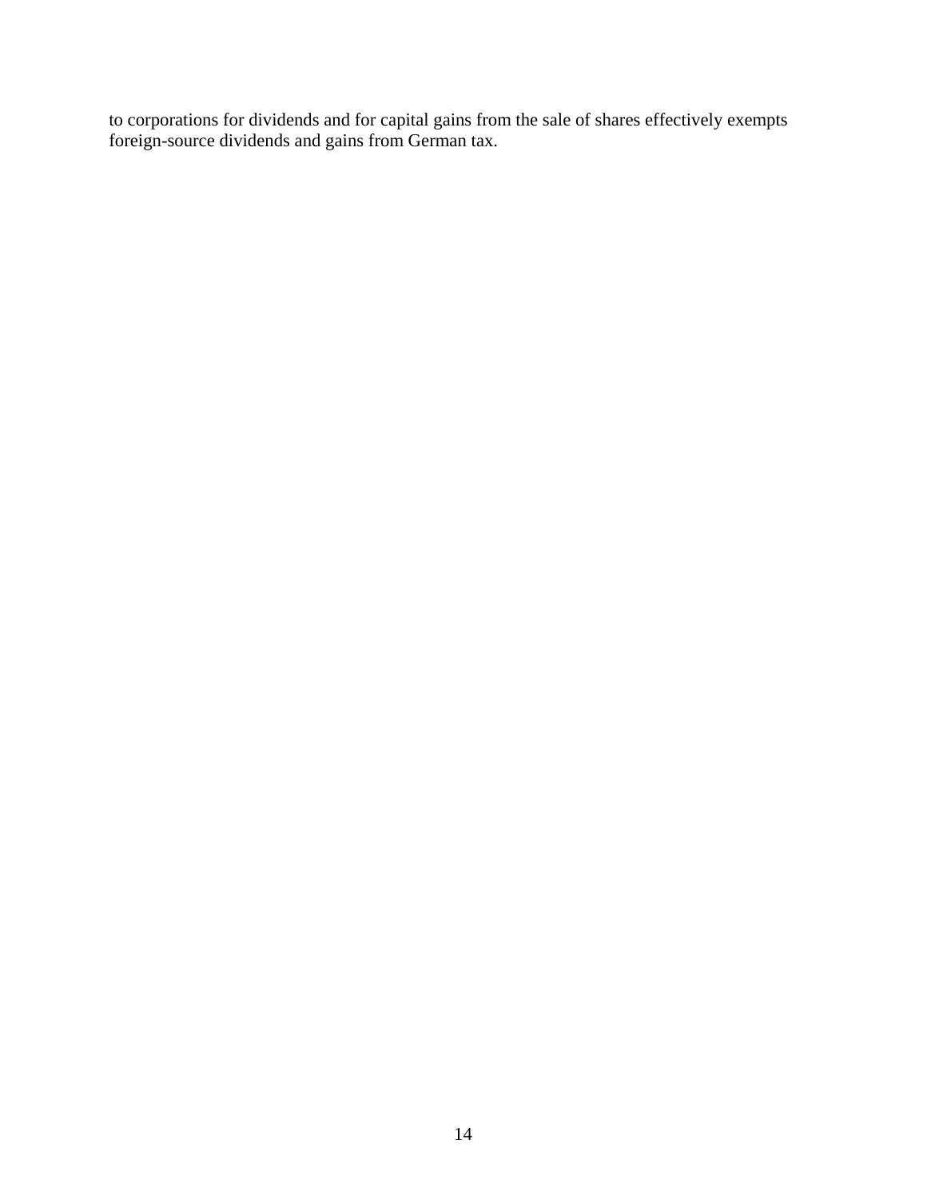to corporations for dividends and for capital gains from the sale of shares effectively exempts foreign-source dividends and gains from German tax.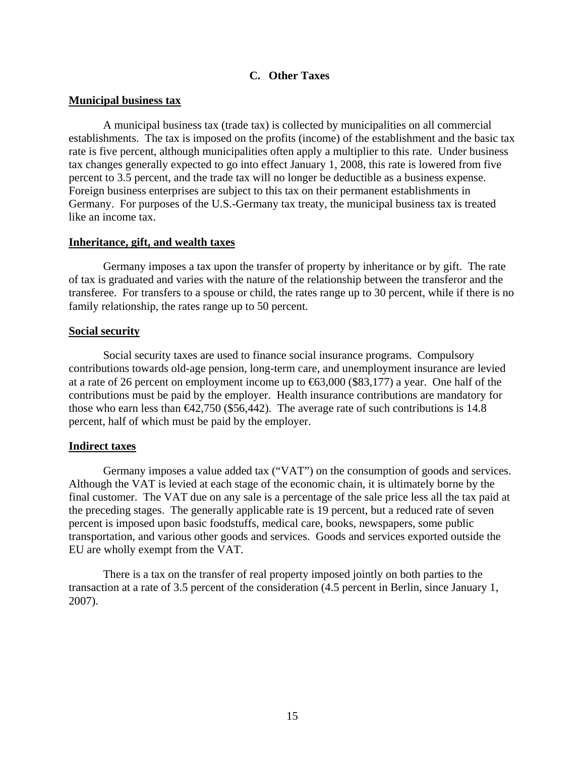### C. Other Taxes

**Municipal business tax**

A municipal business tax (trade tax) is collected by municipalities on all commercial establishments. The tax is imposed on the profits (income) of the establishment and the basic tax rate is five percent, although municipalities often apply a multiplier to this rate. Under business tax changes generally expected to go into effect January 1, 2008, this rate is lowered from five percent to 3.5 percent, and the trade tax will no longer be deductible as a business expense. Foreign business enterprises are subject to this tax on their permanent establishments in Germany. For purposes of the U.S.-Germany tax treaty, the municipal business tax is treated like an income tax.

**Inheritance, gift, and wealth taxes**

Germany imposes a tax upon the transfer of property by inheritance or by gift. The rate of tax is graduated and varies with the nature of the relationship between the transferor and the transferee. For transfers to a spouse or child, the rates range up to 30 percent, while if there is no family relationship, the rates range up to 50 percent.

**Social security**

Social security taxes are used to finance social insurance programs. Compulsory contributions towards old-age pension, long-term care, and unemployment insurance are levied at a rate of 26 percent on employment income up to €63,000 ($83,177) a year. One half of the contributions must be paid by the employer. Health insurance contributions are mandatory for those who earn less than €42,750 ($56,442). The average rate of such contributions is 14.8 percent, half of which must be paid by the employer.

**Indirect taxes**

Germany imposes a value added tax ("VAT") on the consumption of goods and services. Although the VAT is levied at each stage of the economic chain, it is ultimately borne by the final customer. The VAT due on any sale is a percentage of the sale price less all the tax paid at the preceding stages. The generally applicable rate is 19 percent, but a reduced rate of seven percent is imposed upon basic foodstuffs, medical care, books, newspapers, some public transportation, and various other goods and services. Goods and services exported outside the EU are wholly exempt from the VAT.

There is a tax on the transfer of real property imposed jointly on both parties to the transaction at a rate of 3.5 percent of the consideration (4.5 percent in Berlin, since January 1, 2007).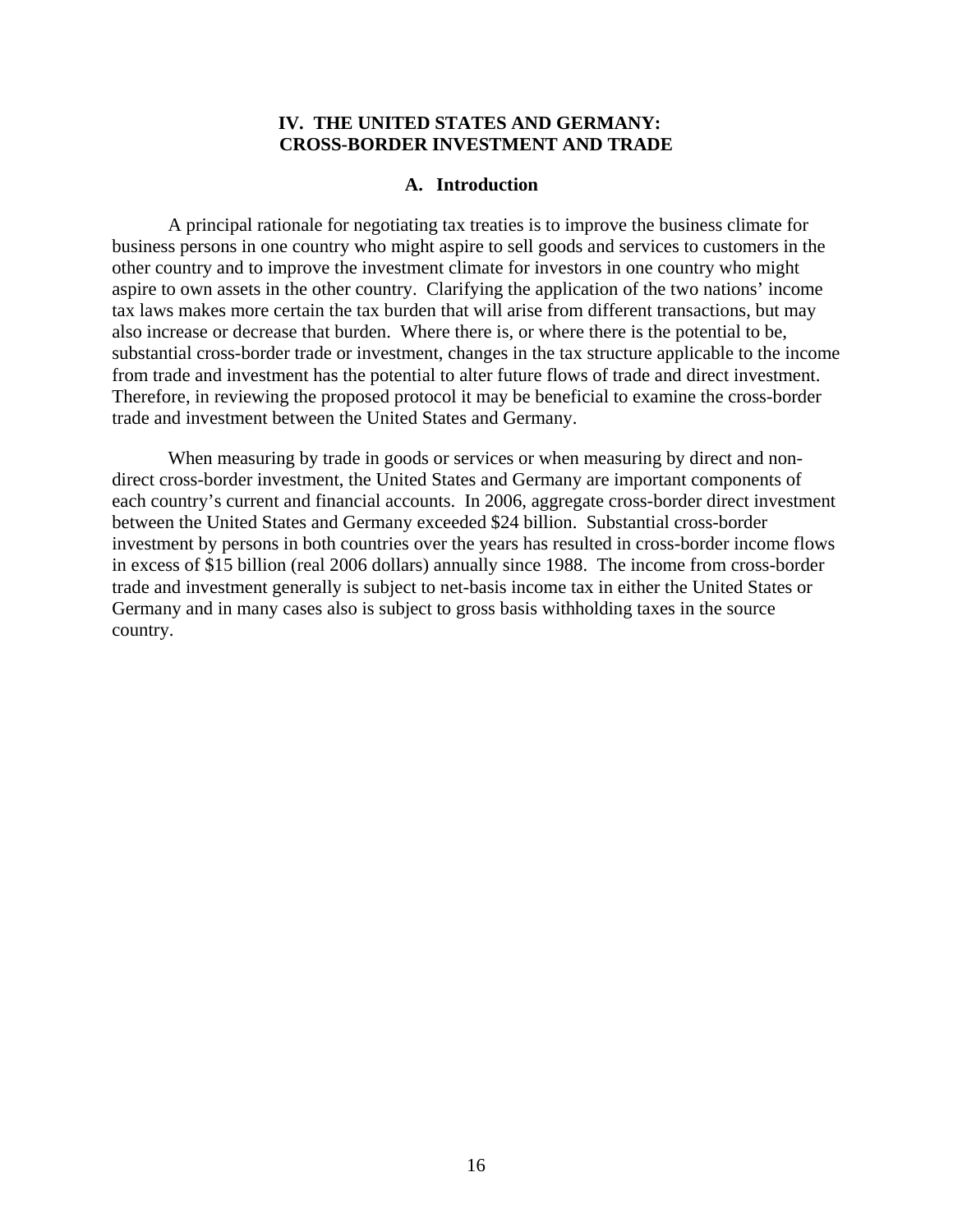## IV. THE UNITED STATES AND GERMANY: CROSS-BORDER INVESTMENT AND TRADE

### A. Introduction

A principal rationale for negotiating tax treaties is to improve the business climate for business persons in one country who might aspire to sell goods and services to customers in the other country and to improve the investment climate for investors in one country who might aspire to own assets in the other country. Clarifying the application of the two nations' income tax laws makes more certain the tax burden that will arise from different transactions, but may also increase or decrease that burden. Where there is, or where there is the potential to be, substantial cross-border trade or investment, changes in the tax structure applicable to the income from trade and investment has the potential to alter future flows of trade and direct investment. Therefore, in reviewing the proposed protocol it may be beneficial to examine the cross-border trade and investment between the United States and Germany.

When measuring by trade in goods or services or when measuring by direct and non-direct cross-border investment, the United States and Germany are important components of each country's current and financial accounts. In 2006, aggregate cross-border direct investment between the United States and Germany exceeded $24 billion. Substantial cross-border investment by persons in both countries over the years has resulted in cross-border income flows in excess of $15 billion (real 2006 dollars) annually since 1988. The income from cross-border trade and investment generally is subject to net-basis income tax in either the United States or Germany and in many cases also is subject to gross basis withholding taxes in the source country.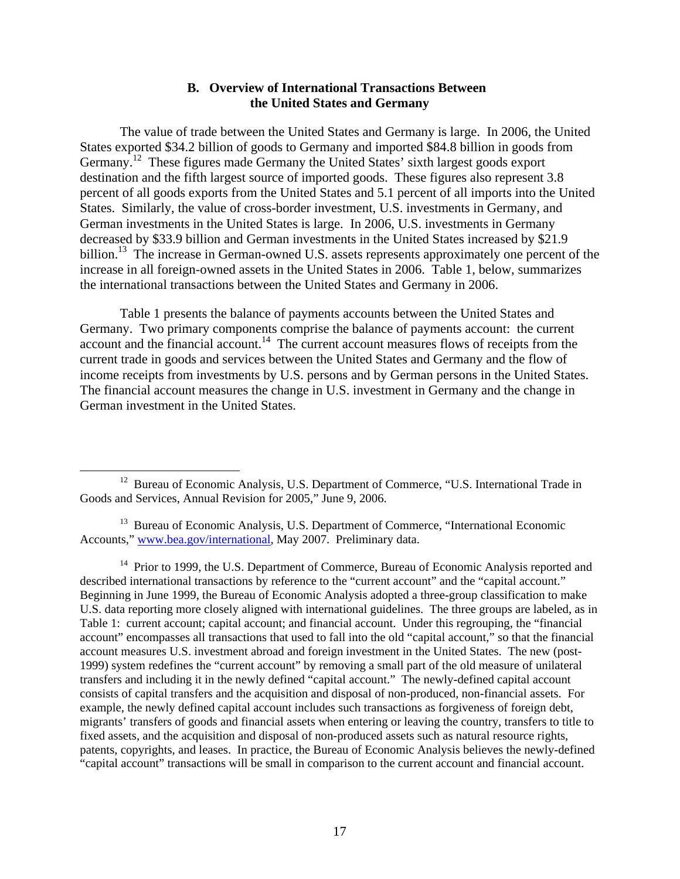## B. Overview of International Transactions Between the United States and Germany

The value of trade between the United States and Germany is large. In 2006, the United States exported $34.2 billion of goods to Germany and imported $84.8 billion in goods from Germany.[12] These figures made Germany the United States' sixth largest goods export destination and the fifth largest source of imported goods. These figures also represent 3.8 percent of all goods exports from the United States and 5.1 percent of all imports into the United States. Similarly, the value of cross-border investment, U.S. investments in Germany, and German investments in the United States is large. In 2006, U.S. investments in Germany decreased by $33.9 billion and German investments in the United States increased by $21.9 billion.[13] The increase in German-owned U.S. assets represents approximately one percent of the increase in all foreign-owned assets in the United States in 2006. Table 1, below, summarizes the international transactions between the United States and Germany in 2006.

Table 1 presents the balance of payments accounts between the United States and Germany. Two primary components comprise the balance of payments account: the current account and the financial account.[14] The current account measures flows of receipts from the current trade in goods and services between the United States and Germany and the flow of income receipts from investments by U.S. persons and by German persons in the United States. The financial account measures the change in U.S. investment in Germany and the change in German investment in the United States.

---

[12] Bureau of Economic Analysis, U.S. Department of Commerce, "U.S. International Trade in Goods and Services, Annual Revision for 2005," June 9, 2006.

[13] Bureau of Economic Analysis, U.S. Department of Commerce, "International Economic Accounts," www.bea.gov/international, May 2007. Preliminary data.

[14] Prior to 1999, the U.S. Department of Commerce, Bureau of Economic Analysis reported and described international transactions by reference to the "current account" and the "capital account." Beginning in June 1999, the Bureau of Economic Analysis adopted a three-group classification to make U.S. data reporting more closely aligned with international guidelines. The three groups are labeled, as in Table 1: current account; capital account; and financial account. Under this regrouping, the "financial account" encompasses all transactions that used to fall into the old "capital account," so that the financial account measures U.S. investment abroad and foreign investment in the United States. The new (post-1999) system redefines the "current account" by removing a small part of the old measure of unilateral transfers and including it in the newly defined "capital account." The newly-defined capital account consists of capital transfers and the acquisition and disposal of non-produced, non-financial assets. For example, the newly defined capital account includes such transactions as forgiveness of foreign debt, migrants' transfers of goods and financial assets when entering or leaving the country, transfers to title to fixed assets, and the acquisition and disposal of non-produced assets such as natural resource rights, patents, copyrights, and leases. In practice, the Bureau of Economic Analysis believes the newly-defined "capital account" transactions will be small in comparison to the current account and financial account.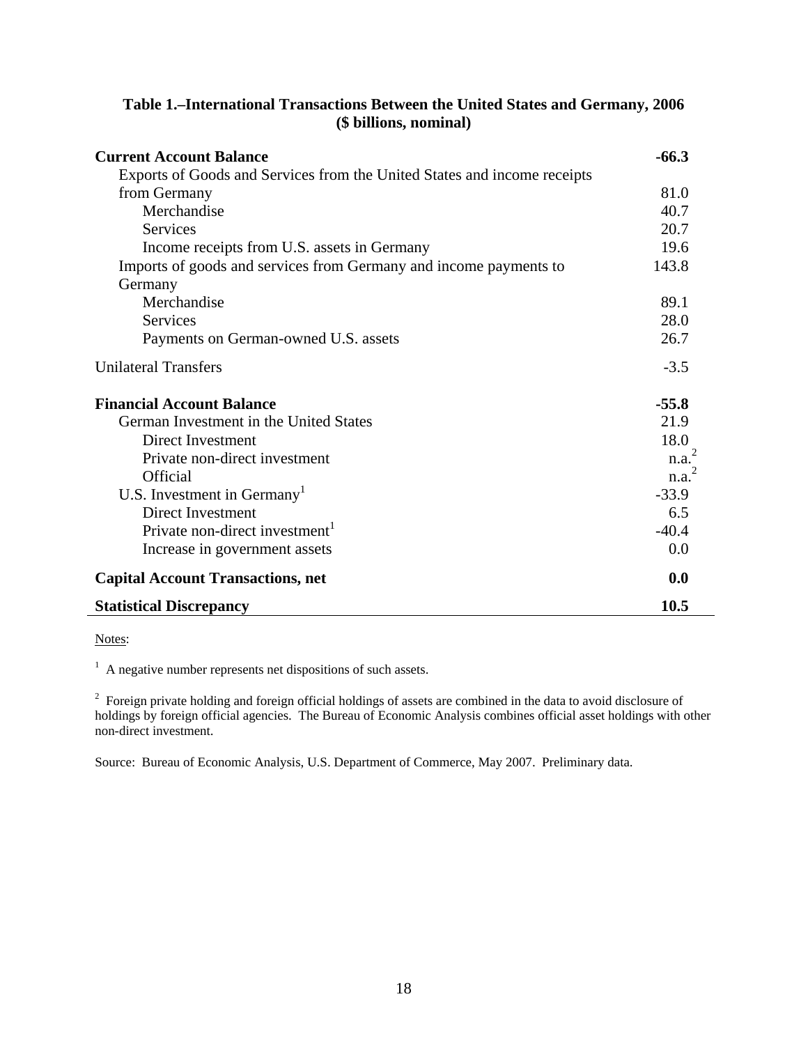**Table 1.–International Transactions Between the United States and Germany, 2006 (\$ billions, nominal)**

| | |
|---|---|
| **Current Account Balance** | **-66.3** |
| Exports of Goods and Services from the United States and income receipts from Germany | 81.0 |
| Merchandise | 40.7 |
| Services | 20.7 |
| Income receipts from U.S. assets in Germany | 19.6 |
| Imports of goods and services from Germany and income payments to Germany | 143.8 |
| Merchandise | 89.1 |
| Services | 28.0 |
| Payments on German-owned U.S. assets | 26.7 |
| Unilateral Transfers | -3.5 |
| **Financial Account Balance** | **-55.8** |
| German Investment in the United States | 21.9 |
| Direct Investment | 18.0 |
| Private non-direct investment | n.a.[2] |
| Official | n.a.[2] |
| U.S. Investment in Germany[1] | -33.9 |
| Direct Investment | 6.5 |
| Private non-direct investment[1] | -40.4 |
| Increase in government assets | 0.0 |
| **Capital Account Transactions, net** | **0.0** |
| **Statistical Discrepancy** | **10.5** |

Notes:

[1] A negative number represents net dispositions of such assets.

[2] Foreign private holding and foreign official holdings of assets are combined in the data to avoid disclosure of holdings by foreign official agencies. The Bureau of Economic Analysis combines official asset holdings with other non-direct investment.

Source: Bureau of Economic Analysis, U.S. Department of Commerce, May 2007. Preliminary data.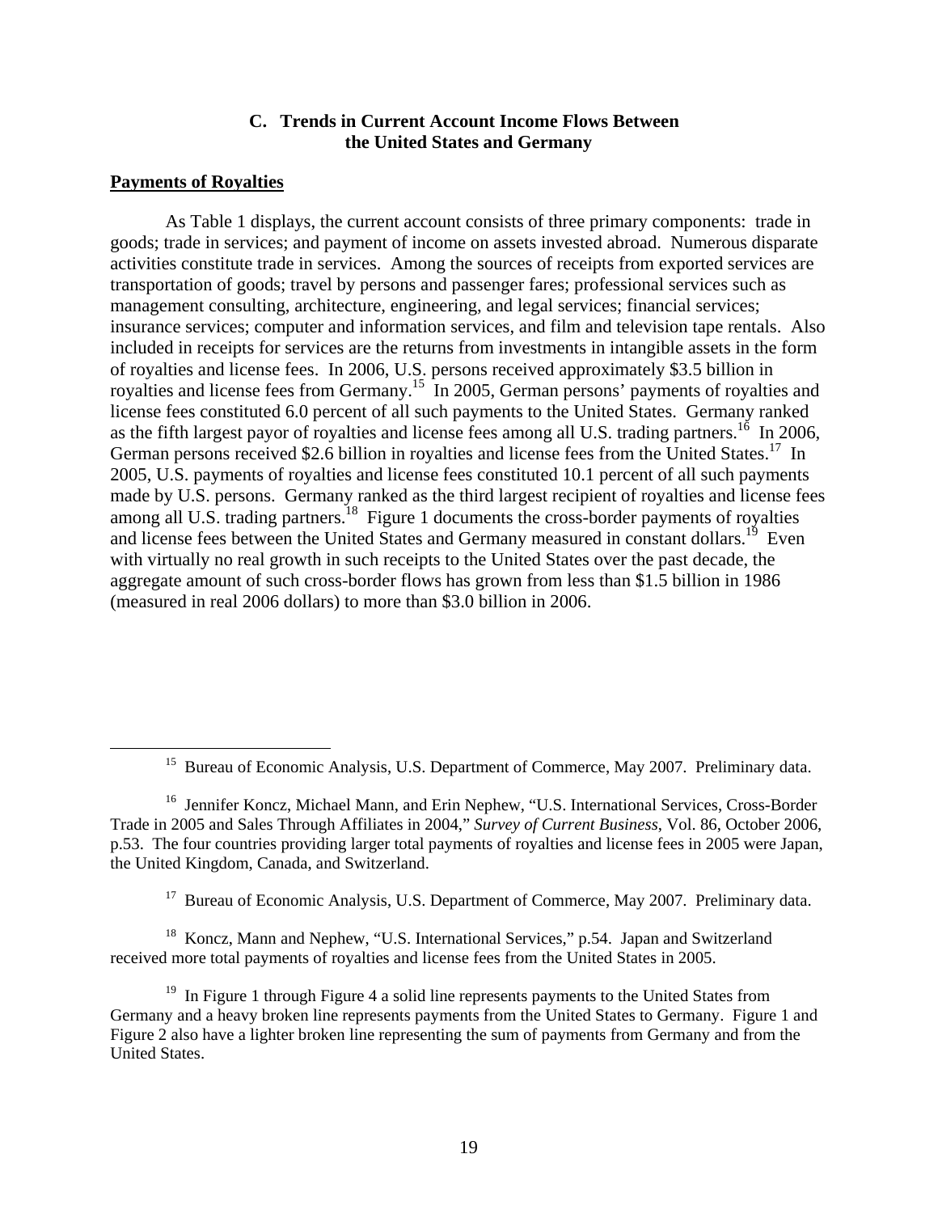### C. Trends in Current Account Income Flows Between the United States and Germany

**Payments of Royalties**

As Table 1 displays, the current account consists of three primary components: trade in goods; trade in services; and payment of income on assets invested abroad. Numerous disparate activities constitute trade in services. Among the sources of receipts from exported services are transportation of goods; travel by persons and passenger fares; professional services such as management consulting, architecture, engineering, and legal services; financial services; insurance services; computer and information services, and film and television tape rentals. Also included in receipts for services are the returns from investments in intangible assets in the form of royalties and license fees. In 2006, U.S. persons received approximately \$3.5 billion in royalties and license fees from Germany.[15] In 2005, German persons' payments of royalties and license fees constituted 6.0 percent of all such payments to the United States. Germany ranked as the fifth largest payor of royalties and license fees among all U.S. trading partners.[16] In 2006, German persons received \$2.6 billion in royalties and license fees from the United States.[17] In 2005, U.S. payments of royalties and license fees constituted 10.1 percent of all such payments made by U.S. persons. Germany ranked as the third largest recipient of royalties and license fees among all U.S. trading partners.[18] Figure 1 documents the cross-border payments of royalties and license fees between the United States and Germany measured in constant dollars.[19] Even with virtually no real growth in such receipts to the United States over the past decade, the aggregate amount of such cross-border flows has grown from less than \$1.5 billion in 1986 (measured in real 2006 dollars) to more than \$3.0 billion in 2006.

---

[15] Bureau of Economic Analysis, U.S. Department of Commerce, May 2007. Preliminary data.

[16] Jennifer Koncz, Michael Mann, and Erin Nephew, "U.S. International Services, Cross-Border Trade in 2005 and Sales Through Affiliates in 2004," *Survey of Current Business*, Vol. 86, October 2006, p.53. The four countries providing larger total payments of royalties and license fees in 2005 were Japan, the United Kingdom, Canada, and Switzerland.

[17] Bureau of Economic Analysis, U.S. Department of Commerce, May 2007. Preliminary data.

[18] Koncz, Mann and Nephew, "U.S. International Services," p.54. Japan and Switzerland received more total payments of royalties and license fees from the United States in 2005.

[19] In Figure 1 through Figure 4 a solid line represents payments to the United States from Germany and a heavy broken line represents payments from the United States to Germany. Figure 1 and Figure 2 also have a lighter broken line representing the sum of payments from Germany and from the United States.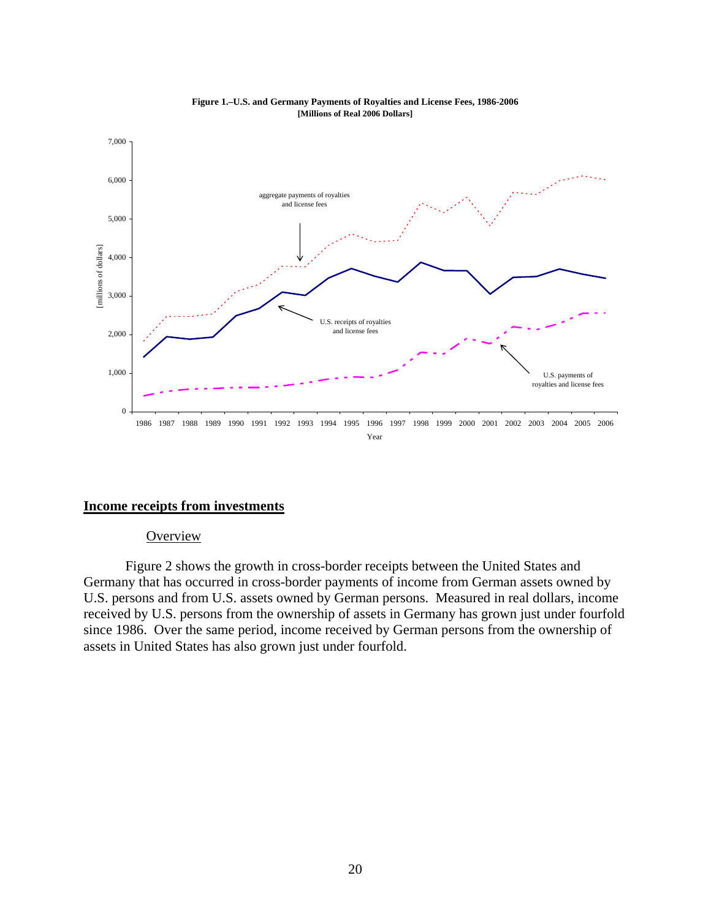**Figure 1.–U.S. and Germany Payments of Royalties and License Fees, 1986-2006**
**[Millions of Real 2006 Dollars]**

[millions of dollars]

7,000
6,000
5,000
4,000
3,000
2,000
1,000
0

1986 1987 1988 1989 1990 1991 1992 1993 1994 1995 1996 1997 1998 1999 2000 2001 2002 2003 2004 2005 2006

Year

aggregate payments of royalties and license fees

U.S. receipts of royalties and license fees

U.S. payments of royalties and license fees

## Income receipts from investments

### Overview

Figure 2 shows the growth in cross-border receipts between the United States and Germany that has occurred in cross-border payments of income from German assets owned by U.S. persons and from U.S. assets owned by German persons. Measured in real dollars, income received by U.S. persons from the ownership of assets in Germany has grown just under fourfold since 1986. Over the same period, income received by German persons from the ownership of assets in United States has also grown just under fourfold.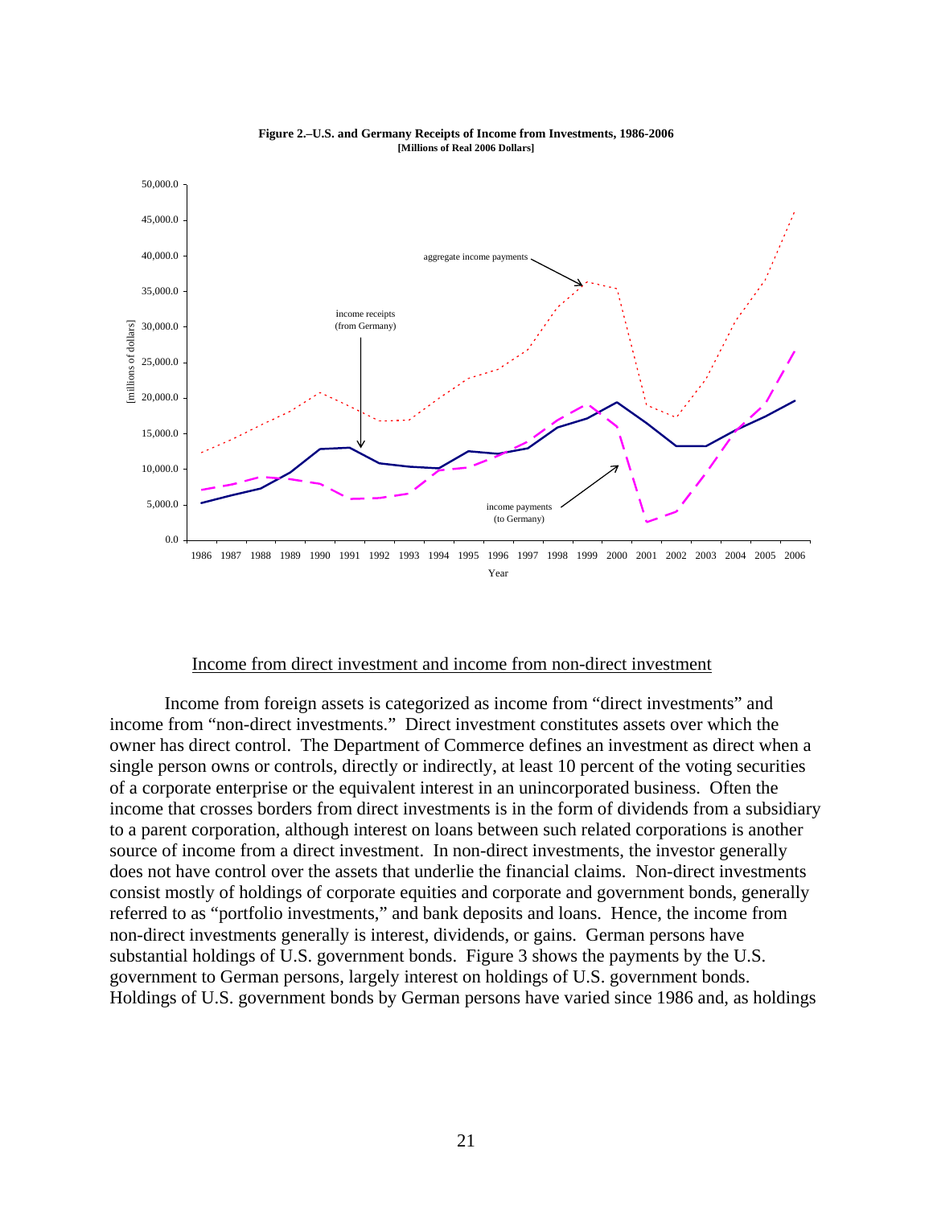**Figure 2.–U.S. and Germany Receipts of Income from Investments, 1986-2006**
**[Millions of Real 2006 Dollars]**

[millions of dollars]

50,000.0
45,000.0
40,000.0
35,000.0
30,000.0
25,000.0
20,000.0
15,000.0
10,000.0
5,000.0
0.0

1986 1987 1988 1989 1990 1991 1992 1993 1994 1995 1996 1997 1998 1999 2000 2001 2002 2003 2004 2005 2006

Year

aggregate income payments

income receipts (from Germany)

income payments (to Germany)

<u>Income from direct investment and income from non-direct investment</u>

Income from foreign assets is categorized as income from "direct investments" and income from "non-direct investments." Direct investment constitutes assets over which the owner has direct control. The Department of Commerce defines an investment as direct when a single person owns or controls, directly or indirectly, at least 10 percent of the voting securities of a corporate enterprise or the equivalent interest in an unincorporated business. Often the income that crosses borders from direct investments is in the form of dividends from a subsidiary to a parent corporation, although interest on loans between such related corporations is another source of income from a direct investment. In non-direct investments, the investor generally does not have control over the assets that underlie the financial claims. Non-direct investments consist mostly of holdings of corporate equities and corporate and government bonds, generally referred to as "portfolio investments," and bank deposits and loans. Hence, the income from non-direct investments generally is interest, dividends, or gains. German persons have substantial holdings of U.S. government bonds. Figure 3 shows the payments by the U.S. government to German persons, largely interest on holdings of U.S. government bonds. Holdings of U.S. government bonds by German persons have varied since 1986 and, as holdings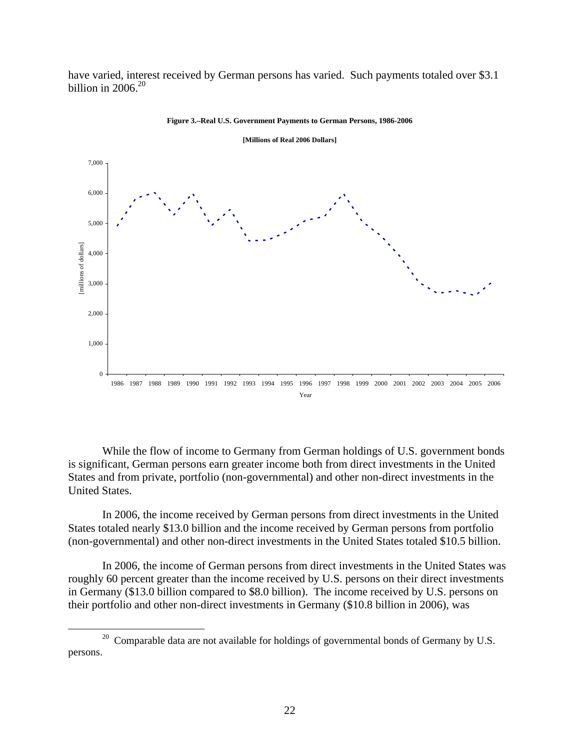have varied, interest received by German persons has varied. Such payments totaled over $3.1 billion in 2006.[20]

**Figure 3.–Real U.S. Government Payments to German Persons, 1986-2006**

**[Millions of Real 2006 Dollars]**

7,000
6,000
5,000
4,000
3,000
2,000
1,000
0

[millions of dollars]

1986 1987 1988 1989 1990 1991 1992 1993 1994 1995 1996 1997 1998 1999 2000 2001 2002 2003 2004 2005 2006

Year

While the flow of income to Germany from German holdings of U.S. government bonds is significant, German persons earn greater income both from direct investments in the United States and from private, portfolio (non-governmental) and other non-direct investments in the United States.

In 2006, the income received by German persons from direct investments in the United States totaled nearly $13.0 billion and the income received by German persons from portfolio (non-governmental) and other non-direct investments in the United States totaled $10.5 billion.

In 2006, the income of German persons from direct investments in the United States was roughly 60 percent greater than the income received by U.S. persons on their direct investments in Germany ($13.0 billion compared to $8.0 billion). The income received by U.S. persons on their portfolio and other non-direct investments in Germany ($10.8 billion in 2006), was

[20] Comparable data are not available for holdings of governmental bonds of Germany by U.S. persons.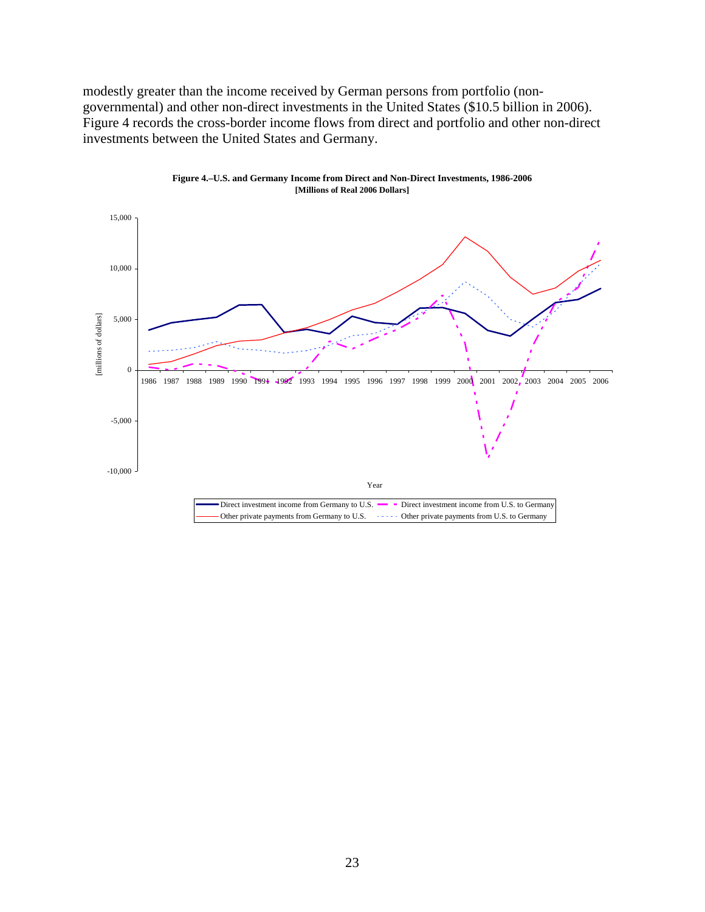modestly greater than the income received by German persons from portfolio (non-governmental) and other non-direct investments in the United States ($10.5 billion in 2006). Figure 4 records the cross-border income flows from direct and portfolio and other non-direct investments between the United States and Germany.

**Figure 4.–U.S. and Germany Income from Direct and Non-Direct Investments, 1986-2006**
**[Millions of Real 2006 Dollars]**

15,000
10,000
5,000
0
-5,000
-10,000

[millions of dollars]

1986 1987 1988 1989 1990 1991 1992 1993 1994 1995 1996 1997 1998 1999 2000 2001 2002 2003 2004 2005 2006

Year

Direct investment income from Germany to U.S.
Direct investment income from U.S. to Germany
Other private payments from Germany to U.S.
Other private payments from U.S. to Germany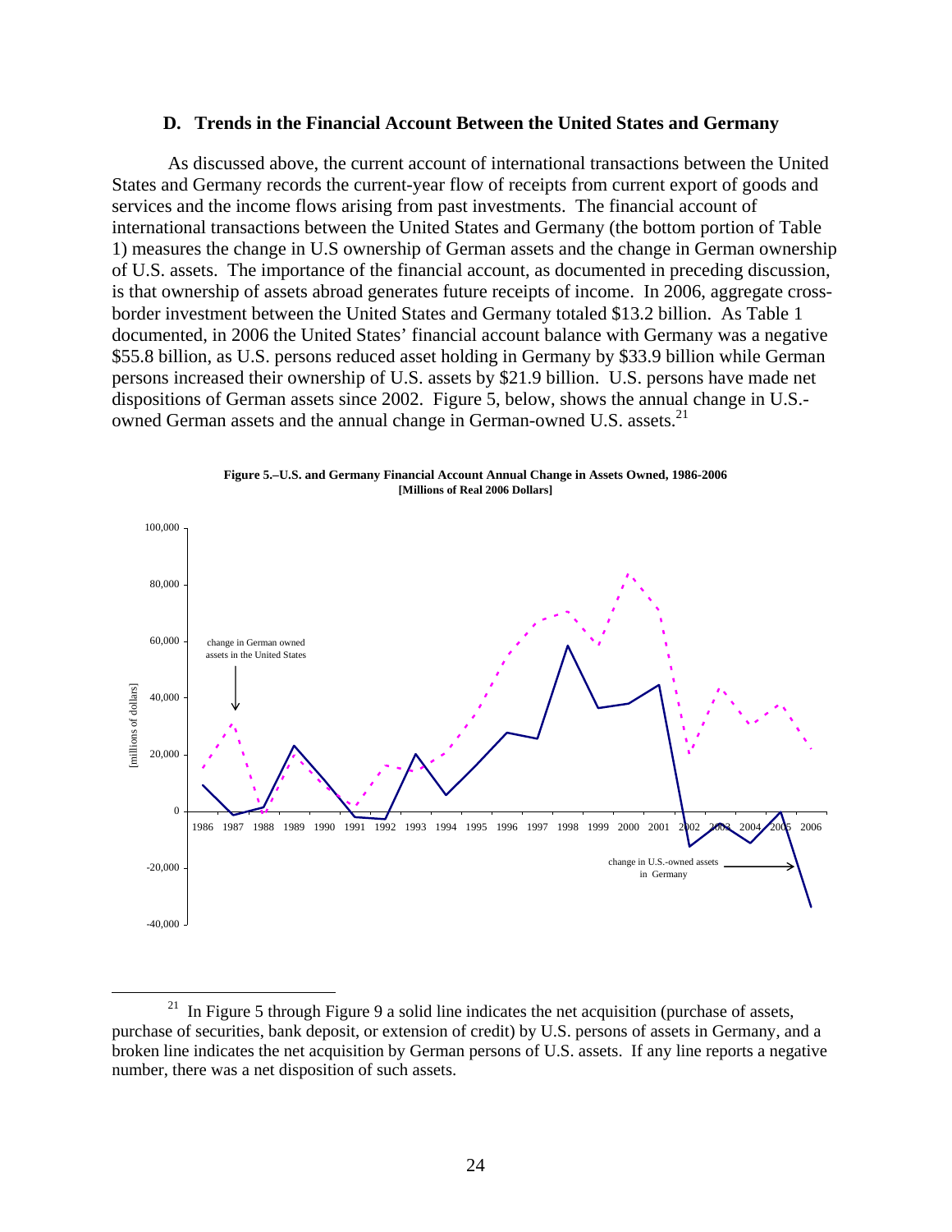### D. Trends in the Financial Account Between the United States and Germany

As discussed above, the current account of international transactions between the United States and Germany records the current-year flow of receipts from current export of goods and services and the income flows arising from past investments. The financial account of international transactions between the United States and Germany (the bottom portion of Table 1) measures the change in U.S ownership of German assets and the change in German ownership of U.S. assets. The importance of the financial account, as documented in preceding discussion, is that ownership of assets abroad generates future receipts of income. In 2006, aggregate cross-border investment between the United States and Germany totaled $13.2 billion. As Table 1 documented, in 2006 the United States' financial account balance with Germany was a negative $55.8 billion, as U.S. persons reduced asset holding in Germany by $33.9 billion while German persons increased their ownership of U.S. assets by $21.9 billion. U.S. persons have made net dispositions of German assets since 2002. Figure 5, below, shows the annual change in U.S.-owned German assets and the annual change in German-owned U.S. assets.[21]

**Figure 5.–U.S. and Germany Financial Account Annual Change in Assets Owned, 1986-2006**
**[Millions of Real 2006 Dollars]**

[millions of dollars]

100,000
80,000
60,000
40,000
20,000
0
-20,000
-40,000

1986 1987 1988 1989 1990 1991 1992 1993 1994 1995 1996 1997 1998 1999 2000 2001 2002 2003 2004 2005 2006

change in German owned assets in the United States

change in U.S.-owned assets in Germany

---

[21] In Figure 5 through Figure 9 a solid line indicates the net acquisition (purchase of assets, purchase of securities, bank deposit, or extension of credit) by U.S. persons of assets in Germany, and a broken line indicates the net acquisition by German persons of U.S. assets. If any line reports a negative number, there was a net disposition of such assets.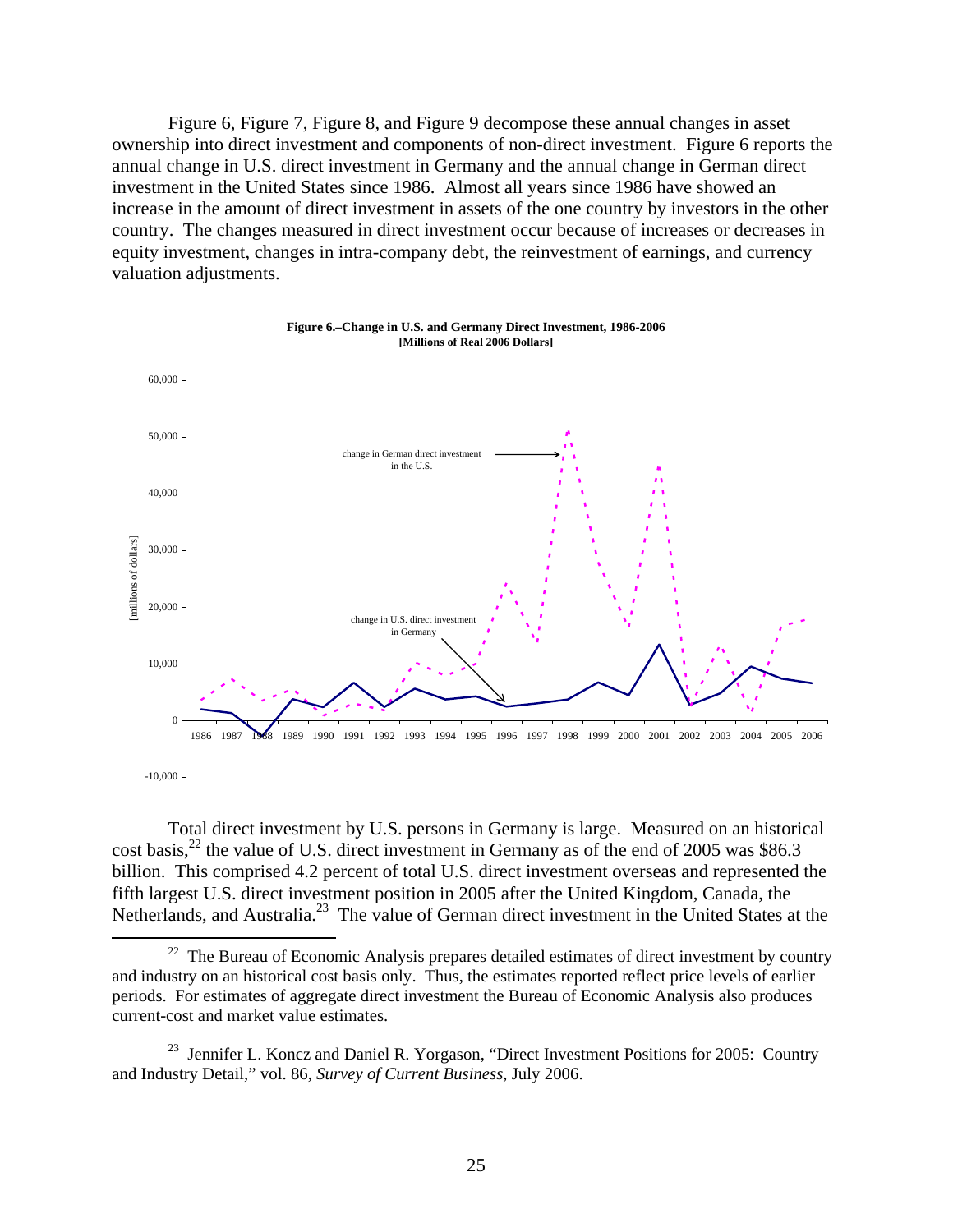Figure 6, Figure 7, Figure 8, and Figure 9 decompose these annual changes in asset ownership into direct investment and components of non-direct investment. Figure 6 reports the annual change in U.S. direct investment in Germany and the annual change in German direct investment in the United States since 1986. Almost all years since 1986 have showed an increase in the amount of direct investment in assets of the one country by investors in the other country. The changes measured in direct investment occur because of increases or decreases in equity investment, changes in intra-company debt, the reinvestment of earnings, and currency valuation adjustments.

**Figure 6.–Change in U.S. and Germany Direct Investment, 1986-2006**
**[Millions of Real 2006 Dollars]**

[millions of dollars]

60,000
50,000
40,000
30,000
20,000
10,000
0
-10,000

1986 1987 1988 1989 1990 1991 1992 1993 1994 1995 1996 1997 1998 1999 2000 2001 2002 2003 2004 2005 2006

change in German direct investment in the U.S.

change in U.S. direct investment in Germany

Total direct investment by U.S. persons in Germany is large. Measured on an historical cost basis,[22] the value of U.S. direct investment in Germany as of the end of 2005 was $86.3 billion. This comprised 4.2 percent of total U.S. direct investment overseas and represented the fifth largest U.S. direct investment position in 2005 after the United Kingdom, Canada, the Netherlands, and Australia.[23] The value of German direct investment in the United States at the

[22] The Bureau of Economic Analysis prepares detailed estimates of direct investment by country and industry on an historical cost basis only. Thus, the estimates reported reflect price levels of earlier periods. For estimates of aggregate direct investment the Bureau of Economic Analysis also produces current-cost and market value estimates.

[23] Jennifer L. Koncz and Daniel R. Yorgason, "Direct Investment Positions for 2005: Country and Industry Detail," vol. 86, *Survey of Current Business*, July 2006.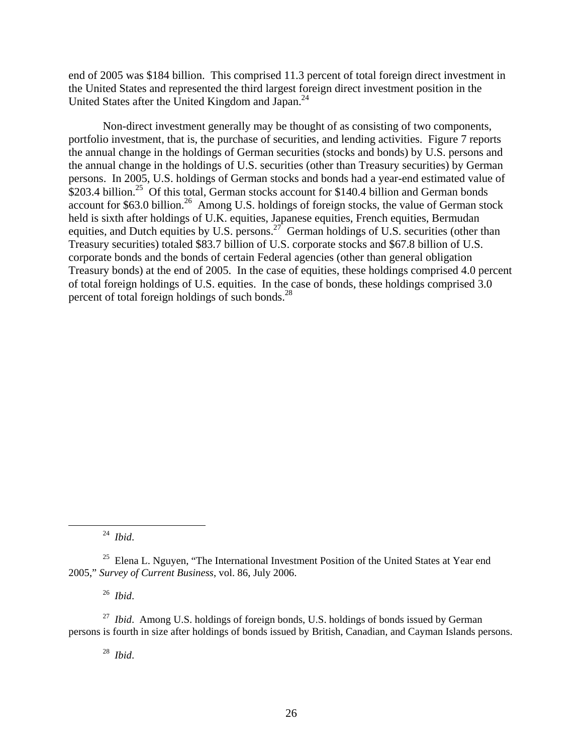end of 2005 was $184 billion. This comprised 11.3 percent of total foreign direct investment in the United States and represented the third largest foreign direct investment position in the United States after the United Kingdom and Japan.[24]

Non-direct investment generally may be thought of as consisting of two components, portfolio investment, that is, the purchase of securities, and lending activities. Figure 7 reports the annual change in the holdings of German securities (stocks and bonds) by U.S. persons and the annual change in the holdings of U.S. securities (other than Treasury securities) by German persons. In 2005, U.S. holdings of German stocks and bonds had a year-end estimated value of $203.4 billion.[25] Of this total, German stocks account for $140.4 billion and German bonds account for $63.0 billion.[26] Among U.S. holdings of foreign stocks, the value of German stock held is sixth after holdings of U.K. equities, Japanese equities, French equities, Bermudan equities, and Dutch equities by U.S. persons.[27] German holdings of U.S. securities (other than Treasury securities) totaled $83.7 billion of U.S. corporate stocks and $67.8 billion of U.S. corporate bonds and the bonds of certain Federal agencies (other than general obligation Treasury bonds) at the end of 2005. In the case of equities, these holdings comprised 4.0 percent of total foreign holdings of U.S. equities. In the case of bonds, these holdings comprised 3.0 percent of total foreign holdings of such bonds.[28]

---

[24] *Ibid*.

[25] Elena L. Nguyen, "The International Investment Position of the United States at Year end 2005," *Survey of Current Business*, vol. 86, July 2006.

[26] *Ibid*.

[27] *Ibid*. Among U.S. holdings of foreign bonds, U.S. holdings of bonds issued by German persons is fourth in size after holdings of bonds issued by British, Canadian, and Cayman Islands persons.

[28] *Ibid*.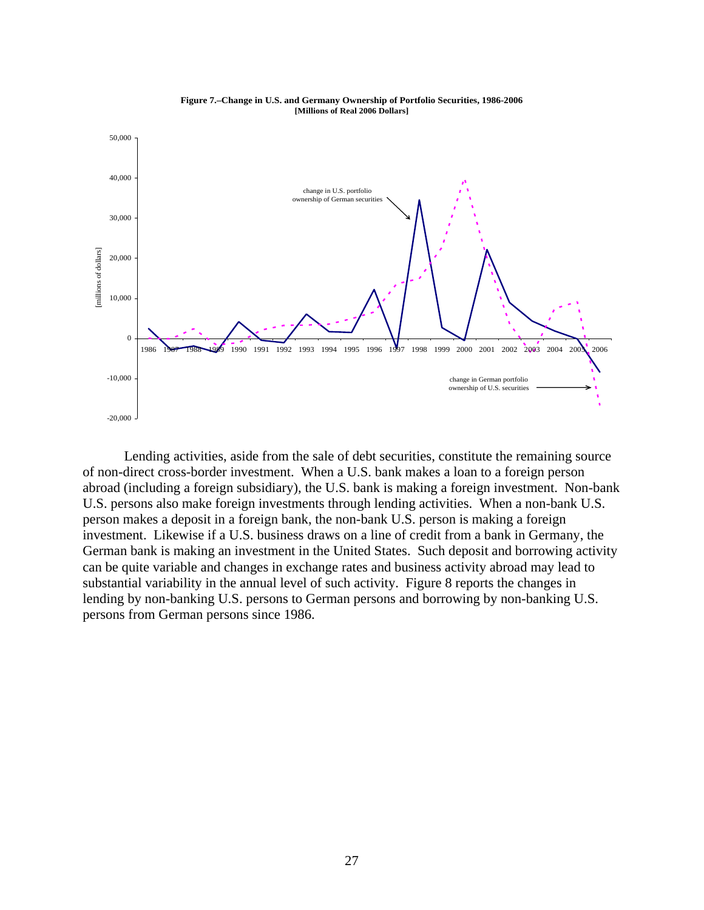**Figure 7.–Change in U.S. and Germany Ownership of Portfolio Securities, 1986-2006**
**[Millions of Real 2006 Dollars]**

50,000
40,000
30,000
20,000
10,000
0
-10,000
-20,000

[millions of dollars]

1986 1987 1988 1989 1990 1991 1992 1993 1994 1995 1996 1997 1998 1999 2000 2001 2002 2003 2004 2005 2006

change in U.S. portfolio ownership of German securities

change in German portfolio ownership of U.S. securities

Lending activities, aside from the sale of debt securities, constitute the remaining source of non-direct cross-border investment. When a U.S. bank makes a loan to a foreign person abroad (including a foreign subsidiary), the U.S. bank is making a foreign investment. Non-bank U.S. persons also make foreign investments through lending activities. When a non-bank U.S. person makes a deposit in a foreign bank, the non-bank U.S. person is making a foreign investment. Likewise if a U.S. business draws on a line of credit from a bank in Germany, the German bank is making an investment in the United States. Such deposit and borrowing activity can be quite variable and changes in exchange rates and business activity abroad may lead to substantial variability in the annual level of such activity. Figure 8 reports the changes in lending by non-banking U.S. persons to German persons and borrowing by non-banking U.S. persons from German persons since 1986.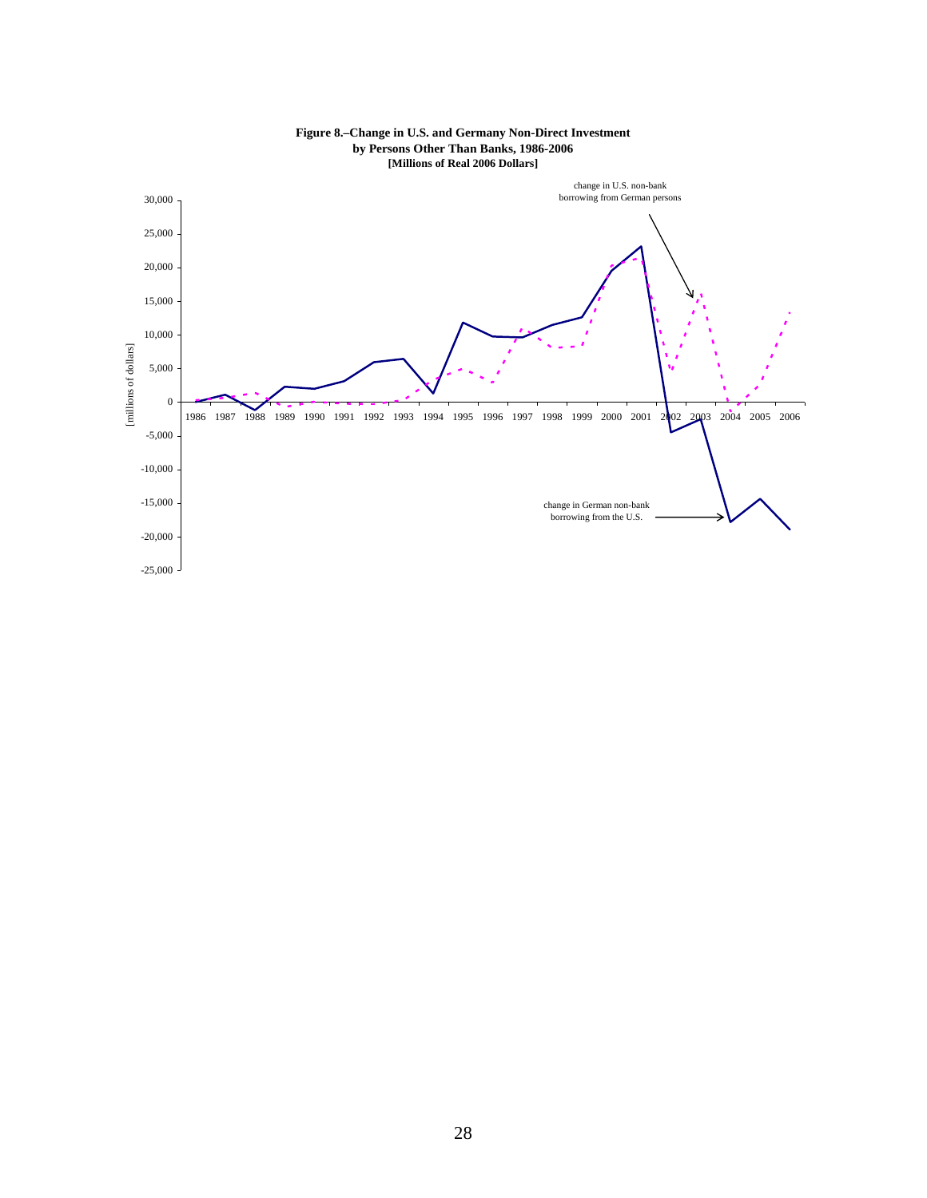**Figure 8.–Change in U.S. and Germany Non-Direct Investment by Persons Other Than Banks, 1986-2006**
**[Millions of Real 2006 Dollars]**

change in U.S. non-bank borrowing from German persons

change in German non-bank borrowing from the U.S.

[millions of dollars]

30,000
25,000
20,000
15,000
10,000
5,000
0
-5,000
-10,000
-15,000
-20,000
-25,000

1986 1987 1988 1989 1990 1991 1992 1993 1994 1995 1996 1997 1998 1999 2000 2001 2002 2003 2004 2005 2006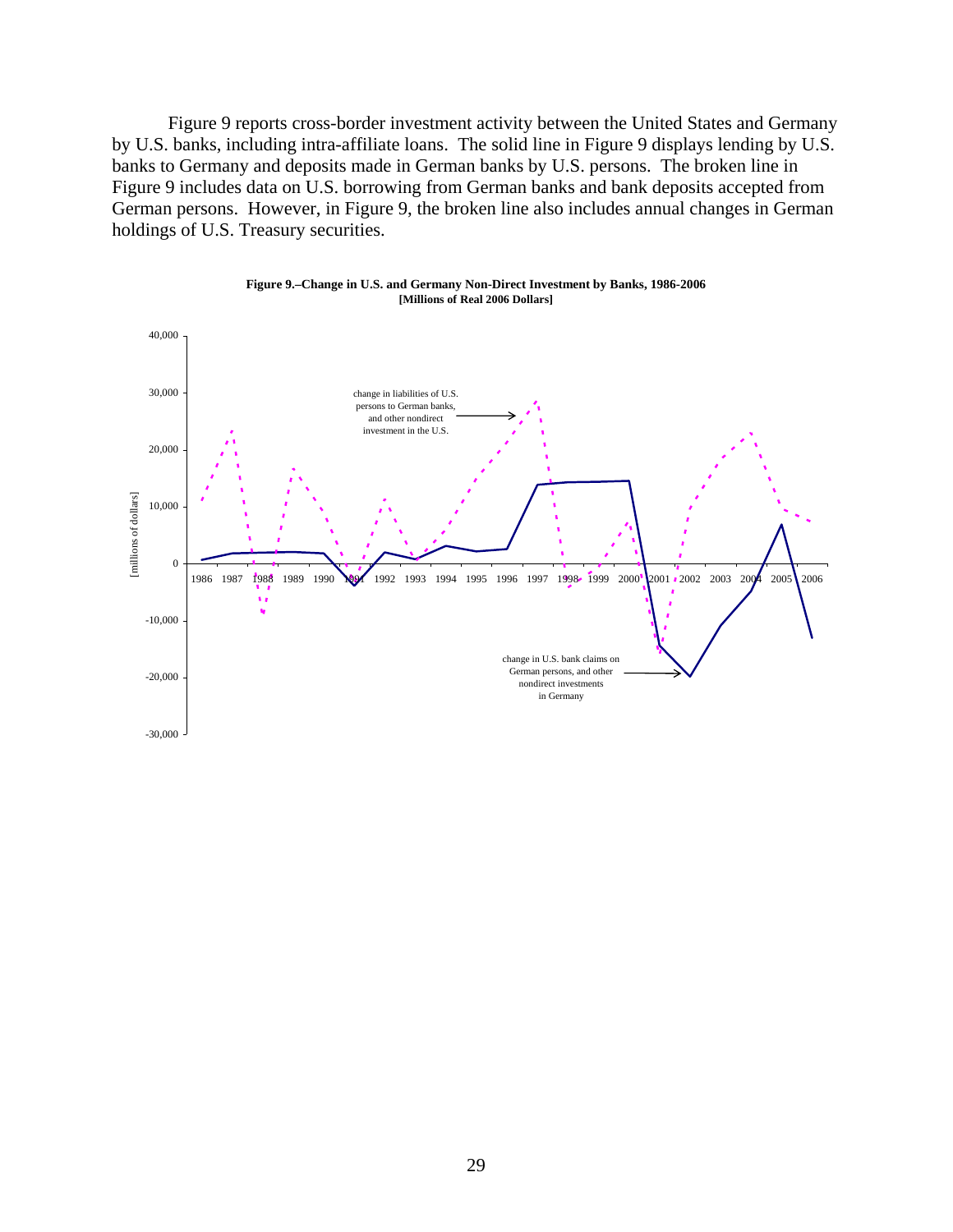Figure 9 reports cross-border investment activity between the United States and Germany by U.S. banks, including intra-affiliate loans. The solid line in Figure 9 displays lending by U.S. banks to Germany and deposits made in German banks by U.S. persons. The broken line in Figure 9 includes data on U.S. borrowing from German banks and bank deposits accepted from German persons. However, in Figure 9, the broken line also includes annual changes in German holdings of U.S. Treasury securities.

**Figure 9.–Change in U.S. and Germany Non-Direct Investment by Banks, 1986-2006**
**[Millions of Real 2006 Dollars]**

[millions of dollars]

40,000
30,000
20,000
10,000
0
-10,000
-20,000
-30,000

1986 1987 1988 1989 1990 1991 1992 1993 1994 1995 1996 1997 1998 1999 2000 2001 2002 2003 2004 2005 2006

change in liabilities of U.S. persons to German banks, and other nondirect investment in the U.S.

change in U.S. bank claims on German persons, and other nondirect investments in Germany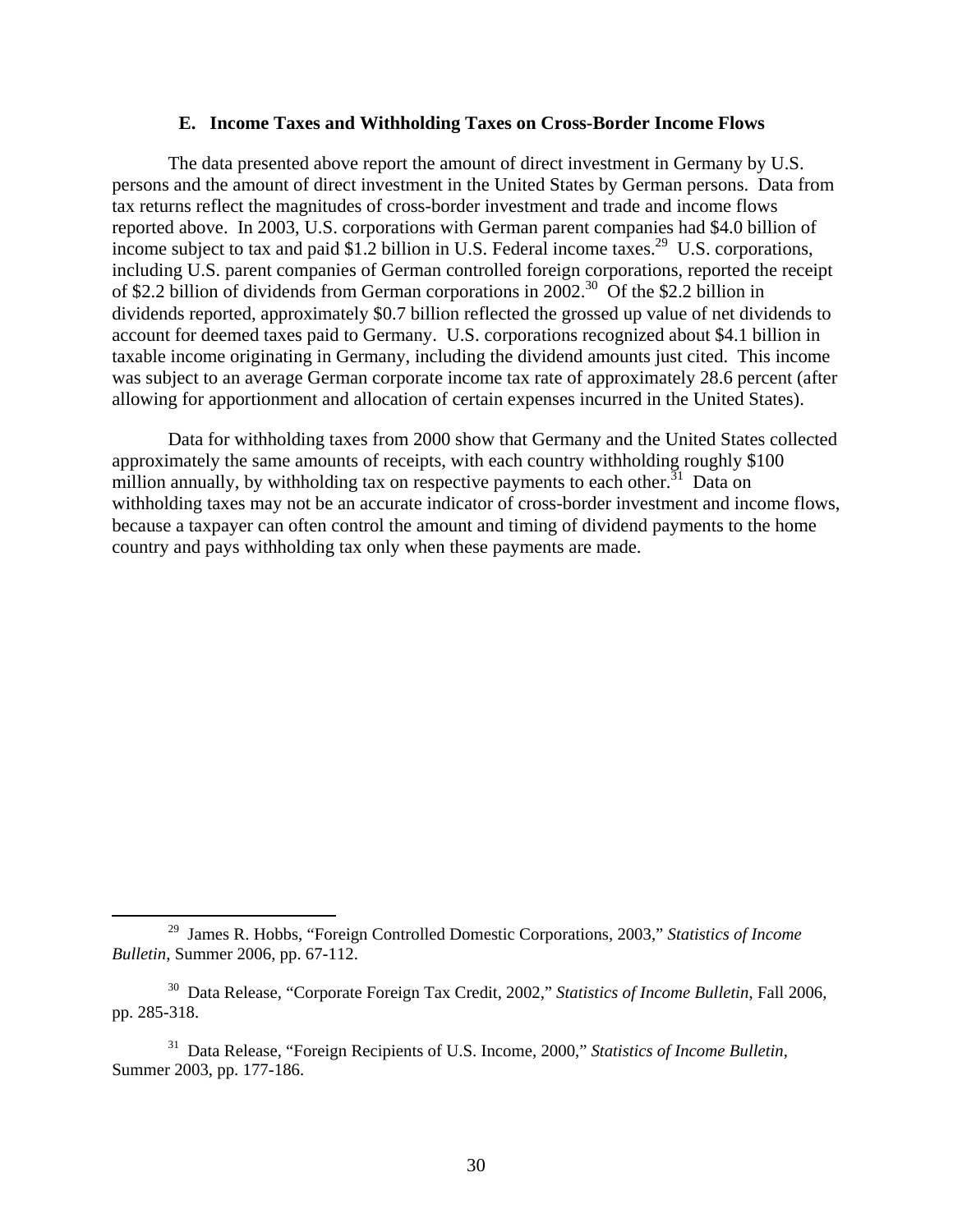### E. Income Taxes and Withholding Taxes on Cross-Border Income Flows

The data presented above report the amount of direct investment in Germany by U.S. persons and the amount of direct investment in the United States by German persons. Data from tax returns reflect the magnitudes of cross-border investment and trade and income flows reported above. In 2003, U.S. corporations with German parent companies had $4.0 billion of income subject to tax and paid $1.2 billion in U.S. Federal income taxes.[29] U.S. corporations, including U.S. parent companies of German controlled foreign corporations, reported the receipt of $2.2 billion of dividends from German corporations in 2002.[30] Of the $2.2 billion in dividends reported, approximately $0.7 billion reflected the grossed up value of net dividends to account for deemed taxes paid to Germany. U.S. corporations recognized about $4.1 billion in taxable income originating in Germany, including the dividend amounts just cited. This income was subject to an average German corporate income tax rate of approximately 28.6 percent (after allowing for apportionment and allocation of certain expenses incurred in the United States).

Data for withholding taxes from 2000 show that Germany and the United States collected approximately the same amounts of receipts, with each country withholding roughly $100 million annually, by withholding tax on respective payments to each other.[31] Data on withholding taxes may not be an accurate indicator of cross-border investment and income flows, because a taxpayer can often control the amount and timing of dividend payments to the home country and pays withholding tax only when these payments are made.

---

[29] James R. Hobbs, "Foreign Controlled Domestic Corporations, 2003," *Statistics of Income Bulletin*, Summer 2006, pp. 67-112.

[30] Data Release, "Corporate Foreign Tax Credit, 2002," *Statistics of Income Bulletin*, Fall 2006, pp. 285-318.

[31] Data Release, "Foreign Recipients of U.S. Income, 2000," *Statistics of Income Bulletin*, Summer 2003, pp. 177-186.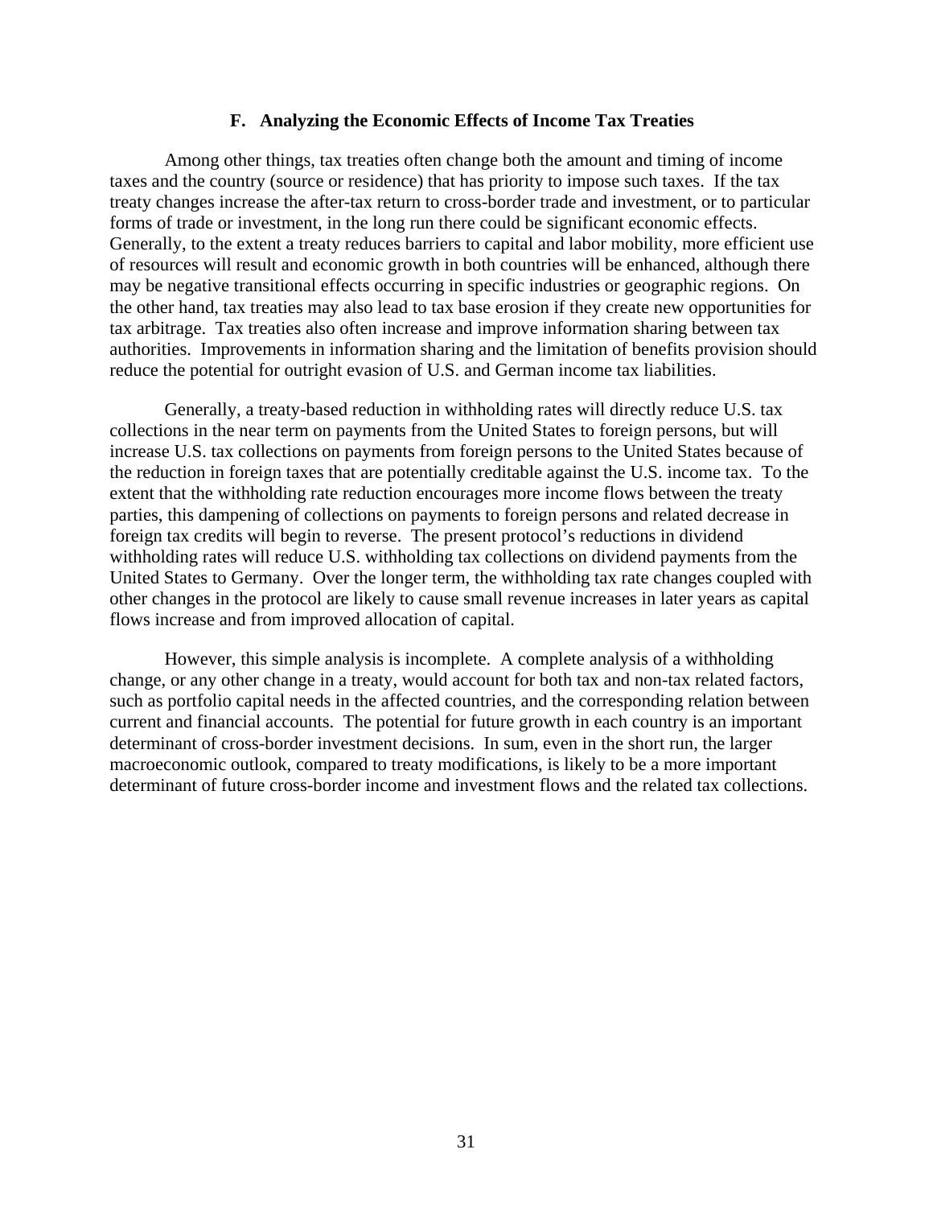### F. Analyzing the Economic Effects of Income Tax Treaties

Among other things, tax treaties often change both the amount and timing of income taxes and the country (source or residence) that has priority to impose such taxes. If the tax treaty changes increase the after-tax return to cross-border trade and investment, or to particular forms of trade or investment, in the long run there could be significant economic effects. Generally, to the extent a treaty reduces barriers to capital and labor mobility, more efficient use of resources will result and economic growth in both countries will be enhanced, although there may be negative transitional effects occurring in specific industries or geographic regions. On the other hand, tax treaties may also lead to tax base erosion if they create new opportunities for tax arbitrage. Tax treaties also often increase and improve information sharing between tax authorities. Improvements in information sharing and the limitation of benefits provision should reduce the potential for outright evasion of U.S. and German income tax liabilities.

Generally, a treaty-based reduction in withholding rates will directly reduce U.S. tax collections in the near term on payments from the United States to foreign persons, but will increase U.S. tax collections on payments from foreign persons to the United States because of the reduction in foreign taxes that are potentially creditable against the U.S. income tax. To the extent that the withholding rate reduction encourages more income flows between the treaty parties, this dampening of collections on payments to foreign persons and related decrease in foreign tax credits will begin to reverse. The present protocol's reductions in dividend withholding rates will reduce U.S. withholding tax collections on dividend payments from the United States to Germany. Over the longer term, the withholding tax rate changes coupled with other changes in the protocol are likely to cause small revenue increases in later years as capital flows increase and from improved allocation of capital.

However, this simple analysis is incomplete. A complete analysis of a withholding change, or any other change in a treaty, would account for both tax and non-tax related factors, such as portfolio capital needs in the affected countries, and the corresponding relation between current and financial accounts. The potential for future growth in each country is an important determinant of cross-border investment decisions. In sum, even in the short run, the larger macroeconomic outlook, compared to treaty modifications, is likely to be a more important determinant of future cross-border income and investment flows and the related tax collections.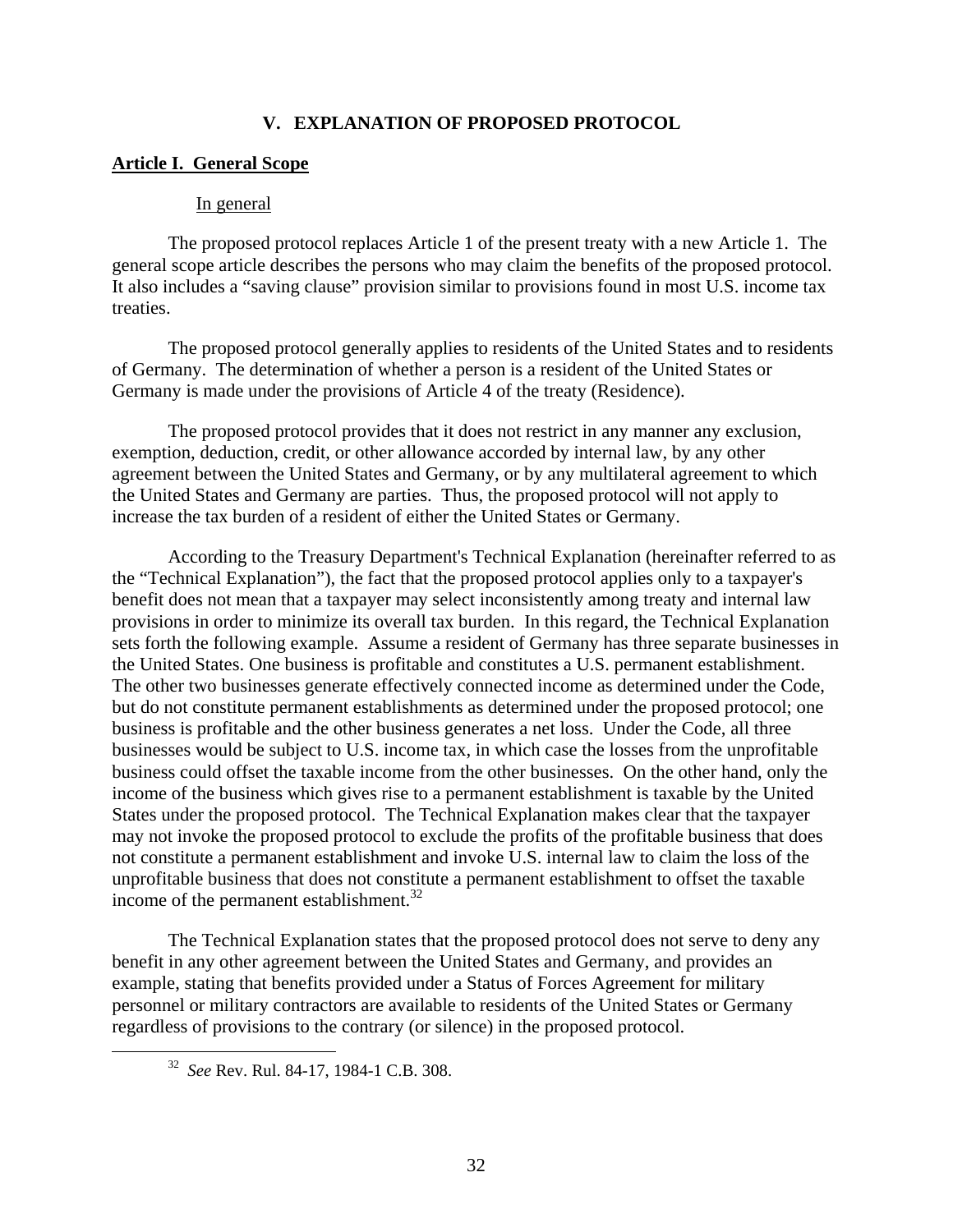# V. EXPLANATION OF PROPOSED PROTOCOL

## Article I. General Scope

### In general

The proposed protocol replaces Article 1 of the present treaty with a new Article 1. The general scope article describes the persons who may claim the benefits of the proposed protocol. It also includes a "saving clause" provision similar to provisions found in most U.S. income tax treaties.

The proposed protocol generally applies to residents of the United States and to residents of Germany. The determination of whether a person is a resident of the United States or Germany is made under the provisions of Article 4 of the treaty (Residence).

The proposed protocol provides that it does not restrict in any manner any exclusion, exemption, deduction, credit, or other allowance accorded by internal law, by any other agreement between the United States and Germany, or by any multilateral agreement to which the United States and Germany are parties. Thus, the proposed protocol will not apply to increase the tax burden of a resident of either the United States or Germany.

According to the Treasury Department's Technical Explanation (hereinafter referred to as the "Technical Explanation"), the fact that the proposed protocol applies only to a taxpayer's benefit does not mean that a taxpayer may select inconsistently among treaty and internal law provisions in order to minimize its overall tax burden. In this regard, the Technical Explanation sets forth the following example. Assume a resident of Germany has three separate businesses in the United States. One business is profitable and constitutes a U.S. permanent establishment. The other two businesses generate effectively connected income as determined under the Code, but do not constitute permanent establishments as determined under the proposed protocol; one business is profitable and the other business generates a net loss. Under the Code, all three businesses would be subject to U.S. income tax, in which case the losses from the unprofitable business could offset the taxable income from the other businesses. On the other hand, only the income of the business which gives rise to a permanent establishment is taxable by the United States under the proposed protocol. The Technical Explanation makes clear that the taxpayer may not invoke the proposed protocol to exclude the profits of the profitable business that does not constitute a permanent establishment and invoke U.S. internal law to claim the loss of the unprofitable business that does not constitute a permanent establishment to offset the taxable income of the permanent establishment.[32]

The Technical Explanation states that the proposed protocol does not serve to deny any benefit in any other agreement between the United States and Germany, and provides an example, stating that benefits provided under a Status of Forces Agreement for military personnel or military contractors are available to residents of the United States or Germany regardless of provisions to the contrary (or silence) in the proposed protocol.

[32] *See* Rev. Rul. 84-17, 1984-1 C.B. 308.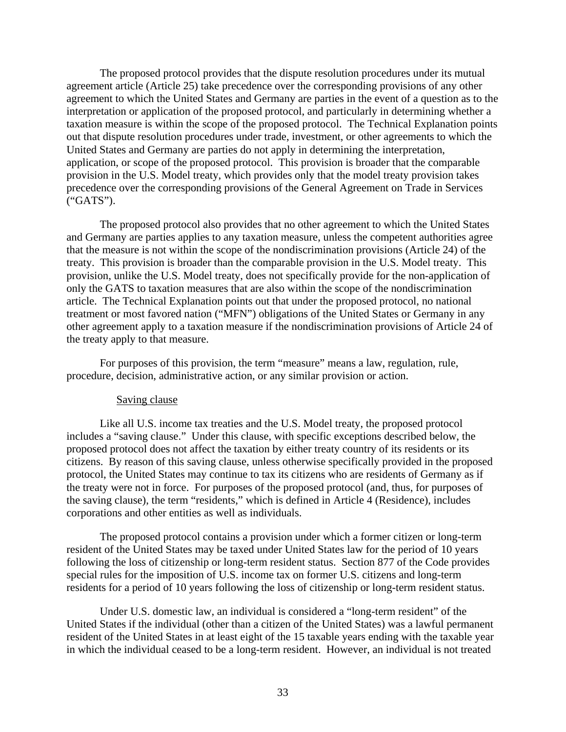The proposed protocol provides that the dispute resolution procedures under its mutual agreement article (Article 25) take precedence over the corresponding provisions of any other agreement to which the United States and Germany are parties in the event of a question as to the interpretation or application of the proposed protocol, and particularly in determining whether a taxation measure is within the scope of the proposed protocol. The Technical Explanation points out that dispute resolution procedures under trade, investment, or other agreements to which the United States and Germany are parties do not apply in determining the interpretation, application, or scope of the proposed protocol. This provision is broader that the comparable provision in the U.S. Model treaty, which provides only that the model treaty provision takes precedence over the corresponding provisions of the General Agreement on Trade in Services ("GATS").

The proposed protocol also provides that no other agreement to which the United States and Germany are parties applies to any taxation measure, unless the competent authorities agree that the measure is not within the scope of the nondiscrimination provisions (Article 24) of the treaty. This provision is broader than the comparable provision in the U.S. Model treaty. This provision, unlike the U.S. Model treaty, does not specifically provide for the non-application of only the GATS to taxation measures that are also within the scope of the nondiscrimination article. The Technical Explanation points out that under the proposed protocol, no national treatment or most favored nation ("MFN") obligations of the United States or Germany in any other agreement apply to a taxation measure if the nondiscrimination provisions of Article 24 of the treaty apply to that measure.

For purposes of this provision, the term "measure" means a law, regulation, rule, procedure, decision, administrative action, or any similar provision or action.

#### Saving clause

Like all U.S. income tax treaties and the U.S. Model treaty, the proposed protocol includes a "saving clause." Under this clause, with specific exceptions described below, the proposed protocol does not affect the taxation by either treaty country of its residents or its citizens. By reason of this saving clause, unless otherwise specifically provided in the proposed protocol, the United States may continue to tax its citizens who are residents of Germany as if the treaty were not in force. For purposes of the proposed protocol (and, thus, for purposes of the saving clause), the term "residents," which is defined in Article 4 (Residence), includes corporations and other entities as well as individuals.

The proposed protocol contains a provision under which a former citizen or long-term resident of the United States may be taxed under United States law for the period of 10 years following the loss of citizenship or long-term resident status. Section 877 of the Code provides special rules for the imposition of U.S. income tax on former U.S. citizens and long-term residents for a period of 10 years following the loss of citizenship or long-term resident status.

Under U.S. domestic law, an individual is considered a "long-term resident" of the United States if the individual (other than a citizen of the United States) was a lawful permanent resident of the United States in at least eight of the 15 taxable years ending with the taxable year in which the individual ceased to be a long-term resident. However, an individual is not treated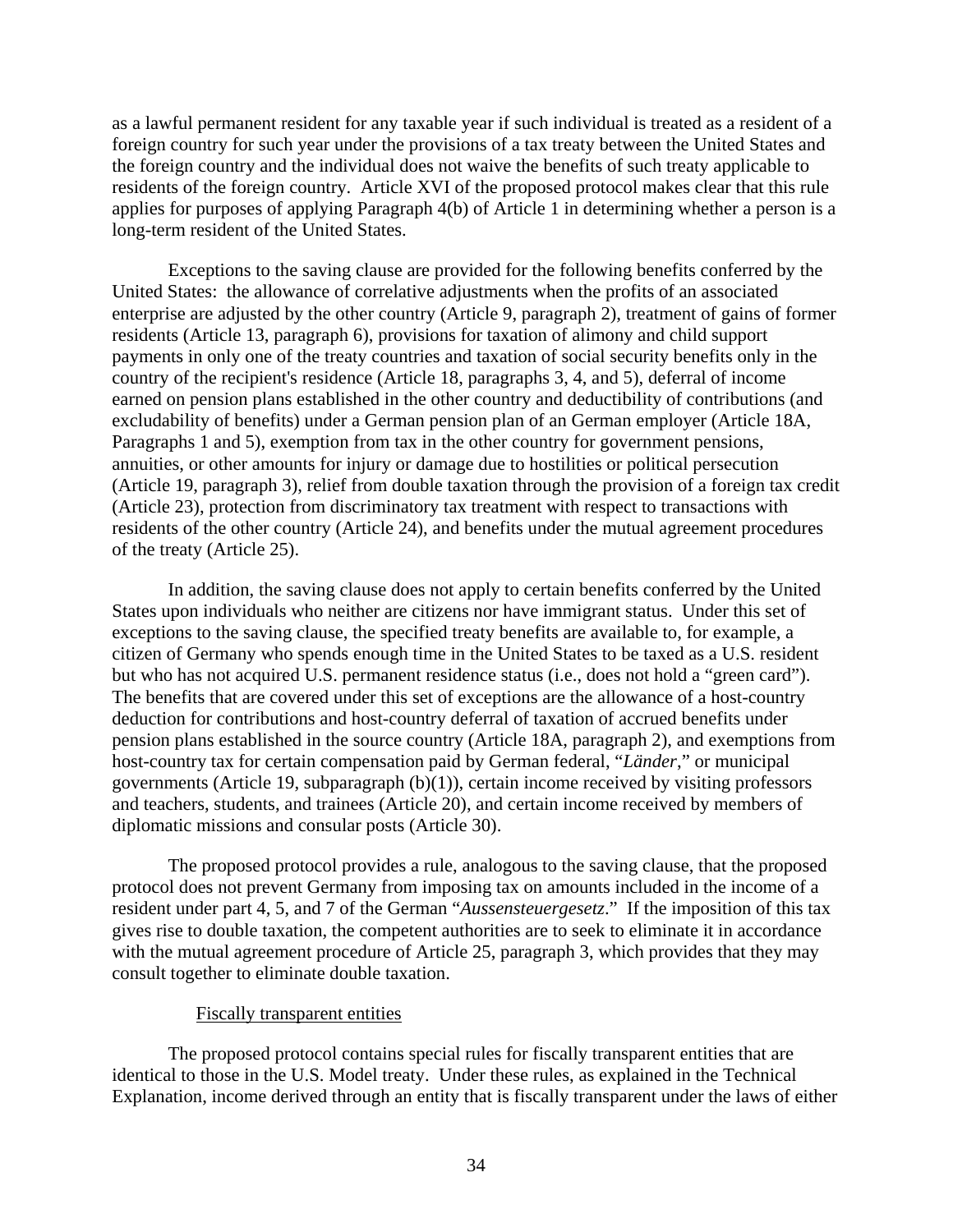as a lawful permanent resident for any taxable year if such individual is treated as a resident of a foreign country for such year under the provisions of a tax treaty between the United States and the foreign country and the individual does not waive the benefits of such treaty applicable to residents of the foreign country. Article XVI of the proposed protocol makes clear that this rule applies for purposes of applying Paragraph 4(b) of Article 1 in determining whether a person is a long-term resident of the United States.

Exceptions to the saving clause are provided for the following benefits conferred by the United States: the allowance of correlative adjustments when the profits of an associated enterprise are adjusted by the other country (Article 9, paragraph 2), treatment of gains of former residents (Article 13, paragraph 6), provisions for taxation of alimony and child support payments in only one of the treaty countries and taxation of social security benefits only in the country of the recipient's residence (Article 18, paragraphs 3, 4, and 5), deferral of income earned on pension plans established in the other country and deductibility of contributions (and excludability of benefits) under a German pension plan of an German employer (Article 18A, Paragraphs 1 and 5), exemption from tax in the other country for government pensions, annuities, or other amounts for injury or damage due to hostilities or political persecution (Article 19, paragraph 3), relief from double taxation through the provision of a foreign tax credit (Article 23), protection from discriminatory tax treatment with respect to transactions with residents of the other country (Article 24), and benefits under the mutual agreement procedures of the treaty (Article 25).

In addition, the saving clause does not apply to certain benefits conferred by the United States upon individuals who neither are citizens nor have immigrant status. Under this set of exceptions to the saving clause, the specified treaty benefits are available to, for example, a citizen of Germany who spends enough time in the United States to be taxed as a U.S. resident but who has not acquired U.S. permanent residence status (i.e., does not hold a "green card"). The benefits that are covered under this set of exceptions are the allowance of a host-country deduction for contributions and host-country deferral of taxation of accrued benefits under pension plans established in the source country (Article 18A, paragraph 2), and exemptions from host-country tax for certain compensation paid by German federal, "*Länder*," or municipal governments (Article 19, subparagraph (b)(1)), certain income received by visiting professors and teachers, students, and trainees (Article 20), and certain income received by members of diplomatic missions and consular posts (Article 30).

The proposed protocol provides a rule, analogous to the saving clause, that the proposed protocol does not prevent Germany from imposing tax on amounts included in the income of a resident under part 4, 5, and 7 of the German "*Aussensteuergesetz*." If the imposition of this tax gives rise to double taxation, the competent authorities are to seek to eliminate it in accordance with the mutual agreement procedure of Article 25, paragraph 3, which provides that they may consult together to eliminate double taxation.

#### Fiscally transparent entities

The proposed protocol contains special rules for fiscally transparent entities that are identical to those in the U.S. Model treaty. Under these rules, as explained in the Technical Explanation, income derived through an entity that is fiscally transparent under the laws of either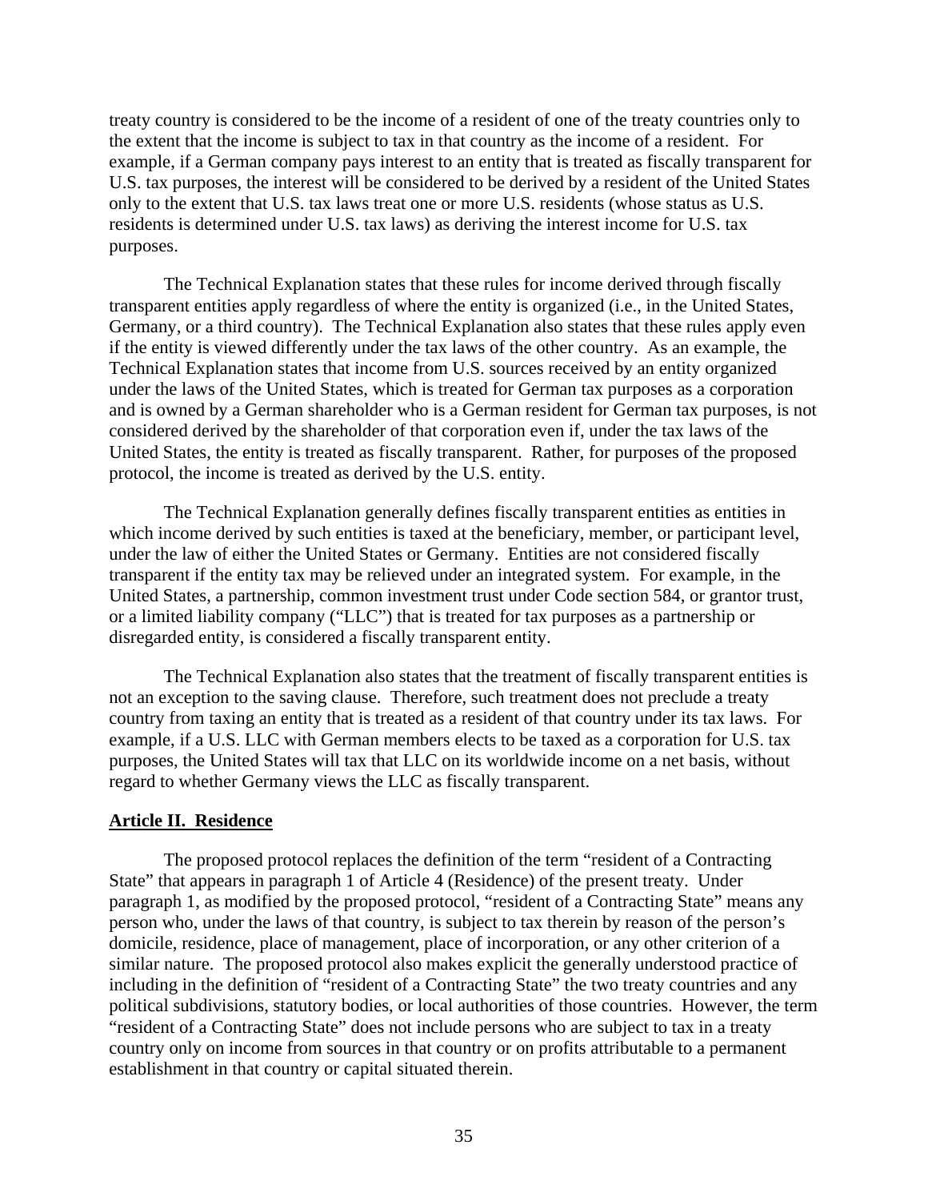treaty country is considered to be the income of a resident of one of the treaty countries only to the extent that the income is subject to tax in that country as the income of a resident. For example, if a German company pays interest to an entity that is treated as fiscally transparent for U.S. tax purposes, the interest will be considered to be derived by a resident of the United States only to the extent that U.S. tax laws treat one or more U.S. residents (whose status as U.S. residents is determined under U.S. tax laws) as deriving the interest income for U.S. tax purposes.

The Technical Explanation states that these rules for income derived through fiscally transparent entities apply regardless of where the entity is organized (i.e., in the United States, Germany, or a third country). The Technical Explanation also states that these rules apply even if the entity is viewed differently under the tax laws of the other country. As an example, the Technical Explanation states that income from U.S. sources received by an entity organized under the laws of the United States, which is treated for German tax purposes as a corporation and is owned by a German shareholder who is a German resident for German tax purposes, is not considered derived by the shareholder of that corporation even if, under the tax laws of the United States, the entity is treated as fiscally transparent. Rather, for purposes of the proposed protocol, the income is treated as derived by the U.S. entity.

The Technical Explanation generally defines fiscally transparent entities as entities in which income derived by such entities is taxed at the beneficiary, member, or participant level, under the law of either the United States or Germany. Entities are not considered fiscally transparent if the entity tax may be relieved under an integrated system. For example, in the United States, a partnership, common investment trust under Code section 584, or grantor trust, or a limited liability company ("LLC") that is treated for tax purposes as a partnership or disregarded entity, is considered a fiscally transparent entity.

The Technical Explanation also states that the treatment of fiscally transparent entities is not an exception to the saving clause. Therefore, such treatment does not preclude a treaty country from taxing an entity that is treated as a resident of that country under its tax laws. For example, if a U.S. LLC with German members elects to be taxed as a corporation for U.S. tax purposes, the United States will tax that LLC on its worldwide income on a net basis, without regard to whether Germany views the LLC as fiscally transparent.

## Article II. Residence

The proposed protocol replaces the definition of the term "resident of a Contracting State" that appears in paragraph 1 of Article 4 (Residence) of the present treaty. Under paragraph 1, as modified by the proposed protocol, "resident of a Contracting State" means any person who, under the laws of that country, is subject to tax therein by reason of the person's domicile, residence, place of management, place of incorporation, or any other criterion of a similar nature. The proposed protocol also makes explicit the generally understood practice of including in the definition of "resident of a Contracting State" the two treaty countries and any political subdivisions, statutory bodies, or local authorities of those countries. However, the term "resident of a Contracting State" does not include persons who are subject to tax in a treaty country only on income from sources in that country or on profits attributable to a permanent establishment in that country or capital situated therein.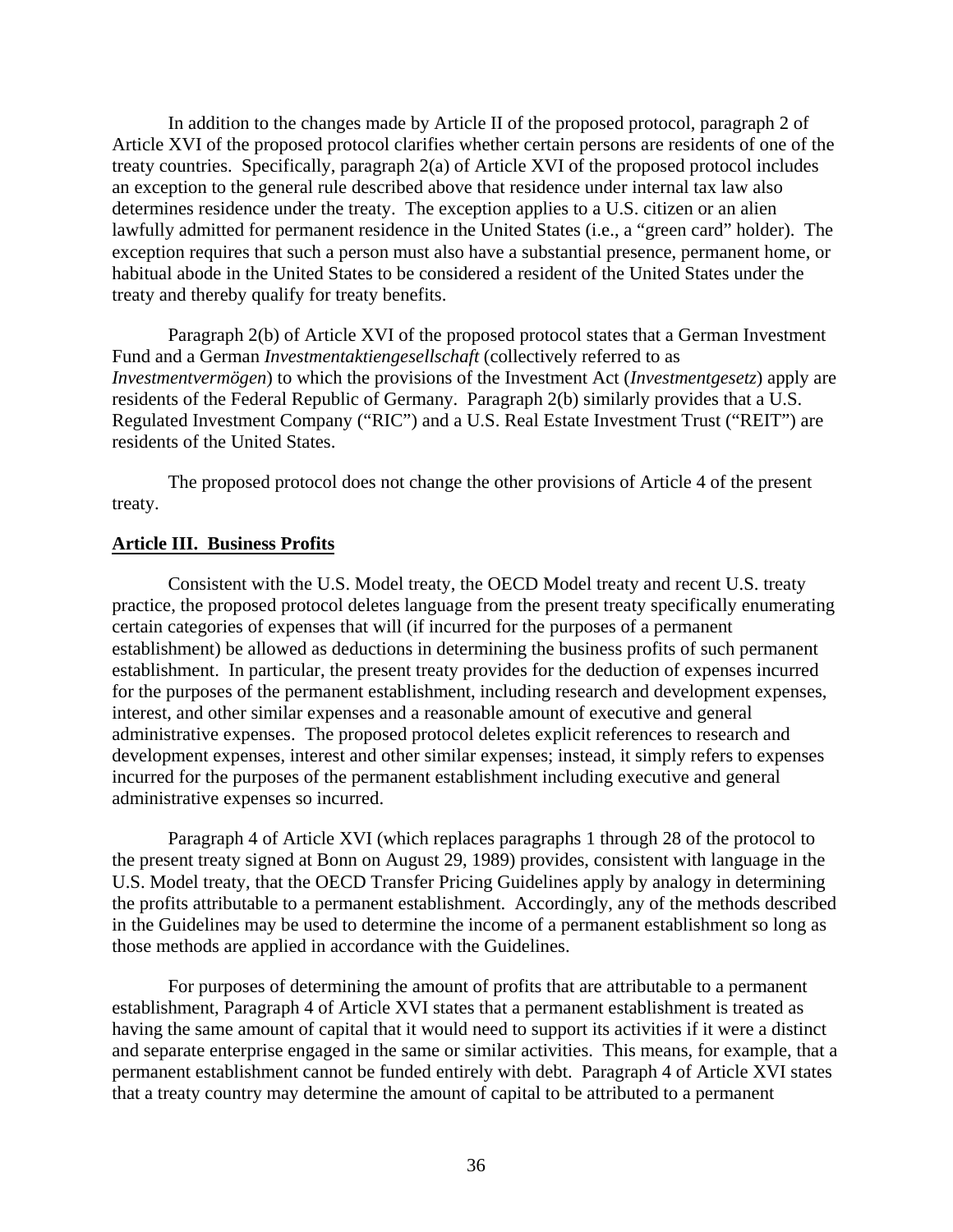In addition to the changes made by Article II of the proposed protocol, paragraph 2 of Article XVI of the proposed protocol clarifies whether certain persons are residents of one of the treaty countries. Specifically, paragraph 2(a) of Article XVI of the proposed protocol includes an exception to the general rule described above that residence under internal tax law also determines residence under the treaty. The exception applies to a U.S. citizen or an alien lawfully admitted for permanent residence in the United States (i.e., a "green card" holder). The exception requires that such a person must also have a substantial presence, permanent home, or habitual abode in the United States to be considered a resident of the United States under the treaty and thereby qualify for treaty benefits.

Paragraph 2(b) of Article XVI of the proposed protocol states that a German Investment Fund and a German *Investmentaktiengesellschaft* (collectively referred to as *Investmentvermögen*) to which the provisions of the Investment Act (*Investmentgesetz*) apply are residents of the Federal Republic of Germany. Paragraph 2(b) similarly provides that a U.S. Regulated Investment Company ("RIC") and a U.S. Real Estate Investment Trust ("REIT") are residents of the United States.

The proposed protocol does not change the other provisions of Article 4 of the present treaty.

## Article III. Business Profits

Consistent with the U.S. Model treaty, the OECD Model treaty and recent U.S. treaty practice, the proposed protocol deletes language from the present treaty specifically enumerating certain categories of expenses that will (if incurred for the purposes of a permanent establishment) be allowed as deductions in determining the business profits of such permanent establishment. In particular, the present treaty provides for the deduction of expenses incurred for the purposes of the permanent establishment, including research and development expenses, interest, and other similar expenses and a reasonable amount of executive and general administrative expenses. The proposed protocol deletes explicit references to research and development expenses, interest and other similar expenses; instead, it simply refers to expenses incurred for the purposes of the permanent establishment including executive and general administrative expenses so incurred.

Paragraph 4 of Article XVI (which replaces paragraphs 1 through 28 of the protocol to the present treaty signed at Bonn on August 29, 1989) provides, consistent with language in the U.S. Model treaty, that the OECD Transfer Pricing Guidelines apply by analogy in determining the profits attributable to a permanent establishment. Accordingly, any of the methods described in the Guidelines may be used to determine the income of a permanent establishment so long as those methods are applied in accordance with the Guidelines.

For purposes of determining the amount of profits that are attributable to a permanent establishment, Paragraph 4 of Article XVI states that a permanent establishment is treated as having the same amount of capital that it would need to support its activities if it were a distinct and separate enterprise engaged in the same or similar activities. This means, for example, that a permanent establishment cannot be funded entirely with debt. Paragraph 4 of Article XVI states that a treaty country may determine the amount of capital to be attributed to a permanent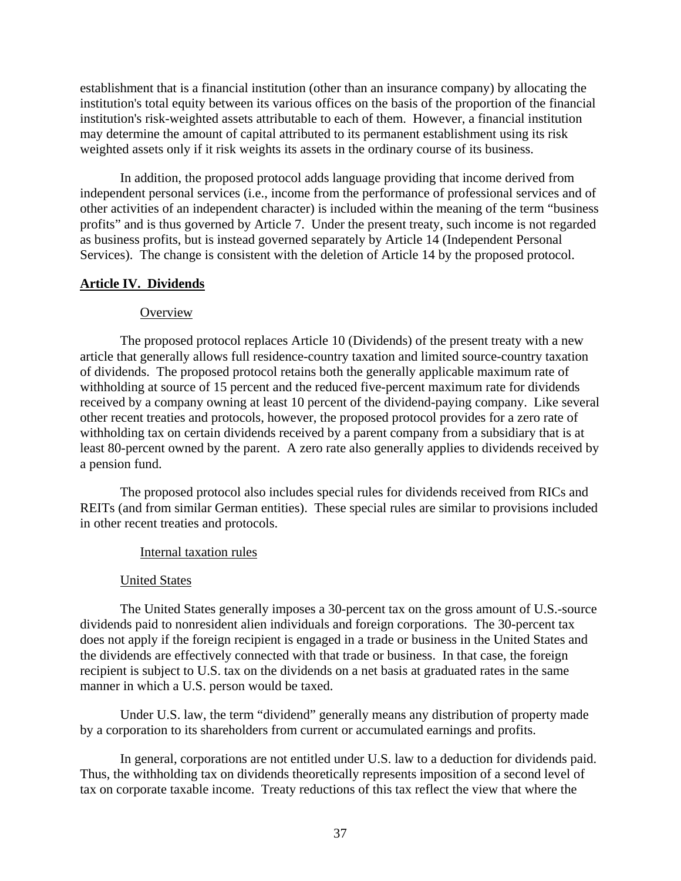establishment that is a financial institution (other than an insurance company) by allocating the institution's total equity between its various offices on the basis of the proportion of the financial institution's risk-weighted assets attributable to each of them. However, a financial institution may determine the amount of capital attributed to its permanent establishment using its risk weighted assets only if it risk weights its assets in the ordinary course of its business.

In addition, the proposed protocol adds language providing that income derived from independent personal services (i.e., income from the performance of professional services and of other activities of an independent character) is included within the meaning of the term "business profits" and is thus governed by Article 7. Under the present treaty, such income is not regarded as business profits, but is instead governed separately by Article 14 (Independent Personal Services). The change is consistent with the deletion of Article 14 by the proposed protocol.

## Article IV. Dividends

### Overview

The proposed protocol replaces Article 10 (Dividends) of the present treaty with a new article that generally allows full residence-country taxation and limited source-country taxation of dividends. The proposed protocol retains both the generally applicable maximum rate of withholding at source of 15 percent and the reduced five-percent maximum rate for dividends received by a company owning at least 10 percent of the dividend-paying company. Like several other recent treaties and protocols, however, the proposed protocol provides for a zero rate of withholding tax on certain dividends received by a parent company from a subsidiary that is at least 80-percent owned by the parent. A zero rate also generally applies to dividends received by a pension fund.

The proposed protocol also includes special rules for dividends received from RICs and REITs (and from similar German entities). These special rules are similar to provisions included in other recent treaties and protocols.

### Internal taxation rules

#### United States

The United States generally imposes a 30-percent tax on the gross amount of U.S.-source dividends paid to nonresident alien individuals and foreign corporations. The 30-percent tax does not apply if the foreign recipient is engaged in a trade or business in the United States and the dividends are effectively connected with that trade or business. In that case, the foreign recipient is subject to U.S. tax on the dividends on a net basis at graduated rates in the same manner in which a U.S. person would be taxed.

Under U.S. law, the term "dividend" generally means any distribution of property made by a corporation to its shareholders from current or accumulated earnings and profits.

In general, corporations are not entitled under U.S. law to a deduction for dividends paid. Thus, the withholding tax on dividends theoretically represents imposition of a second level of tax on corporate taxable income. Treaty reductions of this tax reflect the view that where the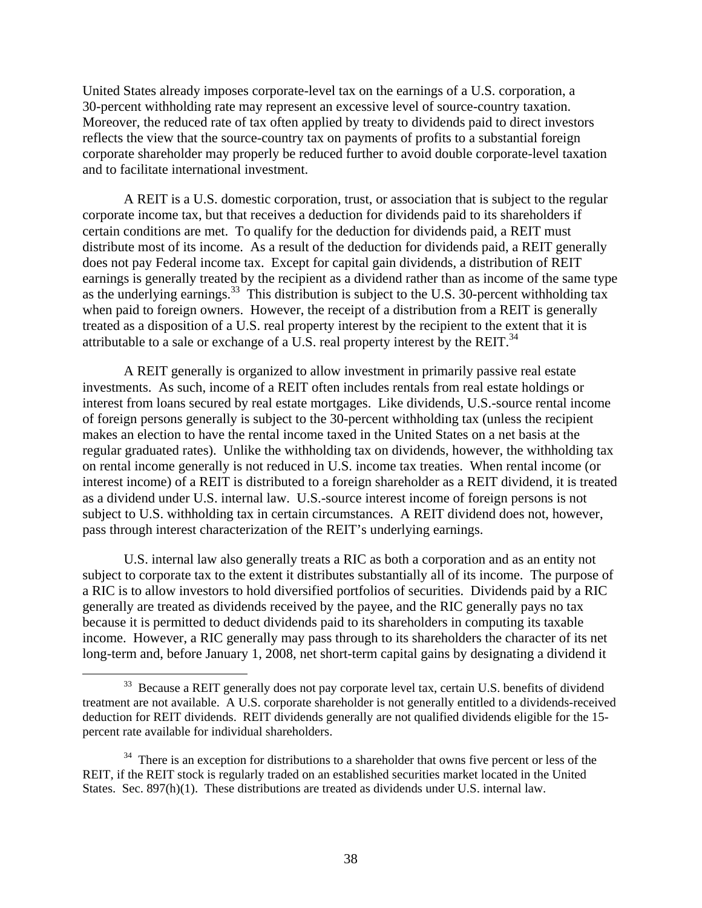United States already imposes corporate-level tax on the earnings of a U.S. corporation, a 30-percent withholding rate may represent an excessive level of source-country taxation. Moreover, the reduced rate of tax often applied by treaty to dividends paid to direct investors reflects the view that the source-country tax on payments of profits to a substantial foreign corporate shareholder may properly be reduced further to avoid double corporate-level taxation and to facilitate international investment.

A REIT is a U.S. domestic corporation, trust, or association that is subject to the regular corporate income tax, but that receives a deduction for dividends paid to its shareholders if certain conditions are met. To qualify for the deduction for dividends paid, a REIT must distribute most of its income. As a result of the deduction for dividends paid, a REIT generally does not pay Federal income tax. Except for capital gain dividends, a distribution of REIT earnings is generally treated by the recipient as a dividend rather than as income of the same type as the underlying earnings.[33] This distribution is subject to the U.S. 30-percent withholding tax when paid to foreign owners. However, the receipt of a distribution from a REIT is generally treated as a disposition of a U.S. real property interest by the recipient to the extent that it is attributable to a sale or exchange of a U.S. real property interest by the REIT.[34]

A REIT generally is organized to allow investment in primarily passive real estate investments. As such, income of a REIT often includes rentals from real estate holdings or interest from loans secured by real estate mortgages. Like dividends, U.S.-source rental income of foreign persons generally is subject to the 30-percent withholding tax (unless the recipient makes an election to have the rental income taxed in the United States on a net basis at the regular graduated rates). Unlike the withholding tax on dividends, however, the withholding tax on rental income generally is not reduced in U.S. income tax treaties. When rental income (or interest income) of a REIT is distributed to a foreign shareholder as a REIT dividend, it is treated as a dividend under U.S. internal law. U.S.-source interest income of foreign persons is not subject to U.S. withholding tax in certain circumstances. A REIT dividend does not, however, pass through interest characterization of the REIT's underlying earnings.

U.S. internal law also generally treats a RIC as both a corporation and as an entity not subject to corporate tax to the extent it distributes substantially all of its income. The purpose of a RIC is to allow investors to hold diversified portfolios of securities. Dividends paid by a RIC generally are treated as dividends received by the payee, and the RIC generally pays no tax because it is permitted to deduct dividends paid to its shareholders in computing its taxable income. However, a RIC generally may pass through to its shareholders the character of its net long-term and, before January 1, 2008, net short-term capital gains by designating a dividend it

---

[33] Because a REIT generally does not pay corporate level tax, certain U.S. benefits of dividend treatment are not available. A U.S. corporate shareholder is not generally entitled to a dividends-received deduction for REIT dividends. REIT dividends generally are not qualified dividends eligible for the 15-percent rate available for individual shareholders.

[34] There is an exception for distributions to a shareholder that owns five percent or less of the REIT, if the REIT stock is regularly traded on an established securities market located in the United States. Sec. 897(h)(1). These distributions are treated as dividends under U.S. internal law.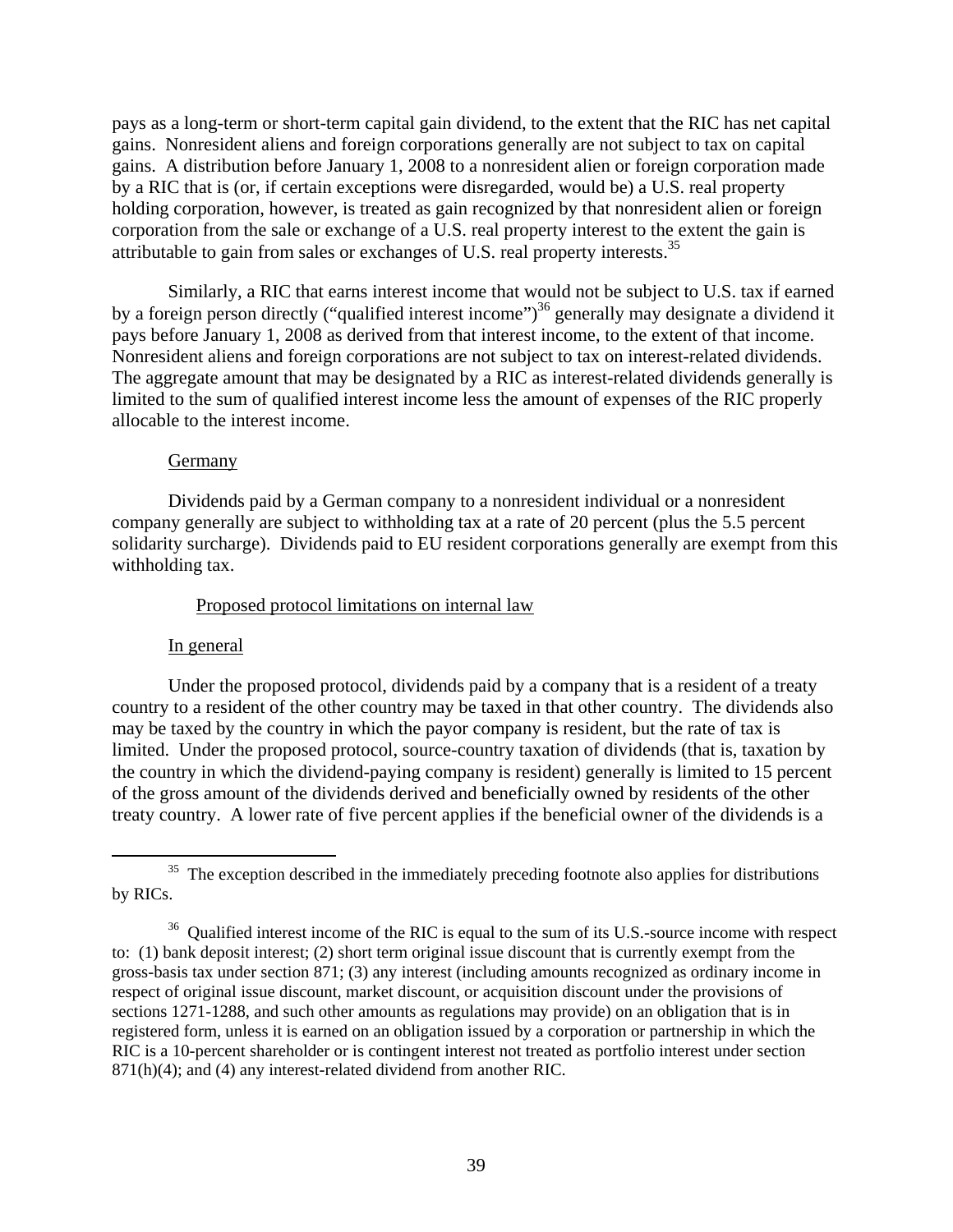pays as a long-term or short-term capital gain dividend, to the extent that the RIC has net capital gains. Nonresident aliens and foreign corporations generally are not subject to tax on capital gains. A distribution before January 1, 2008 to a nonresident alien or foreign corporation made by a RIC that is (or, if certain exceptions were disregarded, would be) a U.S. real property holding corporation, however, is treated as gain recognized by that nonresident alien or foreign corporation from the sale or exchange of a U.S. real property interest to the extent the gain is attributable to gain from sales or exchanges of U.S. real property interests.[35]

Similarly, a RIC that earns interest income that would not be subject to U.S. tax if earned by a foreign person directly ("qualified interest income")[36] generally may designate a dividend it pays before January 1, 2008 as derived from that interest income, to the extent of that income. Nonresident aliens and foreign corporations are not subject to tax on interest-related dividends. The aggregate amount that may be designated by a RIC as interest-related dividends generally is limited to the sum of qualified interest income less the amount of expenses of the RIC properly allocable to the interest income.

Germany

Dividends paid by a German company to a nonresident individual or a nonresident company generally are subject to withholding tax at a rate of 20 percent (plus the 5.5 percent solidarity surcharge). Dividends paid to EU resident corporations generally are exempt from this withholding tax.

Proposed protocol limitations on internal law

In general

Under the proposed protocol, dividends paid by a company that is a resident of a treaty country to a resident of the other country may be taxed in that other country. The dividends also may be taxed by the country in which the payor company is resident, but the rate of tax is limited. Under the proposed protocol, source-country taxation of dividends (that is, taxation by the country in which the dividend-paying company is resident) generally is limited to 15 percent of the gross amount of the dividends derived and beneficially owned by residents of the other treaty country. A lower rate of five percent applies if the beneficial owner of the dividends is a

[35] The exception described in the immediately preceding footnote also applies for distributions by RICs.

[36] Qualified interest income of the RIC is equal to the sum of its U.S.-source income with respect to: (1) bank deposit interest; (2) short term original issue discount that is currently exempt from the gross-basis tax under section 871; (3) any interest (including amounts recognized as ordinary income in respect of original issue discount, market discount, or acquisition discount under the provisions of sections 1271-1288, and such other amounts as regulations may provide) on an obligation that is in registered form, unless it is earned on an obligation issued by a corporation or partnership in which the RIC is a 10-percent shareholder or is contingent interest not treated as portfolio interest under section 871(h)(4); and (4) any interest-related dividend from another RIC.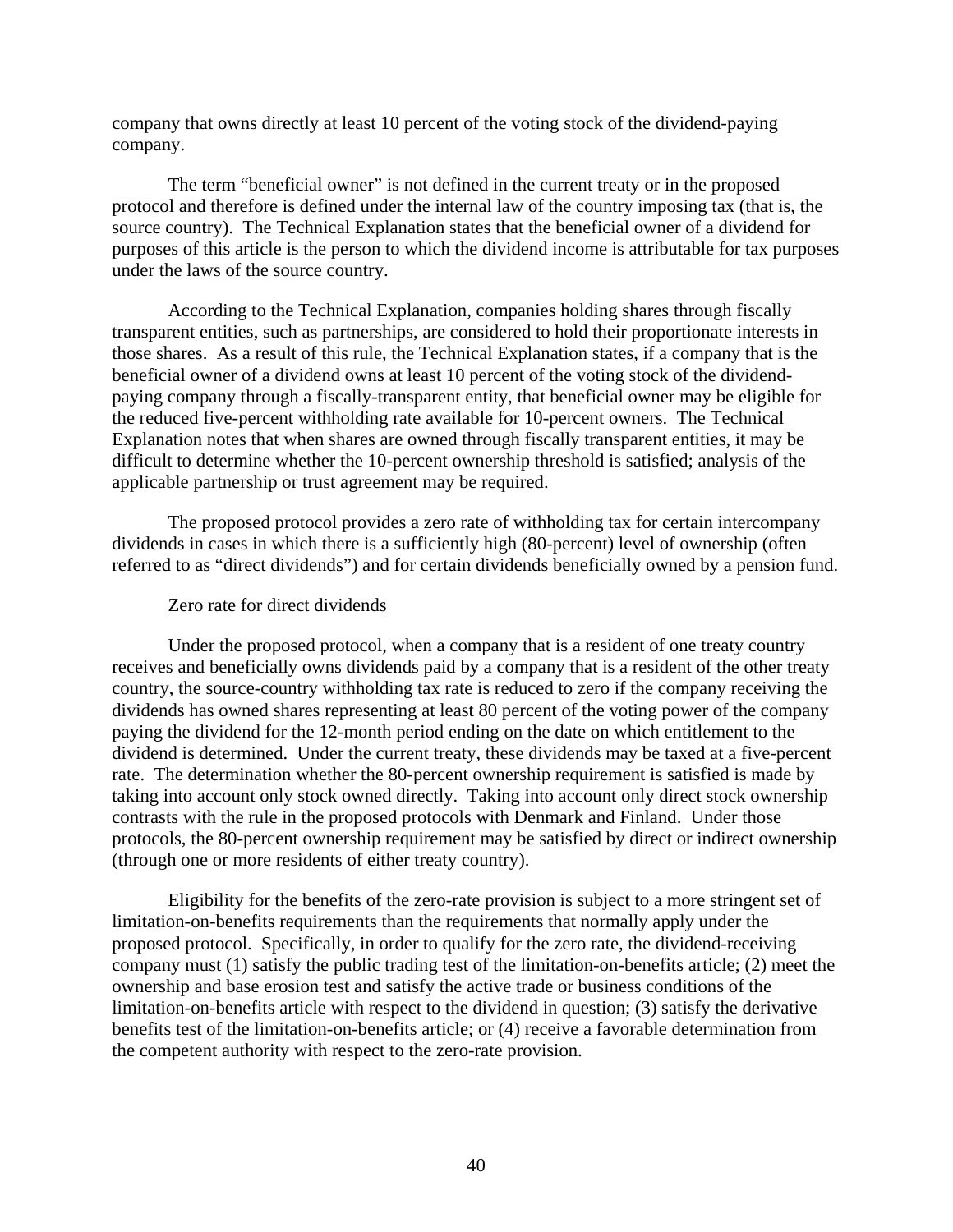company that owns directly at least 10 percent of the voting stock of the dividend-paying company.

The term "beneficial owner" is not defined in the current treaty or in the proposed protocol and therefore is defined under the internal law of the country imposing tax (that is, the source country). The Technical Explanation states that the beneficial owner of a dividend for purposes of this article is the person to which the dividend income is attributable for tax purposes under the laws of the source country.

According to the Technical Explanation, companies holding shares through fiscally transparent entities, such as partnerships, are considered to hold their proportionate interests in those shares. As a result of this rule, the Technical Explanation states, if a company that is the beneficial owner of a dividend owns at least 10 percent of the voting stock of the dividend-paying company through a fiscally-transparent entity, that beneficial owner may be eligible for the reduced five-percent withholding rate available for 10-percent owners. The Technical Explanation notes that when shares are owned through fiscally transparent entities, it may be difficult to determine whether the 10-percent ownership threshold is satisfied; analysis of the applicable partnership or trust agreement may be required.

The proposed protocol provides a zero rate of withholding tax for certain intercompany dividends in cases in which there is a sufficiently high (80-percent) level of ownership (often referred to as "direct dividends") and for certain dividends beneficially owned by a pension fund.

Zero rate for direct dividends

Under the proposed protocol, when a company that is a resident of one treaty country receives and beneficially owns dividends paid by a company that is a resident of the other treaty country, the source-country withholding tax rate is reduced to zero if the company receiving the dividends has owned shares representing at least 80 percent of the voting power of the company paying the dividend for the 12-month period ending on the date on which entitlement to the dividend is determined. Under the current treaty, these dividends may be taxed at a five-percent rate. The determination whether the 80-percent ownership requirement is satisfied is made by taking into account only stock owned directly. Taking into account only direct stock ownership contrasts with the rule in the proposed protocols with Denmark and Finland. Under those protocols, the 80-percent ownership requirement may be satisfied by direct or indirect ownership (through one or more residents of either treaty country).

Eligibility for the benefits of the zero-rate provision is subject to a more stringent set of limitation-on-benefits requirements than the requirements that normally apply under the proposed protocol. Specifically, in order to qualify for the zero rate, the dividend-receiving company must (1) satisfy the public trading test of the limitation-on-benefits article; (2) meet the ownership and base erosion test and satisfy the active trade or business conditions of the limitation-on-benefits article with respect to the dividend in question; (3) satisfy the derivative benefits test of the limitation-on-benefits article; or (4) receive a favorable determination from the competent authority with respect to the zero-rate provision.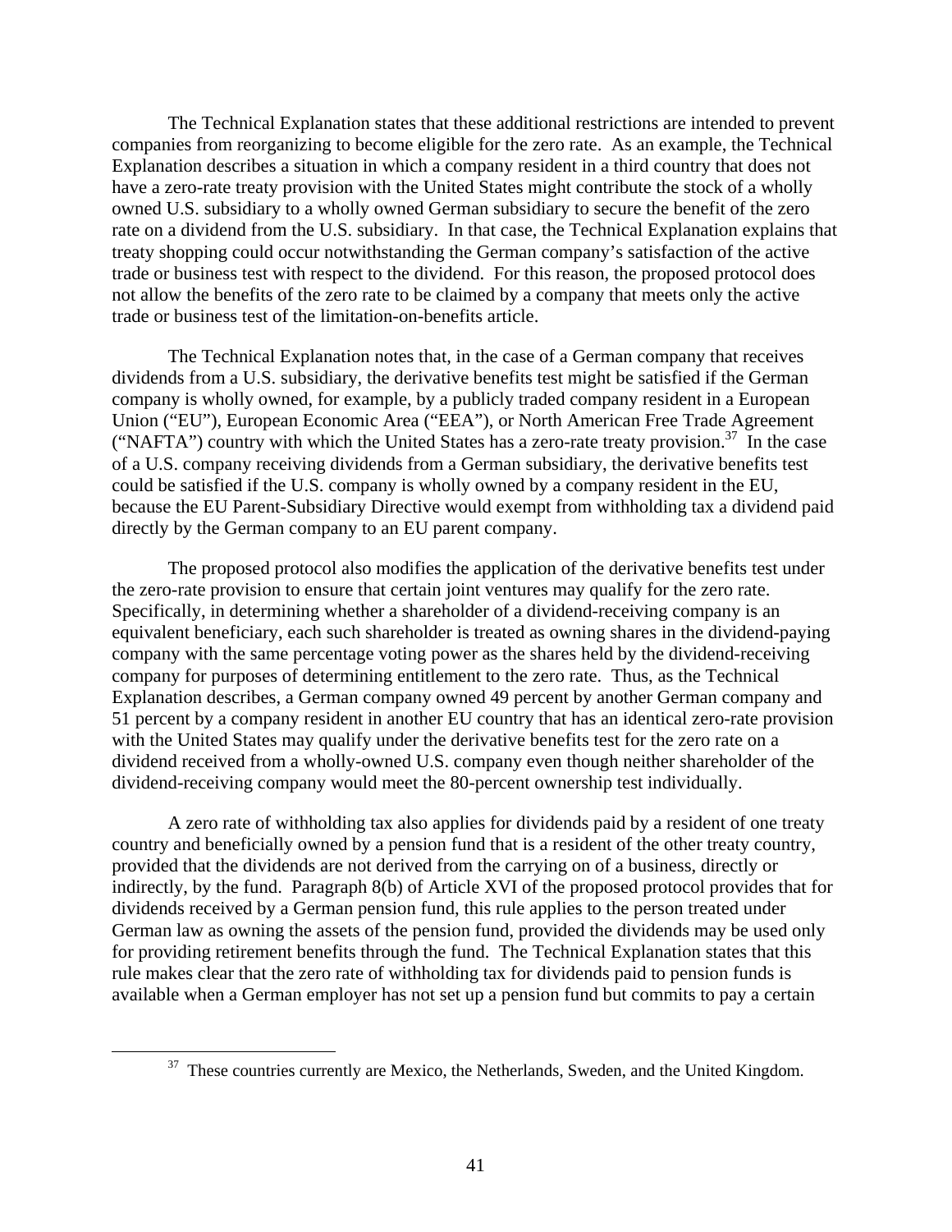The Technical Explanation states that these additional restrictions are intended to prevent companies from reorganizing to become eligible for the zero rate. As an example, the Technical Explanation describes a situation in which a company resident in a third country that does not have a zero-rate treaty provision with the United States might contribute the stock of a wholly owned U.S. subsidiary to a wholly owned German subsidiary to secure the benefit of the zero rate on a dividend from the U.S. subsidiary. In that case, the Technical Explanation explains that treaty shopping could occur notwithstanding the German company's satisfaction of the active trade or business test with respect to the dividend. For this reason, the proposed protocol does not allow the benefits of the zero rate to be claimed by a company that meets only the active trade or business test of the limitation-on-benefits article.

The Technical Explanation notes that, in the case of a German company that receives dividends from a U.S. subsidiary, the derivative benefits test might be satisfied if the German company is wholly owned, for example, by a publicly traded company resident in a European Union ("EU"), European Economic Area ("EEA"), or North American Free Trade Agreement ("NAFTA") country with which the United States has a zero-rate treaty provision.[37] In the case of a U.S. company receiving dividends from a German subsidiary, the derivative benefits test could be satisfied if the U.S. company is wholly owned by a company resident in the EU, because the EU Parent-Subsidiary Directive would exempt from withholding tax a dividend paid directly by the German company to an EU parent company.

The proposed protocol also modifies the application of the derivative benefits test under the zero-rate provision to ensure that certain joint ventures may qualify for the zero rate. Specifically, in determining whether a shareholder of a dividend-receiving company is an equivalent beneficiary, each such shareholder is treated as owning shares in the dividend-paying company with the same percentage voting power as the shares held by the dividend-receiving company for purposes of determining entitlement to the zero rate. Thus, as the Technical Explanation describes, a German company owned 49 percent by another German company and 51 percent by a company resident in another EU country that has an identical zero-rate provision with the United States may qualify under the derivative benefits test for the zero rate on a dividend received from a wholly-owned U.S. company even though neither shareholder of the dividend-receiving company would meet the 80-percent ownership test individually.

A zero rate of withholding tax also applies for dividends paid by a resident of one treaty country and beneficially owned by a pension fund that is a resident of the other treaty country, provided that the dividends are not derived from the carrying on of a business, directly or indirectly, by the fund. Paragraph 8(b) of Article XVI of the proposed protocol provides that for dividends received by a German pension fund, this rule applies to the person treated under German law as owning the assets of the pension fund, provided the dividends may be used only for providing retirement benefits through the fund. The Technical Explanation states that this rule makes clear that the zero rate of withholding tax for dividends paid to pension funds is available when a German employer has not set up a pension fund but commits to pay a certain

[37] These countries currently are Mexico, the Netherlands, Sweden, and the United Kingdom.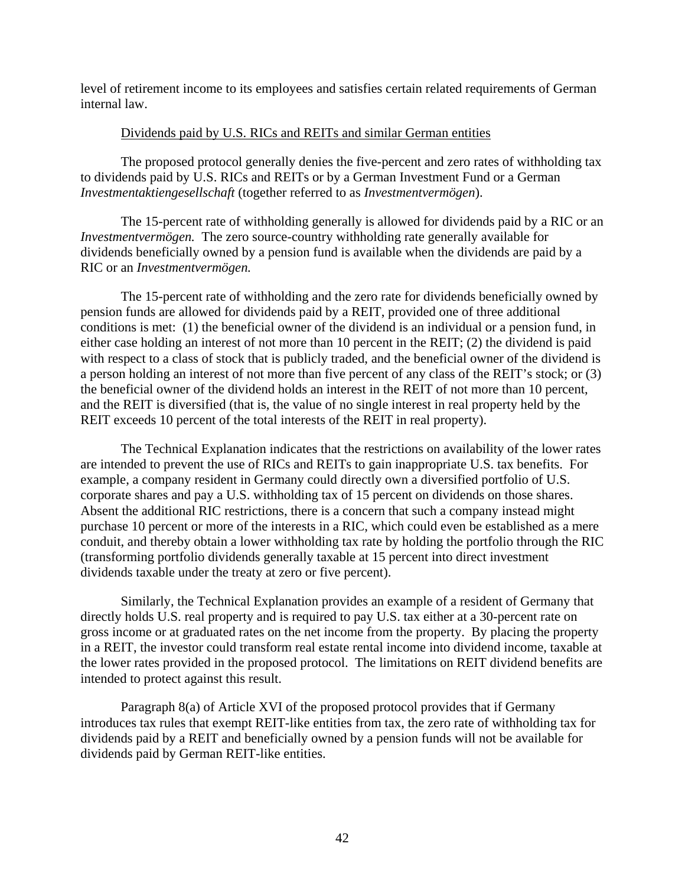level of retirement income to its employees and satisfies certain related requirements of German internal law.

Dividends paid by U.S. RICs and REITs and similar German entities

The proposed protocol generally denies the five-percent and zero rates of withholding tax to dividends paid by U.S. RICs and REITs or by a German Investment Fund or a German *Investmentaktiengesellschaft* (together referred to as *Investmentvermögen*).

The 15-percent rate of withholding generally is allowed for dividends paid by a RIC or an *Investmentvermögen.* The zero source-country withholding rate generally available for dividends beneficially owned by a pension fund is available when the dividends are paid by a RIC or an *Investmentvermögen.*

The 15-percent rate of withholding and the zero rate for dividends beneficially owned by pension funds are allowed for dividends paid by a REIT, provided one of three additional conditions is met: (1) the beneficial owner of the dividend is an individual or a pension fund, in either case holding an interest of not more than 10 percent in the REIT; (2) the dividend is paid with respect to a class of stock that is publicly traded, and the beneficial owner of the dividend is a person holding an interest of not more than five percent of any class of the REIT's stock; or (3) the beneficial owner of the dividend holds an interest in the REIT of not more than 10 percent, and the REIT is diversified (that is, the value of no single interest in real property held by the REIT exceeds 10 percent of the total interests of the REIT in real property).

The Technical Explanation indicates that the restrictions on availability of the lower rates are intended to prevent the use of RICs and REITs to gain inappropriate U.S. tax benefits. For example, a company resident in Germany could directly own a diversified portfolio of U.S. corporate shares and pay a U.S. withholding tax of 15 percent on dividends on those shares. Absent the additional RIC restrictions, there is a concern that such a company instead might purchase 10 percent or more of the interests in a RIC, which could even be established as a mere conduit, and thereby obtain a lower withholding tax rate by holding the portfolio through the RIC (transforming portfolio dividends generally taxable at 15 percent into direct investment dividends taxable under the treaty at zero or five percent).

Similarly, the Technical Explanation provides an example of a resident of Germany that directly holds U.S. real property and is required to pay U.S. tax either at a 30-percent rate on gross income or at graduated rates on the net income from the property. By placing the property in a REIT, the investor could transform real estate rental income into dividend income, taxable at the lower rates provided in the proposed protocol. The limitations on REIT dividend benefits are intended to protect against this result.

Paragraph 8(a) of Article XVI of the proposed protocol provides that if Germany introduces tax rules that exempt REIT-like entities from tax, the zero rate of withholding tax for dividends paid by a REIT and beneficially owned by a pension funds will not be available for dividends paid by German REIT-like entities.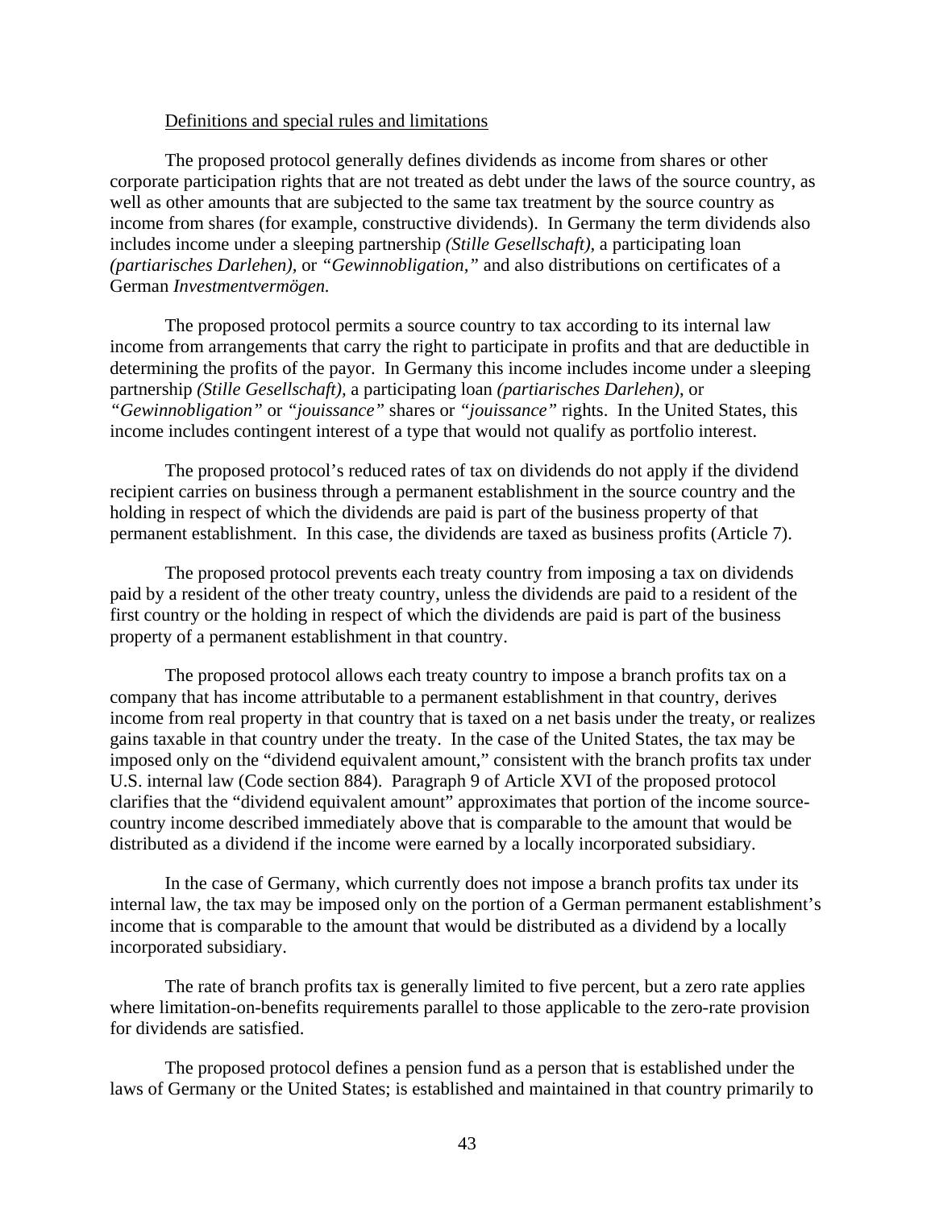Definitions and special rules and limitations

The proposed protocol generally defines dividends as income from shares or other corporate participation rights that are not treated as debt under the laws of the source country, as well as other amounts that are subjected to the same tax treatment by the source country as income from shares (for example, constructive dividends). In Germany the term dividends also includes income under a sleeping partnership *(Stille Gesellschaft)*, a participating loan *(partiarisches Darlehen)*, or *"Gewinnobligation,"* and also distributions on certificates of a German *Investmentvermögen.*

The proposed protocol permits a source country to tax according to its internal law income from arrangements that carry the right to participate in profits and that are deductible in determining the profits of the payor. In Germany this income includes income under a sleeping partnership *(Stille Gesellschaft)*, a participating loan *(partiarisches Darlehen)*, or *"Gewinnobligation"* or *"jouissance"* shares or *"jouissance"* rights. In the United States, this income includes contingent interest of a type that would not qualify as portfolio interest.

The proposed protocol's reduced rates of tax on dividends do not apply if the dividend recipient carries on business through a permanent establishment in the source country and the holding in respect of which the dividends are paid is part of the business property of that permanent establishment. In this case, the dividends are taxed as business profits (Article 7).

The proposed protocol prevents each treaty country from imposing a tax on dividends paid by a resident of the other treaty country, unless the dividends are paid to a resident of the first country or the holding in respect of which the dividends are paid is part of the business property of a permanent establishment in that country.

The proposed protocol allows each treaty country to impose a branch profits tax on a company that has income attributable to a permanent establishment in that country, derives income from real property in that country that is taxed on a net basis under the treaty, or realizes gains taxable in that country under the treaty. In the case of the United States, the tax may be imposed only on the "dividend equivalent amount," consistent with the branch profits tax under U.S. internal law (Code section 884). Paragraph 9 of Article XVI of the proposed protocol clarifies that the "dividend equivalent amount" approximates that portion of the income source-country income described immediately above that is comparable to the amount that would be distributed as a dividend if the income were earned by a locally incorporated subsidiary.

In the case of Germany, which currently does not impose a branch profits tax under its internal law, the tax may be imposed only on the portion of a German permanent establishment's income that is comparable to the amount that would be distributed as a dividend by a locally incorporated subsidiary.

The rate of branch profits tax is generally limited to five percent, but a zero rate applies where limitation-on-benefits requirements parallel to those applicable to the zero-rate provision for dividends are satisfied.

The proposed protocol defines a pension fund as a person that is established under the laws of Germany or the United States; is established and maintained in that country primarily to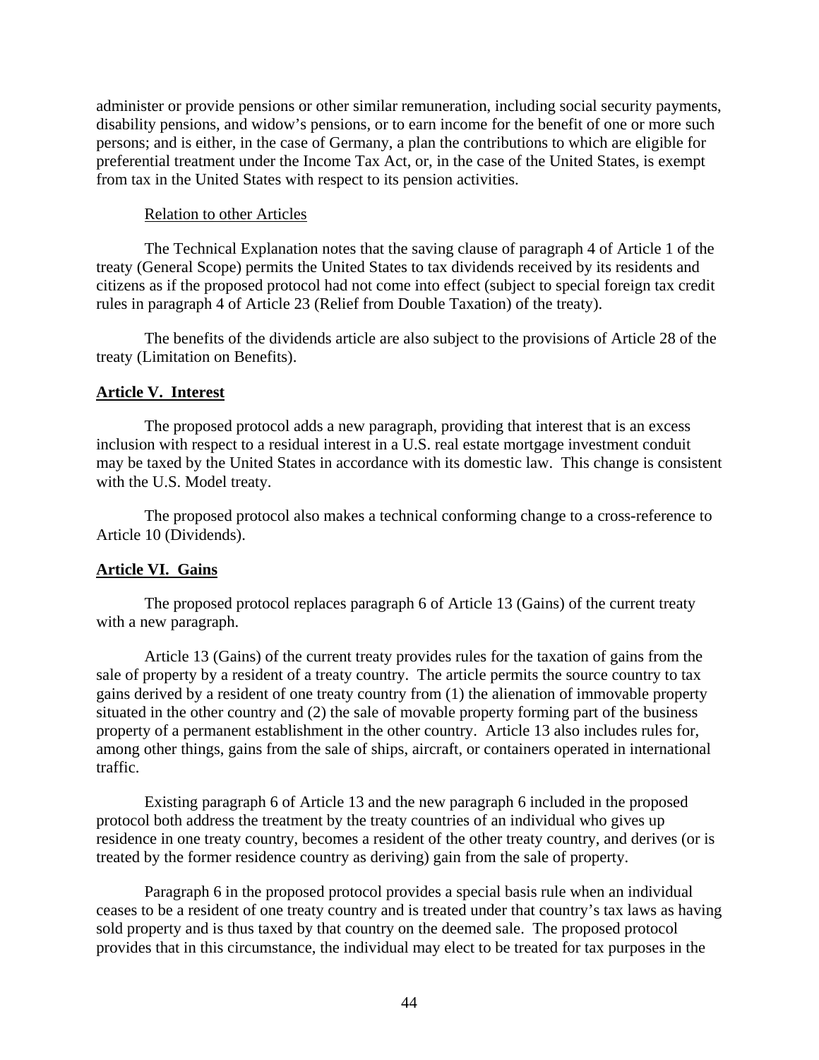administer or provide pensions or other similar remuneration, including social security payments, disability pensions, and widow's pensions, or to earn income for the benefit of one or more such persons; and is either, in the case of Germany, a plan the contributions to which are eligible for preferential treatment under the Income Tax Act, or, in the case of the United States, is exempt from tax in the United States with respect to its pension activities.

Relation to other Articles

The Technical Explanation notes that the saving clause of paragraph 4 of Article 1 of the treaty (General Scope) permits the United States to tax dividends received by its residents and citizens as if the proposed protocol had not come into effect (subject to special foreign tax credit rules in paragraph 4 of Article 23 (Relief from Double Taxation) of the treaty).

The benefits of the dividends article are also subject to the provisions of Article 28 of the treaty (Limitation on Benefits).

## Article V. Interest

The proposed protocol adds a new paragraph, providing that interest that is an excess inclusion with respect to a residual interest in a U.S. real estate mortgage investment conduit may be taxed by the United States in accordance with its domestic law. This change is consistent with the U.S. Model treaty.

The proposed protocol also makes a technical conforming change to a cross-reference to Article 10 (Dividends).

## Article VI. Gains

The proposed protocol replaces paragraph 6 of Article 13 (Gains) of the current treaty with a new paragraph.

Article 13 (Gains) of the current treaty provides rules for the taxation of gains from the sale of property by a resident of a treaty country. The article permits the source country to tax gains derived by a resident of one treaty country from (1) the alienation of immovable property situated in the other country and (2) the sale of movable property forming part of the business property of a permanent establishment in the other country. Article 13 also includes rules for, among other things, gains from the sale of ships, aircraft, or containers operated in international traffic.

Existing paragraph 6 of Article 13 and the new paragraph 6 included in the proposed protocol both address the treatment by the treaty countries of an individual who gives up residence in one treaty country, becomes a resident of the other treaty country, and derives (or is treated by the former residence country as deriving) gain from the sale of property.

Paragraph 6 in the proposed protocol provides a special basis rule when an individual ceases to be a resident of one treaty country and is treated under that country's tax laws as having sold property and is thus taxed by that country on the deemed sale. The proposed protocol provides that in this circumstance, the individual may elect to be treated for tax purposes in the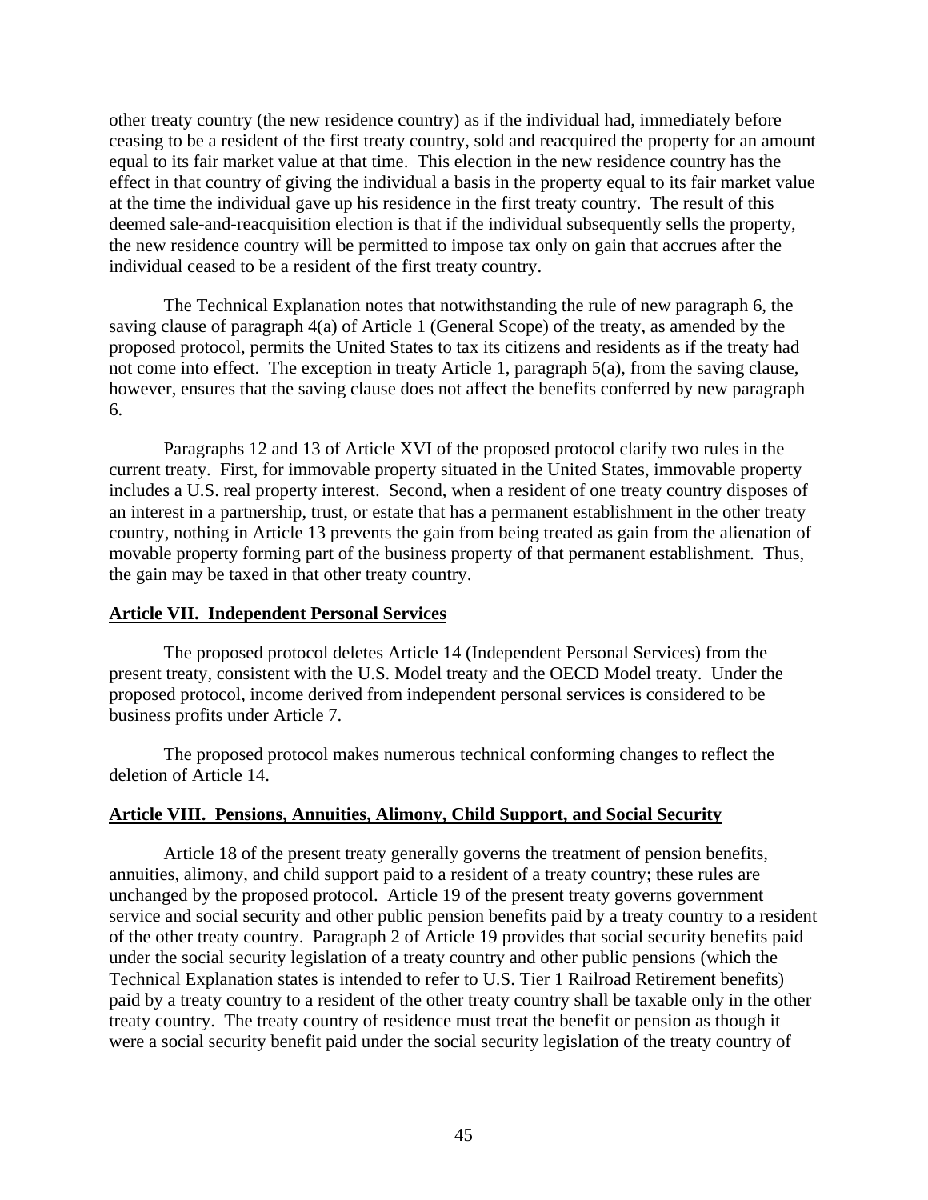other treaty country (the new residence country) as if the individual had, immediately before ceasing to be a resident of the first treaty country, sold and reacquired the property for an amount equal to its fair market value at that time. This election in the new residence country has the effect in that country of giving the individual a basis in the property equal to its fair market value at the time the individual gave up his residence in the first treaty country. The result of this deemed sale-and-reacquisition election is that if the individual subsequently sells the property, the new residence country will be permitted to impose tax only on gain that accrues after the individual ceased to be a resident of the first treaty country.

The Technical Explanation notes that notwithstanding the rule of new paragraph 6, the saving clause of paragraph 4(a) of Article 1 (General Scope) of the treaty, as amended by the proposed protocol, permits the United States to tax its citizens and residents as if the treaty had not come into effect. The exception in treaty Article 1, paragraph 5(a), from the saving clause, however, ensures that the saving clause does not affect the benefits conferred by new paragraph 6.

Paragraphs 12 and 13 of Article XVI of the proposed protocol clarify two rules in the current treaty. First, for immovable property situated in the United States, immovable property includes a U.S. real property interest. Second, when a resident of one treaty country disposes of an interest in a partnership, trust, or estate that has a permanent establishment in the other treaty country, nothing in Article 13 prevents the gain from being treated as gain from the alienation of movable property forming part of the business property of that permanent establishment. Thus, the gain may be taxed in that other treaty country.

## Article VII. Independent Personal Services

The proposed protocol deletes Article 14 (Independent Personal Services) from the present treaty, consistent with the U.S. Model treaty and the OECD Model treaty. Under the proposed protocol, income derived from independent personal services is considered to be business profits under Article 7.

The proposed protocol makes numerous technical conforming changes to reflect the deletion of Article 14.

## Article VIII. Pensions, Annuities, Alimony, Child Support, and Social Security

Article 18 of the present treaty generally governs the treatment of pension benefits, annuities, alimony, and child support paid to a resident of a treaty country; these rules are unchanged by the proposed protocol. Article 19 of the present treaty governs government service and social security and other public pension benefits paid by a treaty country to a resident of the other treaty country. Paragraph 2 of Article 19 provides that social security benefits paid under the social security legislation of a treaty country and other public pensions (which the Technical Explanation states is intended to refer to U.S. Tier 1 Railroad Retirement benefits) paid by a treaty country to a resident of the other treaty country shall be taxable only in the other treaty country. The treaty country of residence must treat the benefit or pension as though it were a social security benefit paid under the social security legislation of the treaty country of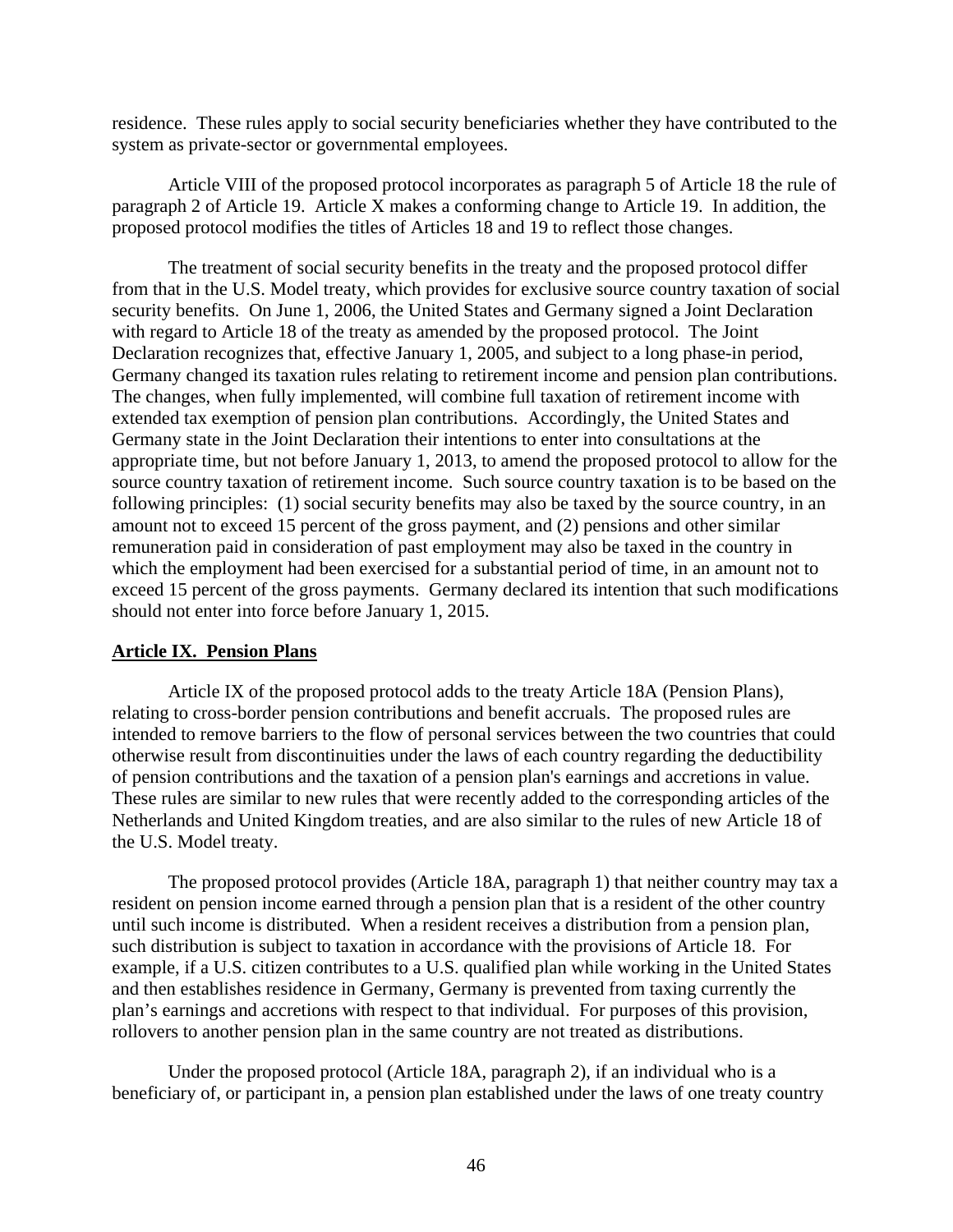residence. These rules apply to social security beneficiaries whether they have contributed to the system as private-sector or governmental employees.

Article VIII of the proposed protocol incorporates as paragraph 5 of Article 18 the rule of paragraph 2 of Article 19. Article X makes a conforming change to Article 19. In addition, the proposed protocol modifies the titles of Articles 18 and 19 to reflect those changes.

The treatment of social security benefits in the treaty and the proposed protocol differ from that in the U.S. Model treaty, which provides for exclusive source country taxation of social security benefits. On June 1, 2006, the United States and Germany signed a Joint Declaration with regard to Article 18 of the treaty as amended by the proposed protocol. The Joint Declaration recognizes that, effective January 1, 2005, and subject to a long phase-in period, Germany changed its taxation rules relating to retirement income and pension plan contributions. The changes, when fully implemented, will combine full taxation of retirement income with extended tax exemption of pension plan contributions. Accordingly, the United States and Germany state in the Joint Declaration their intentions to enter into consultations at the appropriate time, but not before January 1, 2013, to amend the proposed protocol to allow for the source country taxation of retirement income. Such source country taxation is to be based on the following principles: (1) social security benefits may also be taxed by the source country, in an amount not to exceed 15 percent of the gross payment, and (2) pensions and other similar remuneration paid in consideration of past employment may also be taxed in the country in which the employment had been exercised for a substantial period of time, in an amount not to exceed 15 percent of the gross payments. Germany declared its intention that such modifications should not enter into force before January 1, 2015.

**Article IX. Pension Plans**

Article IX of the proposed protocol adds to the treaty Article 18A (Pension Plans), relating to cross-border pension contributions and benefit accruals. The proposed rules are intended to remove barriers to the flow of personal services between the two countries that could otherwise result from discontinuities under the laws of each country regarding the deductibility of pension contributions and the taxation of a pension plan's earnings and accretions in value. These rules are similar to new rules that were recently added to the corresponding articles of the Netherlands and United Kingdom treaties, and are also similar to the rules of new Article 18 of the U.S. Model treaty.

The proposed protocol provides (Article 18A, paragraph 1) that neither country may tax a resident on pension income earned through a pension plan that is a resident of the other country until such income is distributed. When a resident receives a distribution from a pension plan, such distribution is subject to taxation in accordance with the provisions of Article 18. For example, if a U.S. citizen contributes to a U.S. qualified plan while working in the United States and then establishes residence in Germany, Germany is prevented from taxing currently the plan's earnings and accretions with respect to that individual. For purposes of this provision, rollovers to another pension plan in the same country are not treated as distributions.

Under the proposed protocol (Article 18A, paragraph 2), if an individual who is a beneficiary of, or participant in, a pension plan established under the laws of one treaty country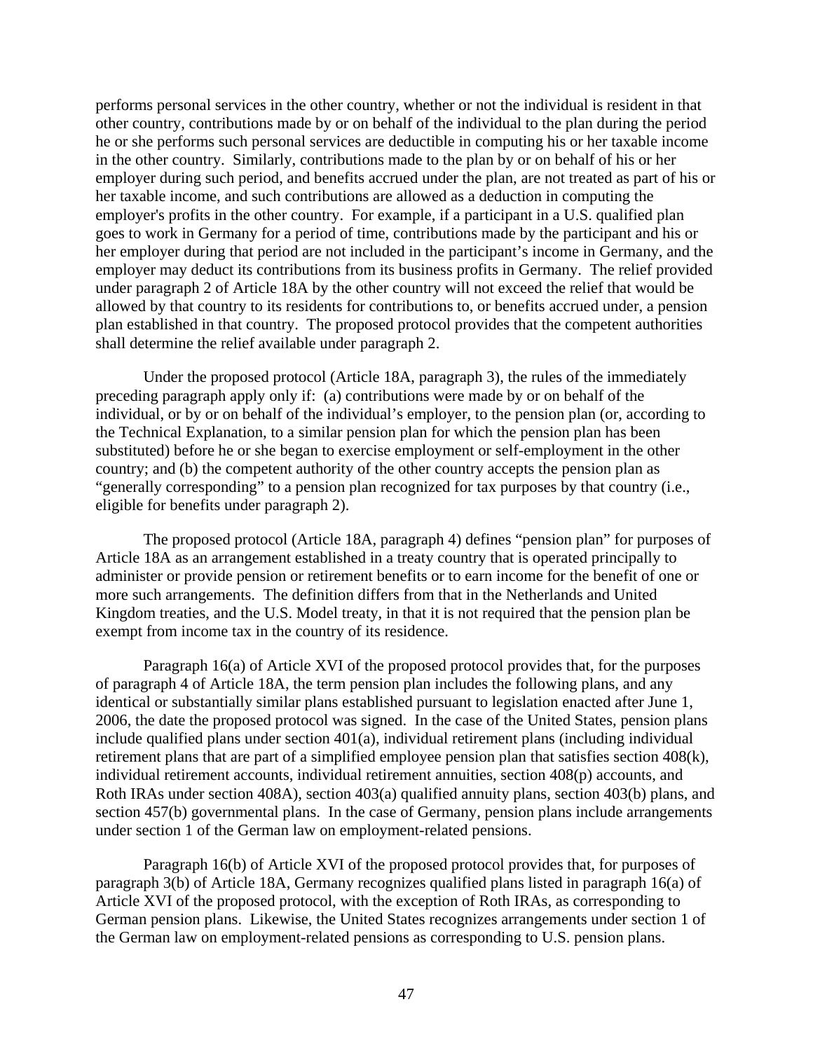performs personal services in the other country, whether or not the individual is resident in that other country, contributions made by or on behalf of the individual to the plan during the period he or she performs such personal services are deductible in computing his or her taxable income in the other country. Similarly, contributions made to the plan by or on behalf of his or her employer during such period, and benefits accrued under the plan, are not treated as part of his or her taxable income, and such contributions are allowed as a deduction in computing the employer's profits in the other country. For example, if a participant in a U.S. qualified plan goes to work in Germany for a period of time, contributions made by the participant and his or her employer during that period are not included in the participant's income in Germany, and the employer may deduct its contributions from its business profits in Germany. The relief provided under paragraph 2 of Article 18A by the other country will not exceed the relief that would be allowed by that country to its residents for contributions to, or benefits accrued under, a pension plan established in that country. The proposed protocol provides that the competent authorities shall determine the relief available under paragraph 2.

Under the proposed protocol (Article 18A, paragraph 3), the rules of the immediately preceding paragraph apply only if: (a) contributions were made by or on behalf of the individual, or by or on behalf of the individual's employer, to the pension plan (or, according to the Technical Explanation, to a similar pension plan for which the pension plan has been substituted) before he or she began to exercise employment or self-employment in the other country; and (b) the competent authority of the other country accepts the pension plan as "generally corresponding" to a pension plan recognized for tax purposes by that country (i.e., eligible for benefits under paragraph 2).

The proposed protocol (Article 18A, paragraph 4) defines "pension plan" for purposes of Article 18A as an arrangement established in a treaty country that is operated principally to administer or provide pension or retirement benefits or to earn income for the benefit of one or more such arrangements. The definition differs from that in the Netherlands and United Kingdom treaties, and the U.S. Model treaty, in that it is not required that the pension plan be exempt from income tax in the country of its residence.

Paragraph 16(a) of Article XVI of the proposed protocol provides that, for the purposes of paragraph 4 of Article 18A, the term pension plan includes the following plans, and any identical or substantially similar plans established pursuant to legislation enacted after June 1, 2006, the date the proposed protocol was signed. In the case of the United States, pension plans include qualified plans under section 401(a), individual retirement plans (including individual retirement plans that are part of a simplified employee pension plan that satisfies section 408(k), individual retirement accounts, individual retirement annuities, section 408(p) accounts, and Roth IRAs under section 408A), section 403(a) qualified annuity plans, section 403(b) plans, and section 457(b) governmental plans. In the case of Germany, pension plans include arrangements under section 1 of the German law on employment-related pensions.

Paragraph 16(b) of Article XVI of the proposed protocol provides that, for purposes of paragraph 3(b) of Article 18A, Germany recognizes qualified plans listed in paragraph 16(a) of Article XVI of the proposed protocol, with the exception of Roth IRAs, as corresponding to German pension plans. Likewise, the United States recognizes arrangements under section 1 of the German law on employment-related pensions as corresponding to U.S. pension plans.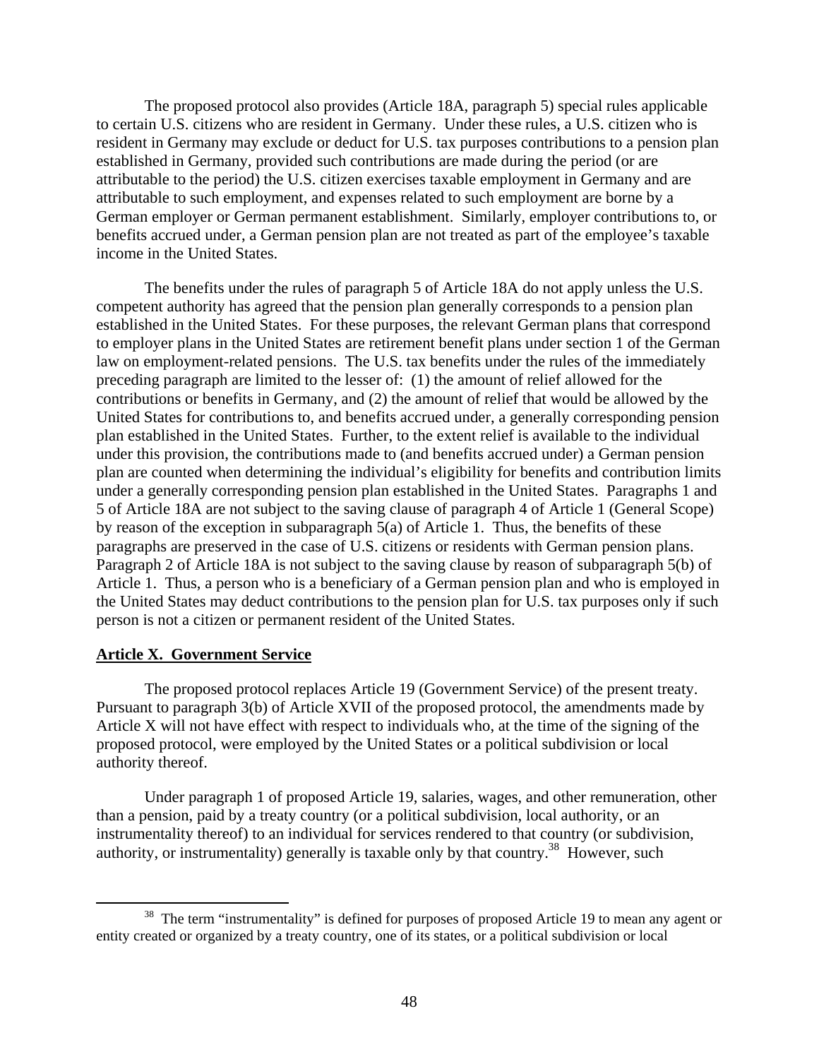The proposed protocol also provides (Article 18A, paragraph 5) special rules applicable to certain U.S. citizens who are resident in Germany. Under these rules, a U.S. citizen who is resident in Germany may exclude or deduct for U.S. tax purposes contributions to a pension plan established in Germany, provided such contributions are made during the period (or are attributable to the period) the U.S. citizen exercises taxable employment in Germany and are attributable to such employment, and expenses related to such employment are borne by a German employer or German permanent establishment. Similarly, employer contributions to, or benefits accrued under, a German pension plan are not treated as part of the employee's taxable income in the United States.

The benefits under the rules of paragraph 5 of Article 18A do not apply unless the U.S. competent authority has agreed that the pension plan generally corresponds to a pension plan established in the United States. For these purposes, the relevant German plans that correspond to employer plans in the United States are retirement benefit plans under section 1 of the German law on employment-related pensions. The U.S. tax benefits under the rules of the immediately preceding paragraph are limited to the lesser of: (1) the amount of relief allowed for the contributions or benefits in Germany, and (2) the amount of relief that would be allowed by the United States for contributions to, and benefits accrued under, a generally corresponding pension plan established in the United States. Further, to the extent relief is available to the individual under this provision, the contributions made to (and benefits accrued under) a German pension plan are counted when determining the individual's eligibility for benefits and contribution limits under a generally corresponding pension plan established in the United States. Paragraphs 1 and 5 of Article 18A are not subject to the saving clause of paragraph 4 of Article 1 (General Scope) by reason of the exception in subparagraph 5(a) of Article 1. Thus, the benefits of these paragraphs are preserved in the case of U.S. citizens or residents with German pension plans. Paragraph 2 of Article 18A is not subject to the saving clause by reason of subparagraph 5(b) of Article 1. Thus, a person who is a beneficiary of a German pension plan and who is employed in the United States may deduct contributions to the pension plan for U.S. tax purposes only if such person is not a citizen or permanent resident of the United States.

## Article X. Government Service

The proposed protocol replaces Article 19 (Government Service) of the present treaty. Pursuant to paragraph 3(b) of Article XVII of the proposed protocol, the amendments made by Article X will not have effect with respect to individuals who, at the time of the signing of the proposed protocol, were employed by the United States or a political subdivision or local authority thereof.

Under paragraph 1 of proposed Article 19, salaries, wages, and other remuneration, other than a pension, paid by a treaty country (or a political subdivision, local authority, or an instrumentality thereof) to an individual for services rendered to that country (or subdivision, authority, or instrumentality) generally is taxable only by that country.[38] However, such

[38] The term "instrumentality" is defined for purposes of proposed Article 19 to mean any agent or entity created or organized by a treaty country, one of its states, or a political subdivision or local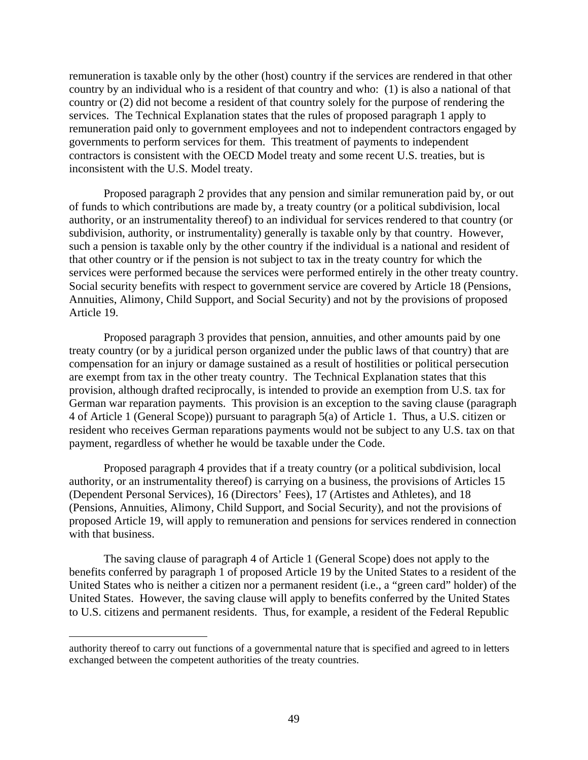remuneration is taxable only by the other (host) country if the services are rendered in that other country by an individual who is a resident of that country and who: (1) is also a national of that country or (2) did not become a resident of that country solely for the purpose of rendering the services. The Technical Explanation states that the rules of proposed paragraph 1 apply to remuneration paid only to government employees and not to independent contractors engaged by governments to perform services for them. This treatment of payments to independent contractors is consistent with the OECD Model treaty and some recent U.S. treaties, but is inconsistent with the U.S. Model treaty.

Proposed paragraph 2 provides that any pension and similar remuneration paid by, or out of funds to which contributions are made by, a treaty country (or a political subdivision, local authority, or an instrumentality thereof) to an individual for services rendered to that country (or subdivision, authority, or instrumentality) generally is taxable only by that country. However, such a pension is taxable only by the other country if the individual is a national and resident of that other country or if the pension is not subject to tax in the treaty country for which the services were performed because the services were performed entirely in the other treaty country. Social security benefits with respect to government service are covered by Article 18 (Pensions, Annuities, Alimony, Child Support, and Social Security) and not by the provisions of proposed Article 19.

Proposed paragraph 3 provides that pension, annuities, and other amounts paid by one treaty country (or by a juridical person organized under the public laws of that country) that are compensation for an injury or damage sustained as a result of hostilities or political persecution are exempt from tax in the other treaty country. The Technical Explanation states that this provision, although drafted reciprocally, is intended to provide an exemption from U.S. tax for German war reparation payments. This provision is an exception to the saving clause (paragraph 4 of Article 1 (General Scope)) pursuant to paragraph 5(a) of Article 1. Thus, a U.S. citizen or resident who receives German reparations payments would not be subject to any U.S. tax on that payment, regardless of whether he would be taxable under the Code.

Proposed paragraph 4 provides that if a treaty country (or a political subdivision, local authority, or an instrumentality thereof) is carrying on a business, the provisions of Articles 15 (Dependent Personal Services), 16 (Directors' Fees), 17 (Artistes and Athletes), and 18 (Pensions, Annuities, Alimony, Child Support, and Social Security), and not the provisions of proposed Article 19, will apply to remuneration and pensions for services rendered in connection with that business.

The saving clause of paragraph 4 of Article 1 (General Scope) does not apply to the benefits conferred by paragraph 1 of proposed Article 19 by the United States to a resident of the United States who is neither a citizen nor a permanent resident (i.e., a "green card" holder) of the United States. However, the saving clause will apply to benefits conferred by the United States to U.S. citizens and permanent residents. Thus, for example, a resident of the Federal Republic

---

authority thereof to carry out functions of a governmental nature that is specified and agreed to in letters exchanged between the competent authorities of the treaty countries.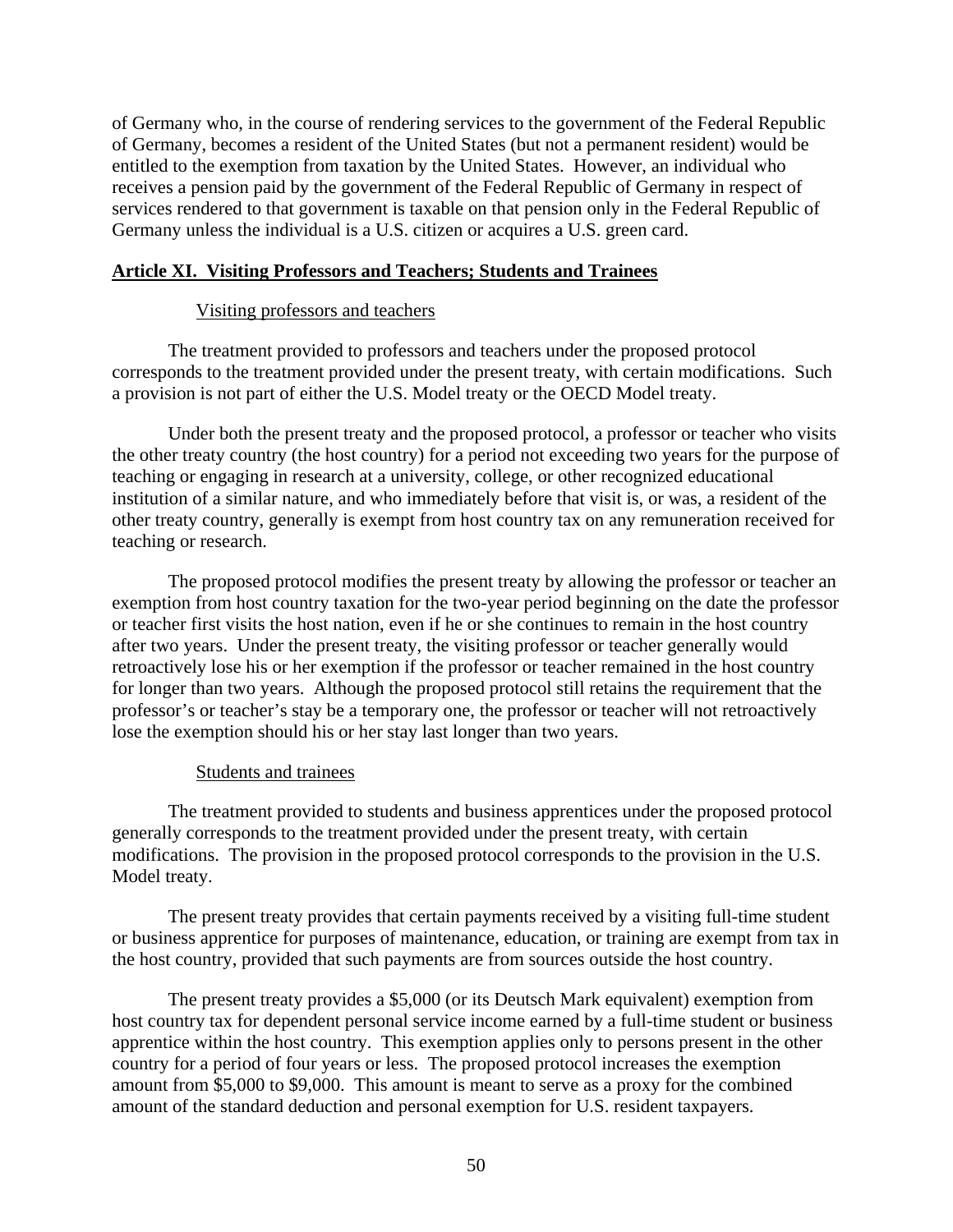of Germany who, in the course of rendering services to the government of the Federal Republic of Germany, becomes a resident of the United States (but not a permanent resident) would be entitled to the exemption from taxation by the United States. However, an individual who receives a pension paid by the government of the Federal Republic of Germany in respect of services rendered to that government is taxable on that pension only in the Federal Republic of Germany unless the individual is a U.S. citizen or acquires a U.S. green card.

## Article XI. Visiting Professors and Teachers; Students and Trainees

### Visiting professors and teachers

The treatment provided to professors and teachers under the proposed protocol corresponds to the treatment provided under the present treaty, with certain modifications. Such a provision is not part of either the U.S. Model treaty or the OECD Model treaty.

Under both the present treaty and the proposed protocol, a professor or teacher who visits the other treaty country (the host country) for a period not exceeding two years for the purpose of teaching or engaging in research at a university, college, or other recognized educational institution of a similar nature, and who immediately before that visit is, or was, a resident of the other treaty country, generally is exempt from host country tax on any remuneration received for teaching or research.

The proposed protocol modifies the present treaty by allowing the professor or teacher an exemption from host country taxation for the two-year period beginning on the date the professor or teacher first visits the host nation, even if he or she continues to remain in the host country after two years. Under the present treaty, the visiting professor or teacher generally would retroactively lose his or her exemption if the professor or teacher remained in the host country for longer than two years. Although the proposed protocol still retains the requirement that the professor's or teacher's stay be a temporary one, the professor or teacher will not retroactively lose the exemption should his or her stay last longer than two years.

### Students and trainees

The treatment provided to students and business apprentices under the proposed protocol generally corresponds to the treatment provided under the present treaty, with certain modifications. The provision in the proposed protocol corresponds to the provision in the U.S. Model treaty.

The present treaty provides that certain payments received by a visiting full-time student or business apprentice for purposes of maintenance, education, or training are exempt from tax in the host country, provided that such payments are from sources outside the host country.

The present treaty provides a $5,000 (or its Deutsch Mark equivalent) exemption from host country tax for dependent personal service income earned by a full-time student or business apprentice within the host country. This exemption applies only to persons present in the other country for a period of four years or less. The proposed protocol increases the exemption amount from $5,000 to $9,000. This amount is meant to serve as a proxy for the combined amount of the standard deduction and personal exemption for U.S. resident taxpayers.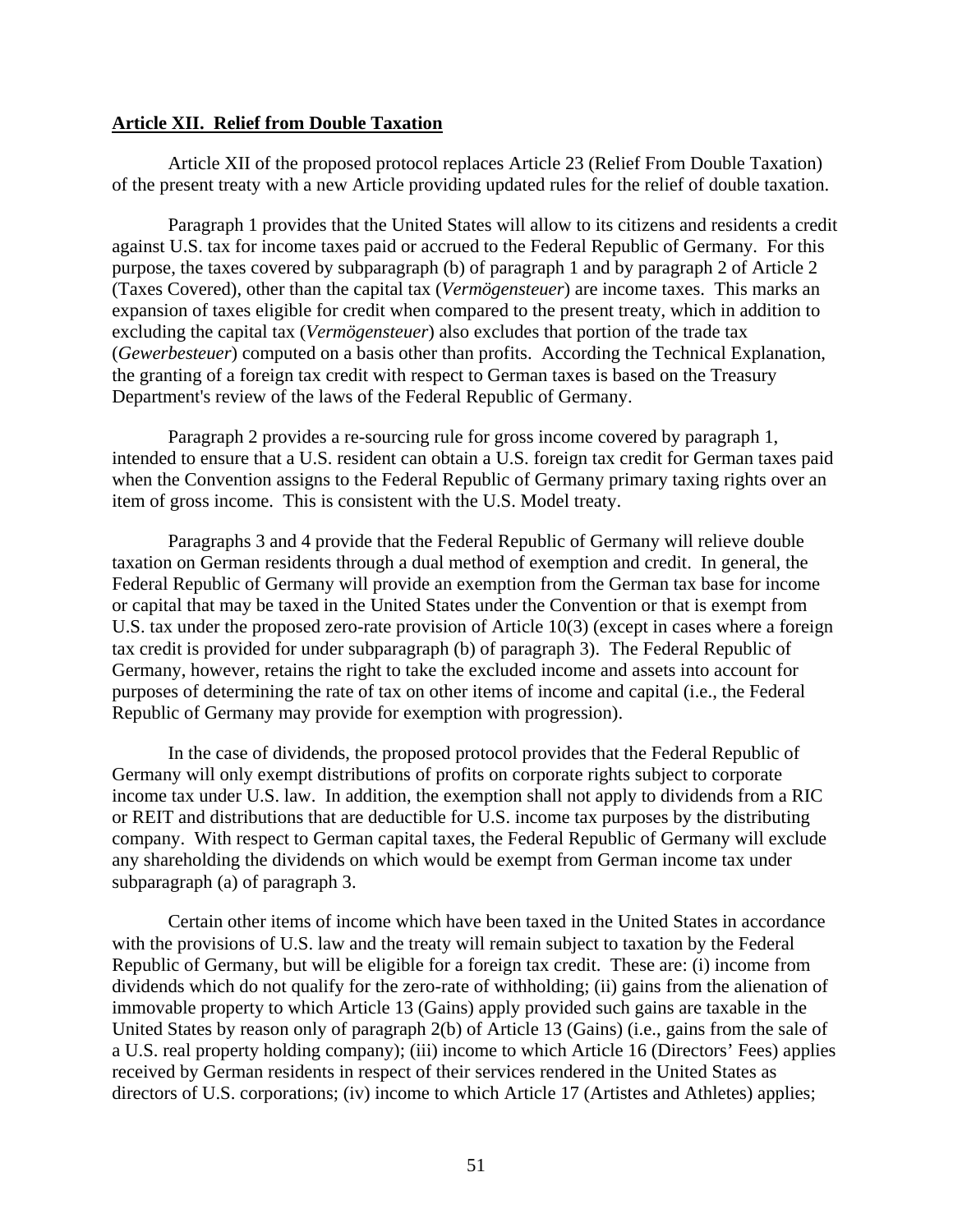**Article XII. Relief from Double Taxation**

Article XII of the proposed protocol replaces Article 23 (Relief From Double Taxation) of the present treaty with a new Article providing updated rules for the relief of double taxation.

Paragraph 1 provides that the United States will allow to its citizens and residents a credit against U.S. tax for income taxes paid or accrued to the Federal Republic of Germany. For this purpose, the taxes covered by subparagraph (b) of paragraph 1 and by paragraph 2 of Article 2 (Taxes Covered), other than the capital tax (*Vermögensteuer*) are income taxes. This marks an expansion of taxes eligible for credit when compared to the present treaty, which in addition to excluding the capital tax (*Vermögensteuer*) also excludes that portion of the trade tax (*Gewerbesteuer*) computed on a basis other than profits. According the Technical Explanation, the granting of a foreign tax credit with respect to German taxes is based on the Treasury Department's review of the laws of the Federal Republic of Germany.

Paragraph 2 provides a re-sourcing rule for gross income covered by paragraph 1, intended to ensure that a U.S. resident can obtain a U.S. foreign tax credit for German taxes paid when the Convention assigns to the Federal Republic of Germany primary taxing rights over an item of gross income. This is consistent with the U.S. Model treaty.

Paragraphs 3 and 4 provide that the Federal Republic of Germany will relieve double taxation on German residents through a dual method of exemption and credit. In general, the Federal Republic of Germany will provide an exemption from the German tax base for income or capital that may be taxed in the United States under the Convention or that is exempt from U.S. tax under the proposed zero-rate provision of Article 10(3) (except in cases where a foreign tax credit is provided for under subparagraph (b) of paragraph 3). The Federal Republic of Germany, however, retains the right to take the excluded income and assets into account for purposes of determining the rate of tax on other items of income and capital (i.e., the Federal Republic of Germany may provide for exemption with progression).

In the case of dividends, the proposed protocol provides that the Federal Republic of Germany will only exempt distributions of profits on corporate rights subject to corporate income tax under U.S. law. In addition, the exemption shall not apply to dividends from a RIC or REIT and distributions that are deductible for U.S. income tax purposes by the distributing company. With respect to German capital taxes, the Federal Republic of Germany will exclude any shareholding the dividends on which would be exempt from German income tax under subparagraph (a) of paragraph 3.

Certain other items of income which have been taxed in the United States in accordance with the provisions of U.S. law and the treaty will remain subject to taxation by the Federal Republic of Germany, but will be eligible for a foreign tax credit. These are: (i) income from dividends which do not qualify for the zero-rate of withholding; (ii) gains from the alienation of immovable property to which Article 13 (Gains) apply provided such gains are taxable in the United States by reason only of paragraph 2(b) of Article 13 (Gains) (i.e., gains from the sale of a U.S. real property holding company); (iii) income to which Article 16 (Directors' Fees) applies received by German residents in respect of their services rendered in the United States as directors of U.S. corporations; (iv) income to which Article 17 (Artistes and Athletes) applies;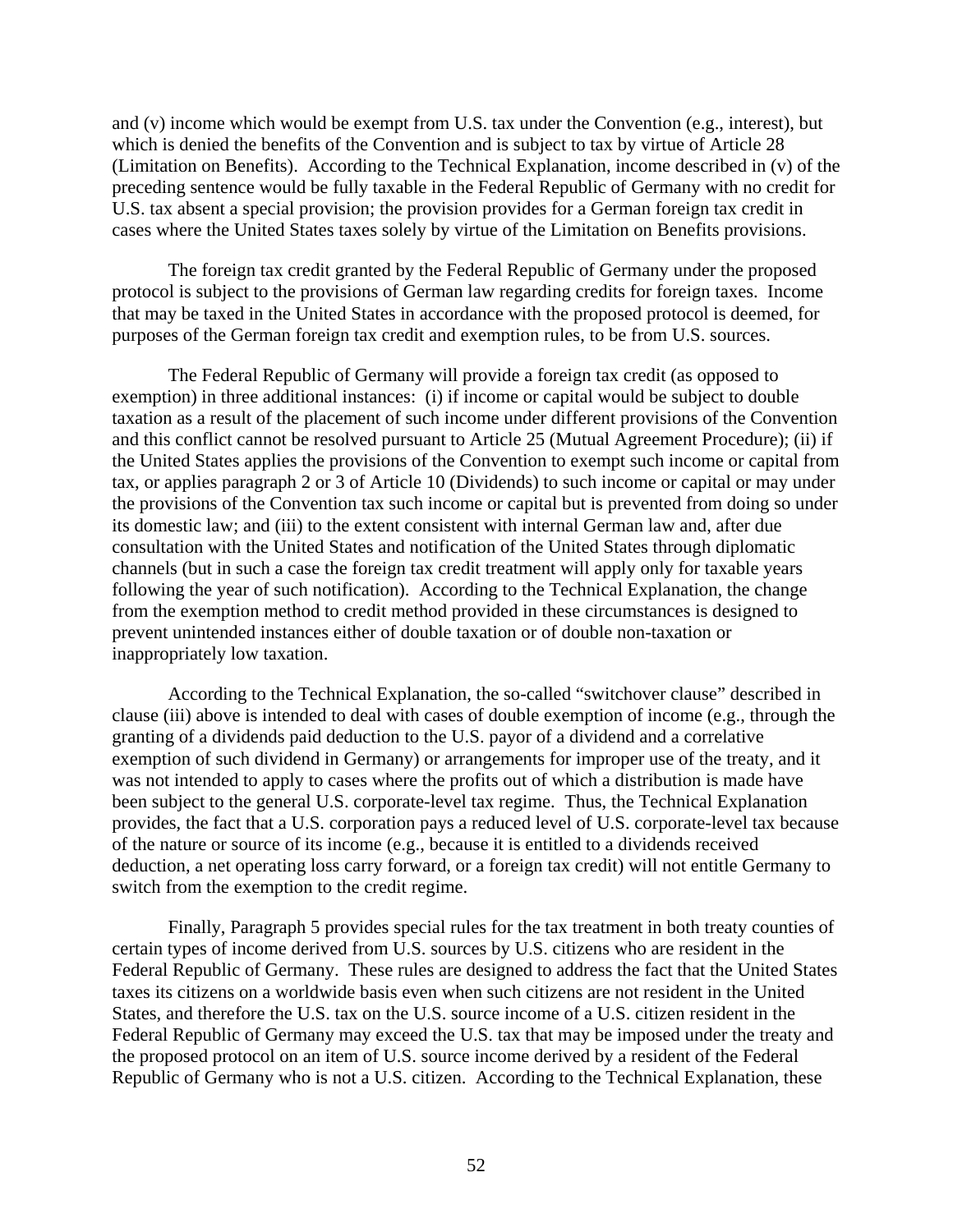and (v) income which would be exempt from U.S. tax under the Convention (e.g., interest), but which is denied the benefits of the Convention and is subject to tax by virtue of Article 28 (Limitation on Benefits). According to the Technical Explanation, income described in (v) of the preceding sentence would be fully taxable in the Federal Republic of Germany with no credit for U.S. tax absent a special provision; the provision provides for a German foreign tax credit in cases where the United States taxes solely by virtue of the Limitation on Benefits provisions.

The foreign tax credit granted by the Federal Republic of Germany under the proposed protocol is subject to the provisions of German law regarding credits for foreign taxes. Income that may be taxed in the United States in accordance with the proposed protocol is deemed, for purposes of the German foreign tax credit and exemption rules, to be from U.S. sources.

The Federal Republic of Germany will provide a foreign tax credit (as opposed to exemption) in three additional instances: (i) if income or capital would be subject to double taxation as a result of the placement of such income under different provisions of the Convention and this conflict cannot be resolved pursuant to Article 25 (Mutual Agreement Procedure); (ii) if the United States applies the provisions of the Convention to exempt such income or capital from tax, or applies paragraph 2 or 3 of Article 10 (Dividends) to such income or capital or may under the provisions of the Convention tax such income or capital but is prevented from doing so under its domestic law; and (iii) to the extent consistent with internal German law and, after due consultation with the United States and notification of the United States through diplomatic channels (but in such a case the foreign tax credit treatment will apply only for taxable years following the year of such notification). According to the Technical Explanation, the change from the exemption method to credit method provided in these circumstances is designed to prevent unintended instances either of double taxation or of double non-taxation or inappropriately low taxation.

According to the Technical Explanation, the so-called "switchover clause" described in clause (iii) above is intended to deal with cases of double exemption of income (e.g., through the granting of a dividends paid deduction to the U.S. payor of a dividend and a correlative exemption of such dividend in Germany) or arrangements for improper use of the treaty, and it was not intended to apply to cases where the profits out of which a distribution is made have been subject to the general U.S. corporate-level tax regime. Thus, the Technical Explanation provides, the fact that a U.S. corporation pays a reduced level of U.S. corporate-level tax because of the nature or source of its income (e.g., because it is entitled to a dividends received deduction, a net operating loss carry forward, or a foreign tax credit) will not entitle Germany to switch from the exemption to the credit regime.

Finally, Paragraph 5 provides special rules for the tax treatment in both treaty counties of certain types of income derived from U.S. sources by U.S. citizens who are resident in the Federal Republic of Germany. These rules are designed to address the fact that the United States taxes its citizens on a worldwide basis even when such citizens are not resident in the United States, and therefore the U.S. tax on the U.S. source income of a U.S. citizen resident in the Federal Republic of Germany may exceed the U.S. tax that may be imposed under the treaty and the proposed protocol on an item of U.S. source income derived by a resident of the Federal Republic of Germany who is not a U.S. citizen. According to the Technical Explanation, these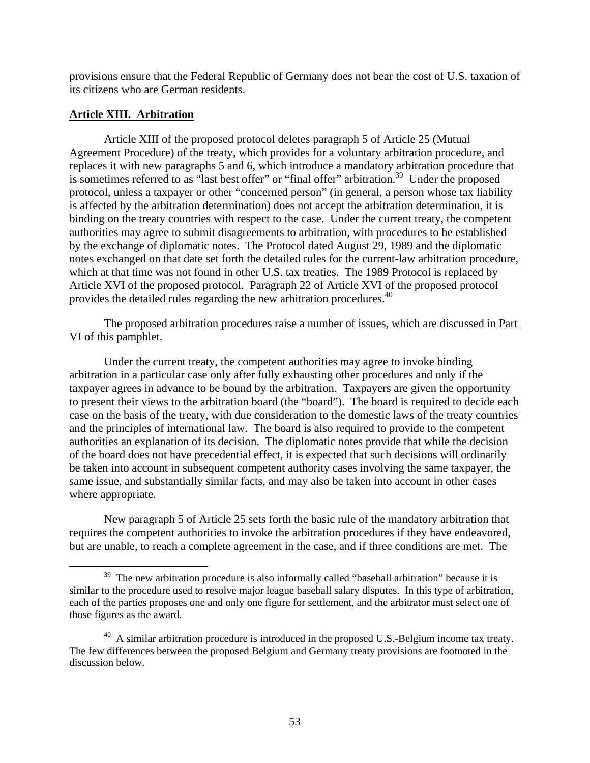provisions ensure that the Federal Republic of Germany does not bear the cost of U.S. taxation of its citizens who are German residents.

**Article XIII. Arbitration**

Article XIII of the proposed protocol deletes paragraph 5 of Article 25 (Mutual Agreement Procedure) of the treaty, which provides for a voluntary arbitration procedure, and replaces it with new paragraphs 5 and 6, which introduce a mandatory arbitration procedure that is sometimes referred to as "last best offer" or "final offer" arbitration.[39] Under the proposed protocol, unless a taxpayer or other "concerned person" (in general, a person whose tax liability is affected by the arbitration determination) does not accept the arbitration determination, it is binding on the treaty countries with respect to the case. Under the current treaty, the competent authorities may agree to submit disagreements to arbitration, with procedures to be established by the exchange of diplomatic notes. The Protocol dated August 29, 1989 and the diplomatic notes exchanged on that date set forth the detailed rules for the current-law arbitration procedure, which at that time was not found in other U.S. tax treaties. The 1989 Protocol is replaced by Article XVI of the proposed protocol. Paragraph 22 of Article XVI of the proposed protocol provides the detailed rules regarding the new arbitration procedures.[40]

The proposed arbitration procedures raise a number of issues, which are discussed in Part VI of this pamphlet.

Under the current treaty, the competent authorities may agree to invoke binding arbitration in a particular case only after fully exhausting other procedures and only if the taxpayer agrees in advance to be bound by the arbitration. Taxpayers are given the opportunity to present their views to the arbitration board (the "board"). The board is required to decide each case on the basis of the treaty, with due consideration to the domestic laws of the treaty countries and the principles of international law. The board is also required to provide to the competent authorities an explanation of its decision. The diplomatic notes provide that while the decision of the board does not have precedential effect, it is expected that such decisions will ordinarily be taken into account in subsequent competent authority cases involving the same taxpayer, the same issue, and substantially similar facts, and may also be taken into account in other cases where appropriate.

New paragraph 5 of Article 25 sets forth the basic rule of the mandatory arbitration that requires the competent authorities to invoke the arbitration procedures if they have endeavored, but are unable, to reach a complete agreement in the case, and if three conditions are met. The

[39] The new arbitration procedure is also informally called "baseball arbitration" because it is similar to the procedure used to resolve major league baseball salary disputes. In this type of arbitration, each of the parties proposes one and only one figure for settlement, and the arbitrator must select one of those figures as the award.

[40] A similar arbitration procedure is introduced in the proposed U.S.-Belgium income tax treaty. The few differences between the proposed Belgium and Germany treaty provisions are footnoted in the discussion below.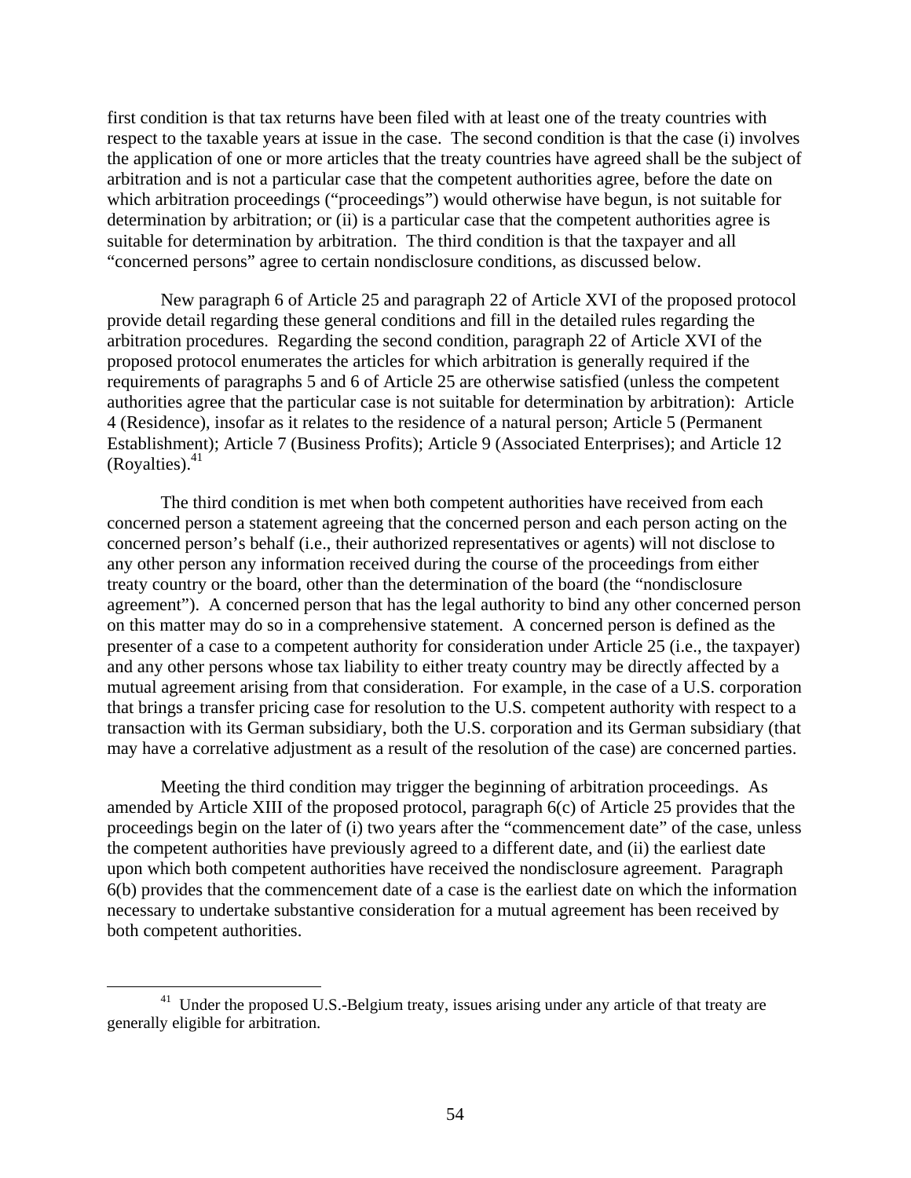first condition is that tax returns have been filed with at least one of the treaty countries with respect to the taxable years at issue in the case. The second condition is that the case (i) involves the application of one or more articles that the treaty countries have agreed shall be the subject of arbitration and is not a particular case that the competent authorities agree, before the date on which arbitration proceedings ("proceedings") would otherwise have begun, is not suitable for determination by arbitration; or (ii) is a particular case that the competent authorities agree is suitable for determination by arbitration. The third condition is that the taxpayer and all "concerned persons" agree to certain nondisclosure conditions, as discussed below.

New paragraph 6 of Article 25 and paragraph 22 of Article XVI of the proposed protocol provide detail regarding these general conditions and fill in the detailed rules regarding the arbitration procedures. Regarding the second condition, paragraph 22 of Article XVI of the proposed protocol enumerates the articles for which arbitration is generally required if the requirements of paragraphs 5 and 6 of Article 25 are otherwise satisfied (unless the competent authorities agree that the particular case is not suitable for determination by arbitration): Article 4 (Residence), insofar as it relates to the residence of a natural person; Article 5 (Permanent Establishment); Article 7 (Business Profits); Article 9 (Associated Enterprises); and Article 12 (Royalties).[41]

The third condition is met when both competent authorities have received from each concerned person a statement agreeing that the concerned person and each person acting on the concerned person's behalf (i.e., their authorized representatives or agents) will not disclose to any other person any information received during the course of the proceedings from either treaty country or the board, other than the determination of the board (the "nondisclosure agreement"). A concerned person that has the legal authority to bind any other concerned person on this matter may do so in a comprehensive statement. A concerned person is defined as the presenter of a case to a competent authority for consideration under Article 25 (i.e., the taxpayer) and any other persons whose tax liability to either treaty country may be directly affected by a mutual agreement arising from that consideration. For example, in the case of a U.S. corporation that brings a transfer pricing case for resolution to the U.S. competent authority with respect to a transaction with its German subsidiary, both the U.S. corporation and its German subsidiary (that may have a correlative adjustment as a result of the resolution of the case) are concerned parties.

Meeting the third condition may trigger the beginning of arbitration proceedings. As amended by Article XIII of the proposed protocol, paragraph 6(c) of Article 25 provides that the proceedings begin on the later of (i) two years after the "commencement date" of the case, unless the competent authorities have previously agreed to a different date, and (ii) the earliest date upon which both competent authorities have received the nondisclosure agreement. Paragraph 6(b) provides that the commencement date of a case is the earliest date on which the information necessary to undertake substantive consideration for a mutual agreement has been received by both competent authorities.

[41] Under the proposed U.S.-Belgium treaty, issues arising under any article of that treaty are generally eligible for arbitration.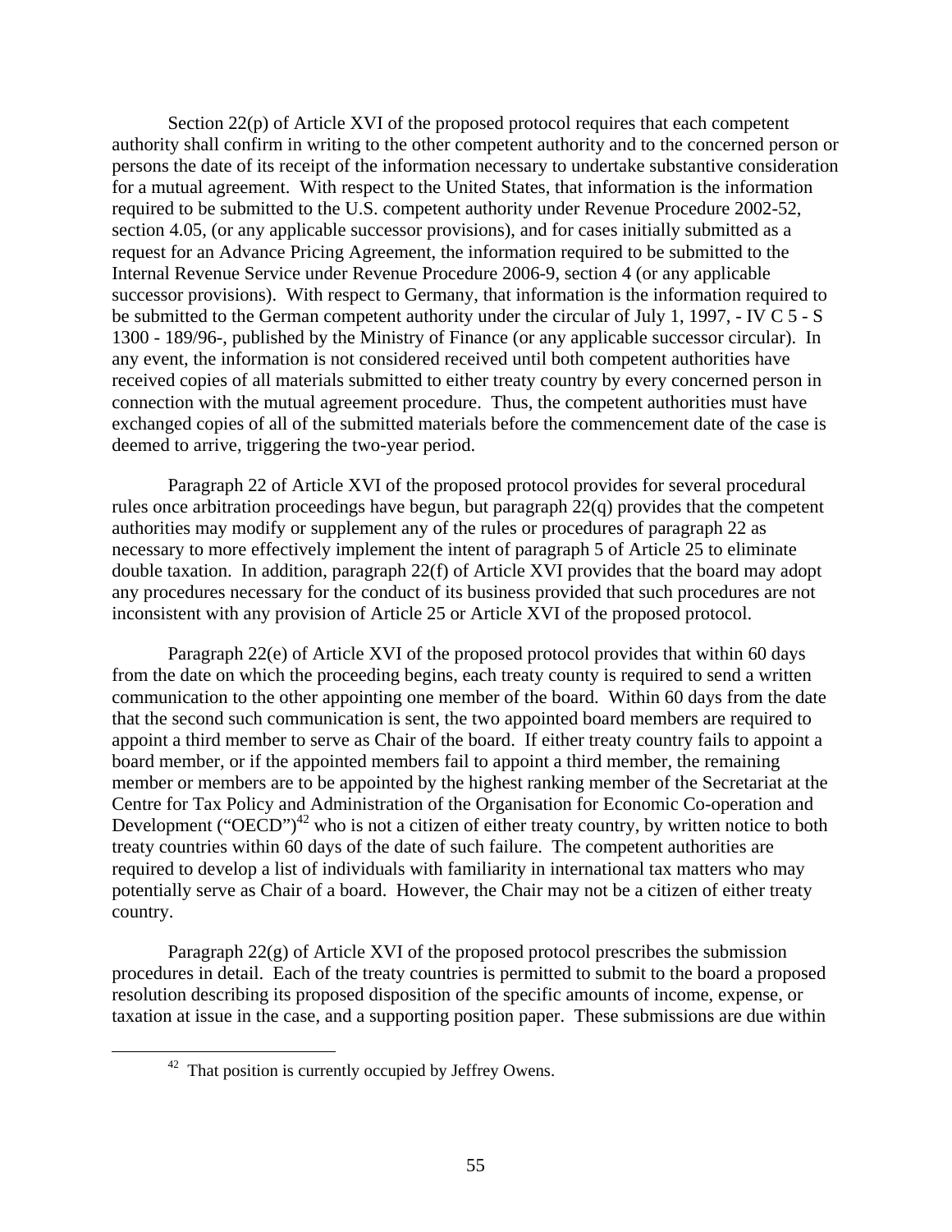Section 22(p) of Article XVI of the proposed protocol requires that each competent authority shall confirm in writing to the other competent authority and to the concerned person or persons the date of its receipt of the information necessary to undertake substantive consideration for a mutual agreement. With respect to the United States, that information is the information required to be submitted to the U.S. competent authority under Revenue Procedure 2002-52, section 4.05, (or any applicable successor provisions), and for cases initially submitted as a request for an Advance Pricing Agreement, the information required to be submitted to the Internal Revenue Service under Revenue Procedure 2006-9, section 4 (or any applicable successor provisions). With respect to Germany, that information is the information required to be submitted to the German competent authority under the circular of July 1, 1997, - IV C 5 - S 1300 - 189/96-, published by the Ministry of Finance (or any applicable successor circular). In any event, the information is not considered received until both competent authorities have received copies of all materials submitted to either treaty country by every concerned person in connection with the mutual agreement procedure. Thus, the competent authorities must have exchanged copies of all of the submitted materials before the commencement date of the case is deemed to arrive, triggering the two-year period.

Paragraph 22 of Article XVI of the proposed protocol provides for several procedural rules once arbitration proceedings have begun, but paragraph 22(q) provides that the competent authorities may modify or supplement any of the rules or procedures of paragraph 22 as necessary to more effectively implement the intent of paragraph 5 of Article 25 to eliminate double taxation. In addition, paragraph 22(f) of Article XVI provides that the board may adopt any procedures necessary for the conduct of its business provided that such procedures are not inconsistent with any provision of Article 25 or Article XVI of the proposed protocol.

Paragraph 22(e) of Article XVI of the proposed protocol provides that within 60 days from the date on which the proceeding begins, each treaty county is required to send a written communication to the other appointing one member of the board. Within 60 days from the date that the second such communication is sent, the two appointed board members are required to appoint a third member to serve as Chair of the board. If either treaty country fails to appoint a board member, or if the appointed members fail to appoint a third member, the remaining member or members are to be appointed by the highest ranking member of the Secretariat at the Centre for Tax Policy and Administration of the Organisation for Economic Co-operation and Development ("OECD")[42] who is not a citizen of either treaty country, by written notice to both treaty countries within 60 days of the date of such failure. The competent authorities are required to develop a list of individuals with familiarity in international tax matters who may potentially serve as Chair of a board. However, the Chair may not be a citizen of either treaty country.

Paragraph 22(g) of Article XVI of the proposed protocol prescribes the submission procedures in detail. Each of the treaty countries is permitted to submit to the board a proposed resolution describing its proposed disposition of the specific amounts of income, expense, or taxation at issue in the case, and a supporting position paper. These submissions are due within

[42] That position is currently occupied by Jeffrey Owens.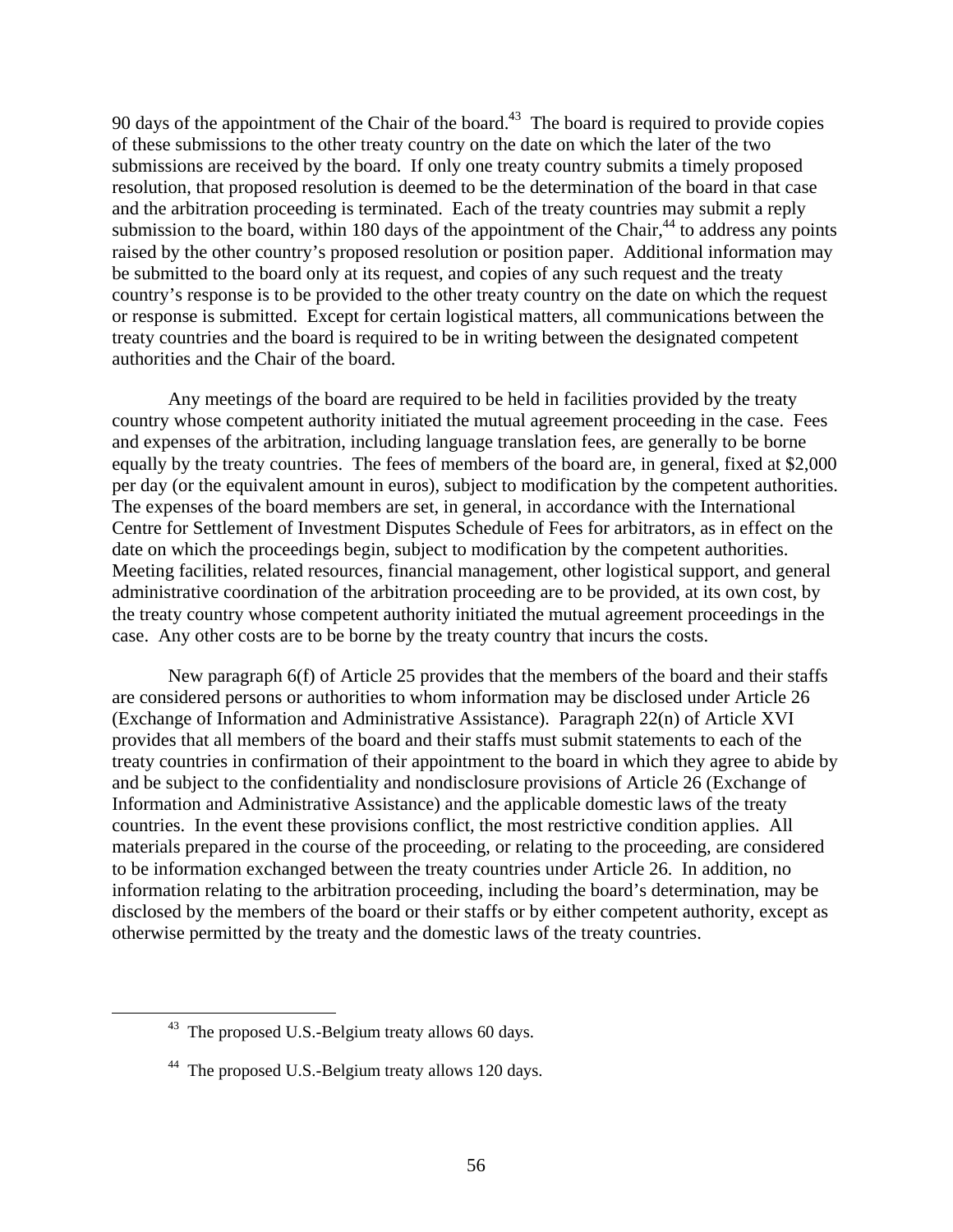90 days of the appointment of the Chair of the board.[43] The board is required to provide copies of these submissions to the other treaty country on the date on which the later of the two submissions are received by the board. If only one treaty country submits a timely proposed resolution, that proposed resolution is deemed to be the determination of the board in that case and the arbitration proceeding is terminated. Each of the treaty countries may submit a reply submission to the board, within 180 days of the appointment of the Chair,[44] to address any points raised by the other country's proposed resolution or position paper. Additional information may be submitted to the board only at its request, and copies of any such request and the treaty country's response is to be provided to the other treaty country on the date on which the request or response is submitted. Except for certain logistical matters, all communications between the treaty countries and the board is required to be in writing between the designated competent authorities and the Chair of the board.

Any meetings of the board are required to be held in facilities provided by the treaty country whose competent authority initiated the mutual agreement proceeding in the case. Fees and expenses of the arbitration, including language translation fees, are generally to be borne equally by the treaty countries. The fees of members of the board are, in general, fixed at $2,000 per day (or the equivalent amount in euros), subject to modification by the competent authorities. The expenses of the board members are set, in general, in accordance with the International Centre for Settlement of Investment Disputes Schedule of Fees for arbitrators, as in effect on the date on which the proceedings begin, subject to modification by the competent authorities. Meeting facilities, related resources, financial management, other logistical support, and general administrative coordination of the arbitration proceeding are to be provided, at its own cost, by the treaty country whose competent authority initiated the mutual agreement proceedings in the case. Any other costs are to be borne by the treaty country that incurs the costs.

New paragraph 6(f) of Article 25 provides that the members of the board and their staffs are considered persons or authorities to whom information may be disclosed under Article 26 (Exchange of Information and Administrative Assistance). Paragraph 22(n) of Article XVI provides that all members of the board and their staffs must submit statements to each of the treaty countries in confirmation of their appointment to the board in which they agree to abide by and be subject to the confidentiality and nondisclosure provisions of Article 26 (Exchange of Information and Administrative Assistance) and the applicable domestic laws of the treaty countries. In the event these provisions conflict, the most restrictive condition applies. All materials prepared in the course of the proceeding, or relating to the proceeding, are considered to be information exchanged between the treaty countries under Article 26. In addition, no information relating to the arbitration proceeding, including the board's determination, may be disclosed by the members of the board or their staffs or by either competent authority, except as otherwise permitted by the treaty and the domestic laws of the treaty countries.

---

[43] The proposed U.S.-Belgium treaty allows 60 days.

[44] The proposed U.S.-Belgium treaty allows 120 days.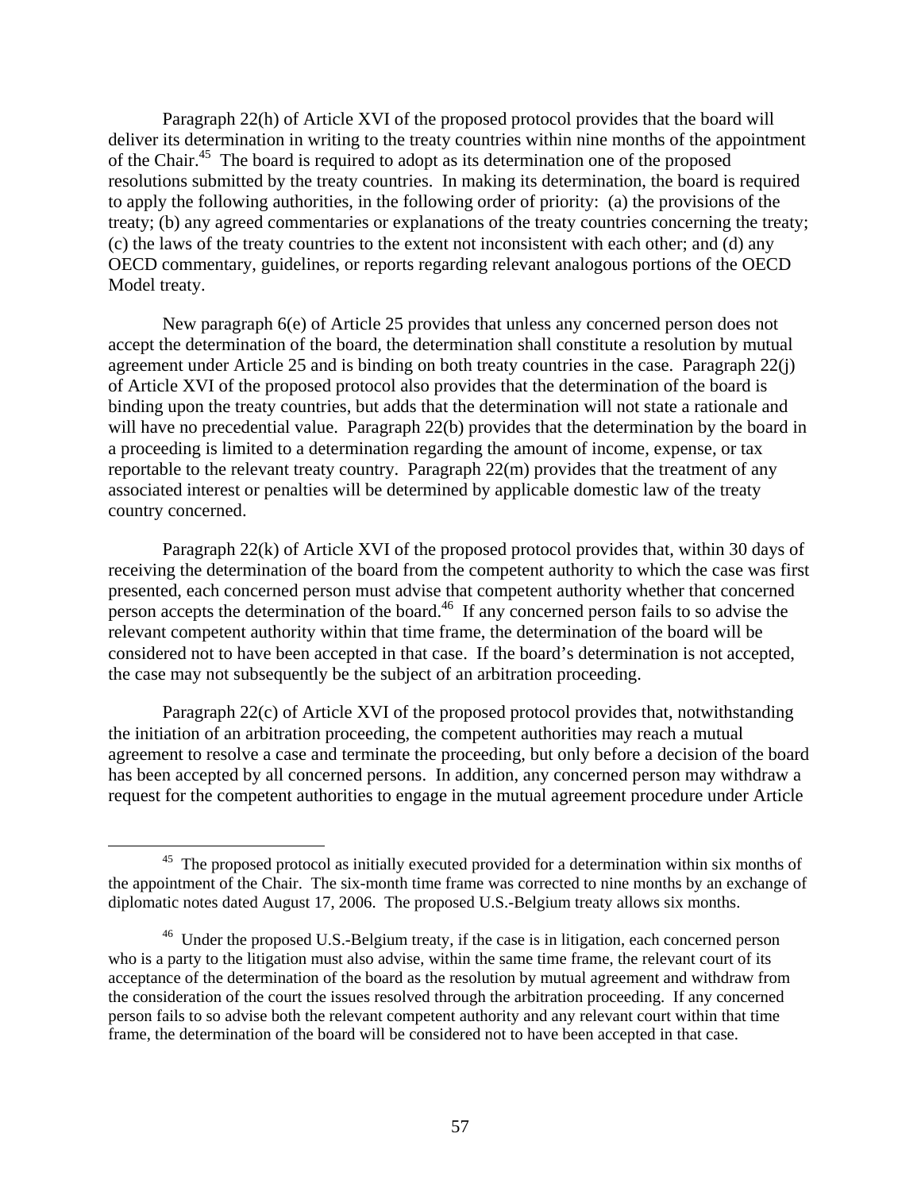Paragraph 22(h) of Article XVI of the proposed protocol provides that the board will deliver its determination in writing to the treaty countries within nine months of the appointment of the Chair.[45] The board is required to adopt as its determination one of the proposed resolutions submitted by the treaty countries. In making its determination, the board is required to apply the following authorities, in the following order of priority: (a) the provisions of the treaty; (b) any agreed commentaries or explanations of the treaty countries concerning the treaty; (c) the laws of the treaty countries to the extent not inconsistent with each other; and (d) any OECD commentary, guidelines, or reports regarding relevant analogous portions of the OECD Model treaty.

New paragraph 6(e) of Article 25 provides that unless any concerned person does not accept the determination of the board, the determination shall constitute a resolution by mutual agreement under Article 25 and is binding on both treaty countries in the case. Paragraph 22(j) of Article XVI of the proposed protocol also provides that the determination of the board is binding upon the treaty countries, but adds that the determination will not state a rationale and will have no precedential value. Paragraph 22(b) provides that the determination by the board in a proceeding is limited to a determination regarding the amount of income, expense, or tax reportable to the relevant treaty country. Paragraph 22(m) provides that the treatment of any associated interest or penalties will be determined by applicable domestic law of the treaty country concerned.

Paragraph 22(k) of Article XVI of the proposed protocol provides that, within 30 days of receiving the determination of the board from the competent authority to which the case was first presented, each concerned person must advise that competent authority whether that concerned person accepts the determination of the board.[46] If any concerned person fails to so advise the relevant competent authority within that time frame, the determination of the board will be considered not to have been accepted in that case. If the board's determination is not accepted, the case may not subsequently be the subject of an arbitration proceeding.

Paragraph 22(c) of Article XVI of the proposed protocol provides that, notwithstanding the initiation of an arbitration proceeding, the competent authorities may reach a mutual agreement to resolve a case and terminate the proceeding, but only before a decision of the board has been accepted by all concerned persons. In addition, any concerned person may withdraw a request for the competent authorities to engage in the mutual agreement procedure under Article

---

[45] The proposed protocol as initially executed provided for a determination within six months of the appointment of the Chair. The six-month time frame was corrected to nine months by an exchange of diplomatic notes dated August 17, 2006. The proposed U.S.-Belgium treaty allows six months.

[46] Under the proposed U.S.-Belgium treaty, if the case is in litigation, each concerned person who is a party to the litigation must also advise, within the same time frame, the relevant court of its acceptance of the determination of the board as the resolution by mutual agreement and withdraw from the consideration of the court the issues resolved through the arbitration proceeding. If any concerned person fails to so advise both the relevant competent authority and any relevant court within that time frame, the determination of the board will be considered not to have been accepted in that case.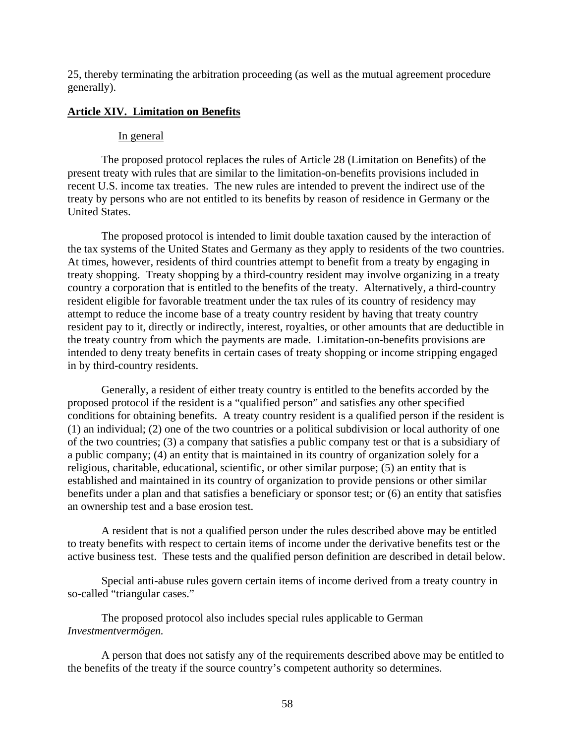25, thereby terminating the arbitration proceeding (as well as the mutual agreement procedure generally).

## Article XIV. Limitation on Benefits

### In general

The proposed protocol replaces the rules of Article 28 (Limitation on Benefits) of the present treaty with rules that are similar to the limitation-on-benefits provisions included in recent U.S. income tax treaties. The new rules are intended to prevent the indirect use of the treaty by persons who are not entitled to its benefits by reason of residence in Germany or the United States.

The proposed protocol is intended to limit double taxation caused by the interaction of the tax systems of the United States and Germany as they apply to residents of the two countries. At times, however, residents of third countries attempt to benefit from a treaty by engaging in treaty shopping. Treaty shopping by a third-country resident may involve organizing in a treaty country a corporation that is entitled to the benefits of the treaty. Alternatively, a third-country resident eligible for favorable treatment under the tax rules of its country of residency may attempt to reduce the income base of a treaty country resident by having that treaty country resident pay to it, directly or indirectly, interest, royalties, or other amounts that are deductible in the treaty country from which the payments are made. Limitation-on-benefits provisions are intended to deny treaty benefits in certain cases of treaty shopping or income stripping engaged in by third-country residents.

Generally, a resident of either treaty country is entitled to the benefits accorded by the proposed protocol if the resident is a "qualified person" and satisfies any other specified conditions for obtaining benefits. A treaty country resident is a qualified person if the resident is (1) an individual; (2) one of the two countries or a political subdivision or local authority of one of the two countries; (3) a company that satisfies a public company test or that is a subsidiary of a public company; (4) an entity that is maintained in its country of organization solely for a religious, charitable, educational, scientific, or other similar purpose; (5) an entity that is established and maintained in its country of organization to provide pensions or other similar benefits under a plan and that satisfies a beneficiary or sponsor test; or (6) an entity that satisfies an ownership test and a base erosion test.

A resident that is not a qualified person under the rules described above may be entitled to treaty benefits with respect to certain items of income under the derivative benefits test or the active business test. These tests and the qualified person definition are described in detail below.

Special anti-abuse rules govern certain items of income derived from a treaty country in so-called "triangular cases."

The proposed protocol also includes special rules applicable to German *Investmentvermögen.*

A person that does not satisfy any of the requirements described above may be entitled to the benefits of the treaty if the source country's competent authority so determines.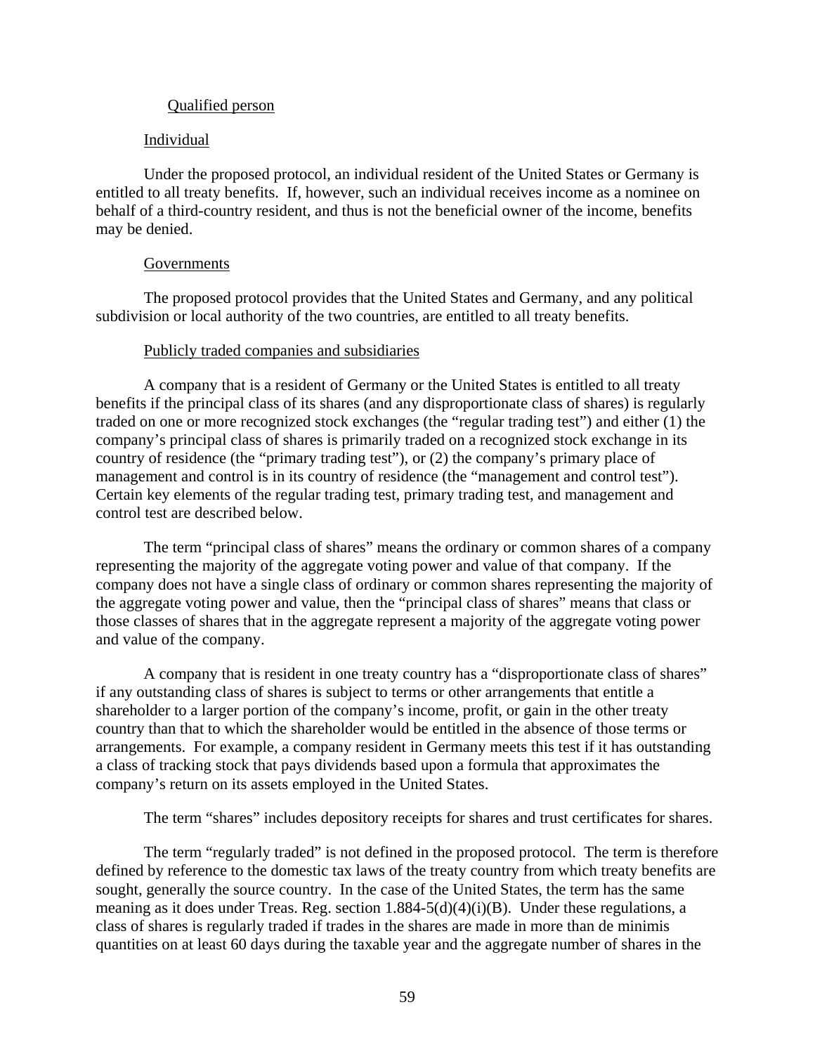#### Qualified person

##### Individual

Under the proposed protocol, an individual resident of the United States or Germany is entitled to all treaty benefits. If, however, such an individual receives income as a nominee on behalf of a third-country resident, and thus is not the beneficial owner of the income, benefits may be denied.

##### Governments

The proposed protocol provides that the United States and Germany, and any political subdivision or local authority of the two countries, are entitled to all treaty benefits.

##### Publicly traded companies and subsidiaries

A company that is a resident of Germany or the United States is entitled to all treaty benefits if the principal class of its shares (and any disproportionate class of shares) is regularly traded on one or more recognized stock exchanges (the "regular trading test") and either (1) the company's principal class of shares is primarily traded on a recognized stock exchange in its country of residence (the "primary trading test"), or (2) the company's primary place of management and control is in its country of residence (the "management and control test"). Certain key elements of the regular trading test, primary trading test, and management and control test are described below.

The term "principal class of shares" means the ordinary or common shares of a company representing the majority of the aggregate voting power and value of that company. If the company does not have a single class of ordinary or common shares representing the majority of the aggregate voting power and value, then the "principal class of shares" means that class or those classes of shares that in the aggregate represent a majority of the aggregate voting power and value of the company.

A company that is resident in one treaty country has a "disproportionate class of shares" if any outstanding class of shares is subject to terms or other arrangements that entitle a shareholder to a larger portion of the company's income, profit, or gain in the other treaty country than that to which the shareholder would be entitled in the absence of those terms or arrangements. For example, a company resident in Germany meets this test if it has outstanding a class of tracking stock that pays dividends based upon a formula that approximates the company's return on its assets employed in the United States.

The term "shares" includes depository receipts for shares and trust certificates for shares.

The term "regularly traded" is not defined in the proposed protocol. The term is therefore defined by reference to the domestic tax laws of the treaty country from which treaty benefits are sought, generally the source country. In the case of the United States, the term has the same meaning as it does under Treas. Reg. section 1.884-5(d)(4)(i)(B). Under these regulations, a class of shares is regularly traded if trades in the shares are made in more than de minimis quantities on at least 60 days during the taxable year and the aggregate number of shares in the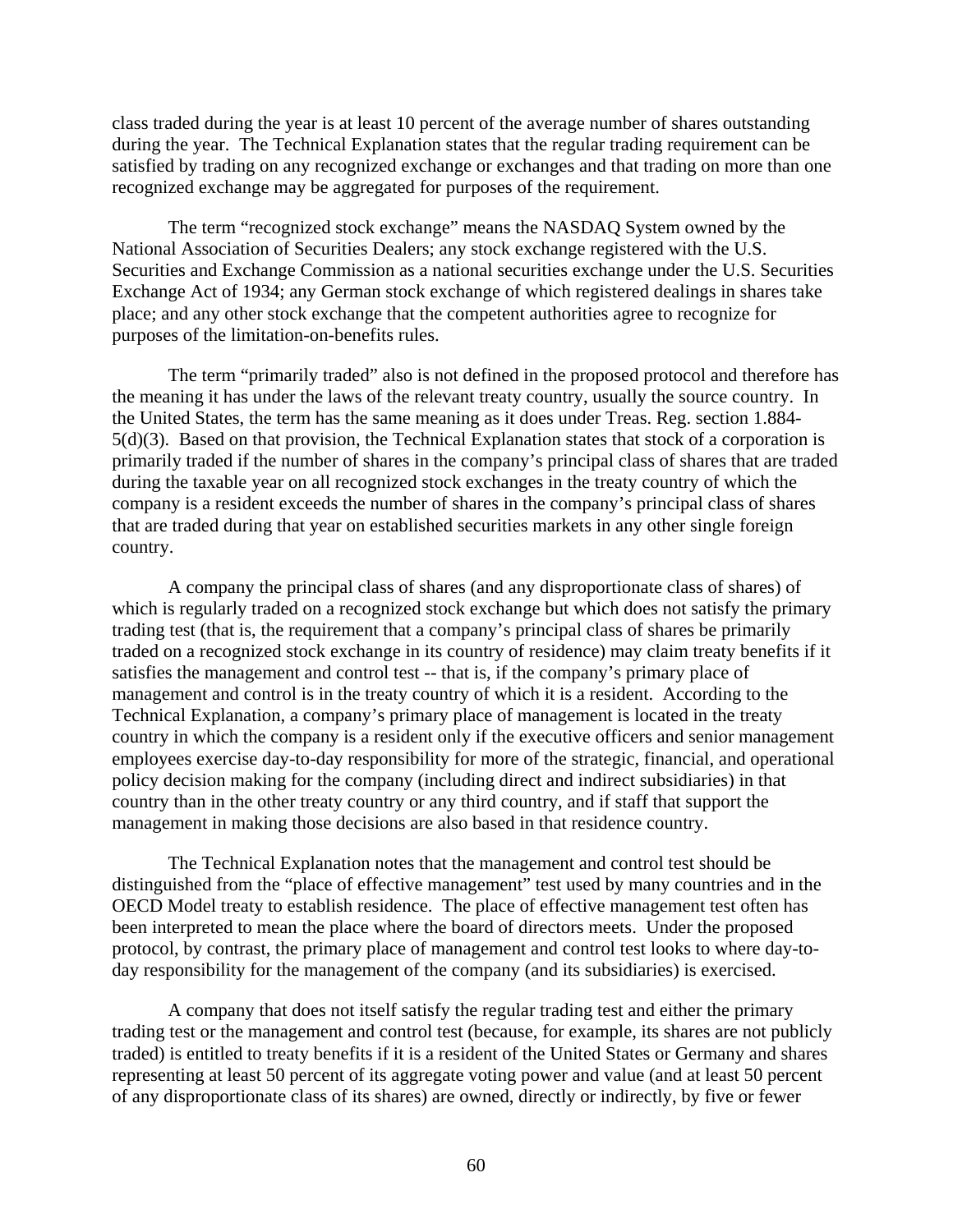class traded during the year is at least 10 percent of the average number of shares outstanding during the year. The Technical Explanation states that the regular trading requirement can be satisfied by trading on any recognized exchange or exchanges and that trading on more than one recognized exchange may be aggregated for purposes of the requirement.

The term "recognized stock exchange" means the NASDAQ System owned by the National Association of Securities Dealers; any stock exchange registered with the U.S. Securities and Exchange Commission as a national securities exchange under the U.S. Securities Exchange Act of 1934; any German stock exchange of which registered dealings in shares take place; and any other stock exchange that the competent authorities agree to recognize for purposes of the limitation-on-benefits rules.

The term "primarily traded" also is not defined in the proposed protocol and therefore has the meaning it has under the laws of the relevant treaty country, usually the source country. In the United States, the term has the same meaning as it does under Treas. Reg. section 1.884-5(d)(3). Based on that provision, the Technical Explanation states that stock of a corporation is primarily traded if the number of shares in the company's principal class of shares that are traded during the taxable year on all recognized stock exchanges in the treaty country of which the company is a resident exceeds the number of shares in the company's principal class of shares that are traded during that year on established securities markets in any other single foreign country.

A company the principal class of shares (and any disproportionate class of shares) of which is regularly traded on a recognized stock exchange but which does not satisfy the primary trading test (that is, the requirement that a company's principal class of shares be primarily traded on a recognized stock exchange in its country of residence) may claim treaty benefits if it satisfies the management and control test -- that is, if the company's primary place of management and control is in the treaty country of which it is a resident. According to the Technical Explanation, a company's primary place of management is located in the treaty country in which the company is a resident only if the executive officers and senior management employees exercise day-to-day responsibility for more of the strategic, financial, and operational policy decision making for the company (including direct and indirect subsidiaries) in that country than in the other treaty country or any third country, and if staff that support the management in making those decisions are also based in that residence country.

The Technical Explanation notes that the management and control test should be distinguished from the "place of effective management" test used by many countries and in the OECD Model treaty to establish residence. The place of effective management test often has been interpreted to mean the place where the board of directors meets. Under the proposed protocol, by contrast, the primary place of management and control test looks to where day-to-day responsibility for the management of the company (and its subsidiaries) is exercised.

A company that does not itself satisfy the regular trading test and either the primary trading test or the management and control test (because, for example, its shares are not publicly traded) is entitled to treaty benefits if it is a resident of the United States or Germany and shares representing at least 50 percent of its aggregate voting power and value (and at least 50 percent of any disproportionate class of its shares) are owned, directly or indirectly, by five or fewer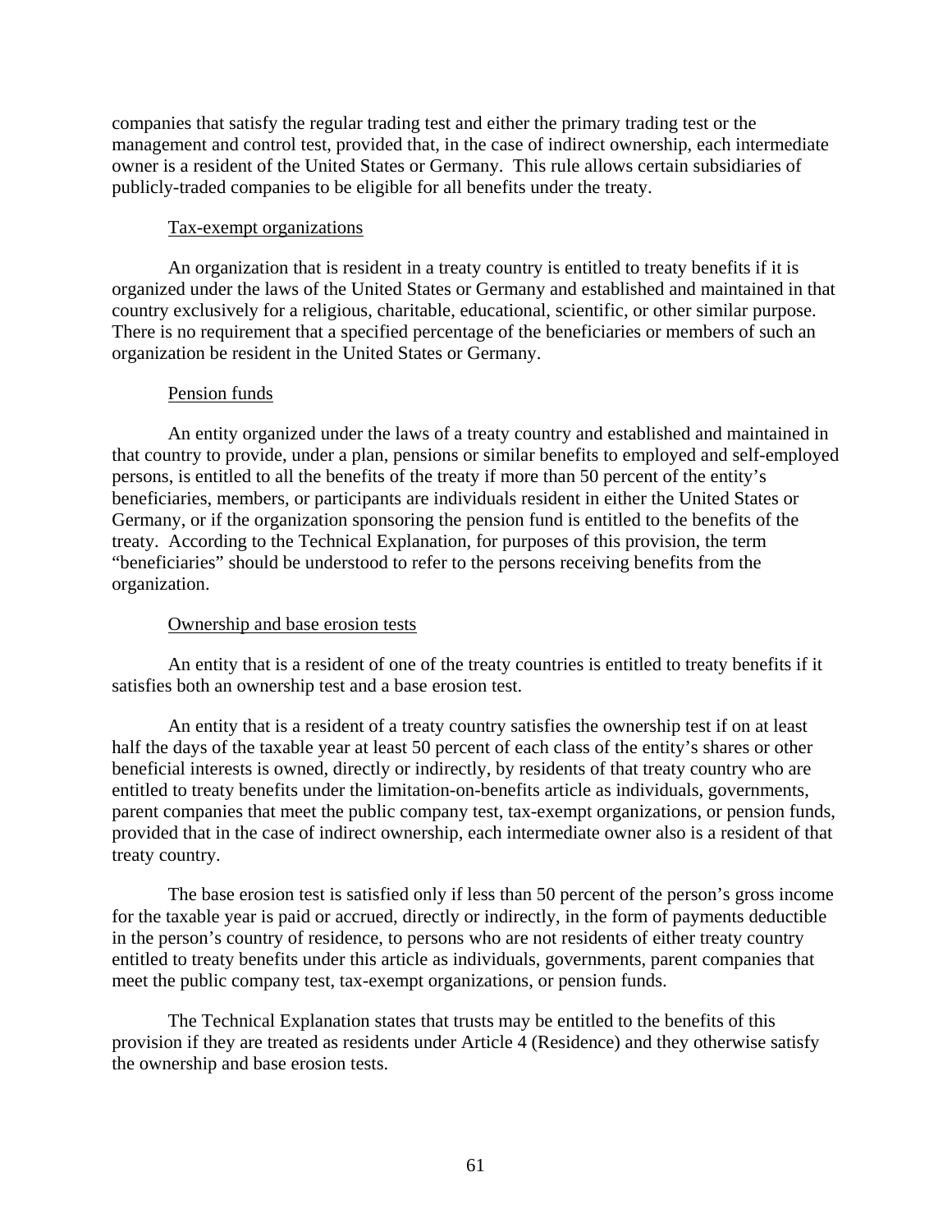companies that satisfy the regular trading test and either the primary trading test or the management and control test, provided that, in the case of indirect ownership, each intermediate owner is a resident of the United States or Germany. This rule allows certain subsidiaries of publicly-traded companies to be eligible for all benefits under the treaty.

#### Tax-exempt organizations

An organization that is resident in a treaty country is entitled to treaty benefits if it is organized under the laws of the United States or Germany and established and maintained in that country exclusively for a religious, charitable, educational, scientific, or other similar purpose. There is no requirement that a specified percentage of the beneficiaries or members of such an organization be resident in the United States or Germany.

#### Pension funds

An entity organized under the laws of a treaty country and established and maintained in that country to provide, under a plan, pensions or similar benefits to employed and self-employed persons, is entitled to all the benefits of the treaty if more than 50 percent of the entity's beneficiaries, members, or participants are individuals resident in either the United States or Germany, or if the organization sponsoring the pension fund is entitled to the benefits of the treaty. According to the Technical Explanation, for purposes of this provision, the term "beneficiaries" should be understood to refer to the persons receiving benefits from the organization.

#### Ownership and base erosion tests

An entity that is a resident of one of the treaty countries is entitled to treaty benefits if it satisfies both an ownership test and a base erosion test.

An entity that is a resident of a treaty country satisfies the ownership test if on at least half the days of the taxable year at least 50 percent of each class of the entity's shares or other beneficial interests is owned, directly or indirectly, by residents of that treaty country who are entitled to treaty benefits under the limitation-on-benefits article as individuals, governments, parent companies that meet the public company test, tax-exempt organizations, or pension funds, provided that in the case of indirect ownership, each intermediate owner also is a resident of that treaty country.

The base erosion test is satisfied only if less than 50 percent of the person's gross income for the taxable year is paid or accrued, directly or indirectly, in the form of payments deductible in the person's country of residence, to persons who are not residents of either treaty country entitled to treaty benefits under this article as individuals, governments, parent companies that meet the public company test, tax-exempt organizations, or pension funds.

The Technical Explanation states that trusts may be entitled to the benefits of this provision if they are treated as residents under Article 4 (Residence) and they otherwise satisfy the ownership and base erosion tests.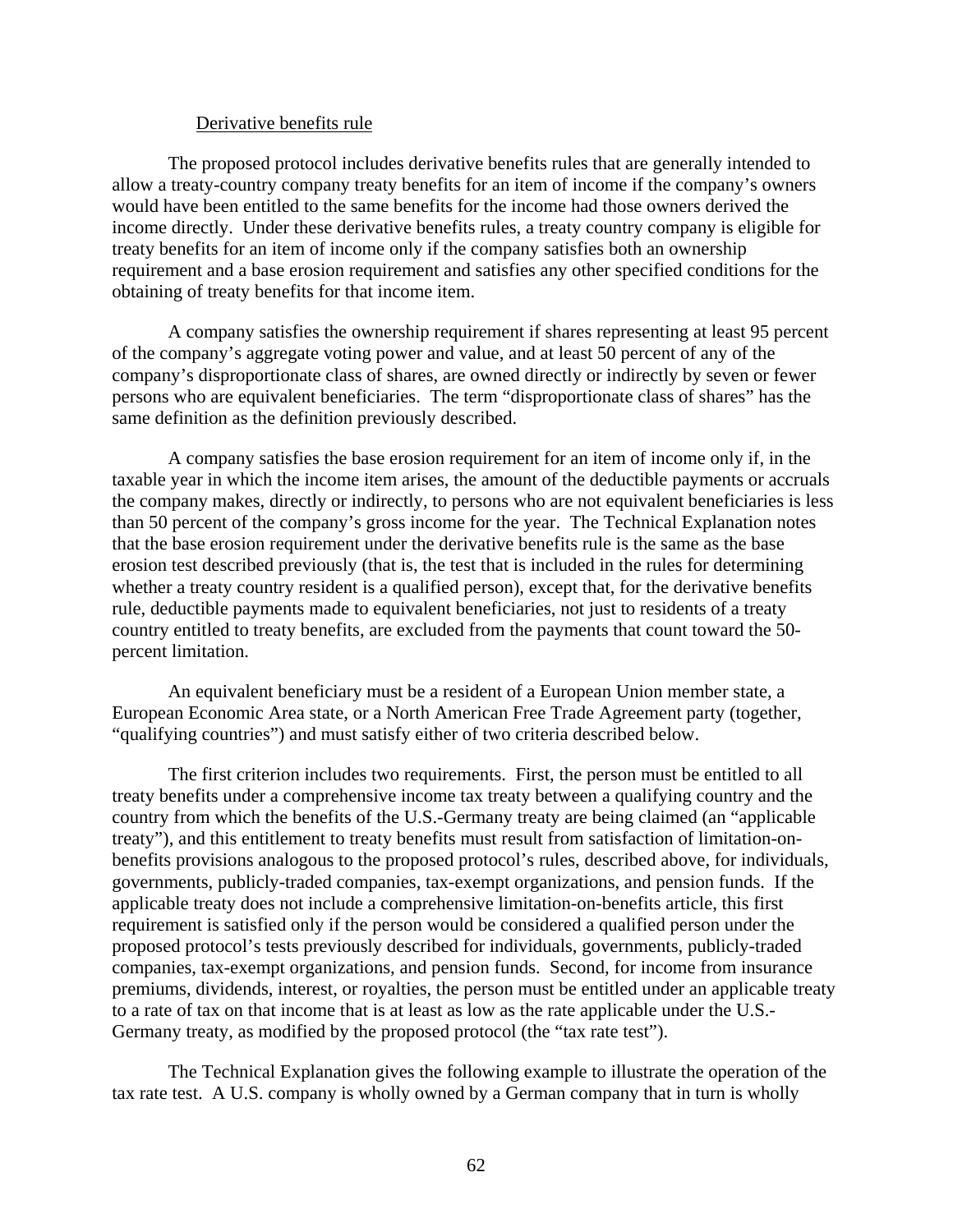Derivative benefits rule

The proposed protocol includes derivative benefits rules that are generally intended to allow a treaty-country company treaty benefits for an item of income if the company's owners would have been entitled to the same benefits for the income had those owners derived the income directly. Under these derivative benefits rules, a treaty country company is eligible for treaty benefits for an item of income only if the company satisfies both an ownership requirement and a base erosion requirement and satisfies any other specified conditions for the obtaining of treaty benefits for that income item.

A company satisfies the ownership requirement if shares representing at least 95 percent of the company's aggregate voting power and value, and at least 50 percent of any of the company's disproportionate class of shares, are owned directly or indirectly by seven or fewer persons who are equivalent beneficiaries. The term "disproportionate class of shares" has the same definition as the definition previously described.

A company satisfies the base erosion requirement for an item of income only if, in the taxable year in which the income item arises, the amount of the deductible payments or accruals the company makes, directly or indirectly, to persons who are not equivalent beneficiaries is less than 50 percent of the company's gross income for the year. The Technical Explanation notes that the base erosion requirement under the derivative benefits rule is the same as the base erosion test described previously (that is, the test that is included in the rules for determining whether a treaty country resident is a qualified person), except that, for the derivative benefits rule, deductible payments made to equivalent beneficiaries, not just to residents of a treaty country entitled to treaty benefits, are excluded from the payments that count toward the 50-percent limitation.

An equivalent beneficiary must be a resident of a European Union member state, a European Economic Area state, or a North American Free Trade Agreement party (together, "qualifying countries") and must satisfy either of two criteria described below.

The first criterion includes two requirements. First, the person must be entitled to all treaty benefits under a comprehensive income tax treaty between a qualifying country and the country from which the benefits of the U.S.-Germany treaty are being claimed (an "applicable treaty"), and this entitlement to treaty benefits must result from satisfaction of limitation-on-benefits provisions analogous to the proposed protocol's rules, described above, for individuals, governments, publicly-traded companies, tax-exempt organizations, and pension funds. If the applicable treaty does not include a comprehensive limitation-on-benefits article, this first requirement is satisfied only if the person would be considered a qualified person under the proposed protocol's tests previously described for individuals, governments, publicly-traded companies, tax-exempt organizations, and pension funds. Second, for income from insurance premiums, dividends, interest, or royalties, the person must be entitled under an applicable treaty to a rate of tax on that income that is at least as low as the rate applicable under the U.S.-Germany treaty, as modified by the proposed protocol (the "tax rate test").

The Technical Explanation gives the following example to illustrate the operation of the tax rate test. A U.S. company is wholly owned by a German company that in turn is wholly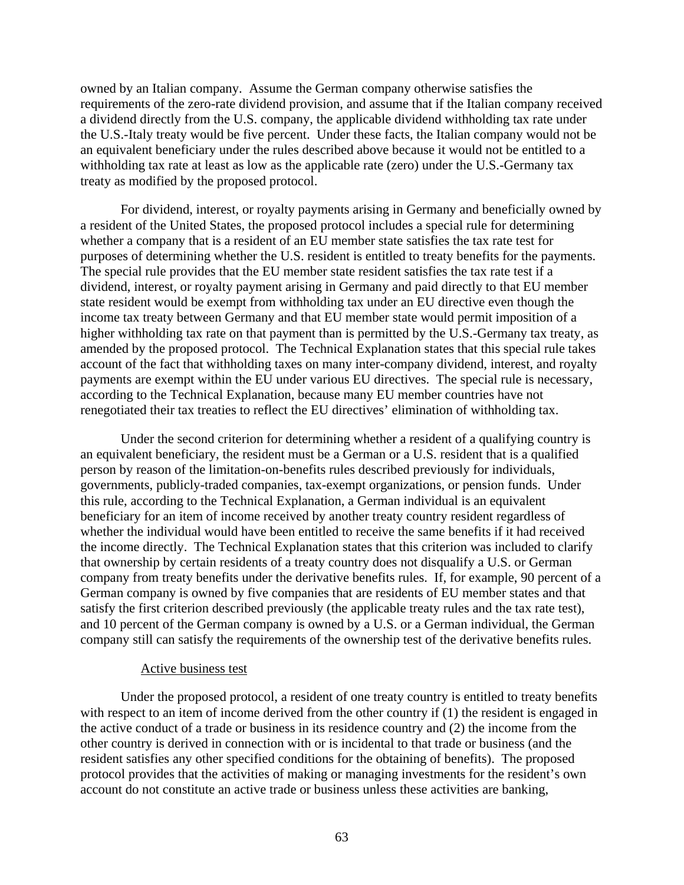owned by an Italian company. Assume the German company otherwise satisfies the requirements of the zero-rate dividend provision, and assume that if the Italian company received a dividend directly from the U.S. company, the applicable dividend withholding tax rate under the U.S.-Italy treaty would be five percent. Under these facts, the Italian company would not be an equivalent beneficiary under the rules described above because it would not be entitled to a withholding tax rate at least as low as the applicable rate (zero) under the U.S.-Germany tax treaty as modified by the proposed protocol.

For dividend, interest, or royalty payments arising in Germany and beneficially owned by a resident of the United States, the proposed protocol includes a special rule for determining whether a company that is a resident of an EU member state satisfies the tax rate test for purposes of determining whether the U.S. resident is entitled to treaty benefits for the payments. The special rule provides that the EU member state resident satisfies the tax rate test if a dividend, interest, or royalty payment arising in Germany and paid directly to that EU member state resident would be exempt from withholding tax under an EU directive even though the income tax treaty between Germany and that EU member state would permit imposition of a higher withholding tax rate on that payment than is permitted by the U.S.-Germany tax treaty, as amended by the proposed protocol. The Technical Explanation states that this special rule takes account of the fact that withholding taxes on many inter-company dividend, interest, and royalty payments are exempt within the EU under various EU directives. The special rule is necessary, according to the Technical Explanation, because many EU member countries have not renegotiated their tax treaties to reflect the EU directives' elimination of withholding tax.

Under the second criterion for determining whether a resident of a qualifying country is an equivalent beneficiary, the resident must be a German or a U.S. resident that is a qualified person by reason of the limitation-on-benefits rules described previously for individuals, governments, publicly-traded companies, tax-exempt organizations, or pension funds. Under this rule, according to the Technical Explanation, a German individual is an equivalent beneficiary for an item of income received by another treaty country resident regardless of whether the individual would have been entitled to receive the same benefits if it had received the income directly. The Technical Explanation states that this criterion was included to clarify that ownership by certain residents of a treaty country does not disqualify a U.S. or German company from treaty benefits under the derivative benefits rules. If, for example, 90 percent of a German company is owned by five companies that are residents of EU member states and that satisfy the first criterion described previously (the applicable treaty rules and the tax rate test), and 10 percent of the German company is owned by a U.S. or a German individual, the German company still can satisfy the requirements of the ownership test of the derivative benefits rules.

Active business test

Under the proposed protocol, a resident of one treaty country is entitled to treaty benefits with respect to an item of income derived from the other country if (1) the resident is engaged in the active conduct of a trade or business in its residence country and (2) the income from the other country is derived in connection with or is incidental to that trade or business (and the resident satisfies any other specified conditions for the obtaining of benefits). The proposed protocol provides that the activities of making or managing investments for the resident's own account do not constitute an active trade or business unless these activities are banking,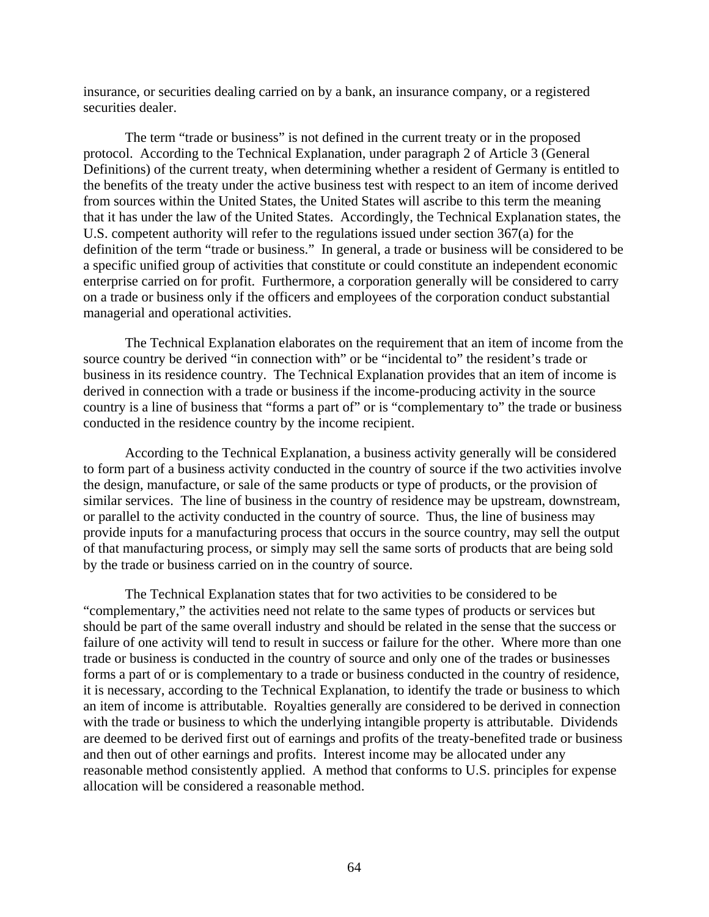insurance, or securities dealing carried on by a bank, an insurance company, or a registered securities dealer.

The term "trade or business" is not defined in the current treaty or in the proposed protocol. According to the Technical Explanation, under paragraph 2 of Article 3 (General Definitions) of the current treaty, when determining whether a resident of Germany is entitled to the benefits of the treaty under the active business test with respect to an item of income derived from sources within the United States, the United States will ascribe to this term the meaning that it has under the law of the United States. Accordingly, the Technical Explanation states, the U.S. competent authority will refer to the regulations issued under section 367(a) for the definition of the term "trade or business." In general, a trade or business will be considered to be a specific unified group of activities that constitute or could constitute an independent economic enterprise carried on for profit. Furthermore, a corporation generally will be considered to carry on a trade or business only if the officers and employees of the corporation conduct substantial managerial and operational activities.

The Technical Explanation elaborates on the requirement that an item of income from the source country be derived "in connection with" or be "incidental to" the resident's trade or business in its residence country. The Technical Explanation provides that an item of income is derived in connection with a trade or business if the income-producing activity in the source country is a line of business that "forms a part of" or is "complementary to" the trade or business conducted in the residence country by the income recipient.

According to the Technical Explanation, a business activity generally will be considered to form part of a business activity conducted in the country of source if the two activities involve the design, manufacture, or sale of the same products or type of products, or the provision of similar services. The line of business in the country of residence may be upstream, downstream, or parallel to the activity conducted in the country of source. Thus, the line of business may provide inputs for a manufacturing process that occurs in the source country, may sell the output of that manufacturing process, or simply may sell the same sorts of products that are being sold by the trade or business carried on in the country of source.

The Technical Explanation states that for two activities to be considered to be "complementary," the activities need not relate to the same types of products or services but should be part of the same overall industry and should be related in the sense that the success or failure of one activity will tend to result in success or failure for the other. Where more than one trade or business is conducted in the country of source and only one of the trades or businesses forms a part of or is complementary to a trade or business conducted in the country of residence, it is necessary, according to the Technical Explanation, to identify the trade or business to which an item of income is attributable. Royalties generally are considered to be derived in connection with the trade or business to which the underlying intangible property is attributable. Dividends are deemed to be derived first out of earnings and profits of the treaty-benefited trade or business and then out of other earnings and profits. Interest income may be allocated under any reasonable method consistently applied. A method that conforms to U.S. principles for expense allocation will be considered a reasonable method.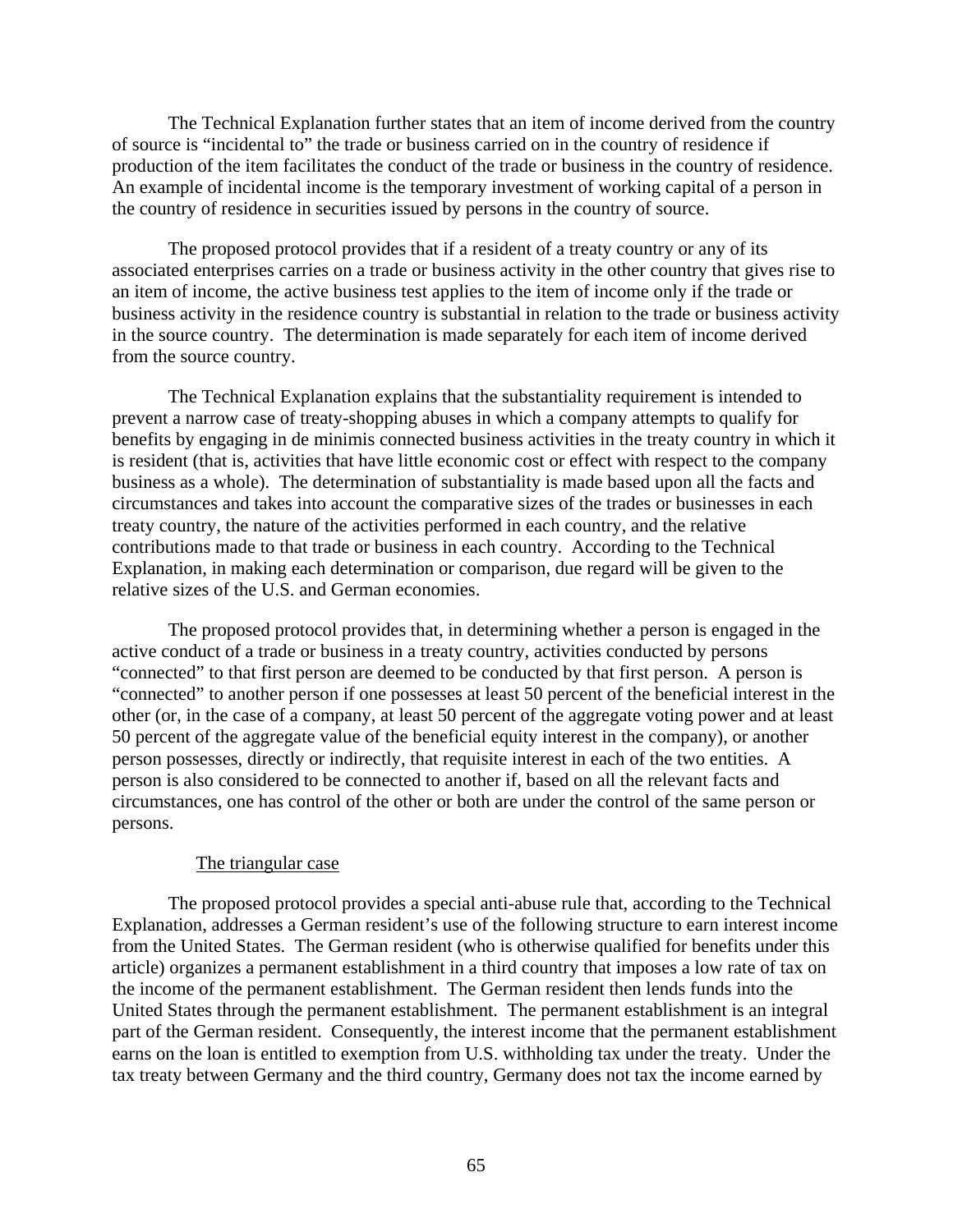The Technical Explanation further states that an item of income derived from the country of source is "incidental to" the trade or business carried on in the country of residence if production of the item facilitates the conduct of the trade or business in the country of residence. An example of incidental income is the temporary investment of working capital of a person in the country of residence in securities issued by persons in the country of source.

The proposed protocol provides that if a resident of a treaty country or any of its associated enterprises carries on a trade or business activity in the other country that gives rise to an item of income, the active business test applies to the item of income only if the trade or business activity in the residence country is substantial in relation to the trade or business activity in the source country. The determination is made separately for each item of income derived from the source country.

The Technical Explanation explains that the substantiality requirement is intended to prevent a narrow case of treaty-shopping abuses in which a company attempts to qualify for benefits by engaging in de minimis connected business activities in the treaty country in which it is resident (that is, activities that have little economic cost or effect with respect to the company business as a whole). The determination of substantiality is made based upon all the facts and circumstances and takes into account the comparative sizes of the trades or businesses in each treaty country, the nature of the activities performed in each country, and the relative contributions made to that trade or business in each country. According to the Technical Explanation, in making each determination or comparison, due regard will be given to the relative sizes of the U.S. and German economies.

The proposed protocol provides that, in determining whether a person is engaged in the active conduct of a trade or business in a treaty country, activities conducted by persons "connected" to that first person are deemed to be conducted by that first person. A person is "connected" to another person if one possesses at least 50 percent of the beneficial interest in the other (or, in the case of a company, at least 50 percent of the aggregate voting power and at least 50 percent of the aggregate value of the beneficial equity interest in the company), or another person possesses, directly or indirectly, that requisite interest in each of the two entities. A person is also considered to be connected to another if, based on all the relevant facts and circumstances, one has control of the other or both are under the control of the same person or persons.

The triangular case

The proposed protocol provides a special anti-abuse rule that, according to the Technical Explanation, addresses a German resident's use of the following structure to earn interest income from the United States. The German resident (who is otherwise qualified for benefits under this article) organizes a permanent establishment in a third country that imposes a low rate of tax on the income of the permanent establishment. The German resident then lends funds into the United States through the permanent establishment. The permanent establishment is an integral part of the German resident. Consequently, the interest income that the permanent establishment earns on the loan is entitled to exemption from U.S. withholding tax under the treaty. Under the tax treaty between Germany and the third country, Germany does not tax the income earned by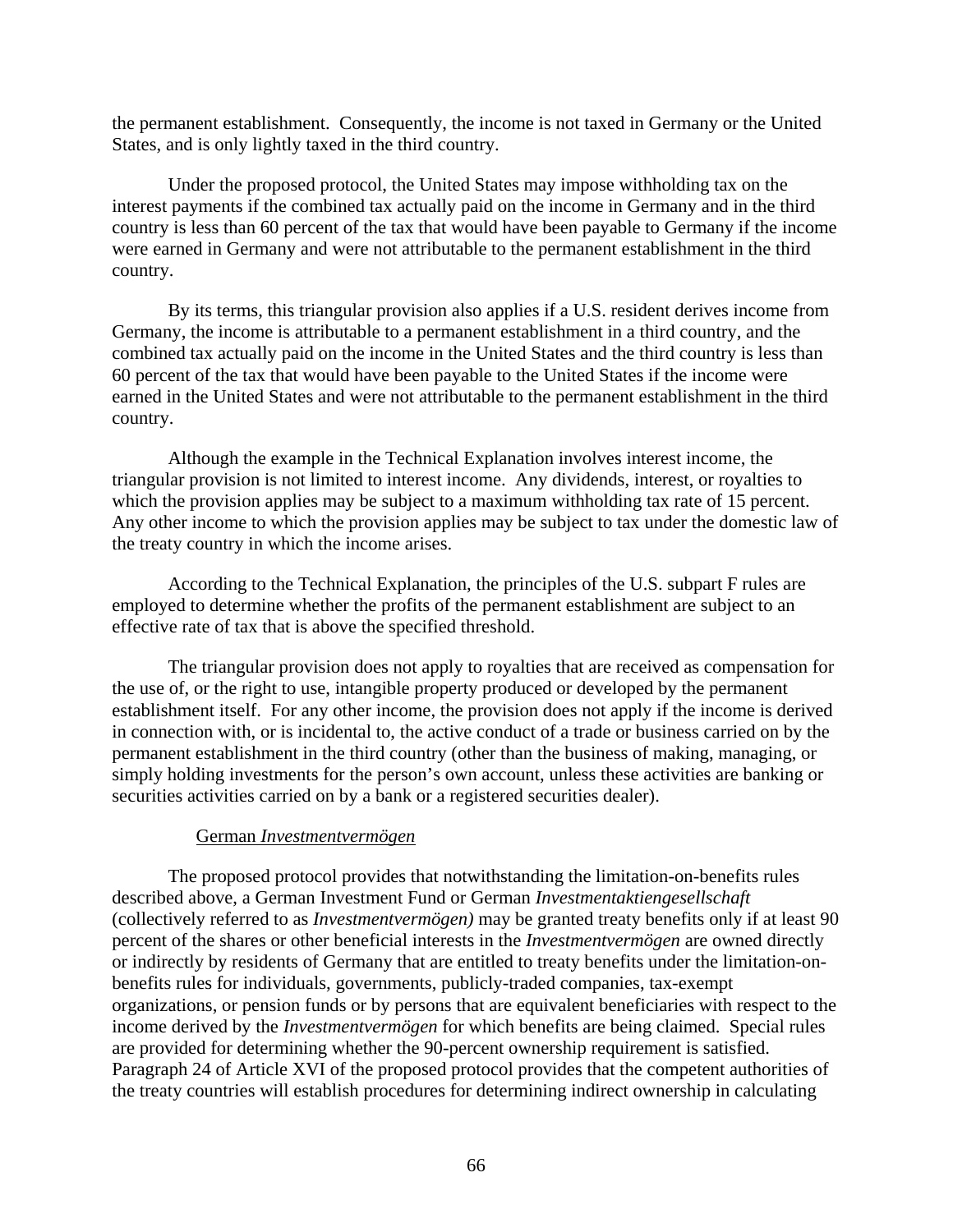the permanent establishment. Consequently, the income is not taxed in Germany or the United States, and is only lightly taxed in the third country.

Under the proposed protocol, the United States may impose withholding tax on the interest payments if the combined tax actually paid on the income in Germany and in the third country is less than 60 percent of the tax that would have been payable to Germany if the income were earned in Germany and were not attributable to the permanent establishment in the third country.

By its terms, this triangular provision also applies if a U.S. resident derives income from Germany, the income is attributable to a permanent establishment in a third country, and the combined tax actually paid on the income in the United States and the third country is less than 60 percent of the tax that would have been payable to the United States if the income were earned in the United States and were not attributable to the permanent establishment in the third country.

Although the example in the Technical Explanation involves interest income, the triangular provision is not limited to interest income. Any dividends, interest, or royalties to which the provision applies may be subject to a maximum withholding tax rate of 15 percent. Any other income to which the provision applies may be subject to tax under the domestic law of the treaty country in which the income arises.

According to the Technical Explanation, the principles of the U.S. subpart F rules are employed to determine whether the profits of the permanent establishment are subject to an effective rate of tax that is above the specified threshold.

The triangular provision does not apply to royalties that are received as compensation for the use of, or the right to use, intangible property produced or developed by the permanent establishment itself. For any other income, the provision does not apply if the income is derived in connection with, or is incidental to, the active conduct of a trade or business carried on by the permanent establishment in the third country (other than the business of making, managing, or simply holding investments for the person's own account, unless these activities are banking or securities activities carried on by a bank or a registered securities dealer).

#### German *Investmentvermögen*

The proposed protocol provides that notwithstanding the limitation-on-benefits rules described above, a German Investment Fund or German *Investmentaktiengesellschaft* (collectively referred to as *Investmentvermögen)* may be granted treaty benefits only if at least 90 percent of the shares or other beneficial interests in the *Investmentvermögen* are owned directly or indirectly by residents of Germany that are entitled to treaty benefits under the limitation-on-benefits rules for individuals, governments, publicly-traded companies, tax-exempt organizations, or pension funds or by persons that are equivalent beneficiaries with respect to the income derived by the *Investmentvermögen* for which benefits are being claimed. Special rules are provided for determining whether the 90-percent ownership requirement is satisfied. Paragraph 24 of Article XVI of the proposed protocol provides that the competent authorities of the treaty countries will establish procedures for determining indirect ownership in calculating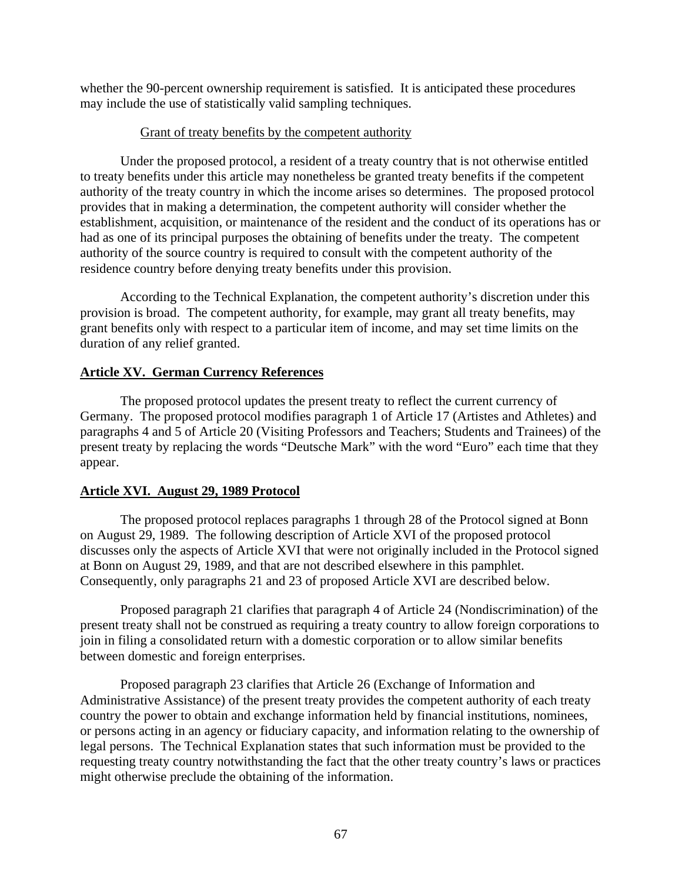whether the 90-percent ownership requirement is satisfied. It is anticipated these procedures may include the use of statistically valid sampling techniques.

Grant of treaty benefits by the competent authority

Under the proposed protocol, a resident of a treaty country that is not otherwise entitled to treaty benefits under this article may nonetheless be granted treaty benefits if the competent authority of the treaty country in which the income arises so determines. The proposed protocol provides that in making a determination, the competent authority will consider whether the establishment, acquisition, or maintenance of the resident and the conduct of its operations has or had as one of its principal purposes the obtaining of benefits under the treaty. The competent authority of the source country is required to consult with the competent authority of the residence country before denying treaty benefits under this provision.

According to the Technical Explanation, the competent authority's discretion under this provision is broad. The competent authority, for example, may grant all treaty benefits, may grant benefits only with respect to a particular item of income, and may set time limits on the duration of any relief granted.

## Article XV. German Currency References

The proposed protocol updates the present treaty to reflect the current currency of Germany. The proposed protocol modifies paragraph 1 of Article 17 (Artistes and Athletes) and paragraphs 4 and 5 of Article 20 (Visiting Professors and Teachers; Students and Trainees) of the present treaty by replacing the words "Deutsche Mark" with the word "Euro" each time that they appear.

## Article XVI. August 29, 1989 Protocol

The proposed protocol replaces paragraphs 1 through 28 of the Protocol signed at Bonn on August 29, 1989. The following description of Article XVI of the proposed protocol discusses only the aspects of Article XVI that were not originally included in the Protocol signed at Bonn on August 29, 1989, and that are not described elsewhere in this pamphlet. Consequently, only paragraphs 21 and 23 of proposed Article XVI are described below.

Proposed paragraph 21 clarifies that paragraph 4 of Article 24 (Nondiscrimination) of the present treaty shall not be construed as requiring a treaty country to allow foreign corporations to join in filing a consolidated return with a domestic corporation or to allow similar benefits between domestic and foreign enterprises.

Proposed paragraph 23 clarifies that Article 26 (Exchange of Information and Administrative Assistance) of the present treaty provides the competent authority of each treaty country the power to obtain and exchange information held by financial institutions, nominees, or persons acting in an agency or fiduciary capacity, and information relating to the ownership of legal persons. The Technical Explanation states that such information must be provided to the requesting treaty country notwithstanding the fact that the other treaty country's laws or practices might otherwise preclude the obtaining of the information.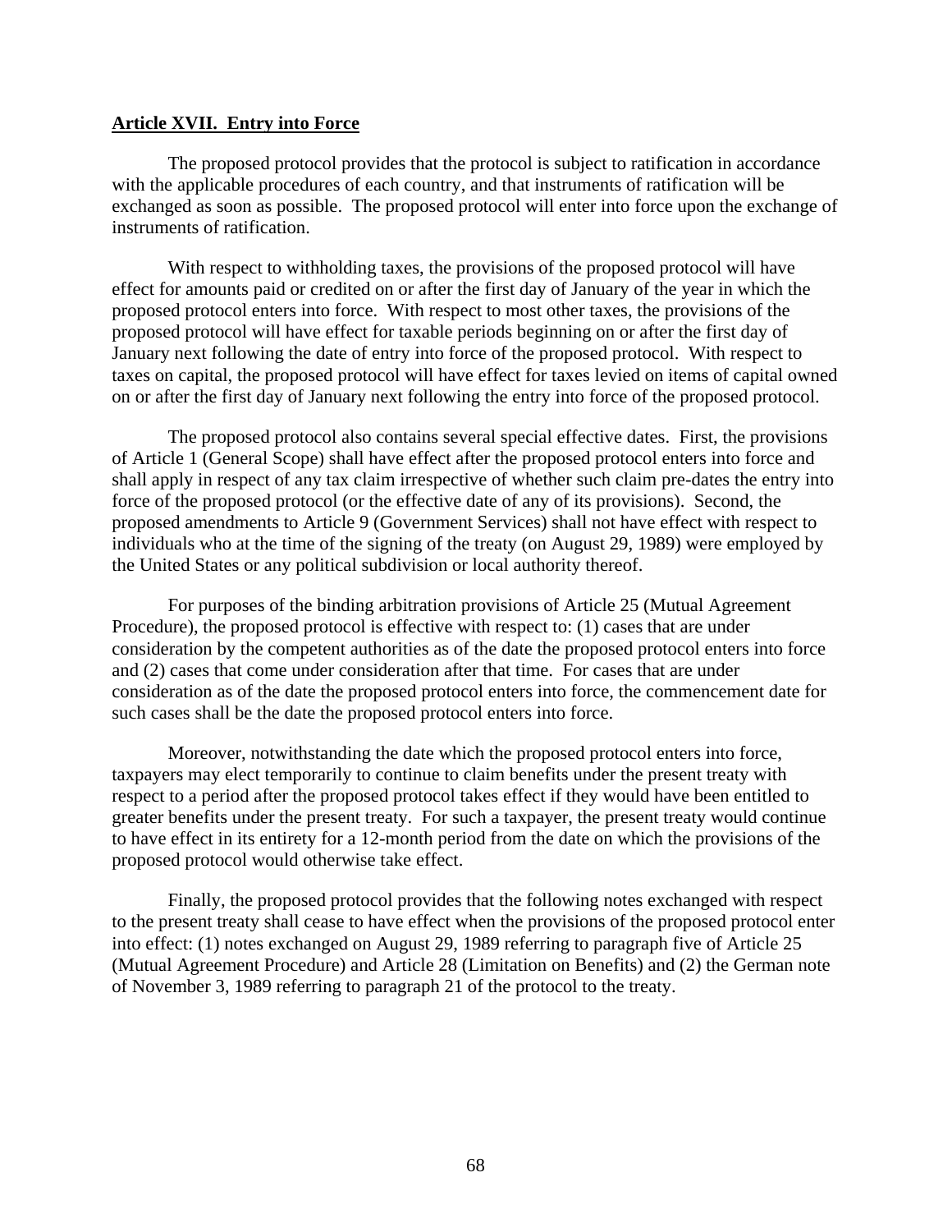**Article XVII. Entry into Force**

The proposed protocol provides that the protocol is subject to ratification in accordance with the applicable procedures of each country, and that instruments of ratification will be exchanged as soon as possible. The proposed protocol will enter into force upon the exchange of instruments of ratification.

With respect to withholding taxes, the provisions of the proposed protocol will have effect for amounts paid or credited on or after the first day of January of the year in which the proposed protocol enters into force. With respect to most other taxes, the provisions of the proposed protocol will have effect for taxable periods beginning on or after the first day of January next following the date of entry into force of the proposed protocol. With respect to taxes on capital, the proposed protocol will have effect for taxes levied on items of capital owned on or after the first day of January next following the entry into force of the proposed protocol.

The proposed protocol also contains several special effective dates. First, the provisions of Article 1 (General Scope) shall have effect after the proposed protocol enters into force and shall apply in respect of any tax claim irrespective of whether such claim pre-dates the entry into force of the proposed protocol (or the effective date of any of its provisions). Second, the proposed amendments to Article 9 (Government Services) shall not have effect with respect to individuals who at the time of the signing of the treaty (on August 29, 1989) were employed by the United States or any political subdivision or local authority thereof.

For purposes of the binding arbitration provisions of Article 25 (Mutual Agreement Procedure), the proposed protocol is effective with respect to: (1) cases that are under consideration by the competent authorities as of the date the proposed protocol enters into force and (2) cases that come under consideration after that time. For cases that are under consideration as of the date the proposed protocol enters into force, the commencement date for such cases shall be the date the proposed protocol enters into force.

Moreover, notwithstanding the date which the proposed protocol enters into force, taxpayers may elect temporarily to continue to claim benefits under the present treaty with respect to a period after the proposed protocol takes effect if they would have been entitled to greater benefits under the present treaty. For such a taxpayer, the present treaty would continue to have effect in its entirety for a 12-month period from the date on which the provisions of the proposed protocol would otherwise take effect.

Finally, the proposed protocol provides that the following notes exchanged with respect to the present treaty shall cease to have effect when the provisions of the proposed protocol enter into effect: (1) notes exchanged on August 29, 1989 referring to paragraph five of Article 25 (Mutual Agreement Procedure) and Article 28 (Limitation on Benefits) and (2) the German note of November 3, 1989 referring to paragraph 21 of the protocol to the treaty.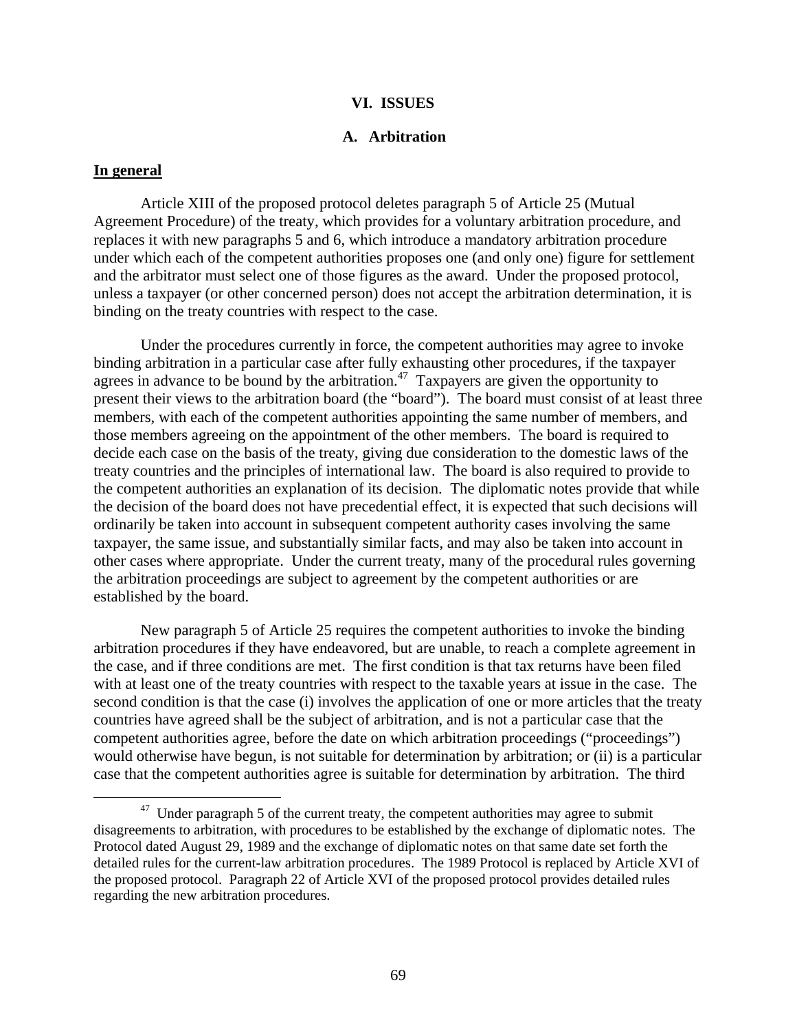# VI. ISSUES

## A. Arbitration

**In general**

Article XIII of the proposed protocol deletes paragraph 5 of Article 25 (Mutual Agreement Procedure) of the treaty, which provides for a voluntary arbitration procedure, and replaces it with new paragraphs 5 and 6, which introduce a mandatory arbitration procedure under which each of the competent authorities proposes one (and only one) figure for settlement and the arbitrator must select one of those figures as the award. Under the proposed protocol, unless a taxpayer (or other concerned person) does not accept the arbitration determination, it is binding on the treaty countries with respect to the case.

Under the procedures currently in force, the competent authorities may agree to invoke binding arbitration in a particular case after fully exhausting other procedures, if the taxpayer agrees in advance to be bound by the arbitration.[47] Taxpayers are given the opportunity to present their views to the arbitration board (the "board"). The board must consist of at least three members, with each of the competent authorities appointing the same number of members, and those members agreeing on the appointment of the other members. The board is required to decide each case on the basis of the treaty, giving due consideration to the domestic laws of the treaty countries and the principles of international law. The board is also required to provide to the competent authorities an explanation of its decision. The diplomatic notes provide that while the decision of the board does not have precedential effect, it is expected that such decisions will ordinarily be taken into account in subsequent competent authority cases involving the same taxpayer, the same issue, and substantially similar facts, and may also be taken into account in other cases where appropriate. Under the current treaty, many of the procedural rules governing the arbitration proceedings are subject to agreement by the competent authorities or are established by the board.

New paragraph 5 of Article 25 requires the competent authorities to invoke the binding arbitration procedures if they have endeavored, but are unable, to reach a complete agreement in the case, and if three conditions are met. The first condition is that tax returns have been filed with at least one of the treaty countries with respect to the taxable years at issue in the case. The second condition is that the case (i) involves the application of one or more articles that the treaty countries have agreed shall be the subject of arbitration, and is not a particular case that the competent authorities agree, before the date on which arbitration proceedings ("proceedings") would otherwise have begun, is not suitable for determination by arbitration; or (ii) is a particular case that the competent authorities agree is suitable for determination by arbitration. The third

---

[47] Under paragraph 5 of the current treaty, the competent authorities may agree to submit disagreements to arbitration, with procedures to be established by the exchange of diplomatic notes. The Protocol dated August 29, 1989 and the exchange of diplomatic notes on that same date set forth the detailed rules for the current-law arbitration procedures. The 1989 Protocol is replaced by Article XVI of the proposed protocol. Paragraph 22 of Article XVI of the proposed protocol provides detailed rules regarding the new arbitration procedures.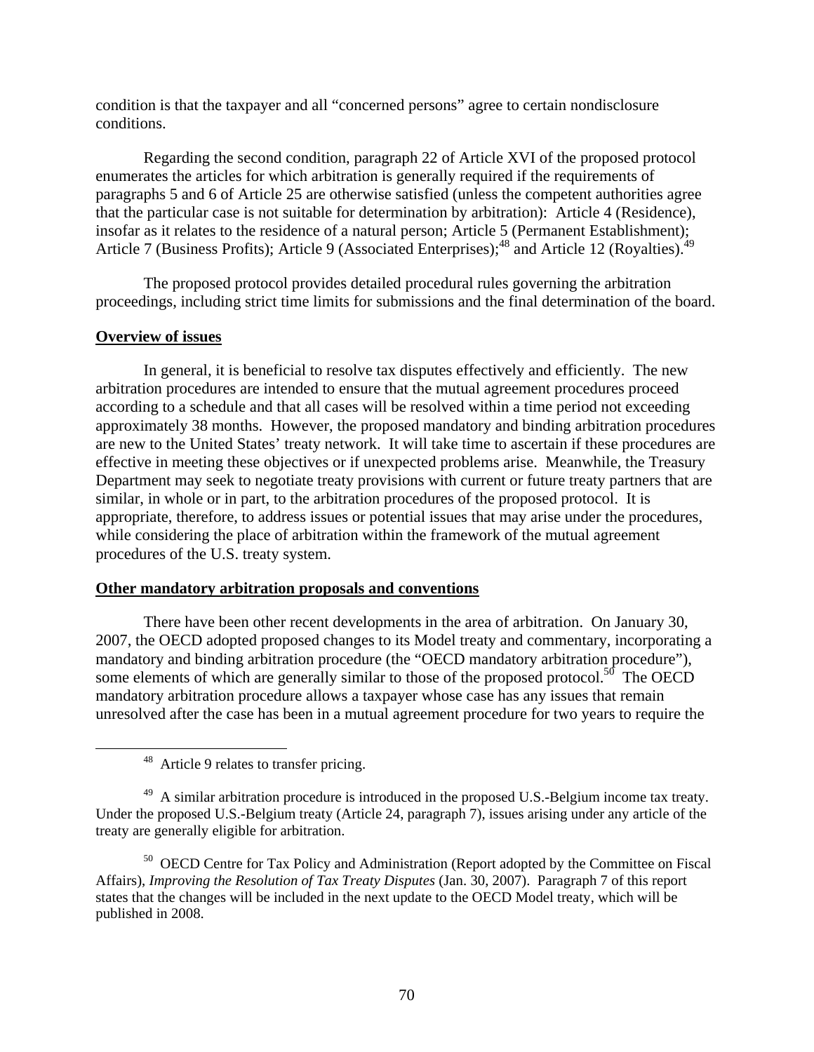condition is that the taxpayer and all "concerned persons" agree to certain nondisclosure conditions.

Regarding the second condition, paragraph 22 of Article XVI of the proposed protocol enumerates the articles for which arbitration is generally required if the requirements of paragraphs 5 and 6 of Article 25 are otherwise satisfied (unless the competent authorities agree that the particular case is not suitable for determination by arbitration): Article 4 (Residence), insofar as it relates to the residence of a natural person; Article 5 (Permanent Establishment); Article 7 (Business Profits); Article 9 (Associated Enterprises);[48] and Article 12 (Royalties).[49]

The proposed protocol provides detailed procedural rules governing the arbitration proceedings, including strict time limits for submissions and the final determination of the board.

**Overview of issues**

In general, it is beneficial to resolve tax disputes effectively and efficiently. The new arbitration procedures are intended to ensure that the mutual agreement procedures proceed according to a schedule and that all cases will be resolved within a time period not exceeding approximately 38 months. However, the proposed mandatory and binding arbitration procedures are new to the United States' treaty network. It will take time to ascertain if these procedures are effective in meeting these objectives or if unexpected problems arise. Meanwhile, the Treasury Department may seek to negotiate treaty provisions with current or future treaty partners that are similar, in whole or in part, to the arbitration procedures of the proposed protocol. It is appropriate, therefore, to address issues or potential issues that may arise under the procedures, while considering the place of arbitration within the framework of the mutual agreement procedures of the U.S. treaty system.

**Other mandatory arbitration proposals and conventions**

There have been other recent developments in the area of arbitration. On January 30, 2007, the OECD adopted proposed changes to its Model treaty and commentary, incorporating a mandatory and binding arbitration procedure (the "OECD mandatory arbitration procedure"), some elements of which are generally similar to those of the proposed protocol.[50] The OECD mandatory arbitration procedure allows a taxpayer whose case has any issues that remain unresolved after the case has been in a mutual agreement procedure for two years to require the

---

[48] Article 9 relates to transfer pricing.

[49] A similar arbitration procedure is introduced in the proposed U.S.-Belgium income tax treaty. Under the proposed U.S.-Belgium treaty (Article 24, paragraph 7), issues arising under any article of the treaty are generally eligible for arbitration.

[50] OECD Centre for Tax Policy and Administration (Report adopted by the Committee on Fiscal Affairs), *Improving the Resolution of Tax Treaty Disputes* (Jan. 30, 2007). Paragraph 7 of this report states that the changes will be included in the next update to the OECD Model treaty, which will be published in 2008.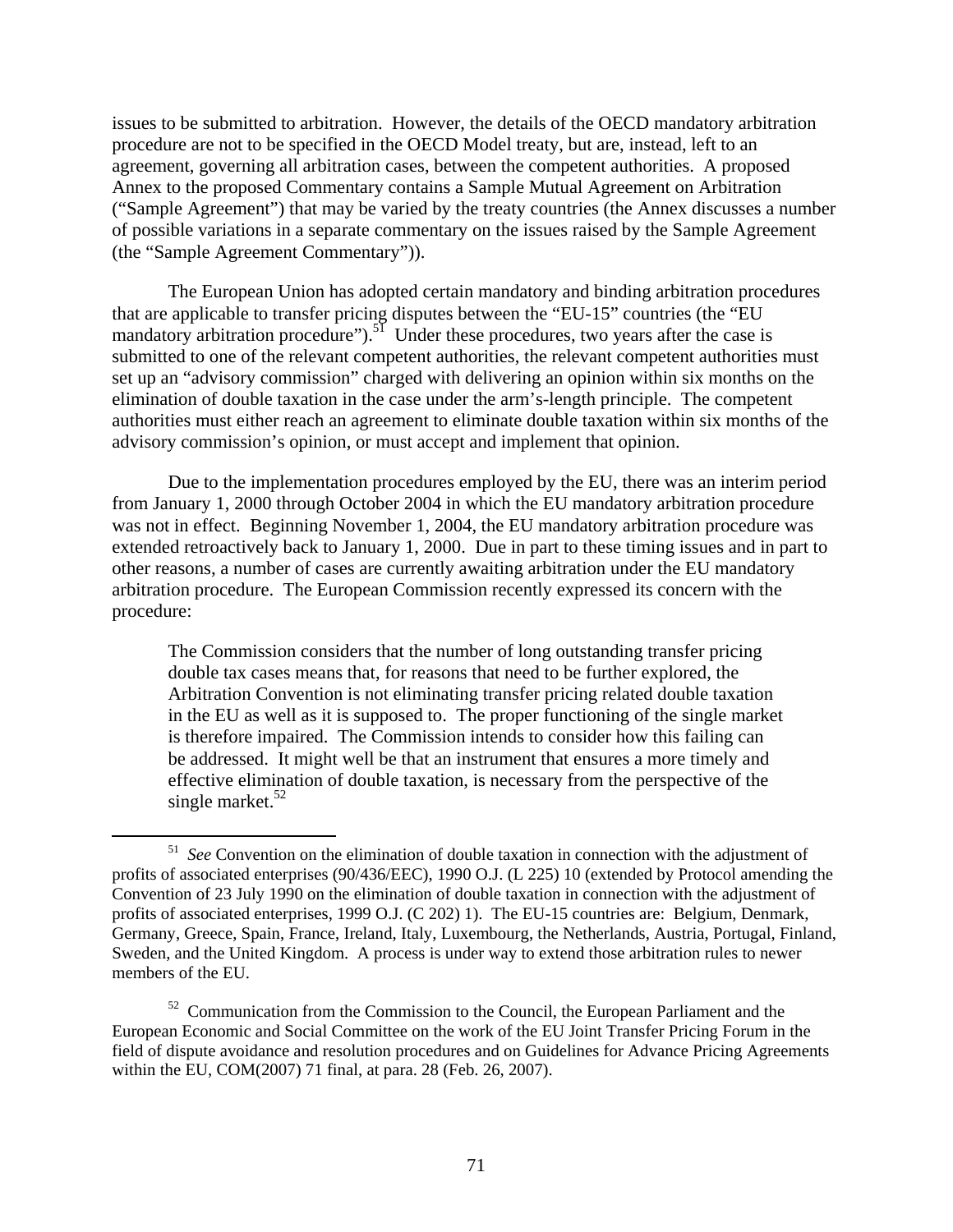issues to be submitted to arbitration. However, the details of the OECD mandatory arbitration procedure are not to be specified in the OECD Model treaty, but are, instead, left to an agreement, governing all arbitration cases, between the competent authorities. A proposed Annex to the proposed Commentary contains a Sample Mutual Agreement on Arbitration ("Sample Agreement") that may be varied by the treaty countries (the Annex discusses a number of possible variations in a separate commentary on the issues raised by the Sample Agreement (the "Sample Agreement Commentary")).

The European Union has adopted certain mandatory and binding arbitration procedures that are applicable to transfer pricing disputes between the "EU-15" countries (the "EU mandatory arbitration procedure").[51] Under these procedures, two years after the case is submitted to one of the relevant competent authorities, the relevant competent authorities must set up an "advisory commission" charged with delivering an opinion within six months on the elimination of double taxation in the case under the arm's-length principle. The competent authorities must either reach an agreement to eliminate double taxation within six months of the advisory commission's opinion, or must accept and implement that opinion.

Due to the implementation procedures employed by the EU, there was an interim period from January 1, 2000 through October 2004 in which the EU mandatory arbitration procedure was not in effect. Beginning November 1, 2004, the EU mandatory arbitration procedure was extended retroactively back to January 1, 2000. Due in part to these timing issues and in part to other reasons, a number of cases are currently awaiting arbitration under the EU mandatory arbitration procedure. The European Commission recently expressed its concern with the procedure:

> The Commission considers that the number of long outstanding transfer pricing double tax cases means that, for reasons that need to be further explored, the Arbitration Convention is not eliminating transfer pricing related double taxation in the EU as well as it is supposed to. The proper functioning of the single market is therefore impaired. The Commission intends to consider how this failing can be addressed. It might well be that an instrument that ensures a more timely and effective elimination of double taxation, is necessary from the perspective of the single market.[52]

---

[51] *See* Convention on the elimination of double taxation in connection with the adjustment of profits of associated enterprises (90/436/EEC), 1990 O.J. (L 225) 10 (extended by Protocol amending the Convention of 23 July 1990 on the elimination of double taxation in connection with the adjustment of profits of associated enterprises, 1999 O.J. (C 202) 1). The EU-15 countries are: Belgium, Denmark, Germany, Greece, Spain, France, Ireland, Italy, Luxembourg, the Netherlands, Austria, Portugal, Finland, Sweden, and the United Kingdom. A process is under way to extend those arbitration rules to newer members of the EU.

[52] Communication from the Commission to the Council, the European Parliament and the European Economic and Social Committee on the work of the EU Joint Transfer Pricing Forum in the field of dispute avoidance and resolution procedures and on Guidelines for Advance Pricing Agreements within the EU, COM(2007) 71 final, at para. 28 (Feb. 26, 2007).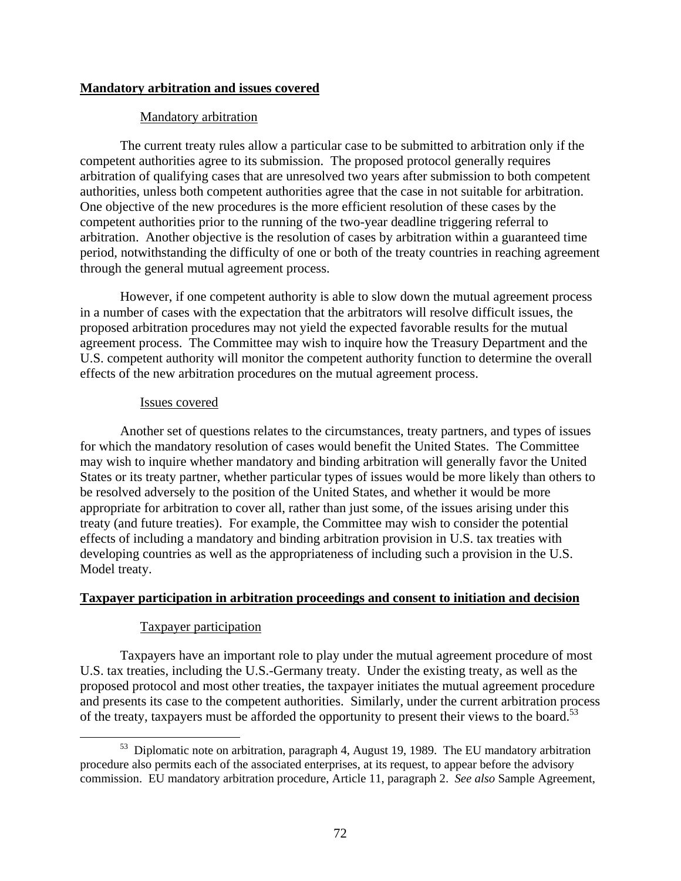**Mandatory arbitration and issues covered**

Mandatory arbitration

The current treaty rules allow a particular case to be submitted to arbitration only if the competent authorities agree to its submission. The proposed protocol generally requires arbitration of qualifying cases that are unresolved two years after submission to both competent authorities, unless both competent authorities agree that the case in not suitable for arbitration. One objective of the new procedures is the more efficient resolution of these cases by the competent authorities prior to the running of the two-year deadline triggering referral to arbitration. Another objective is the resolution of cases by arbitration within a guaranteed time period, notwithstanding the difficulty of one or both of the treaty countries in reaching agreement through the general mutual agreement process.

However, if one competent authority is able to slow down the mutual agreement process in a number of cases with the expectation that the arbitrators will resolve difficult issues, the proposed arbitration procedures may not yield the expected favorable results for the mutual agreement process. The Committee may wish to inquire how the Treasury Department and the U.S. competent authority will monitor the competent authority function to determine the overall effects of the new arbitration procedures on the mutual agreement process.

Issues covered

Another set of questions relates to the circumstances, treaty partners, and types of issues for which the mandatory resolution of cases would benefit the United States. The Committee may wish to inquire whether mandatory and binding arbitration will generally favor the United States or its treaty partner, whether particular types of issues would be more likely than others to be resolved adversely to the position of the United States, and whether it would be more appropriate for arbitration to cover all, rather than just some, of the issues arising under this treaty (and future treaties). For example, the Committee may wish to consider the potential effects of including a mandatory and binding arbitration provision in U.S. tax treaties with developing countries as well as the appropriateness of including such a provision in the U.S. Model treaty.

**Taxpayer participation in arbitration proceedings and consent to initiation and decision**

Taxpayer participation

Taxpayers have an important role to play under the mutual agreement procedure of most U.S. tax treaties, including the U.S.-Germany treaty. Under the existing treaty, as well as the proposed protocol and most other treaties, the taxpayer initiates the mutual agreement procedure and presents its case to the competent authorities. Similarly, under the current arbitration process of the treaty, taxpayers must be afforded the opportunity to present their views to the board.[53]

[53] Diplomatic note on arbitration, paragraph 4, August 19, 1989. The EU mandatory arbitration procedure also permits each of the associated enterprises, at its request, to appear before the advisory commission. EU mandatory arbitration procedure, Article 11, paragraph 2. *See also* Sample Agreement,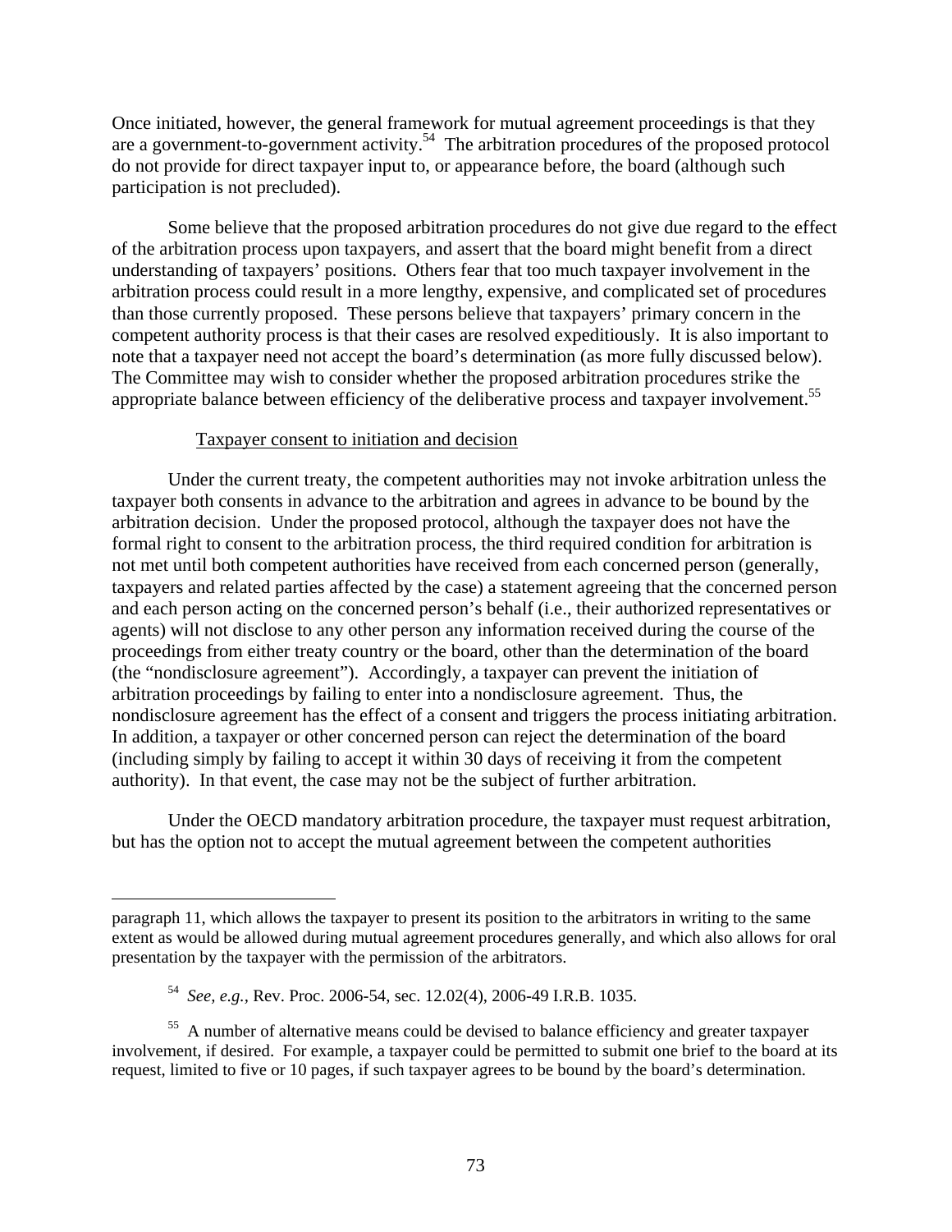Once initiated, however, the general framework for mutual agreement proceedings is that they are a government-to-government activity.[54] The arbitration procedures of the proposed protocol do not provide for direct taxpayer input to, or appearance before, the board (although such participation is not precluded).

Some believe that the proposed arbitration procedures do not give due regard to the effect of the arbitration process upon taxpayers, and assert that the board might benefit from a direct understanding of taxpayers' positions. Others fear that too much taxpayer involvement in the arbitration process could result in a more lengthy, expensive, and complicated set of procedures than those currently proposed. These persons believe that taxpayers' primary concern in the competent authority process is that their cases are resolved expeditiously. It is also important to note that a taxpayer need not accept the board's determination (as more fully discussed below). The Committee may wish to consider whether the proposed arbitration procedures strike the appropriate balance between efficiency of the deliberative process and taxpayer involvement.[55]

<u>Taxpayer consent to initiation and decision</u>

Under the current treaty, the competent authorities may not invoke arbitration unless the taxpayer both consents in advance to the arbitration and agrees in advance to be bound by the arbitration decision. Under the proposed protocol, although the taxpayer does not have the formal right to consent to the arbitration process, the third required condition for arbitration is not met until both competent authorities have received from each concerned person (generally, taxpayers and related parties affected by the case) a statement agreeing that the concerned person and each person acting on the concerned person's behalf (i.e., their authorized representatives or agents) will not disclose to any other person any information received during the course of the proceedings from either treaty country or the board, other than the determination of the board (the "nondisclosure agreement"). Accordingly, a taxpayer can prevent the initiation of arbitration proceedings by failing to enter into a nondisclosure agreement. Thus, the nondisclosure agreement has the effect of a consent and triggers the process initiating arbitration. In addition, a taxpayer or other concerned person can reject the determination of the board (including simply by failing to accept it within 30 days of receiving it from the competent authority). In that event, the case may not be the subject of further arbitration.

Under the OECD mandatory arbitration procedure, the taxpayer must request arbitration, but has the option not to accept the mutual agreement between the competent authorities

---

paragraph 11, which allows the taxpayer to present its position to the arbitrators in writing to the same extent as would be allowed during mutual agreement procedures generally, and which also allows for oral presentation by the taxpayer with the permission of the arbitrators.

[54] *See, e.g.*, Rev. Proc. 2006-54, sec. 12.02(4), 2006-49 I.R.B. 1035.

[55] A number of alternative means could be devised to balance efficiency and greater taxpayer involvement, if desired. For example, a taxpayer could be permitted to submit one brief to the board at its request, limited to five or 10 pages, if such taxpayer agrees to be bound by the board's determination.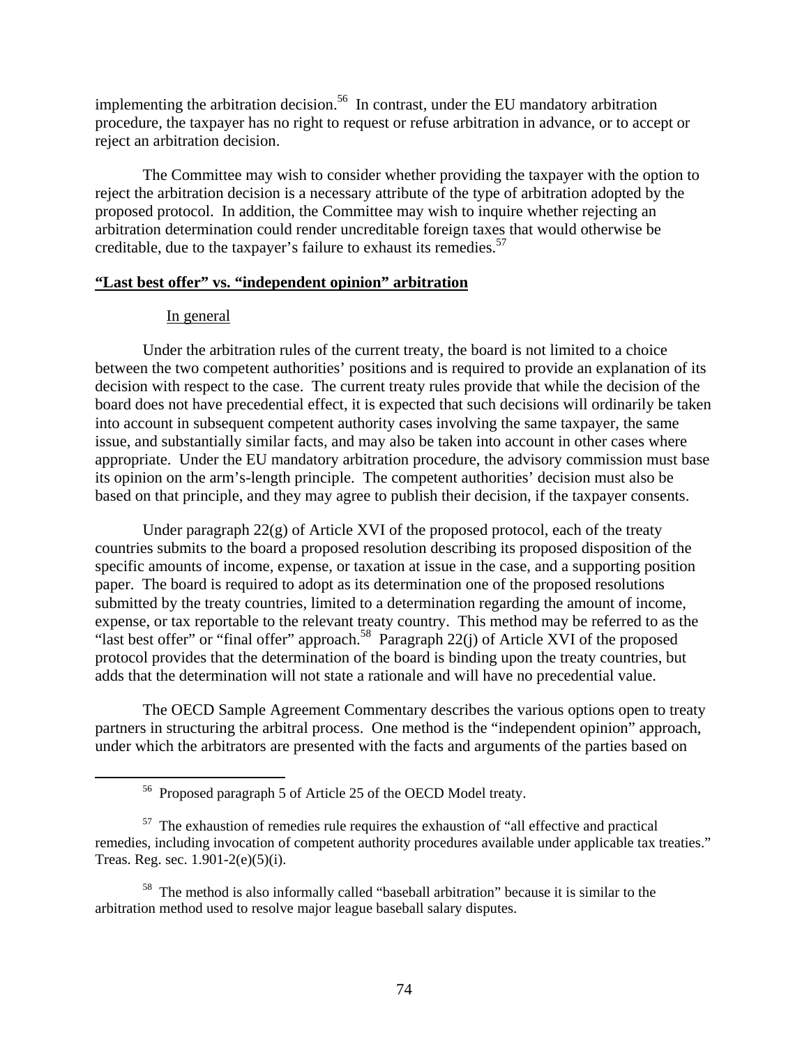implementing the arbitration decision.[56] In contrast, under the EU mandatory arbitration procedure, the taxpayer has no right to request or refuse arbitration in advance, or to accept or reject an arbitration decision.

The Committee may wish to consider whether providing the taxpayer with the option to reject the arbitration decision is a necessary attribute of the type of arbitration adopted by the proposed protocol. In addition, the Committee may wish to inquire whether rejecting an arbitration determination could render uncreditable foreign taxes that would otherwise be creditable, due to the taxpayer's failure to exhaust its remedies.[57]

**"Last best offer" vs. "independent opinion" arbitration**

In general

Under the arbitration rules of the current treaty, the board is not limited to a choice between the two competent authorities' positions and is required to provide an explanation of its decision with respect to the case. The current treaty rules provide that while the decision of the board does not have precedential effect, it is expected that such decisions will ordinarily be taken into account in subsequent competent authority cases involving the same taxpayer, the same issue, and substantially similar facts, and may also be taken into account in other cases where appropriate. Under the EU mandatory arbitration procedure, the advisory commission must base its opinion on the arm's-length principle. The competent authorities' decision must also be based on that principle, and they may agree to publish their decision, if the taxpayer consents.

Under paragraph 22(g) of Article XVI of the proposed protocol, each of the treaty countries submits to the board a proposed resolution describing its proposed disposition of the specific amounts of income, expense, or taxation at issue in the case, and a supporting position paper. The board is required to adopt as its determination one of the proposed resolutions submitted by the treaty countries, limited to a determination regarding the amount of income, expense, or tax reportable to the relevant treaty country. This method may be referred to as the "last best offer" or "final offer" approach.[58] Paragraph 22(j) of Article XVI of the proposed protocol provides that the determination of the board is binding upon the treaty countries, but adds that the determination will not state a rationale and will have no precedential value.

The OECD Sample Agreement Commentary describes the various options open to treaty partners in structuring the arbitral process. One method is the "independent opinion" approach, under which the arbitrators are presented with the facts and arguments of the parties based on

---

[56] Proposed paragraph 5 of Article 25 of the OECD Model treaty.

[57] The exhaustion of remedies rule requires the exhaustion of "all effective and practical remedies, including invocation of competent authority procedures available under applicable tax treaties." Treas. Reg. sec. 1.901-2(e)(5)(i).

[58] The method is also informally called "baseball arbitration" because it is similar to the arbitration method used to resolve major league baseball salary disputes.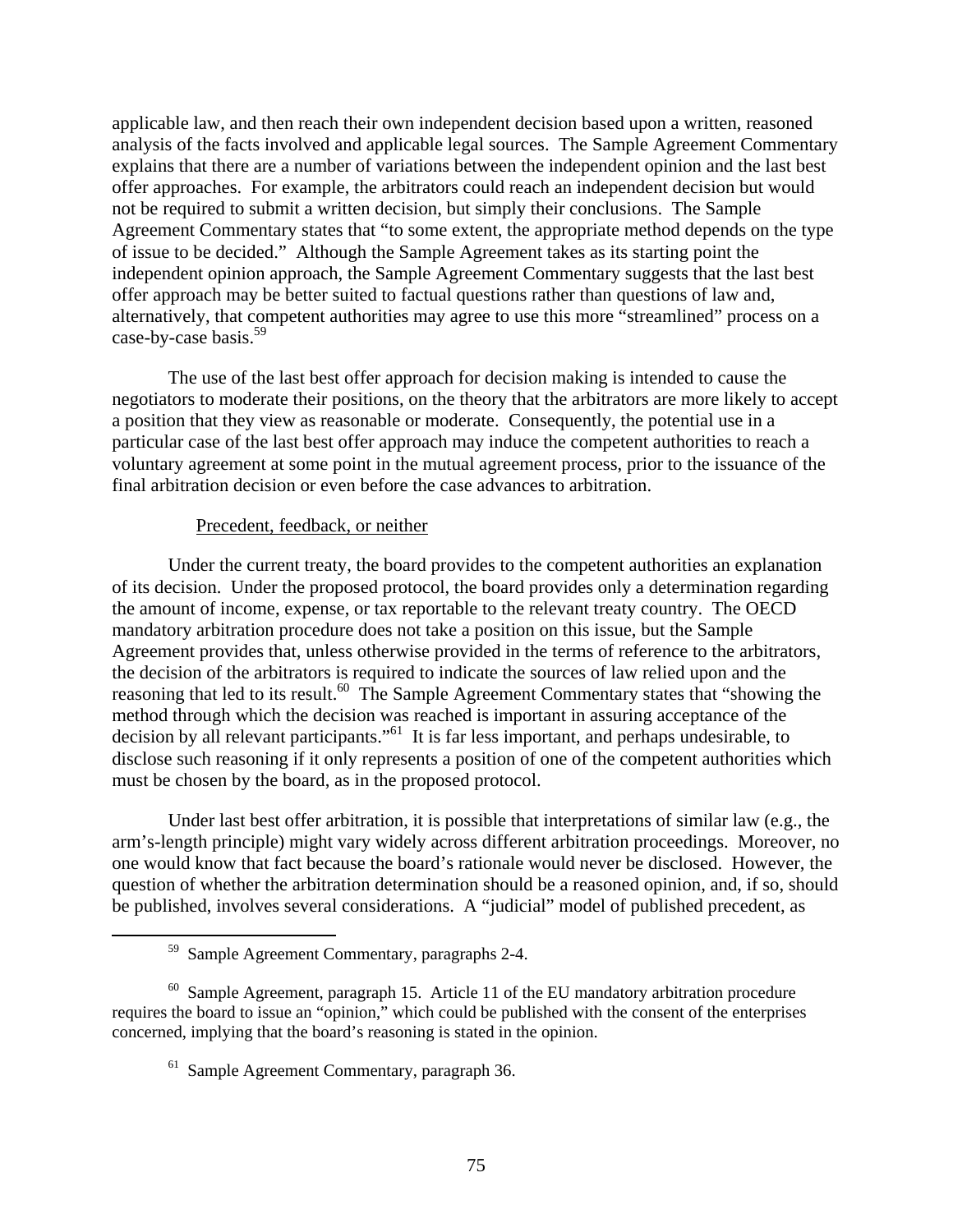applicable law, and then reach their own independent decision based upon a written, reasoned analysis of the facts involved and applicable legal sources. The Sample Agreement Commentary explains that there are a number of variations between the independent opinion and the last best offer approaches. For example, the arbitrators could reach an independent decision but would not be required to submit a written decision, but simply their conclusions. The Sample Agreement Commentary states that "to some extent, the appropriate method depends on the type of issue to be decided." Although the Sample Agreement takes as its starting point the independent opinion approach, the Sample Agreement Commentary suggests that the last best offer approach may be better suited to factual questions rather than questions of law and, alternatively, that competent authorities may agree to use this more "streamlined" process on a case-by-case basis.[59]

The use of the last best offer approach for decision making is intended to cause the negotiators to moderate their positions, on the theory that the arbitrators are more likely to accept a position that they view as reasonable or moderate. Consequently, the potential use in a particular case of the last best offer approach may induce the competent authorities to reach a voluntary agreement at some point in the mutual agreement process, prior to the issuance of the final arbitration decision or even before the case advances to arbitration.

Precedent, feedback, or neither

Under the current treaty, the board provides to the competent authorities an explanation of its decision. Under the proposed protocol, the board provides only a determination regarding the amount of income, expense, or tax reportable to the relevant treaty country. The OECD mandatory arbitration procedure does not take a position on this issue, but the Sample Agreement provides that, unless otherwise provided in the terms of reference to the arbitrators, the decision of the arbitrators is required to indicate the sources of law relied upon and the reasoning that led to its result.[60] The Sample Agreement Commentary states that "showing the method through which the decision was reached is important in assuring acceptance of the decision by all relevant participants."[61] It is far less important, and perhaps undesirable, to disclose such reasoning if it only represents a position of one of the competent authorities which must be chosen by the board, as in the proposed protocol.

Under last best offer arbitration, it is possible that interpretations of similar law (e.g., the arm's-length principle) might vary widely across different arbitration proceedings. Moreover, no one would know that fact because the board's rationale would never be disclosed. However, the question of whether the arbitration determination should be a reasoned opinion, and, if so, should be published, involves several considerations. A "judicial" model of published precedent, as

---

[59] Sample Agreement Commentary, paragraphs 2-4.

[60] Sample Agreement, paragraph 15. Article 11 of the EU mandatory arbitration procedure requires the board to issue an "opinion," which could be published with the consent of the enterprises concerned, implying that the board's reasoning is stated in the opinion.

[61] Sample Agreement Commentary, paragraph 36.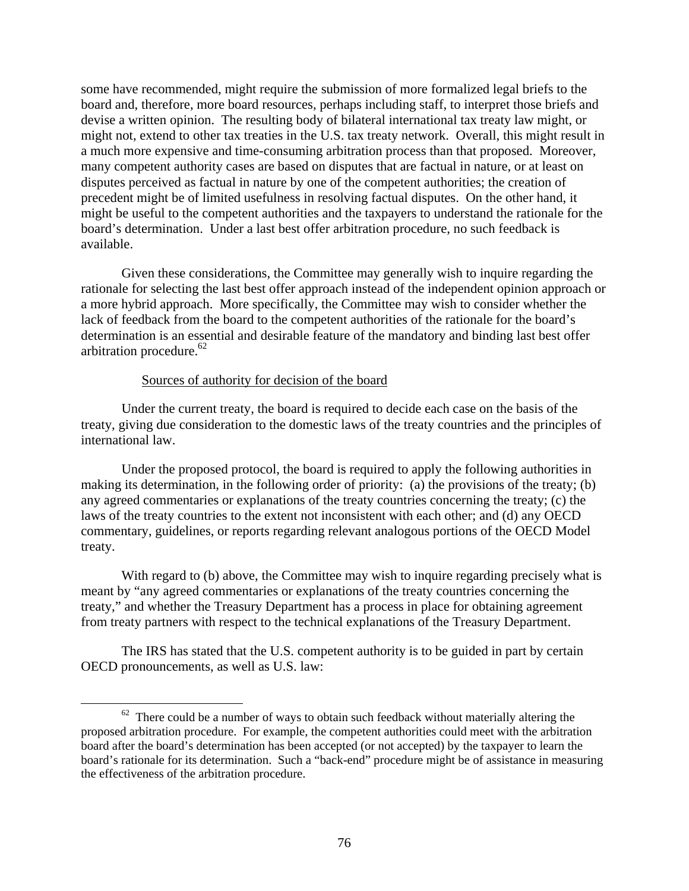some have recommended, might require the submission of more formalized legal briefs to the board and, therefore, more board resources, perhaps including staff, to interpret those briefs and devise a written opinion. The resulting body of bilateral international tax treaty law might, or might not, extend to other tax treaties in the U.S. tax treaty network. Overall, this might result in a much more expensive and time-consuming arbitration process than that proposed. Moreover, many competent authority cases are based on disputes that are factual in nature, or at least on disputes perceived as factual in nature by one of the competent authorities; the creation of precedent might be of limited usefulness in resolving factual disputes. On the other hand, it might be useful to the competent authorities and the taxpayers to understand the rationale for the board's determination. Under a last best offer arbitration procedure, no such feedback is available.

Given these considerations, the Committee may generally wish to inquire regarding the rationale for selecting the last best offer approach instead of the independent opinion approach or a more hybrid approach. More specifically, the Committee may wish to consider whether the lack of feedback from the board to the competent authorities of the rationale for the board's determination is an essential and desirable feature of the mandatory and binding last best offer arbitration procedure.[62]

<u>Sources of authority for decision of the board</u>

Under the current treaty, the board is required to decide each case on the basis of the treaty, giving due consideration to the domestic laws of the treaty countries and the principles of international law.

Under the proposed protocol, the board is required to apply the following authorities in making its determination, in the following order of priority: (a) the provisions of the treaty; (b) any agreed commentaries or explanations of the treaty countries concerning the treaty; (c) the laws of the treaty countries to the extent not inconsistent with each other; and (d) any OECD commentary, guidelines, or reports regarding relevant analogous portions of the OECD Model treaty.

With regard to (b) above, the Committee may wish to inquire regarding precisely what is meant by "any agreed commentaries or explanations of the treaty countries concerning the treaty," and whether the Treasury Department has a process in place for obtaining agreement from treaty partners with respect to the technical explanations of the Treasury Department.

The IRS has stated that the U.S. competent authority is to be guided in part by certain OECD pronouncements, as well as U.S. law:

---

[62] There could be a number of ways to obtain such feedback without materially altering the proposed arbitration procedure. For example, the competent authorities could meet with the arbitration board after the board's determination has been accepted (or not accepted) by the taxpayer to learn the board's rationale for its determination. Such a "back-end" procedure might be of assistance in measuring the effectiveness of the arbitration procedure.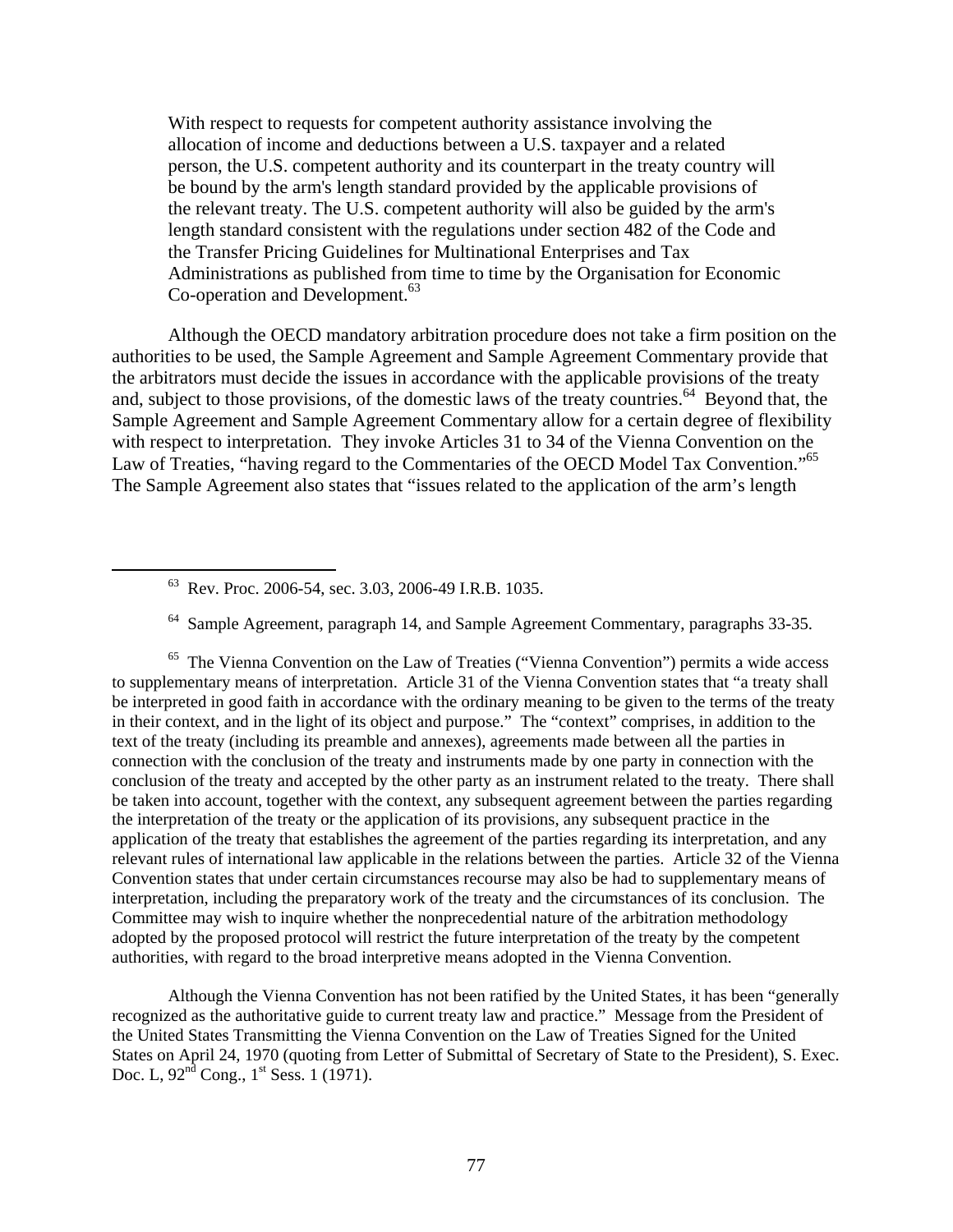> With respect to requests for competent authority assistance involving the allocation of income and deductions between a U.S. taxpayer and a related person, the U.S. competent authority and its counterpart in the treaty country will be bound by the arm's length standard provided by the applicable provisions of the relevant treaty. The U.S. competent authority will also be guided by the arm's length standard consistent with the regulations under section 482 of the Code and the Transfer Pricing Guidelines for Multinational Enterprises and Tax Administrations as published from time to time by the Organisation for Economic Co-operation and Development.[63]

Although the OECD mandatory arbitration procedure does not take a firm position on the authorities to be used, the Sample Agreement and Sample Agreement Commentary provide that the arbitrators must decide the issues in accordance with the applicable provisions of the treaty and, subject to those provisions, of the domestic laws of the treaty countries.[64] Beyond that, the Sample Agreement and Sample Agreement Commentary allow for a certain degree of flexibility with respect to interpretation. They invoke Articles 31 to 34 of the Vienna Convention on the Law of Treaties, "having regard to the Commentaries of the OECD Model Tax Convention."[65] The Sample Agreement also states that "issues related to the application of the arm's length

---

[63] Rev. Proc. 2006-54, sec. 3.03, 2006-49 I.R.B. 1035.

[64] Sample Agreement, paragraph 14, and Sample Agreement Commentary, paragraphs 33-35.

[65] The Vienna Convention on the Law of Treaties ("Vienna Convention") permits a wide access to supplementary means of interpretation. Article 31 of the Vienna Convention states that "a treaty shall be interpreted in good faith in accordance with the ordinary meaning to be given to the terms of the treaty in their context, and in the light of its object and purpose." The "context" comprises, in addition to the text of the treaty (including its preamble and annexes), agreements made between all the parties in connection with the conclusion of the treaty and instruments made by one party in connection with the conclusion of the treaty and accepted by the other party as an instrument related to the treaty. There shall be taken into account, together with the context, any subsequent agreement between the parties regarding the interpretation of the treaty or the application of its provisions, any subsequent practice in the application of the treaty that establishes the agreement of the parties regarding its interpretation, and any relevant rules of international law applicable in the relations between the parties. Article 32 of the Vienna Convention states that under certain circumstances recourse may also be had to supplementary means of interpretation, including the preparatory work of the treaty and the circumstances of its conclusion. The Committee may wish to inquire whether the nonprecedential nature of the arbitration methodology adopted by the proposed protocol will restrict the future interpretation of the treaty by the competent authorities, with regard to the broad interpretive means adopted in the Vienna Convention.

Although the Vienna Convention has not been ratified by the United States, it has been "generally recognized as the authoritative guide to current treaty law and practice." Message from the President of the United States Transmitting the Vienna Convention on the Law of Treaties Signed for the United States on April 24, 1970 (quoting from Letter of Submittal of Secretary of State to the President), S. Exec. Doc. L, 92nd Cong., 1st Sess. 1 (1971).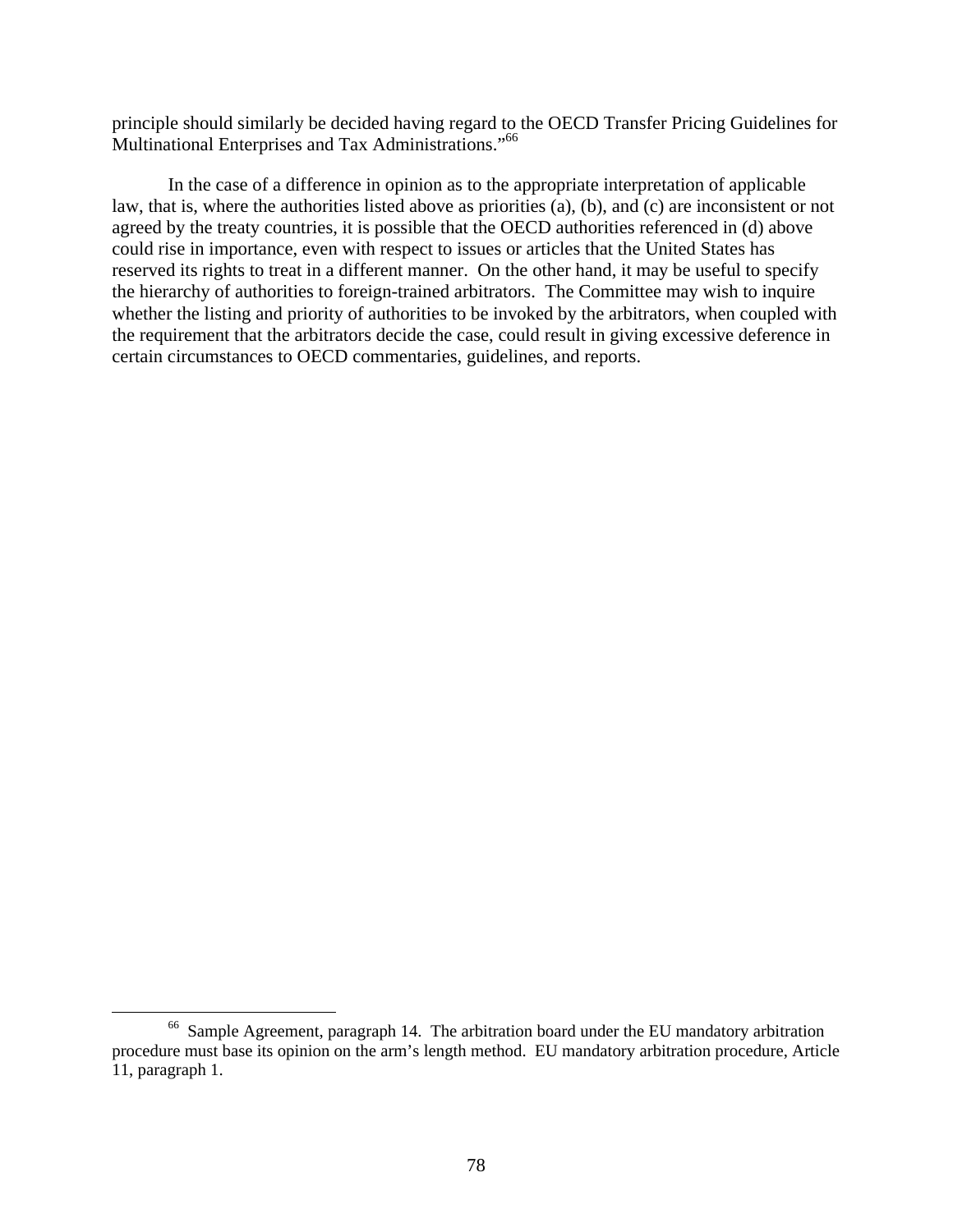principle should similarly be decided having regard to the OECD Transfer Pricing Guidelines for Multinational Enterprises and Tax Administrations."[66]

In the case of a difference in opinion as to the appropriate interpretation of applicable law, that is, where the authorities listed above as priorities (a), (b), and (c) are inconsistent or not agreed by the treaty countries, it is possible that the OECD authorities referenced in (d) above could rise in importance, even with respect to issues or articles that the United States has reserved its rights to treat in a different manner. On the other hand, it may be useful to specify the hierarchy of authorities to foreign-trained arbitrators. The Committee may wish to inquire whether the listing and priority of authorities to be invoked by the arbitrators, when coupled with the requirement that the arbitrators decide the case, could result in giving excessive deference in certain circumstances to OECD commentaries, guidelines, and reports.

---

[66] Sample Agreement, paragraph 14. The arbitration board under the EU mandatory arbitration procedure must base its opinion on the arm's length method. EU mandatory arbitration procedure, Article 11, paragraph 1.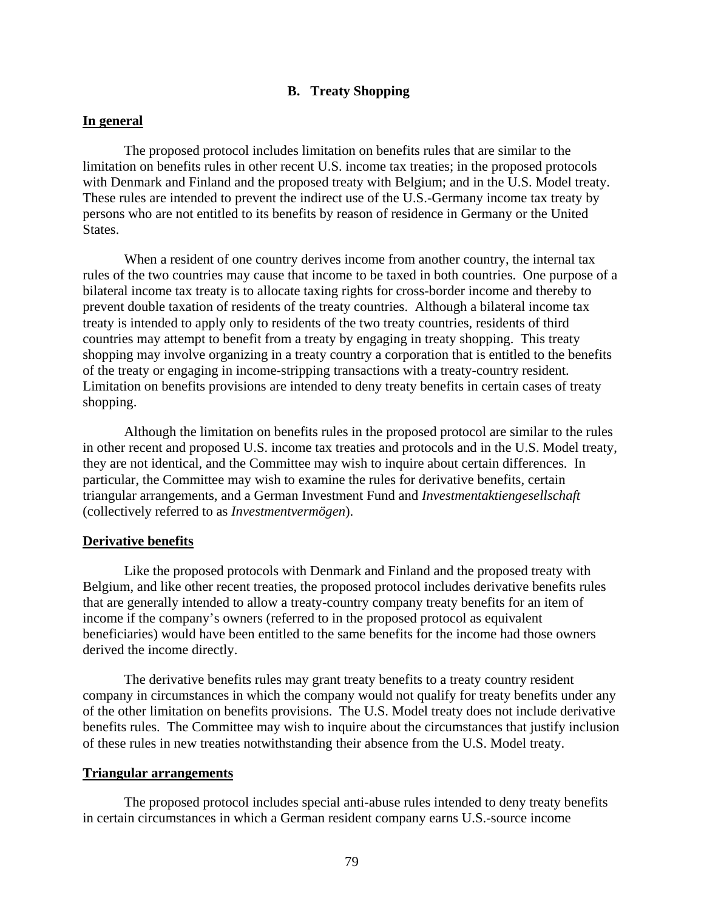## B. Treaty Shopping

**In general**

The proposed protocol includes limitation on benefits rules that are similar to the limitation on benefits rules in other recent U.S. income tax treaties; in the proposed protocols with Denmark and Finland and the proposed treaty with Belgium; and in the U.S. Model treaty. These rules are intended to prevent the indirect use of the U.S.-Germany income tax treaty by persons who are not entitled to its benefits by reason of residence in Germany or the United States.

When a resident of one country derives income from another country, the internal tax rules of the two countries may cause that income to be taxed in both countries. One purpose of a bilateral income tax treaty is to allocate taxing rights for cross-border income and thereby to prevent double taxation of residents of the treaty countries. Although a bilateral income tax treaty is intended to apply only to residents of the two treaty countries, residents of third countries may attempt to benefit from a treaty by engaging in treaty shopping. This treaty shopping may involve organizing in a treaty country a corporation that is entitled to the benefits of the treaty or engaging in income-stripping transactions with a treaty-country resident. Limitation on benefits provisions are intended to deny treaty benefits in certain cases of treaty shopping.

Although the limitation on benefits rules in the proposed protocol are similar to the rules in other recent and proposed U.S. income tax treaties and protocols and in the U.S. Model treaty, they are not identical, and the Committee may wish to inquire about certain differences. In particular, the Committee may wish to examine the rules for derivative benefits, certain triangular arrangements, and a German Investment Fund and *Investmentaktiengesellschaft* (collectively referred to as *Investmentvermögen*).

**Derivative benefits**

Like the proposed protocols with Denmark and Finland and the proposed treaty with Belgium, and like other recent treaties, the proposed protocol includes derivative benefits rules that are generally intended to allow a treaty-country company treaty benefits for an item of income if the company's owners (referred to in the proposed protocol as equivalent beneficiaries) would have been entitled to the same benefits for the income had those owners derived the income directly.

The derivative benefits rules may grant treaty benefits to a treaty country resident company in circumstances in which the company would not qualify for treaty benefits under any of the other limitation on benefits provisions. The U.S. Model treaty does not include derivative benefits rules. The Committee may wish to inquire about the circumstances that justify inclusion of these rules in new treaties notwithstanding their absence from the U.S. Model treaty.

**Triangular arrangements**

The proposed protocol includes special anti-abuse rules intended to deny treaty benefits in certain circumstances in which a German resident company earns U.S.-source income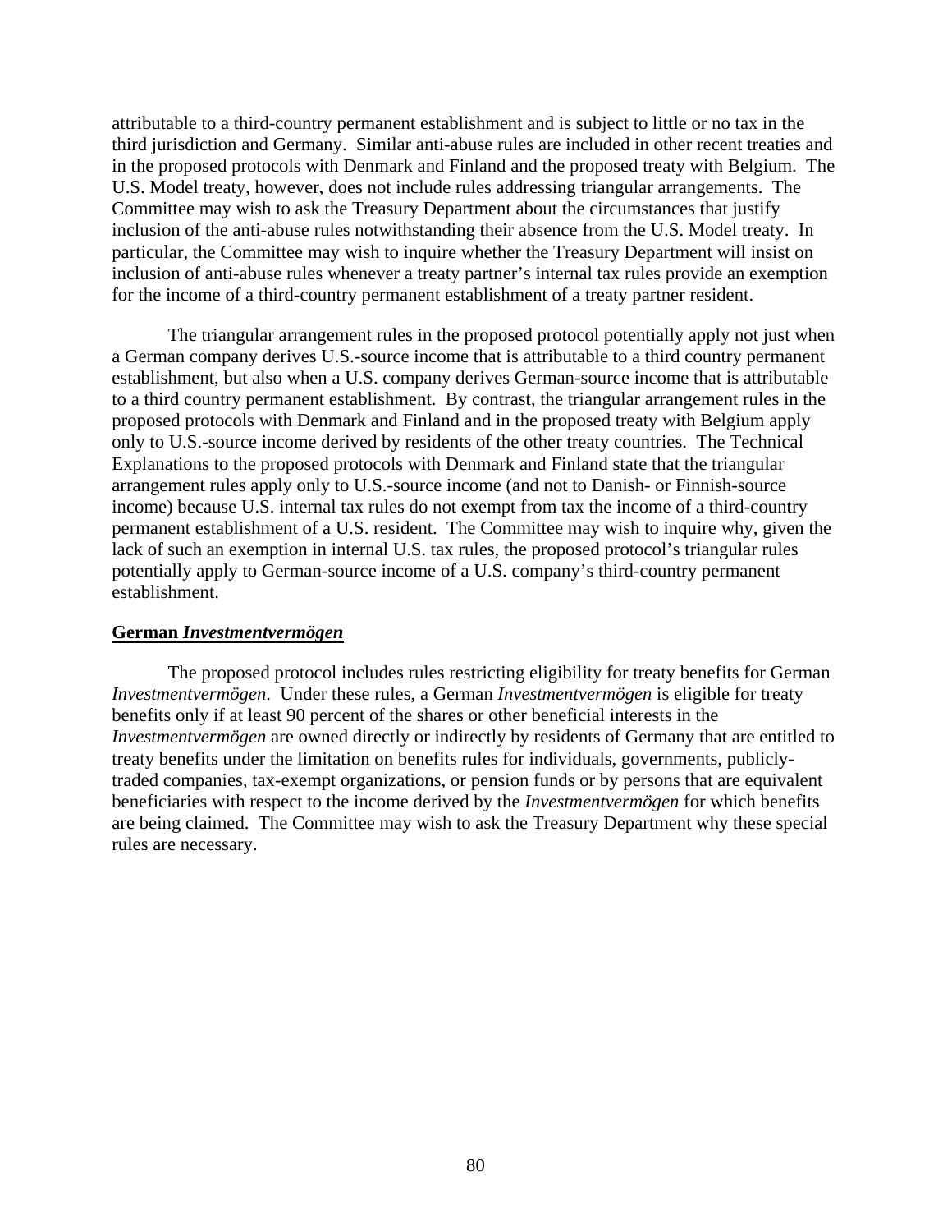attributable to a third-country permanent establishment and is subject to little or no tax in the third jurisdiction and Germany. Similar anti-abuse rules are included in other recent treaties and in the proposed protocols with Denmark and Finland and the proposed treaty with Belgium. The U.S. Model treaty, however, does not include rules addressing triangular arrangements. The Committee may wish to ask the Treasury Department about the circumstances that justify inclusion of the anti-abuse rules notwithstanding their absence from the U.S. Model treaty. In particular, the Committee may wish to inquire whether the Treasury Department will insist on inclusion of anti-abuse rules whenever a treaty partner's internal tax rules provide an exemption for the income of a third-country permanent establishment of a treaty partner resident.

The triangular arrangement rules in the proposed protocol potentially apply not just when a German company derives U.S.-source income that is attributable to a third country permanent establishment, but also when a U.S. company derives German-source income that is attributable to a third country permanent establishment. By contrast, the triangular arrangement rules in the proposed protocols with Denmark and Finland and in the proposed treaty with Belgium apply only to U.S.-source income derived by residents of the other treaty countries. The Technical Explanations to the proposed protocols with Denmark and Finland state that the triangular arrangement rules apply only to U.S.-source income (and not to Danish- or Finnish-source income) because U.S. internal tax rules do not exempt from tax the income of a third-country permanent establishment of a U.S. resident. The Committee may wish to inquire why, given the lack of such an exemption in internal U.S. tax rules, the proposed protocol's triangular rules potentially apply to German-source income of a U.S. company's third-country permanent establishment.

### German *Investmentvermögen*

The proposed protocol includes rules restricting eligibility for treaty benefits for German *Investmentvermögen*. Under these rules, a German *Investmentvermögen* is eligible for treaty benefits only if at least 90 percent of the shares or other beneficial interests in the *Investmentvermögen* are owned directly or indirectly by residents of Germany that are entitled to treaty benefits under the limitation on benefits rules for individuals, governments, publicly-traded companies, tax-exempt organizations, or pension funds or by persons that are equivalent beneficiaries with respect to the income derived by the *Investmentvermögen* for which benefits are being claimed. The Committee may wish to ask the Treasury Department why these special rules are necessary.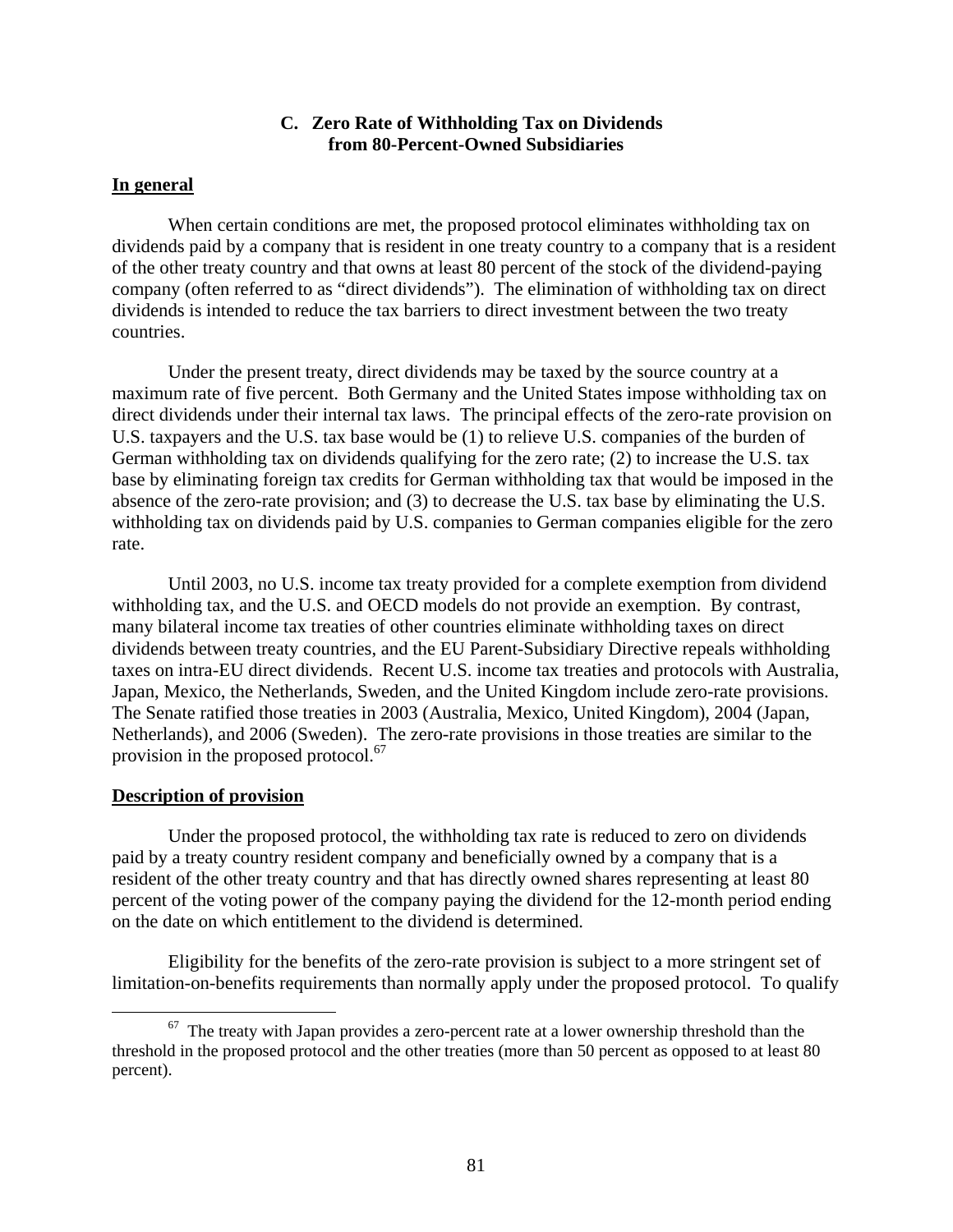### C. Zero Rate of Withholding Tax on Dividends from 80-Percent-Owned Subsidiaries

**In general**

When certain conditions are met, the proposed protocol eliminates withholding tax on dividends paid by a company that is resident in one treaty country to a company that is a resident of the other treaty country and that owns at least 80 percent of the stock of the dividend-paying company (often referred to as "direct dividends"). The elimination of withholding tax on direct dividends is intended to reduce the tax barriers to direct investment between the two treaty countries.

Under the present treaty, direct dividends may be taxed by the source country at a maximum rate of five percent. Both Germany and the United States impose withholding tax on direct dividends under their internal tax laws. The principal effects of the zero-rate provision on U.S. taxpayers and the U.S. tax base would be (1) to relieve U.S. companies of the burden of German withholding tax on dividends qualifying for the zero rate; (2) to increase the U.S. tax base by eliminating foreign tax credits for German withholding tax that would be imposed in the absence of the zero-rate provision; and (3) to decrease the U.S. tax base by eliminating the U.S. withholding tax on dividends paid by U.S. companies to German companies eligible for the zero rate.

Until 2003, no U.S. income tax treaty provided for a complete exemption from dividend withholding tax, and the U.S. and OECD models do not provide an exemption. By contrast, many bilateral income tax treaties of other countries eliminate withholding taxes on direct dividends between treaty countries, and the EU Parent-Subsidiary Directive repeals withholding taxes on intra-EU direct dividends. Recent U.S. income tax treaties and protocols with Australia, Japan, Mexico, the Netherlands, Sweden, and the United Kingdom include zero-rate provisions. The Senate ratified those treaties in 2003 (Australia, Mexico, United Kingdom), 2004 (Japan, Netherlands), and 2006 (Sweden). The zero-rate provisions in those treaties are similar to the provision in the proposed protocol.[67]

**Description of provision**

Under the proposed protocol, the withholding tax rate is reduced to zero on dividends paid by a treaty country resident company and beneficially owned by a company that is a resident of the other treaty country and that has directly owned shares representing at least 80 percent of the voting power of the company paying the dividend for the 12-month period ending on the date on which entitlement to the dividend is determined.

Eligibility for the benefits of the zero-rate provision is subject to a more stringent set of limitation-on-benefits requirements than normally apply under the proposed protocol. To qualify

[67] The treaty with Japan provides a zero-percent rate at a lower ownership threshold than the threshold in the proposed protocol and the other treaties (more than 50 percent as opposed to at least 80 percent).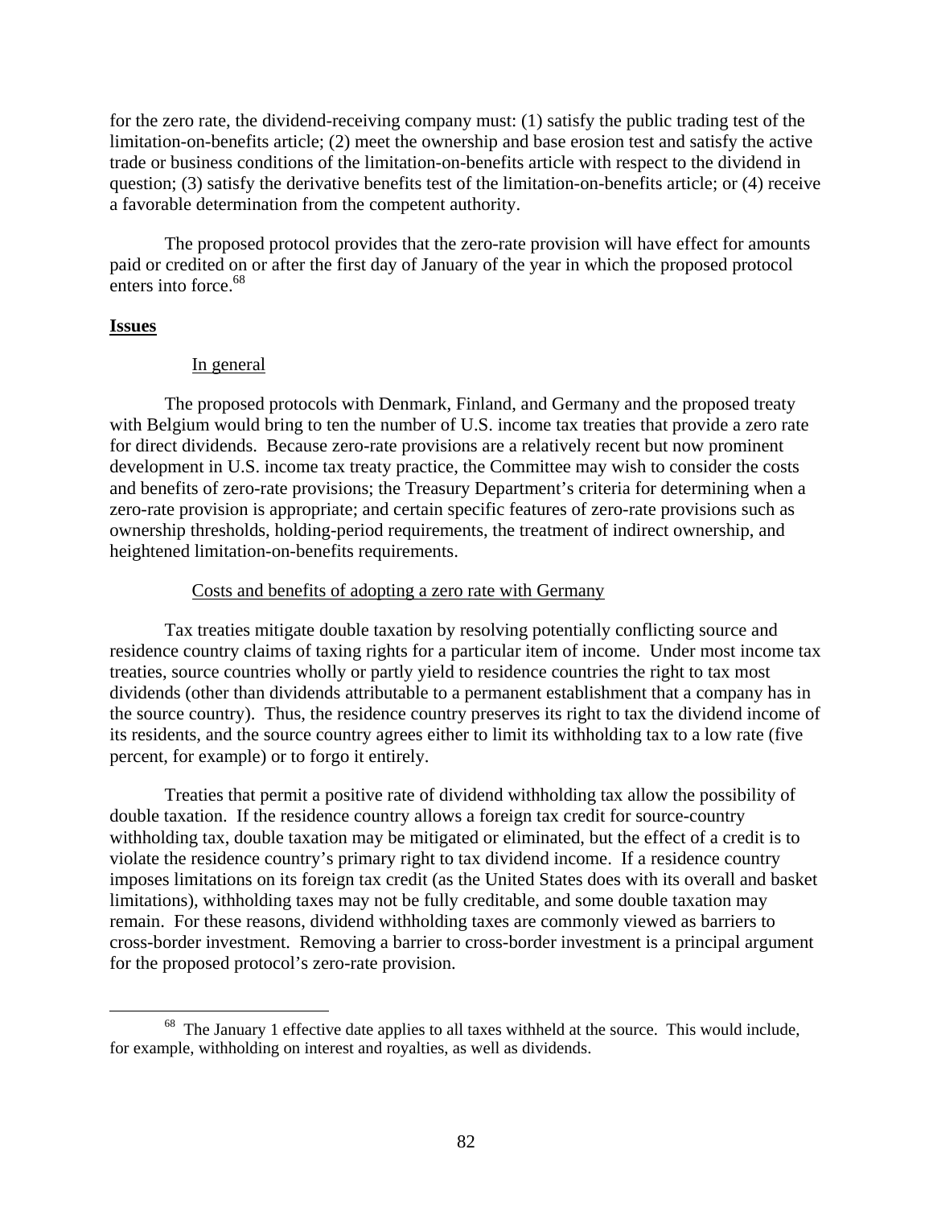for the zero rate, the dividend-receiving company must: (1) satisfy the public trading test of the limitation-on-benefits article; (2) meet the ownership and base erosion test and satisfy the active trade or business conditions of the limitation-on-benefits article with respect to the dividend in question; (3) satisfy the derivative benefits test of the limitation-on-benefits article; or (4) receive a favorable determination from the competent authority.

The proposed protocol provides that the zero-rate provision will have effect for amounts paid or credited on or after the first day of January of the year in which the proposed protocol enters into force.[68]

**Issues**

In general

The proposed protocols with Denmark, Finland, and Germany and the proposed treaty with Belgium would bring to ten the number of U.S. income tax treaties that provide a zero rate for direct dividends. Because zero-rate provisions are a relatively recent but now prominent development in U.S. income tax treaty practice, the Committee may wish to consider the costs and benefits of zero-rate provisions; the Treasury Department's criteria for determining when a zero-rate provision is appropriate; and certain specific features of zero-rate provisions such as ownership thresholds, holding-period requirements, the treatment of indirect ownership, and heightened limitation-on-benefits requirements.

Costs and benefits of adopting a zero rate with Germany

Tax treaties mitigate double taxation by resolving potentially conflicting source and residence country claims of taxing rights for a particular item of income. Under most income tax treaties, source countries wholly or partly yield to residence countries the right to tax most dividends (other than dividends attributable to a permanent establishment that a company has in the source country). Thus, the residence country preserves its right to tax the dividend income of its residents, and the source country agrees either to limit its withholding tax to a low rate (five percent, for example) or to forgo it entirely.

Treaties that permit a positive rate of dividend withholding tax allow the possibility of double taxation. If the residence country allows a foreign tax credit for source-country withholding tax, double taxation may be mitigated or eliminated, but the effect of a credit is to violate the residence country's primary right to tax dividend income. If a residence country imposes limitations on its foreign tax credit (as the United States does with its overall and basket limitations), withholding taxes may not be fully creditable, and some double taxation may remain. For these reasons, dividend withholding taxes are commonly viewed as barriers to cross-border investment. Removing a barrier to cross-border investment is a principal argument for the proposed protocol's zero-rate provision.

[68] The January 1 effective date applies to all taxes withheld at the source. This would include, for example, withholding on interest and royalties, as well as dividends.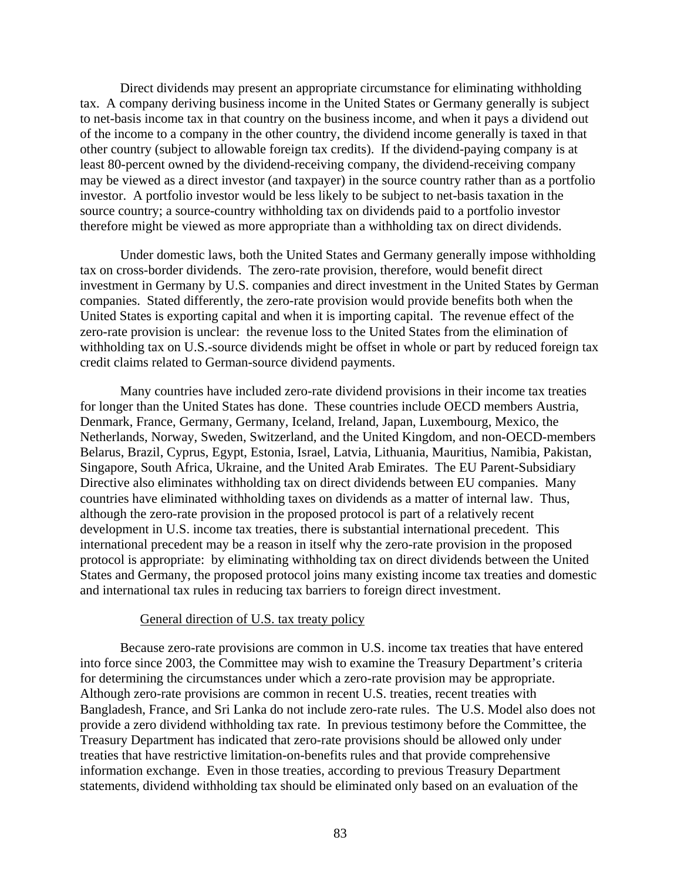Direct dividends may present an appropriate circumstance for eliminating withholding tax. A company deriving business income in the United States or Germany generally is subject to net-basis income tax in that country on the business income, and when it pays a dividend out of the income to a company in the other country, the dividend income generally is taxed in that other country (subject to allowable foreign tax credits). If the dividend-paying company is at least 80-percent owned by the dividend-receiving company, the dividend-receiving company may be viewed as a direct investor (and taxpayer) in the source country rather than as a portfolio investor. A portfolio investor would be less likely to be subject to net-basis taxation in the source country; a source-country withholding tax on dividends paid to a portfolio investor therefore might be viewed as more appropriate than a withholding tax on direct dividends.

Under domestic laws, both the United States and Germany generally impose withholding tax on cross-border dividends. The zero-rate provision, therefore, would benefit direct investment in Germany by U.S. companies and direct investment in the United States by German companies. Stated differently, the zero-rate provision would provide benefits both when the United States is exporting capital and when it is importing capital. The revenue effect of the zero-rate provision is unclear: the revenue loss to the United States from the elimination of withholding tax on U.S.-source dividends might be offset in whole or part by reduced foreign tax credit claims related to German-source dividend payments.

Many countries have included zero-rate dividend provisions in their income tax treaties for longer than the United States has done. These countries include OECD members Austria, Denmark, France, Germany, Germany, Iceland, Ireland, Japan, Luxembourg, Mexico, the Netherlands, Norway, Sweden, Switzerland, and the United Kingdom, and non-OECD-members Belarus, Brazil, Cyprus, Egypt, Estonia, Israel, Latvia, Lithuania, Mauritius, Namibia, Pakistan, Singapore, South Africa, Ukraine, and the United Arab Emirates. The EU Parent-Subsidiary Directive also eliminates withholding tax on direct dividends between EU companies. Many countries have eliminated withholding taxes on dividends as a matter of internal law. Thus, although the zero-rate provision in the proposed protocol is part of a relatively recent development in U.S. income tax treaties, there is substantial international precedent. This international precedent may be a reason in itself why the zero-rate provision in the proposed protocol is appropriate: by eliminating withholding tax on direct dividends between the United States and Germany, the proposed protocol joins many existing income tax treaties and domestic and international tax rules in reducing tax barriers to foreign direct investment.

General direction of U.S. tax treaty policy

Because zero-rate provisions are common in U.S. income tax treaties that have entered into force since 2003, the Committee may wish to examine the Treasury Department's criteria for determining the circumstances under which a zero-rate provision may be appropriate. Although zero-rate provisions are common in recent U.S. treaties, recent treaties with Bangladesh, France, and Sri Lanka do not include zero-rate rules. The U.S. Model also does not provide a zero dividend withholding tax rate. In previous testimony before the Committee, the Treasury Department has indicated that zero-rate provisions should be allowed only under treaties that have restrictive limitation-on-benefits rules and that provide comprehensive information exchange. Even in those treaties, according to previous Treasury Department statements, dividend withholding tax should be eliminated only based on an evaluation of the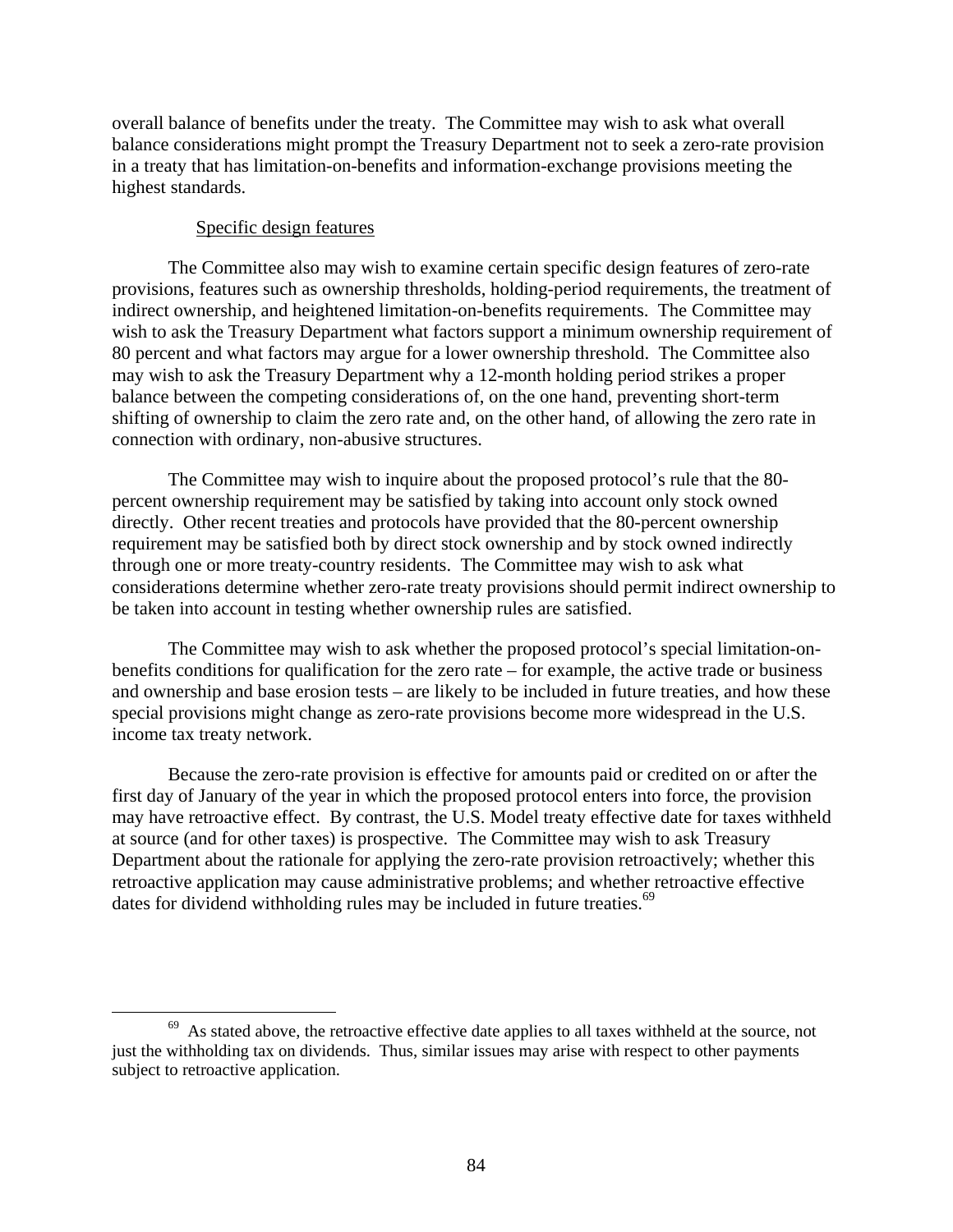overall balance of benefits under the treaty. The Committee may wish to ask what overall balance considerations might prompt the Treasury Department not to seek a zero-rate provision in a treaty that has limitation-on-benefits and information-exchange provisions meeting the highest standards.

Specific design features

The Committee also may wish to examine certain specific design features of zero-rate provisions, features such as ownership thresholds, holding-period requirements, the treatment of indirect ownership, and heightened limitation-on-benefits requirements. The Committee may wish to ask the Treasury Department what factors support a minimum ownership requirement of 80 percent and what factors may argue for a lower ownership threshold. The Committee also may wish to ask the Treasury Department why a 12-month holding period strikes a proper balance between the competing considerations of, on the one hand, preventing short-term shifting of ownership to claim the zero rate and, on the other hand, of allowing the zero rate in connection with ordinary, non-abusive structures.

The Committee may wish to inquire about the proposed protocol's rule that the 80-percent ownership requirement may be satisfied by taking into account only stock owned directly. Other recent treaties and protocols have provided that the 80-percent ownership requirement may be satisfied both by direct stock ownership and by stock owned indirectly through one or more treaty-country residents. The Committee may wish to ask what considerations determine whether zero-rate treaty provisions should permit indirect ownership to be taken into account in testing whether ownership rules are satisfied.

The Committee may wish to ask whether the proposed protocol's special limitation-on-benefits conditions for qualification for the zero rate – for example, the active trade or business and ownership and base erosion tests – are likely to be included in future treaties, and how these special provisions might change as zero-rate provisions become more widespread in the U.S. income tax treaty network.

Because the zero-rate provision is effective for amounts paid or credited on or after the first day of January of the year in which the proposed protocol enters into force, the provision may have retroactive effect. By contrast, the U.S. Model treaty effective date for taxes withheld at source (and for other taxes) is prospective. The Committee may wish to ask Treasury Department about the rationale for applying the zero-rate provision retroactively; whether this retroactive application may cause administrative problems; and whether retroactive effective dates for dividend withholding rules may be included in future treaties.[69]

[69] As stated above, the retroactive effective date applies to all taxes withheld at the source, not just the withholding tax on dividends. Thus, similar issues may arise with respect to other payments subject to retroactive application.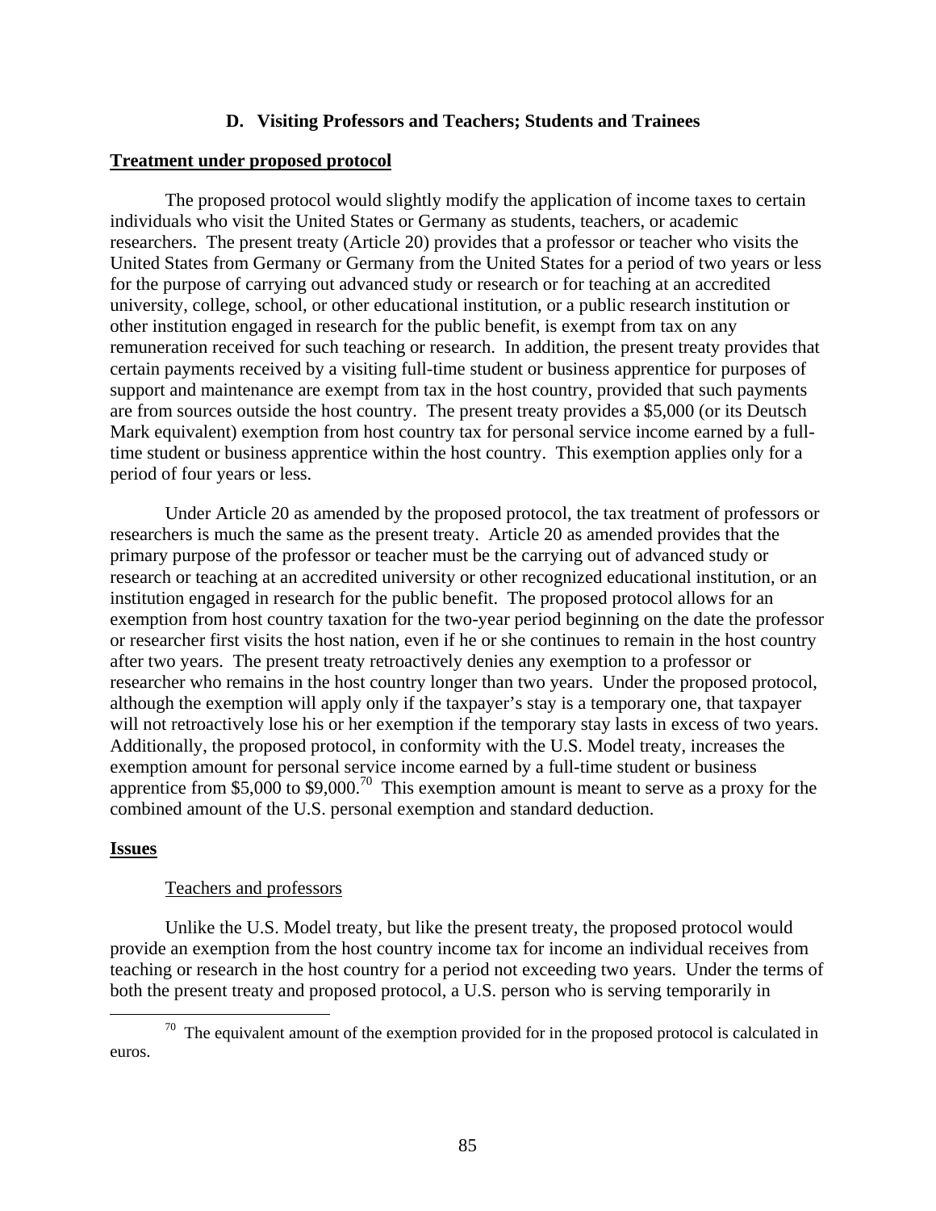### D. Visiting Professors and Teachers; Students and Trainees

**Treatment under proposed protocol**

The proposed protocol would slightly modify the application of income taxes to certain individuals who visit the United States or Germany as students, teachers, or academic researchers. The present treaty (Article 20) provides that a professor or teacher who visits the United States from Germany or Germany from the United States for a period of two years or less for the purpose of carrying out advanced study or research or for teaching at an accredited university, college, school, or other educational institution, or a public research institution or other institution engaged in research for the public benefit, is exempt from tax on any remuneration received for such teaching or research. In addition, the present treaty provides that certain payments received by a visiting full-time student or business apprentice for purposes of support and maintenance are exempt from tax in the host country, provided that such payments are from sources outside the host country. The present treaty provides a $5,000 (or its Deutsch Mark equivalent) exemption from host country tax for personal service income earned by a full-time student or business apprentice within the host country. This exemption applies only for a period of four years or less.

Under Article 20 as amended by the proposed protocol, the tax treatment of professors or researchers is much the same as the present treaty. Article 20 as amended provides that the primary purpose of the professor or teacher must be the carrying out of advanced study or research or teaching at an accredited university or other recognized educational institution, or an institution engaged in research for the public benefit. The proposed protocol allows for an exemption from host country taxation for the two-year period beginning on the date the professor or researcher first visits the host nation, even if he or she continues to remain in the host country after two years. The present treaty retroactively denies any exemption to a professor or researcher who remains in the host country longer than two years. Under the proposed protocol, although the exemption will apply only if the taxpayer's stay is a temporary one, that taxpayer will not retroactively lose his or her exemption if the temporary stay lasts in excess of two years. Additionally, the proposed protocol, in conformity with the U.S. Model treaty, increases the exemption amount for personal service income earned by a full-time student or business apprentice from $5,000 to $9,000.[70] This exemption amount is meant to serve as a proxy for the combined amount of the U.S. personal exemption and standard deduction.

**Issues**

Teachers and professors

Unlike the U.S. Model treaty, but like the present treaty, the proposed protocol would provide an exemption from the host country income tax for income an individual receives from teaching or research in the host country for a period not exceeding two years. Under the terms of both the present treaty and proposed protocol, a U.S. person who is serving temporarily in

[70] The equivalent amount of the exemption provided for in the proposed protocol is calculated in euros.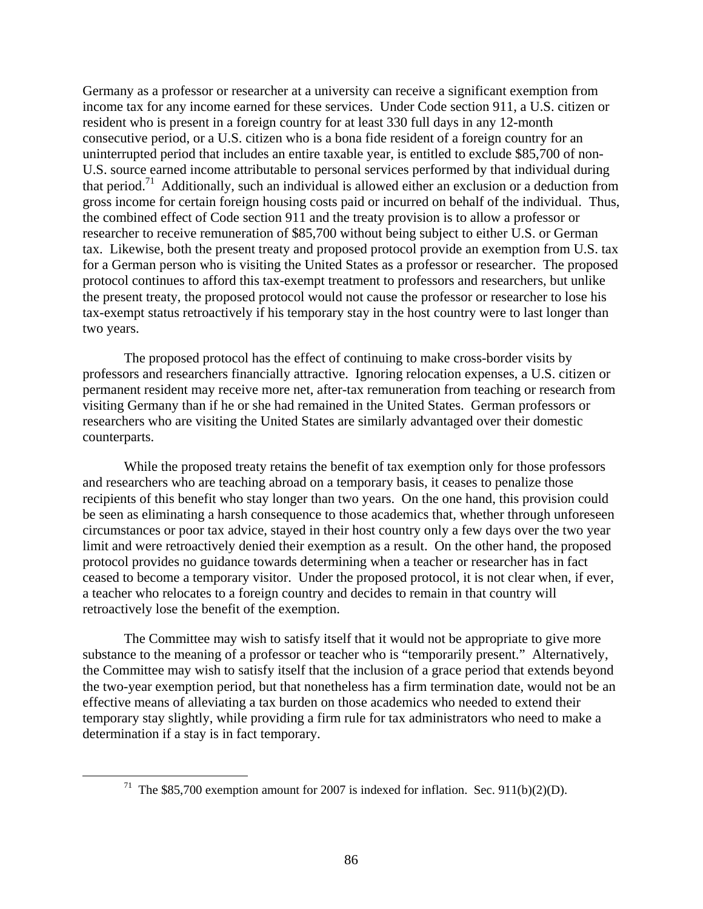Germany as a professor or researcher at a university can receive a significant exemption from income tax for any income earned for these services. Under Code section 911, a U.S. citizen or resident who is present in a foreign country for at least 330 full days in any 12-month consecutive period, or a U.S. citizen who is a bona fide resident of a foreign country for an uninterrupted period that includes an entire taxable year, is entitled to exclude $85,700 of non-U.S. source earned income attributable to personal services performed by that individual during that period.[71] Additionally, such an individual is allowed either an exclusion or a deduction from gross income for certain foreign housing costs paid or incurred on behalf of the individual. Thus, the combined effect of Code section 911 and the treaty provision is to allow a professor or researcher to receive remuneration of $85,700 without being subject to either U.S. or German tax. Likewise, both the present treaty and proposed protocol provide an exemption from U.S. tax for a German person who is visiting the United States as a professor or researcher. The proposed protocol continues to afford this tax-exempt treatment to professors and researchers, but unlike the present treaty, the proposed protocol would not cause the professor or researcher to lose his tax-exempt status retroactively if his temporary stay in the host country were to last longer than two years.

The proposed protocol has the effect of continuing to make cross-border visits by professors and researchers financially attractive. Ignoring relocation expenses, a U.S. citizen or permanent resident may receive more net, after-tax remuneration from teaching or research from visiting Germany than if he or she had remained in the United States. German professors or researchers who are visiting the United States are similarly advantaged over their domestic counterparts.

While the proposed treaty retains the benefit of tax exemption only for those professors and researchers who are teaching abroad on a temporary basis, it ceases to penalize those recipients of this benefit who stay longer than two years. On the one hand, this provision could be seen as eliminating a harsh consequence to those academics that, whether through unforeseen circumstances or poor tax advice, stayed in their host country only a few days over the two year limit and were retroactively denied their exemption as a result. On the other hand, the proposed protocol provides no guidance towards determining when a teacher or researcher has in fact ceased to become a temporary visitor. Under the proposed protocol, it is not clear when, if ever, a teacher who relocates to a foreign country and decides to remain in that country will retroactively lose the benefit of the exemption.

The Committee may wish to satisfy itself that it would not be appropriate to give more substance to the meaning of a professor or teacher who is "temporarily present." Alternatively, the Committee may wish to satisfy itself that the inclusion of a grace period that extends beyond the two-year exemption period, but that nonetheless has a firm termination date, would not be an effective means of alleviating a tax burden on those academics who needed to extend their temporary stay slightly, while providing a firm rule for tax administrators who need to make a determination if a stay is in fact temporary.

---

[71] The $85,700 exemption amount for 2007 is indexed for inflation. Sec. 911(b)(2)(D).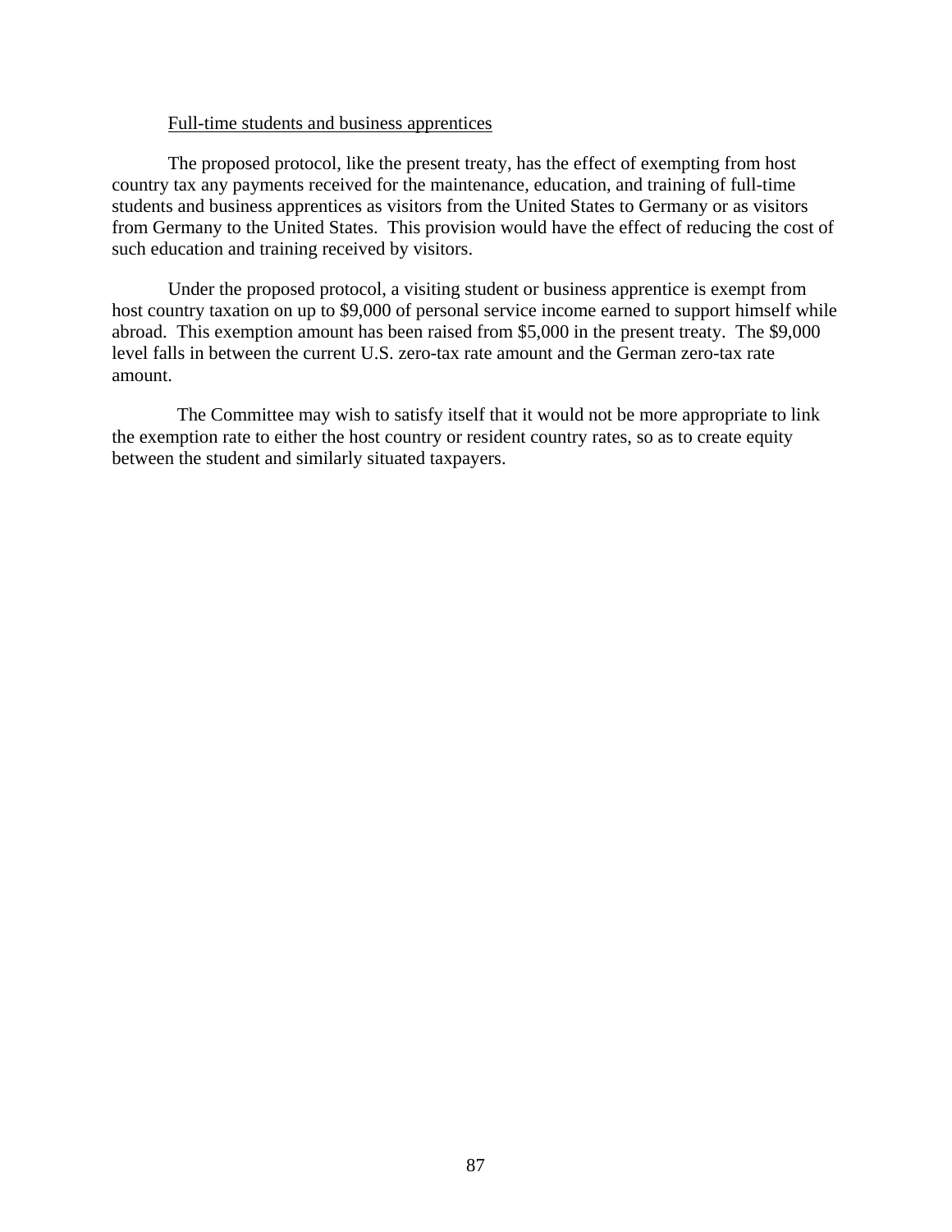Full-time students and business apprentices

The proposed protocol, like the present treaty, has the effect of exempting from host country tax any payments received for the maintenance, education, and training of full-time students and business apprentices as visitors from the United States to Germany or as visitors from Germany to the United States. This provision would have the effect of reducing the cost of such education and training received by visitors.

Under the proposed protocol, a visiting student or business apprentice is exempt from host country taxation on up to $9,000 of personal service income earned to support himself while abroad. This exemption amount has been raised from $5,000 in the present treaty. The $9,000 level falls in between the current U.S. zero-tax rate amount and the German zero-tax rate amount.

The Committee may wish to satisfy itself that it would not be more appropriate to link the exemption rate to either the host country or resident country rates, so as to create equity between the student and similarly situated taxpayers.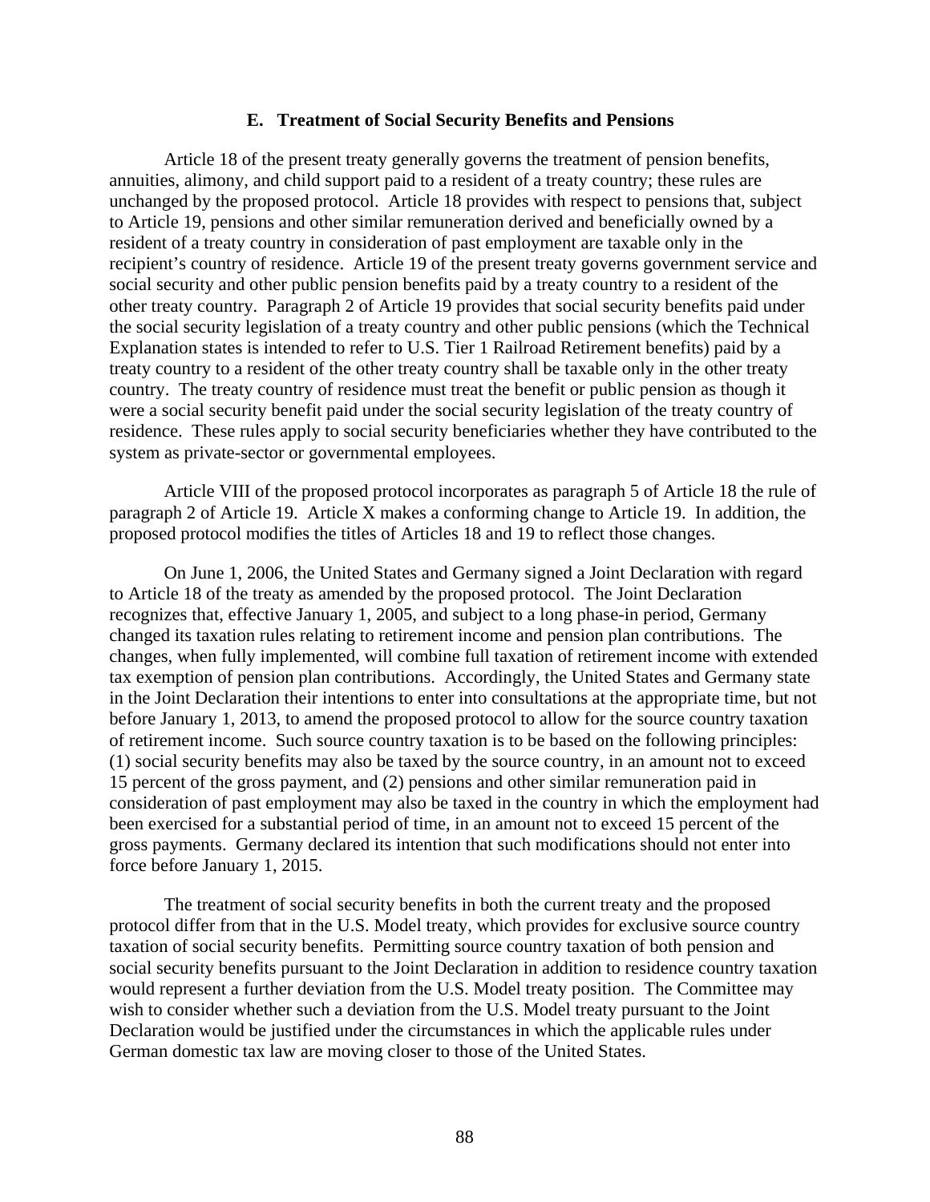### E. Treatment of Social Security Benefits and Pensions

Article 18 of the present treaty generally governs the treatment of pension benefits, annuities, alimony, and child support paid to a resident of a treaty country; these rules are unchanged by the proposed protocol. Article 18 provides with respect to pensions that, subject to Article 19, pensions and other similar remuneration derived and beneficially owned by a resident of a treaty country in consideration of past employment are taxable only in the recipient's country of residence. Article 19 of the present treaty governs government service and social security and other public pension benefits paid by a treaty country to a resident of the other treaty country. Paragraph 2 of Article 19 provides that social security benefits paid under the social security legislation of a treaty country and other public pensions (which the Technical Explanation states is intended to refer to U.S. Tier 1 Railroad Retirement benefits) paid by a treaty country to a resident of the other treaty country shall be taxable only in the other treaty country. The treaty country of residence must treat the benefit or public pension as though it were a social security benefit paid under the social security legislation of the treaty country of residence. These rules apply to social security beneficiaries whether they have contributed to the system as private-sector or governmental employees.

Article VIII of the proposed protocol incorporates as paragraph 5 of Article 18 the rule of paragraph 2 of Article 19. Article X makes a conforming change to Article 19. In addition, the proposed protocol modifies the titles of Articles 18 and 19 to reflect those changes.

On June 1, 2006, the United States and Germany signed a Joint Declaration with regard to Article 18 of the treaty as amended by the proposed protocol. The Joint Declaration recognizes that, effective January 1, 2005, and subject to a long phase-in period, Germany changed its taxation rules relating to retirement income and pension plan contributions. The changes, when fully implemented, will combine full taxation of retirement income with extended tax exemption of pension plan contributions. Accordingly, the United States and Germany state in the Joint Declaration their intentions to enter into consultations at the appropriate time, but not before January 1, 2013, to amend the proposed protocol to allow for the source country taxation of retirement income. Such source country taxation is to be based on the following principles: (1) social security benefits may also be taxed by the source country, in an amount not to exceed 15 percent of the gross payment, and (2) pensions and other similar remuneration paid in consideration of past employment may also be taxed in the country in which the employment had been exercised for a substantial period of time, in an amount not to exceed 15 percent of the gross payments. Germany declared its intention that such modifications should not enter into force before January 1, 2015.

The treatment of social security benefits in both the current treaty and the proposed protocol differ from that in the U.S. Model treaty, which provides for exclusive source country taxation of social security benefits. Permitting source country taxation of both pension and social security benefits pursuant to the Joint Declaration in addition to residence country taxation would represent a further deviation from the U.S. Model treaty position. The Committee may wish to consider whether such a deviation from the U.S. Model treaty pursuant to the Joint Declaration would be justified under the circumstances in which the applicable rules under German domestic tax law are moving closer to those of the United States.